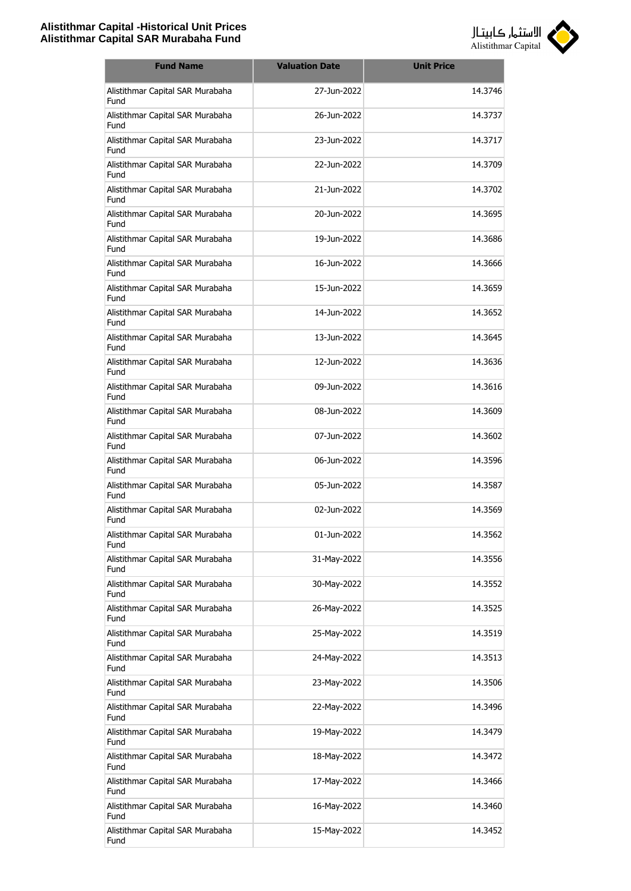**Alistithmar Capital -Historical Unit Prices**
**Alistithmar Capital SAR Murabaha Fund**

الاستثمار كابيتال
Alistithmar Capital

| Fund Name | Valuation Date | Unit Price |
|---|---|---|
| Alistithmar Capital SAR Murabaha Fund | 27-Jun-2022 | 14.3746 |
| Alistithmar Capital SAR Murabaha Fund | 26-Jun-2022 | 14.3737 |
| Alistithmar Capital SAR Murabaha Fund | 23-Jun-2022 | 14.3717 |
| Alistithmar Capital SAR Murabaha Fund | 22-Jun-2022 | 14.3709 |
| Alistithmar Capital SAR Murabaha Fund | 21-Jun-2022 | 14.3702 |
| Alistithmar Capital SAR Murabaha Fund | 20-Jun-2022 | 14.3695 |
| Alistithmar Capital SAR Murabaha Fund | 19-Jun-2022 | 14.3686 |
| Alistithmar Capital SAR Murabaha Fund | 16-Jun-2022 | 14.3666 |
| Alistithmar Capital SAR Murabaha Fund | 15-Jun-2022 | 14.3659 |
| Alistithmar Capital SAR Murabaha Fund | 14-Jun-2022 | 14.3652 |
| Alistithmar Capital SAR Murabaha Fund | 13-Jun-2022 | 14.3645 |
| Alistithmar Capital SAR Murabaha Fund | 12-Jun-2022 | 14.3636 |
| Alistithmar Capital SAR Murabaha Fund | 09-Jun-2022 | 14.3616 |
| Alistithmar Capital SAR Murabaha Fund | 08-Jun-2022 | 14.3609 |
| Alistithmar Capital SAR Murabaha Fund | 07-Jun-2022 | 14.3602 |
| Alistithmar Capital SAR Murabaha Fund | 06-Jun-2022 | 14.3596 |
| Alistithmar Capital SAR Murabaha Fund | 05-Jun-2022 | 14.3587 |
| Alistithmar Capital SAR Murabaha Fund | 02-Jun-2022 | 14.3569 |
| Alistithmar Capital SAR Murabaha Fund | 01-Jun-2022 | 14.3562 |
| Alistithmar Capital SAR Murabaha Fund | 31-May-2022 | 14.3556 |
| Alistithmar Capital SAR Murabaha Fund | 30-May-2022 | 14.3552 |
| Alistithmar Capital SAR Murabaha Fund | 26-May-2022 | 14.3525 |
| Alistithmar Capital SAR Murabaha Fund | 25-May-2022 | 14.3519 |
| Alistithmar Capital SAR Murabaha Fund | 24-May-2022 | 14.3513 |
| Alistithmar Capital SAR Murabaha Fund | 23-May-2022 | 14.3506 |
| Alistithmar Capital SAR Murabaha Fund | 22-May-2022 | 14.3496 |
| Alistithmar Capital SAR Murabaha Fund | 19-May-2022 | 14.3479 |
| Alistithmar Capital SAR Murabaha Fund | 18-May-2022 | 14.3472 |
| Alistithmar Capital SAR Murabaha Fund | 17-May-2022 | 14.3466 |
| Alistithmar Capital SAR Murabaha Fund | 16-May-2022 | 14.3460 |
| Alistithmar Capital SAR Murabaha Fund | 15-May-2022 | 14.3452 |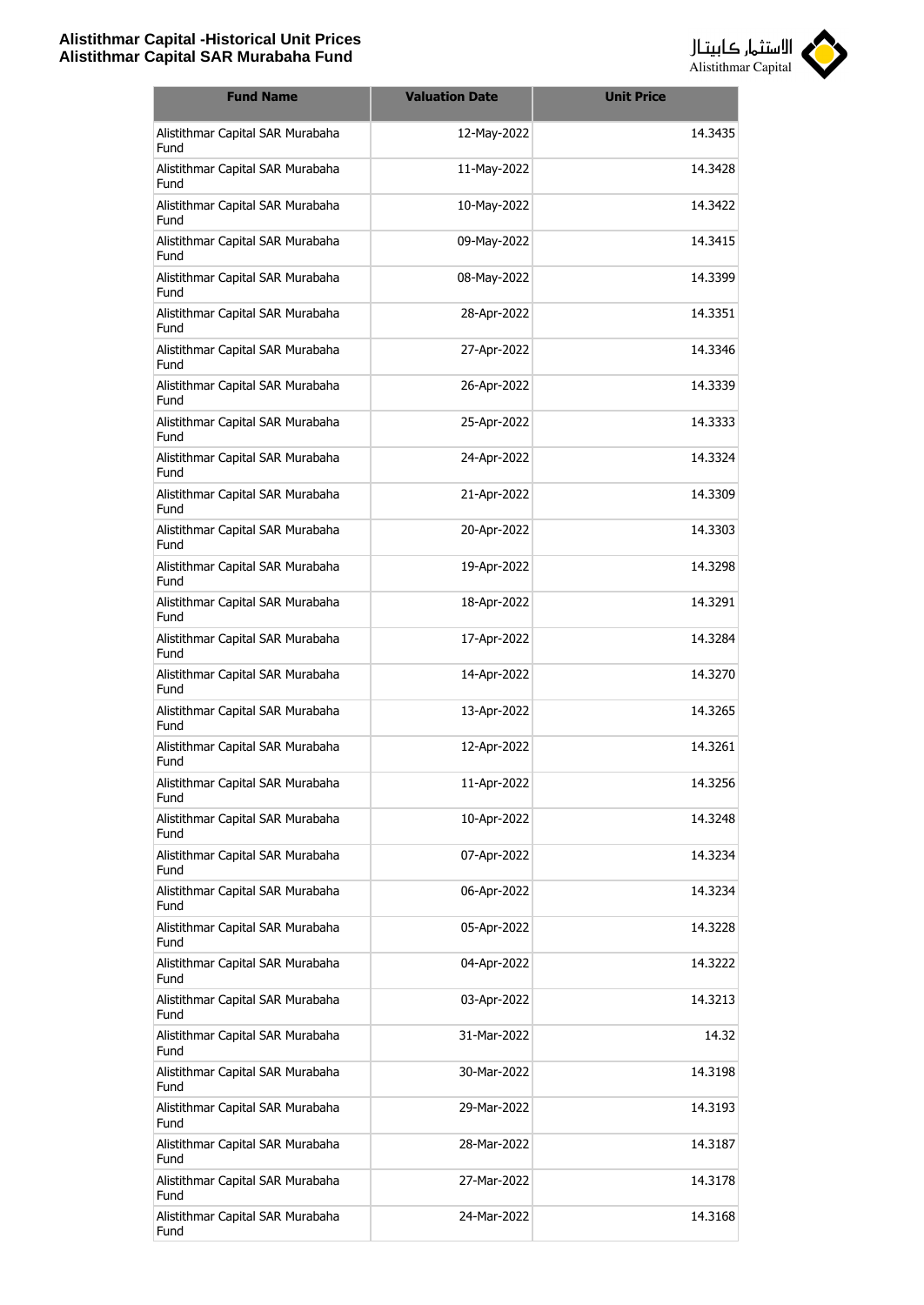| Fund Name | Valuation Date | Unit Price |
|---|---|---|
| Alistithmar Capital SAR Murabaha Fund | 12-May-2022 | 14.3435 |
| Alistithmar Capital SAR Murabaha Fund | 11-May-2022 | 14.3428 |
| Alistithmar Capital SAR Murabaha Fund | 10-May-2022 | 14.3422 |
| Alistithmar Capital SAR Murabaha Fund | 09-May-2022 | 14.3415 |
| Alistithmar Capital SAR Murabaha Fund | 08-May-2022 | 14.3399 |
| Alistithmar Capital SAR Murabaha Fund | 28-Apr-2022 | 14.3351 |
| Alistithmar Capital SAR Murabaha Fund | 27-Apr-2022 | 14.3346 |
| Alistithmar Capital SAR Murabaha Fund | 26-Apr-2022 | 14.3339 |
| Alistithmar Capital SAR Murabaha Fund | 25-Apr-2022 | 14.3333 |
| Alistithmar Capital SAR Murabaha Fund | 24-Apr-2022 | 14.3324 |
| Alistithmar Capital SAR Murabaha Fund | 21-Apr-2022 | 14.3309 |
| Alistithmar Capital SAR Murabaha Fund | 20-Apr-2022 | 14.3303 |
| Alistithmar Capital SAR Murabaha Fund | 19-Apr-2022 | 14.3298 |
| Alistithmar Capital SAR Murabaha Fund | 18-Apr-2022 | 14.3291 |
| Alistithmar Capital SAR Murabaha Fund | 17-Apr-2022 | 14.3284 |
| Alistithmar Capital SAR Murabaha Fund | 14-Apr-2022 | 14.3270 |
| Alistithmar Capital SAR Murabaha Fund | 13-Apr-2022 | 14.3265 |
| Alistithmar Capital SAR Murabaha Fund | 12-Apr-2022 | 14.3261 |
| Alistithmar Capital SAR Murabaha Fund | 11-Apr-2022 | 14.3256 |
| Alistithmar Capital SAR Murabaha Fund | 10-Apr-2022 | 14.3248 |
| Alistithmar Capital SAR Murabaha Fund | 07-Apr-2022 | 14.3234 |
| Alistithmar Capital SAR Murabaha Fund | 06-Apr-2022 | 14.3234 |
| Alistithmar Capital SAR Murabaha Fund | 05-Apr-2022 | 14.3228 |
| Alistithmar Capital SAR Murabaha Fund | 04-Apr-2022 | 14.3222 |
| Alistithmar Capital SAR Murabaha Fund | 03-Apr-2022 | 14.3213 |
| Alistithmar Capital SAR Murabaha Fund | 31-Mar-2022 | 14.32 |
| Alistithmar Capital SAR Murabaha Fund | 30-Mar-2022 | 14.3198 |
| Alistithmar Capital SAR Murabaha Fund | 29-Mar-2022 | 14.3193 |
| Alistithmar Capital SAR Murabaha Fund | 28-Mar-2022 | 14.3187 |
| Alistithmar Capital SAR Murabaha Fund | 27-Mar-2022 | 14.3178 |
| Alistithmar Capital SAR Murabaha Fund | 24-Mar-2022 | 14.3168 |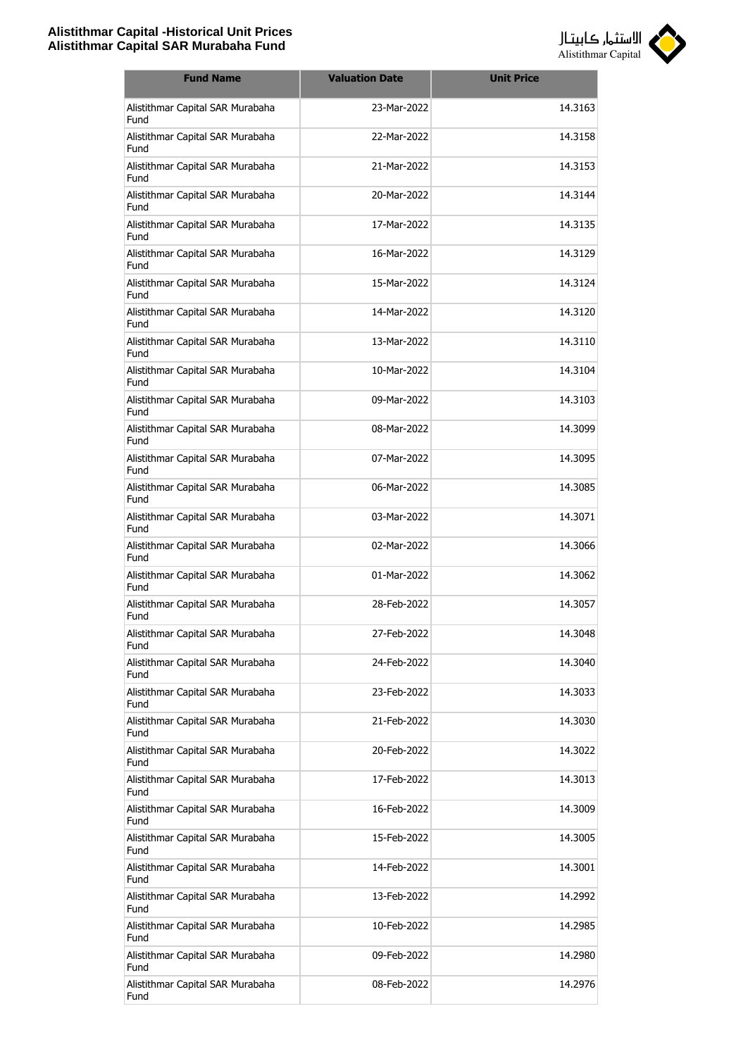| Fund Name | Valuation Date | Unit Price |
|---|---|---|
| Alistithmar Capital SAR Murabaha Fund | 23-Mar-2022 | 14.3163 |
| Alistithmar Capital SAR Murabaha Fund | 22-Mar-2022 | 14.3158 |
| Alistithmar Capital SAR Murabaha Fund | 21-Mar-2022 | 14.3153 |
| Alistithmar Capital SAR Murabaha Fund | 20-Mar-2022 | 14.3144 |
| Alistithmar Capital SAR Murabaha Fund | 17-Mar-2022 | 14.3135 |
| Alistithmar Capital SAR Murabaha Fund | 16-Mar-2022 | 14.3129 |
| Alistithmar Capital SAR Murabaha Fund | 15-Mar-2022 | 14.3124 |
| Alistithmar Capital SAR Murabaha Fund | 14-Mar-2022 | 14.3120 |
| Alistithmar Capital SAR Murabaha Fund | 13-Mar-2022 | 14.3110 |
| Alistithmar Capital SAR Murabaha Fund | 10-Mar-2022 | 14.3104 |
| Alistithmar Capital SAR Murabaha Fund | 09-Mar-2022 | 14.3103 |
| Alistithmar Capital SAR Murabaha Fund | 08-Mar-2022 | 14.3099 |
| Alistithmar Capital SAR Murabaha Fund | 07-Mar-2022 | 14.3095 |
| Alistithmar Capital SAR Murabaha Fund | 06-Mar-2022 | 14.3085 |
| Alistithmar Capital SAR Murabaha Fund | 03-Mar-2022 | 14.3071 |
| Alistithmar Capital SAR Murabaha Fund | 02-Mar-2022 | 14.3066 |
| Alistithmar Capital SAR Murabaha Fund | 01-Mar-2022 | 14.3062 |
| Alistithmar Capital SAR Murabaha Fund | 28-Feb-2022 | 14.3057 |
| Alistithmar Capital SAR Murabaha Fund | 27-Feb-2022 | 14.3048 |
| Alistithmar Capital SAR Murabaha Fund | 24-Feb-2022 | 14.3040 |
| Alistithmar Capital SAR Murabaha Fund | 23-Feb-2022 | 14.3033 |
| Alistithmar Capital SAR Murabaha Fund | 21-Feb-2022 | 14.3030 |
| Alistithmar Capital SAR Murabaha Fund | 20-Feb-2022 | 14.3022 |
| Alistithmar Capital SAR Murabaha Fund | 17-Feb-2022 | 14.3013 |
| Alistithmar Capital SAR Murabaha Fund | 16-Feb-2022 | 14.3009 |
| Alistithmar Capital SAR Murabaha Fund | 15-Feb-2022 | 14.3005 |
| Alistithmar Capital SAR Murabaha Fund | 14-Feb-2022 | 14.3001 |
| Alistithmar Capital SAR Murabaha Fund | 13-Feb-2022 | 14.2992 |
| Alistithmar Capital SAR Murabaha Fund | 10-Feb-2022 | 14.2985 |
| Alistithmar Capital SAR Murabaha Fund | 09-Feb-2022 | 14.2980 |
| Alistithmar Capital SAR Murabaha Fund | 08-Feb-2022 | 14.2976 |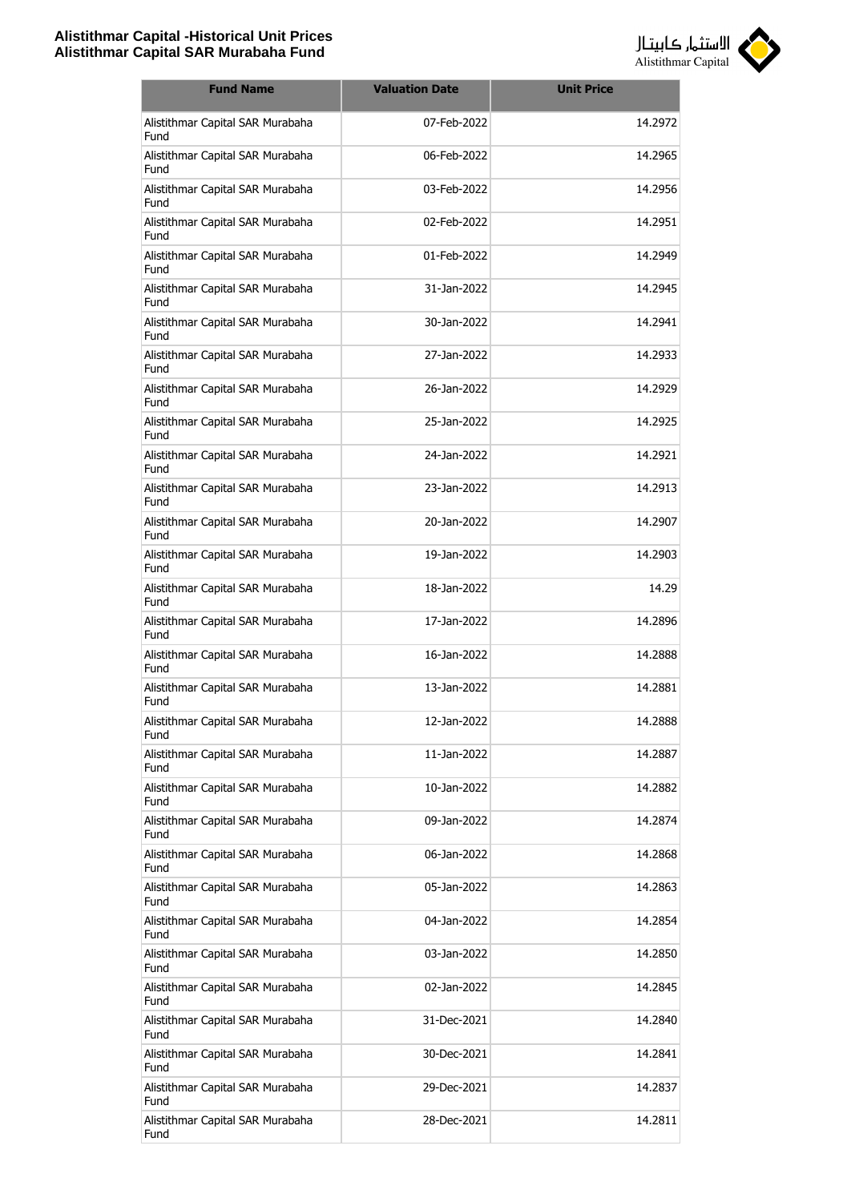| Fund Name | Valuation Date | Unit Price |
|---|---|---|
| Alistithmar Capital SAR Murabaha Fund | 07-Feb-2022 | 14.2972 |
| Alistithmar Capital SAR Murabaha Fund | 06-Feb-2022 | 14.2965 |
| Alistithmar Capital SAR Murabaha Fund | 03-Feb-2022 | 14.2956 |
| Alistithmar Capital SAR Murabaha Fund | 02-Feb-2022 | 14.2951 |
| Alistithmar Capital SAR Murabaha Fund | 01-Feb-2022 | 14.2949 |
| Alistithmar Capital SAR Murabaha Fund | 31-Jan-2022 | 14.2945 |
| Alistithmar Capital SAR Murabaha Fund | 30-Jan-2022 | 14.2941 |
| Alistithmar Capital SAR Murabaha Fund | 27-Jan-2022 | 14.2933 |
| Alistithmar Capital SAR Murabaha Fund | 26-Jan-2022 | 14.2929 |
| Alistithmar Capital SAR Murabaha Fund | 25-Jan-2022 | 14.2925 |
| Alistithmar Capital SAR Murabaha Fund | 24-Jan-2022 | 14.2921 |
| Alistithmar Capital SAR Murabaha Fund | 23-Jan-2022 | 14.2913 |
| Alistithmar Capital SAR Murabaha Fund | 20-Jan-2022 | 14.2907 |
| Alistithmar Capital SAR Murabaha Fund | 19-Jan-2022 | 14.2903 |
| Alistithmar Capital SAR Murabaha Fund | 18-Jan-2022 | 14.29 |
| Alistithmar Capital SAR Murabaha Fund | 17-Jan-2022 | 14.2896 |
| Alistithmar Capital SAR Murabaha Fund | 16-Jan-2022 | 14.2888 |
| Alistithmar Capital SAR Murabaha Fund | 13-Jan-2022 | 14.2881 |
| Alistithmar Capital SAR Murabaha Fund | 12-Jan-2022 | 14.2888 |
| Alistithmar Capital SAR Murabaha Fund | 11-Jan-2022 | 14.2887 |
| Alistithmar Capital SAR Murabaha Fund | 10-Jan-2022 | 14.2882 |
| Alistithmar Capital SAR Murabaha Fund | 09-Jan-2022 | 14.2874 |
| Alistithmar Capital SAR Murabaha Fund | 06-Jan-2022 | 14.2868 |
| Alistithmar Capital SAR Murabaha Fund | 05-Jan-2022 | 14.2863 |
| Alistithmar Capital SAR Murabaha Fund | 04-Jan-2022 | 14.2854 |
| Alistithmar Capital SAR Murabaha Fund | 03-Jan-2022 | 14.2850 |
| Alistithmar Capital SAR Murabaha Fund | 02-Jan-2022 | 14.2845 |
| Alistithmar Capital SAR Murabaha Fund | 31-Dec-2021 | 14.2840 |
| Alistithmar Capital SAR Murabaha Fund | 30-Dec-2021 | 14.2841 |
| Alistithmar Capital SAR Murabaha Fund | 29-Dec-2021 | 14.2837 |
| Alistithmar Capital SAR Murabaha Fund | 28-Dec-2021 | 14.2811 |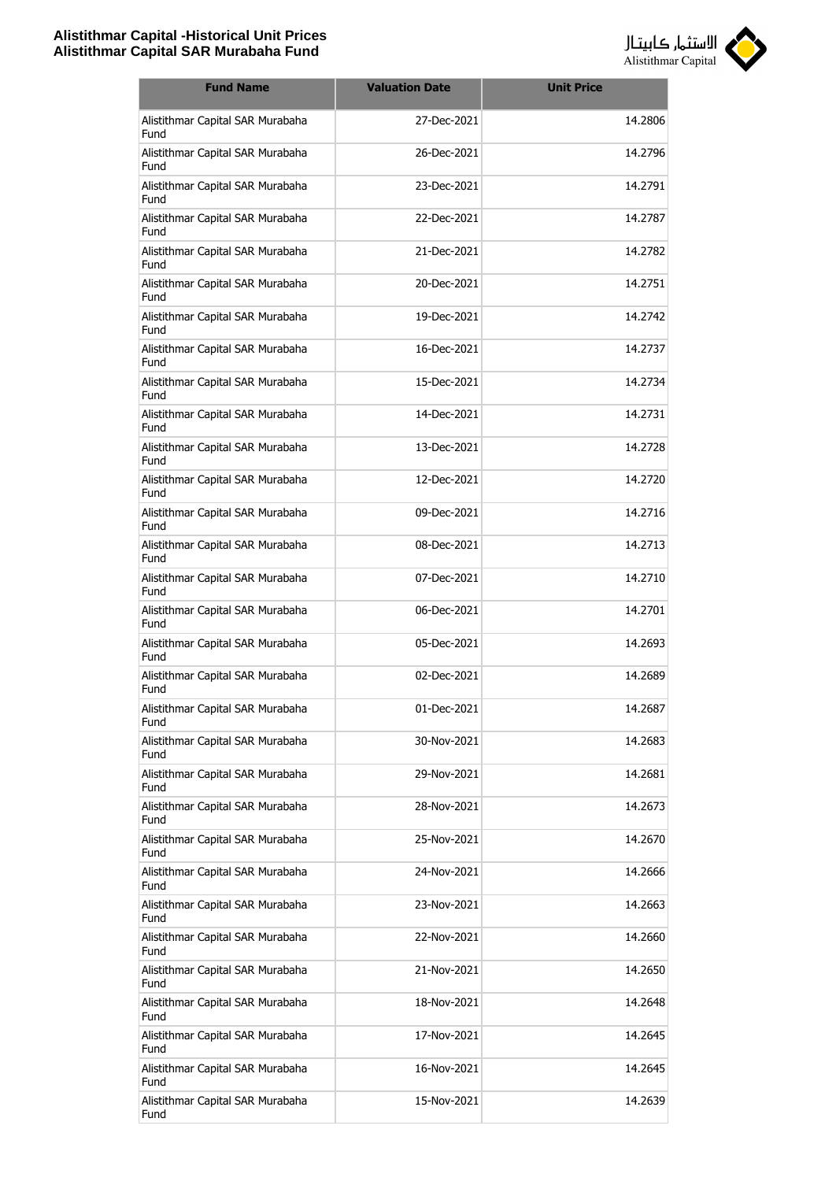| Fund Name | Valuation Date | Unit Price |
|---|---|---|
| Alistithmar Capital SAR Murabaha Fund | 27-Dec-2021 | 14.2806 |
| Alistithmar Capital SAR Murabaha Fund | 26-Dec-2021 | 14.2796 |
| Alistithmar Capital SAR Murabaha Fund | 23-Dec-2021 | 14.2791 |
| Alistithmar Capital SAR Murabaha Fund | 22-Dec-2021 | 14.2787 |
| Alistithmar Capital SAR Murabaha Fund | 21-Dec-2021 | 14.2782 |
| Alistithmar Capital SAR Murabaha Fund | 20-Dec-2021 | 14.2751 |
| Alistithmar Capital SAR Murabaha Fund | 19-Dec-2021 | 14.2742 |
| Alistithmar Capital SAR Murabaha Fund | 16-Dec-2021 | 14.2737 |
| Alistithmar Capital SAR Murabaha Fund | 15-Dec-2021 | 14.2734 |
| Alistithmar Capital SAR Murabaha Fund | 14-Dec-2021 | 14.2731 |
| Alistithmar Capital SAR Murabaha Fund | 13-Dec-2021 | 14.2728 |
| Alistithmar Capital SAR Murabaha Fund | 12-Dec-2021 | 14.2720 |
| Alistithmar Capital SAR Murabaha Fund | 09-Dec-2021 | 14.2716 |
| Alistithmar Capital SAR Murabaha Fund | 08-Dec-2021 | 14.2713 |
| Alistithmar Capital SAR Murabaha Fund | 07-Dec-2021 | 14.2710 |
| Alistithmar Capital SAR Murabaha Fund | 06-Dec-2021 | 14.2701 |
| Alistithmar Capital SAR Murabaha Fund | 05-Dec-2021 | 14.2693 |
| Alistithmar Capital SAR Murabaha Fund | 02-Dec-2021 | 14.2689 |
| Alistithmar Capital SAR Murabaha Fund | 01-Dec-2021 | 14.2687 |
| Alistithmar Capital SAR Murabaha Fund | 30-Nov-2021 | 14.2683 |
| Alistithmar Capital SAR Murabaha Fund | 29-Nov-2021 | 14.2681 |
| Alistithmar Capital SAR Murabaha Fund | 28-Nov-2021 | 14.2673 |
| Alistithmar Capital SAR Murabaha Fund | 25-Nov-2021 | 14.2670 |
| Alistithmar Capital SAR Murabaha Fund | 24-Nov-2021 | 14.2666 |
| Alistithmar Capital SAR Murabaha Fund | 23-Nov-2021 | 14.2663 |
| Alistithmar Capital SAR Murabaha Fund | 22-Nov-2021 | 14.2660 |
| Alistithmar Capital SAR Murabaha Fund | 21-Nov-2021 | 14.2650 |
| Alistithmar Capital SAR Murabaha Fund | 18-Nov-2021 | 14.2648 |
| Alistithmar Capital SAR Murabaha Fund | 17-Nov-2021 | 14.2645 |
| Alistithmar Capital SAR Murabaha Fund | 16-Nov-2021 | 14.2645 |
| Alistithmar Capital SAR Murabaha Fund | 15-Nov-2021 | 14.2639 |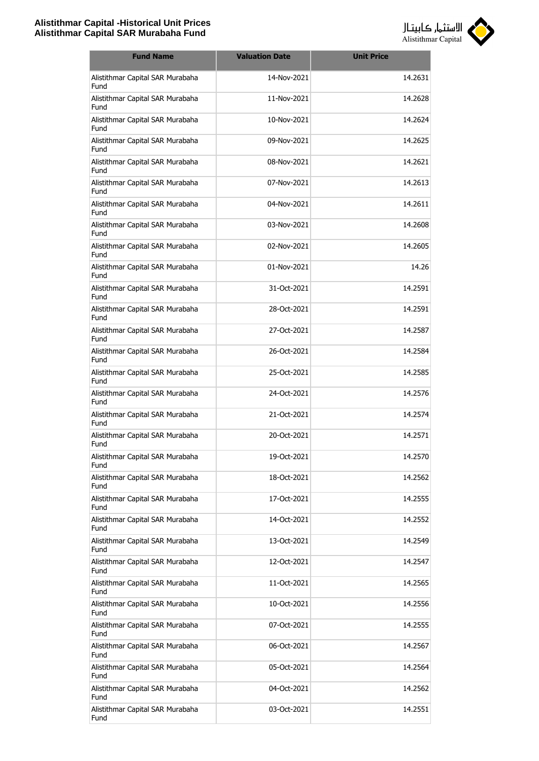| Fund Name | Valuation Date | Unit Price |
|---|---|---|
| Alistithmar Capital SAR Murabaha Fund | 14-Nov-2021 | 14.2631 |
| Alistithmar Capital SAR Murabaha Fund | 11-Nov-2021 | 14.2628 |
| Alistithmar Capital SAR Murabaha Fund | 10-Nov-2021 | 14.2624 |
| Alistithmar Capital SAR Murabaha Fund | 09-Nov-2021 | 14.2625 |
| Alistithmar Capital SAR Murabaha Fund | 08-Nov-2021 | 14.2621 |
| Alistithmar Capital SAR Murabaha Fund | 07-Nov-2021 | 14.2613 |
| Alistithmar Capital SAR Murabaha Fund | 04-Nov-2021 | 14.2611 |
| Alistithmar Capital SAR Murabaha Fund | 03-Nov-2021 | 14.2608 |
| Alistithmar Capital SAR Murabaha Fund | 02-Nov-2021 | 14.2605 |
| Alistithmar Capital SAR Murabaha Fund | 01-Nov-2021 | 14.26 |
| Alistithmar Capital SAR Murabaha Fund | 31-Oct-2021 | 14.2591 |
| Alistithmar Capital SAR Murabaha Fund | 28-Oct-2021 | 14.2591 |
| Alistithmar Capital SAR Murabaha Fund | 27-Oct-2021 | 14.2587 |
| Alistithmar Capital SAR Murabaha Fund | 26-Oct-2021 | 14.2584 |
| Alistithmar Capital SAR Murabaha Fund | 25-Oct-2021 | 14.2585 |
| Alistithmar Capital SAR Murabaha Fund | 24-Oct-2021 | 14.2576 |
| Alistithmar Capital SAR Murabaha Fund | 21-Oct-2021 | 14.2574 |
| Alistithmar Capital SAR Murabaha Fund | 20-Oct-2021 | 14.2571 |
| Alistithmar Capital SAR Murabaha Fund | 19-Oct-2021 | 14.2570 |
| Alistithmar Capital SAR Murabaha Fund | 18-Oct-2021 | 14.2562 |
| Alistithmar Capital SAR Murabaha Fund | 17-Oct-2021 | 14.2555 |
| Alistithmar Capital SAR Murabaha Fund | 14-Oct-2021 | 14.2552 |
| Alistithmar Capital SAR Murabaha Fund | 13-Oct-2021 | 14.2549 |
| Alistithmar Capital SAR Murabaha Fund | 12-Oct-2021 | 14.2547 |
| Alistithmar Capital SAR Murabaha Fund | 11-Oct-2021 | 14.2565 |
| Alistithmar Capital SAR Murabaha Fund | 10-Oct-2021 | 14.2556 |
| Alistithmar Capital SAR Murabaha Fund | 07-Oct-2021 | 14.2555 |
| Alistithmar Capital SAR Murabaha Fund | 06-Oct-2021 | 14.2567 |
| Alistithmar Capital SAR Murabaha Fund | 05-Oct-2021 | 14.2564 |
| Alistithmar Capital SAR Murabaha Fund | 04-Oct-2021 | 14.2562 |
| Alistithmar Capital SAR Murabaha Fund | 03-Oct-2021 | 14.2551 |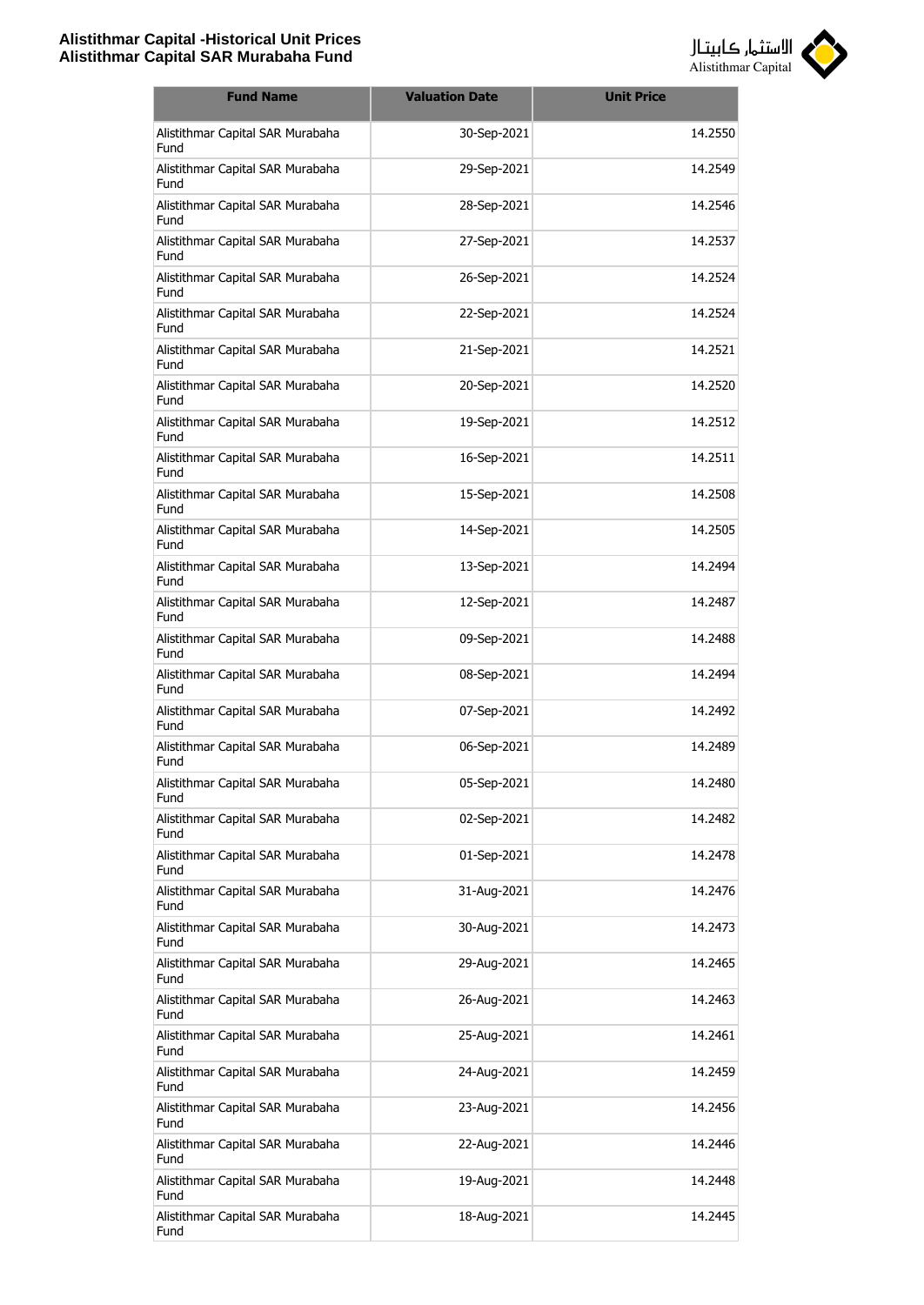| Fund Name | Valuation Date | Unit Price |
|---|---|---|
| Alistithmar Capital SAR Murabaha Fund | 30-Sep-2021 | 14.2550 |
| Alistithmar Capital SAR Murabaha Fund | 29-Sep-2021 | 14.2549 |
| Alistithmar Capital SAR Murabaha Fund | 28-Sep-2021 | 14.2546 |
| Alistithmar Capital SAR Murabaha Fund | 27-Sep-2021 | 14.2537 |
| Alistithmar Capital SAR Murabaha Fund | 26-Sep-2021 | 14.2524 |
| Alistithmar Capital SAR Murabaha Fund | 22-Sep-2021 | 14.2524 |
| Alistithmar Capital SAR Murabaha Fund | 21-Sep-2021 | 14.2521 |
| Alistithmar Capital SAR Murabaha Fund | 20-Sep-2021 | 14.2520 |
| Alistithmar Capital SAR Murabaha Fund | 19-Sep-2021 | 14.2512 |
| Alistithmar Capital SAR Murabaha Fund | 16-Sep-2021 | 14.2511 |
| Alistithmar Capital SAR Murabaha Fund | 15-Sep-2021 | 14.2508 |
| Alistithmar Capital SAR Murabaha Fund | 14-Sep-2021 | 14.2505 |
| Alistithmar Capital SAR Murabaha Fund | 13-Sep-2021 | 14.2494 |
| Alistithmar Capital SAR Murabaha Fund | 12-Sep-2021 | 14.2487 |
| Alistithmar Capital SAR Murabaha Fund | 09-Sep-2021 | 14.2488 |
| Alistithmar Capital SAR Murabaha Fund | 08-Sep-2021 | 14.2494 |
| Alistithmar Capital SAR Murabaha Fund | 07-Sep-2021 | 14.2492 |
| Alistithmar Capital SAR Murabaha Fund | 06-Sep-2021 | 14.2489 |
| Alistithmar Capital SAR Murabaha Fund | 05-Sep-2021 | 14.2480 |
| Alistithmar Capital SAR Murabaha Fund | 02-Sep-2021 | 14.2482 |
| Alistithmar Capital SAR Murabaha Fund | 01-Sep-2021 | 14.2478 |
| Alistithmar Capital SAR Murabaha Fund | 31-Aug-2021 | 14.2476 |
| Alistithmar Capital SAR Murabaha Fund | 30-Aug-2021 | 14.2473 |
| Alistithmar Capital SAR Murabaha Fund | 29-Aug-2021 | 14.2465 |
| Alistithmar Capital SAR Murabaha Fund | 26-Aug-2021 | 14.2463 |
| Alistithmar Capital SAR Murabaha Fund | 25-Aug-2021 | 14.2461 |
| Alistithmar Capital SAR Murabaha Fund | 24-Aug-2021 | 14.2459 |
| Alistithmar Capital SAR Murabaha Fund | 23-Aug-2021 | 14.2456 |
| Alistithmar Capital SAR Murabaha Fund | 22-Aug-2021 | 14.2446 |
| Alistithmar Capital SAR Murabaha Fund | 19-Aug-2021 | 14.2448 |
| Alistithmar Capital SAR Murabaha Fund | 18-Aug-2021 | 14.2445 |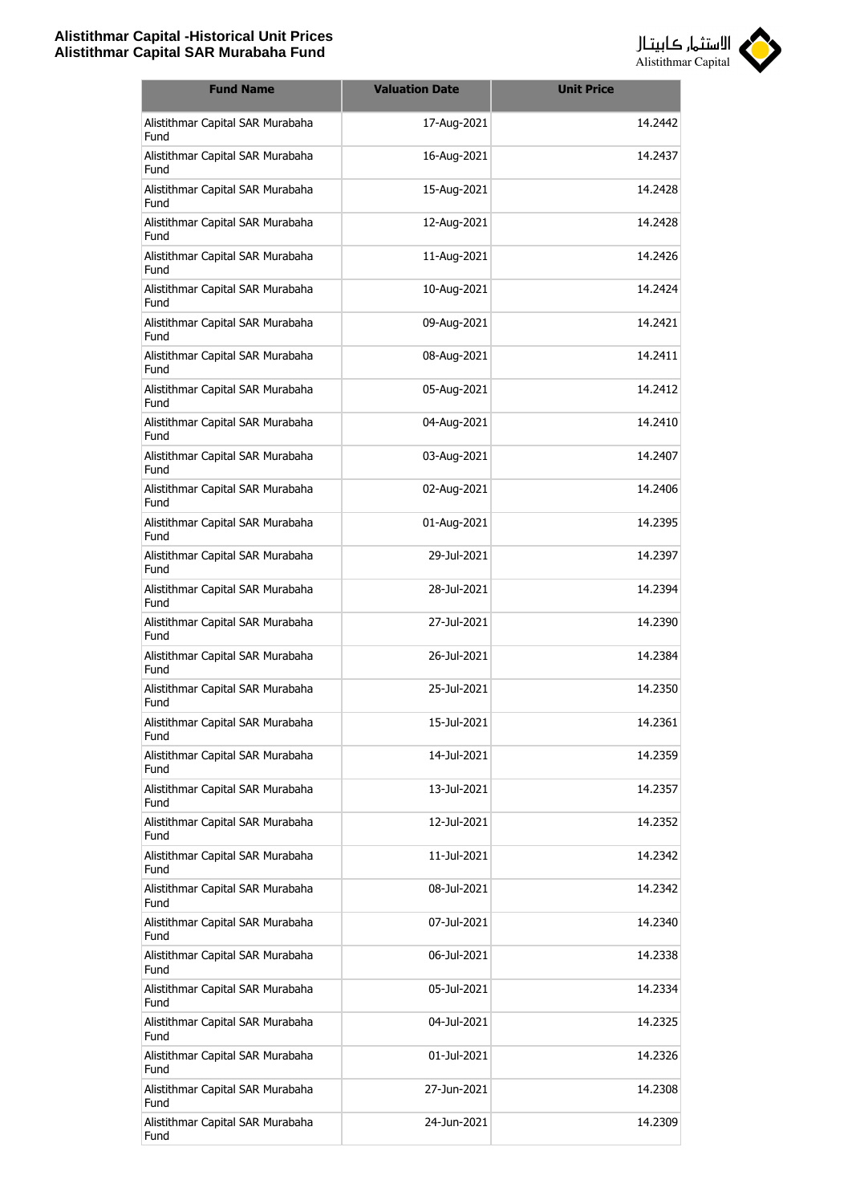| Fund Name | Valuation Date | Unit Price |
|---|---|---|
| Alistithmar Capital SAR Murabaha Fund | 17-Aug-2021 | 14.2442 |
| Alistithmar Capital SAR Murabaha Fund | 16-Aug-2021 | 14.2437 |
| Alistithmar Capital SAR Murabaha Fund | 15-Aug-2021 | 14.2428 |
| Alistithmar Capital SAR Murabaha Fund | 12-Aug-2021 | 14.2428 |
| Alistithmar Capital SAR Murabaha Fund | 11-Aug-2021 | 14.2426 |
| Alistithmar Capital SAR Murabaha Fund | 10-Aug-2021 | 14.2424 |
| Alistithmar Capital SAR Murabaha Fund | 09-Aug-2021 | 14.2421 |
| Alistithmar Capital SAR Murabaha Fund | 08-Aug-2021 | 14.2411 |
| Alistithmar Capital SAR Murabaha Fund | 05-Aug-2021 | 14.2412 |
| Alistithmar Capital SAR Murabaha Fund | 04-Aug-2021 | 14.2410 |
| Alistithmar Capital SAR Murabaha Fund | 03-Aug-2021 | 14.2407 |
| Alistithmar Capital SAR Murabaha Fund | 02-Aug-2021 | 14.2406 |
| Alistithmar Capital SAR Murabaha Fund | 01-Aug-2021 | 14.2395 |
| Alistithmar Capital SAR Murabaha Fund | 29-Jul-2021 | 14.2397 |
| Alistithmar Capital SAR Murabaha Fund | 28-Jul-2021 | 14.2394 |
| Alistithmar Capital SAR Murabaha Fund | 27-Jul-2021 | 14.2390 |
| Alistithmar Capital SAR Murabaha Fund | 26-Jul-2021 | 14.2384 |
| Alistithmar Capital SAR Murabaha Fund | 25-Jul-2021 | 14.2350 |
| Alistithmar Capital SAR Murabaha Fund | 15-Jul-2021 | 14.2361 |
| Alistithmar Capital SAR Murabaha Fund | 14-Jul-2021 | 14.2359 |
| Alistithmar Capital SAR Murabaha Fund | 13-Jul-2021 | 14.2357 |
| Alistithmar Capital SAR Murabaha Fund | 12-Jul-2021 | 14.2352 |
| Alistithmar Capital SAR Murabaha Fund | 11-Jul-2021 | 14.2342 |
| Alistithmar Capital SAR Murabaha Fund | 08-Jul-2021 | 14.2342 |
| Alistithmar Capital SAR Murabaha Fund | 07-Jul-2021 | 14.2340 |
| Alistithmar Capital SAR Murabaha Fund | 06-Jul-2021 | 14.2338 |
| Alistithmar Capital SAR Murabaha Fund | 05-Jul-2021 | 14.2334 |
| Alistithmar Capital SAR Murabaha Fund | 04-Jul-2021 | 14.2325 |
| Alistithmar Capital SAR Murabaha Fund | 01-Jul-2021 | 14.2326 |
| Alistithmar Capital SAR Murabaha Fund | 27-Jun-2021 | 14.2308 |
| Alistithmar Capital SAR Murabaha Fund | 24-Jun-2021 | 14.2309 |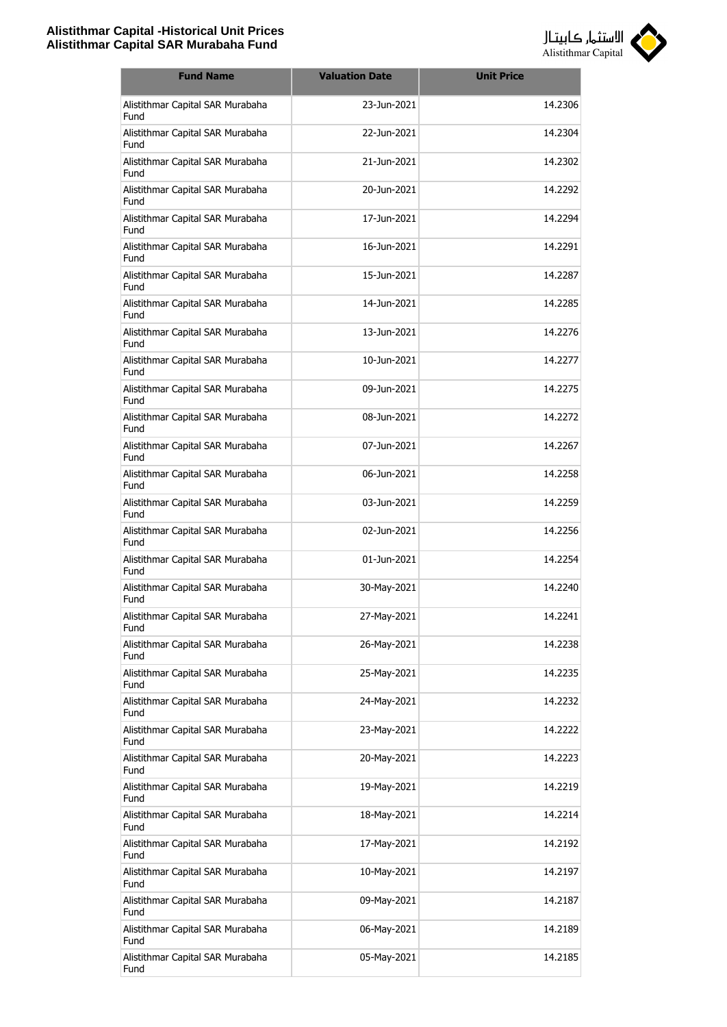| Fund Name | Valuation Date | Unit Price |
|---|---|---|
| Alistithmar Capital SAR Murabaha Fund | 23-Jun-2021 | 14.2306 |
| Alistithmar Capital SAR Murabaha Fund | 22-Jun-2021 | 14.2304 |
| Alistithmar Capital SAR Murabaha Fund | 21-Jun-2021 | 14.2302 |
| Alistithmar Capital SAR Murabaha Fund | 20-Jun-2021 | 14.2292 |
| Alistithmar Capital SAR Murabaha Fund | 17-Jun-2021 | 14.2294 |
| Alistithmar Capital SAR Murabaha Fund | 16-Jun-2021 | 14.2291 |
| Alistithmar Capital SAR Murabaha Fund | 15-Jun-2021 | 14.2287 |
| Alistithmar Capital SAR Murabaha Fund | 14-Jun-2021 | 14.2285 |
| Alistithmar Capital SAR Murabaha Fund | 13-Jun-2021 | 14.2276 |
| Alistithmar Capital SAR Murabaha Fund | 10-Jun-2021 | 14.2277 |
| Alistithmar Capital SAR Murabaha Fund | 09-Jun-2021 | 14.2275 |
| Alistithmar Capital SAR Murabaha Fund | 08-Jun-2021 | 14.2272 |
| Alistithmar Capital SAR Murabaha Fund | 07-Jun-2021 | 14.2267 |
| Alistithmar Capital SAR Murabaha Fund | 06-Jun-2021 | 14.2258 |
| Alistithmar Capital SAR Murabaha Fund | 03-Jun-2021 | 14.2259 |
| Alistithmar Capital SAR Murabaha Fund | 02-Jun-2021 | 14.2256 |
| Alistithmar Capital SAR Murabaha Fund | 01-Jun-2021 | 14.2254 |
| Alistithmar Capital SAR Murabaha Fund | 30-May-2021 | 14.2240 |
| Alistithmar Capital SAR Murabaha Fund | 27-May-2021 | 14.2241 |
| Alistithmar Capital SAR Murabaha Fund | 26-May-2021 | 14.2238 |
| Alistithmar Capital SAR Murabaha Fund | 25-May-2021 | 14.2235 |
| Alistithmar Capital SAR Murabaha Fund | 24-May-2021 | 14.2232 |
| Alistithmar Capital SAR Murabaha Fund | 23-May-2021 | 14.2222 |
| Alistithmar Capital SAR Murabaha Fund | 20-May-2021 | 14.2223 |
| Alistithmar Capital SAR Murabaha Fund | 19-May-2021 | 14.2219 |
| Alistithmar Capital SAR Murabaha Fund | 18-May-2021 | 14.2214 |
| Alistithmar Capital SAR Murabaha Fund | 17-May-2021 | 14.2192 |
| Alistithmar Capital SAR Murabaha Fund | 10-May-2021 | 14.2197 |
| Alistithmar Capital SAR Murabaha Fund | 09-May-2021 | 14.2187 |
| Alistithmar Capital SAR Murabaha Fund | 06-May-2021 | 14.2189 |
| Alistithmar Capital SAR Murabaha Fund | 05-May-2021 | 14.2185 |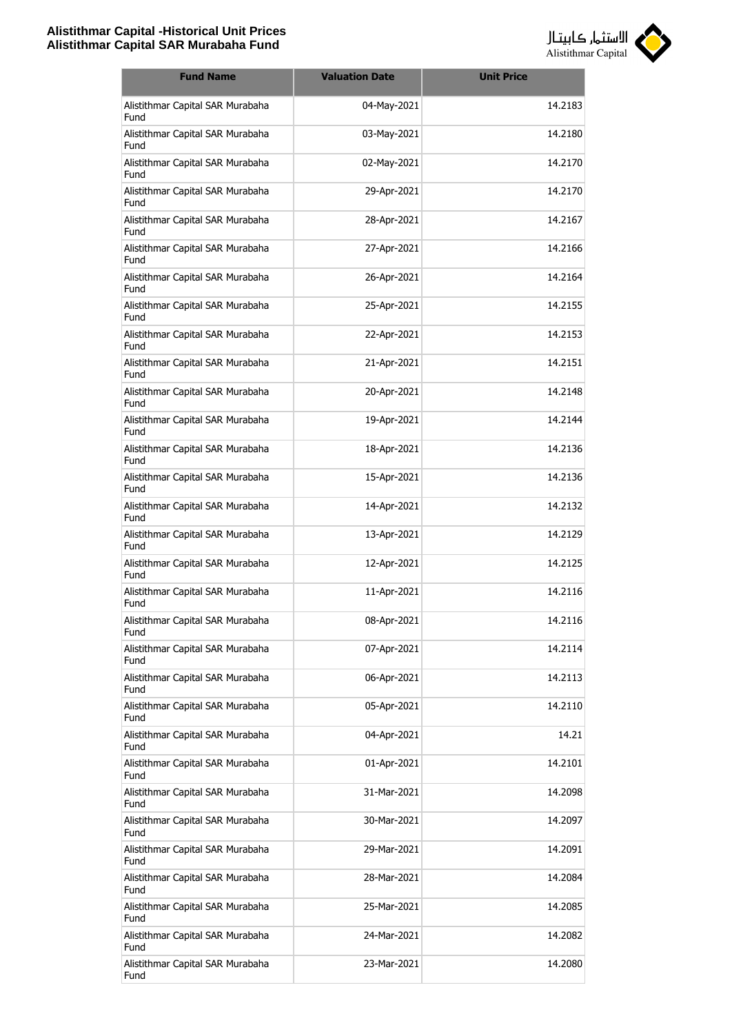| Fund Name | Valuation Date | Unit Price |
|---|---|---|
| Alistithmar Capital SAR Murabaha Fund | 04-May-2021 | 14.2183 |
| Alistithmar Capital SAR Murabaha Fund | 03-May-2021 | 14.2180 |
| Alistithmar Capital SAR Murabaha Fund | 02-May-2021 | 14.2170 |
| Alistithmar Capital SAR Murabaha Fund | 29-Apr-2021 | 14.2170 |
| Alistithmar Capital SAR Murabaha Fund | 28-Apr-2021 | 14.2167 |
| Alistithmar Capital SAR Murabaha Fund | 27-Apr-2021 | 14.2166 |
| Alistithmar Capital SAR Murabaha Fund | 26-Apr-2021 | 14.2164 |
| Alistithmar Capital SAR Murabaha Fund | 25-Apr-2021 | 14.2155 |
| Alistithmar Capital SAR Murabaha Fund | 22-Apr-2021 | 14.2153 |
| Alistithmar Capital SAR Murabaha Fund | 21-Apr-2021 | 14.2151 |
| Alistithmar Capital SAR Murabaha Fund | 20-Apr-2021 | 14.2148 |
| Alistithmar Capital SAR Murabaha Fund | 19-Apr-2021 | 14.2144 |
| Alistithmar Capital SAR Murabaha Fund | 18-Apr-2021 | 14.2136 |
| Alistithmar Capital SAR Murabaha Fund | 15-Apr-2021 | 14.2136 |
| Alistithmar Capital SAR Murabaha Fund | 14-Apr-2021 | 14.2132 |
| Alistithmar Capital SAR Murabaha Fund | 13-Apr-2021 | 14.2129 |
| Alistithmar Capital SAR Murabaha Fund | 12-Apr-2021 | 14.2125 |
| Alistithmar Capital SAR Murabaha Fund | 11-Apr-2021 | 14.2116 |
| Alistithmar Capital SAR Murabaha Fund | 08-Apr-2021 | 14.2116 |
| Alistithmar Capital SAR Murabaha Fund | 07-Apr-2021 | 14.2114 |
| Alistithmar Capital SAR Murabaha Fund | 06-Apr-2021 | 14.2113 |
| Alistithmar Capital SAR Murabaha Fund | 05-Apr-2021 | 14.2110 |
| Alistithmar Capital SAR Murabaha Fund | 04-Apr-2021 | 14.21 |
| Alistithmar Capital SAR Murabaha Fund | 01-Apr-2021 | 14.2101 |
| Alistithmar Capital SAR Murabaha Fund | 31-Mar-2021 | 14.2098 |
| Alistithmar Capital SAR Murabaha Fund | 30-Mar-2021 | 14.2097 |
| Alistithmar Capital SAR Murabaha Fund | 29-Mar-2021 | 14.2091 |
| Alistithmar Capital SAR Murabaha Fund | 28-Mar-2021 | 14.2084 |
| Alistithmar Capital SAR Murabaha Fund | 25-Mar-2021 | 14.2085 |
| Alistithmar Capital SAR Murabaha Fund | 24-Mar-2021 | 14.2082 |
| Alistithmar Capital SAR Murabaha Fund | 23-Mar-2021 | 14.2080 |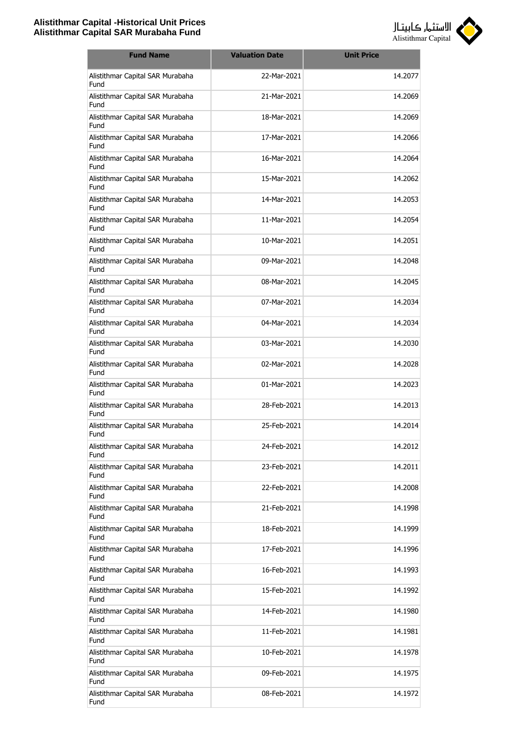| Fund Name | Valuation Date | Unit Price |
|---|---|---|
| Alistithmar Capital SAR Murabaha Fund | 22-Mar-2021 | 14.2077 |
| Alistithmar Capital SAR Murabaha Fund | 21-Mar-2021 | 14.2069 |
| Alistithmar Capital SAR Murabaha Fund | 18-Mar-2021 | 14.2069 |
| Alistithmar Capital SAR Murabaha Fund | 17-Mar-2021 | 14.2066 |
| Alistithmar Capital SAR Murabaha Fund | 16-Mar-2021 | 14.2064 |
| Alistithmar Capital SAR Murabaha Fund | 15-Mar-2021 | 14.2062 |
| Alistithmar Capital SAR Murabaha Fund | 14-Mar-2021 | 14.2053 |
| Alistithmar Capital SAR Murabaha Fund | 11-Mar-2021 | 14.2054 |
| Alistithmar Capital SAR Murabaha Fund | 10-Mar-2021 | 14.2051 |
| Alistithmar Capital SAR Murabaha Fund | 09-Mar-2021 | 14.2048 |
| Alistithmar Capital SAR Murabaha Fund | 08-Mar-2021 | 14.2045 |
| Alistithmar Capital SAR Murabaha Fund | 07-Mar-2021 | 14.2034 |
| Alistithmar Capital SAR Murabaha Fund | 04-Mar-2021 | 14.2034 |
| Alistithmar Capital SAR Murabaha Fund | 03-Mar-2021 | 14.2030 |
| Alistithmar Capital SAR Murabaha Fund | 02-Mar-2021 | 14.2028 |
| Alistithmar Capital SAR Murabaha Fund | 01-Mar-2021 | 14.2023 |
| Alistithmar Capital SAR Murabaha Fund | 28-Feb-2021 | 14.2013 |
| Alistithmar Capital SAR Murabaha Fund | 25-Feb-2021 | 14.2014 |
| Alistithmar Capital SAR Murabaha Fund | 24-Feb-2021 | 14.2012 |
| Alistithmar Capital SAR Murabaha Fund | 23-Feb-2021 | 14.2011 |
| Alistithmar Capital SAR Murabaha Fund | 22-Feb-2021 | 14.2008 |
| Alistithmar Capital SAR Murabaha Fund | 21-Feb-2021 | 14.1998 |
| Alistithmar Capital SAR Murabaha Fund | 18-Feb-2021 | 14.1999 |
| Alistithmar Capital SAR Murabaha Fund | 17-Feb-2021 | 14.1996 |
| Alistithmar Capital SAR Murabaha Fund | 16-Feb-2021 | 14.1993 |
| Alistithmar Capital SAR Murabaha Fund | 15-Feb-2021 | 14.1992 |
| Alistithmar Capital SAR Murabaha Fund | 14-Feb-2021 | 14.1980 |
| Alistithmar Capital SAR Murabaha Fund | 11-Feb-2021 | 14.1981 |
| Alistithmar Capital SAR Murabaha Fund | 10-Feb-2021 | 14.1978 |
| Alistithmar Capital SAR Murabaha Fund | 09-Feb-2021 | 14.1975 |
| Alistithmar Capital SAR Murabaha Fund | 08-Feb-2021 | 14.1972 |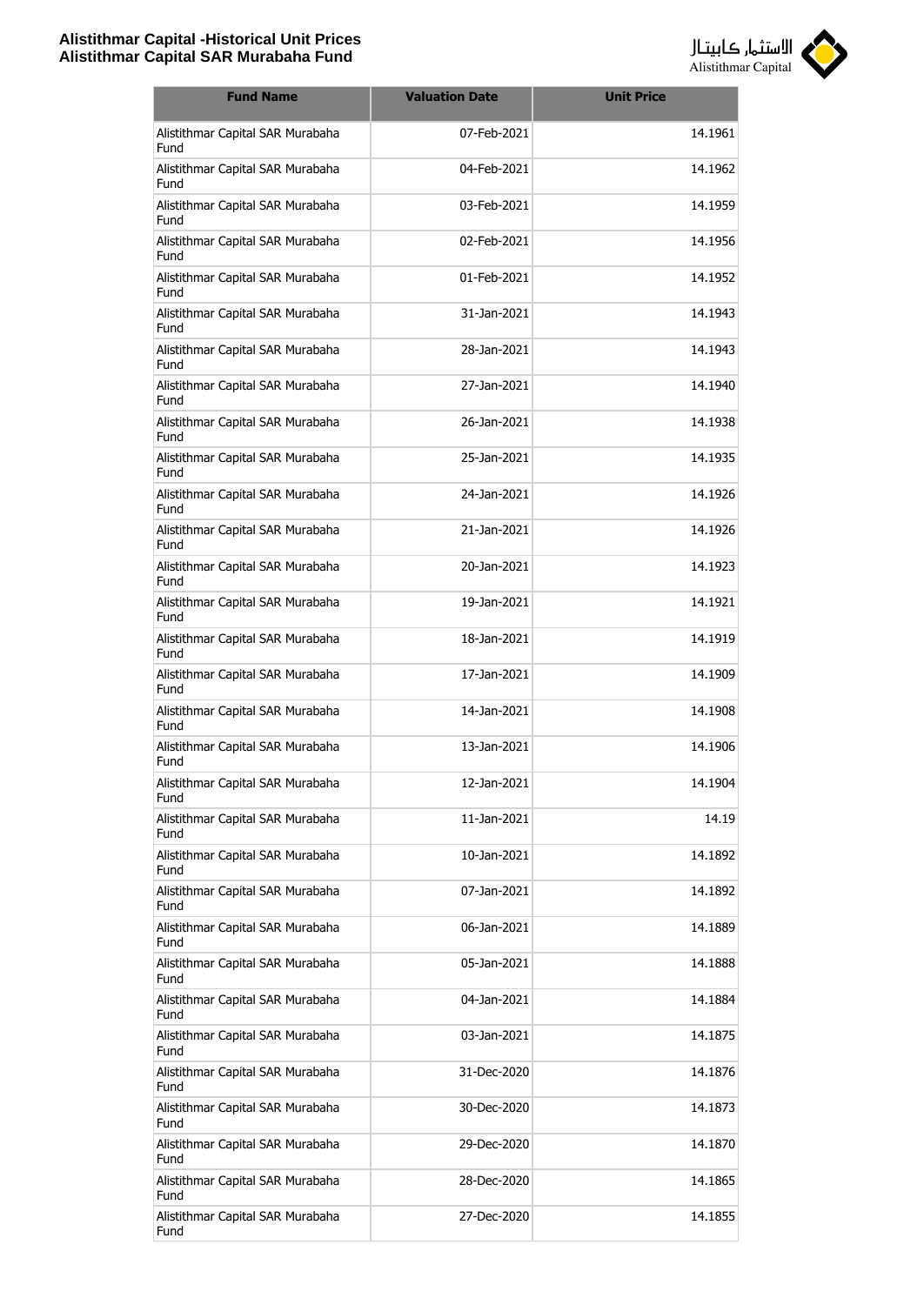| Fund Name | Valuation Date | Unit Price |
|---|---|---|
| Alistithmar Capital SAR Murabaha Fund | 07-Feb-2021 | 14.1961 |
| Alistithmar Capital SAR Murabaha Fund | 04-Feb-2021 | 14.1962 |
| Alistithmar Capital SAR Murabaha Fund | 03-Feb-2021 | 14.1959 |
| Alistithmar Capital SAR Murabaha Fund | 02-Feb-2021 | 14.1956 |
| Alistithmar Capital SAR Murabaha Fund | 01-Feb-2021 | 14.1952 |
| Alistithmar Capital SAR Murabaha Fund | 31-Jan-2021 | 14.1943 |
| Alistithmar Capital SAR Murabaha Fund | 28-Jan-2021 | 14.1943 |
| Alistithmar Capital SAR Murabaha Fund | 27-Jan-2021 | 14.1940 |
| Alistithmar Capital SAR Murabaha Fund | 26-Jan-2021 | 14.1938 |
| Alistithmar Capital SAR Murabaha Fund | 25-Jan-2021 | 14.1935 |
| Alistithmar Capital SAR Murabaha Fund | 24-Jan-2021 | 14.1926 |
| Alistithmar Capital SAR Murabaha Fund | 21-Jan-2021 | 14.1926 |
| Alistithmar Capital SAR Murabaha Fund | 20-Jan-2021 | 14.1923 |
| Alistithmar Capital SAR Murabaha Fund | 19-Jan-2021 | 14.1921 |
| Alistithmar Capital SAR Murabaha Fund | 18-Jan-2021 | 14.1919 |
| Alistithmar Capital SAR Murabaha Fund | 17-Jan-2021 | 14.1909 |
| Alistithmar Capital SAR Murabaha Fund | 14-Jan-2021 | 14.1908 |
| Alistithmar Capital SAR Murabaha Fund | 13-Jan-2021 | 14.1906 |
| Alistithmar Capital SAR Murabaha Fund | 12-Jan-2021 | 14.1904 |
| Alistithmar Capital SAR Murabaha Fund | 11-Jan-2021 | 14.19 |
| Alistithmar Capital SAR Murabaha Fund | 10-Jan-2021 | 14.1892 |
| Alistithmar Capital SAR Murabaha Fund | 07-Jan-2021 | 14.1892 |
| Alistithmar Capital SAR Murabaha Fund | 06-Jan-2021 | 14.1889 |
| Alistithmar Capital SAR Murabaha Fund | 05-Jan-2021 | 14.1888 |
| Alistithmar Capital SAR Murabaha Fund | 04-Jan-2021 | 14.1884 |
| Alistithmar Capital SAR Murabaha Fund | 03-Jan-2021 | 14.1875 |
| Alistithmar Capital SAR Murabaha Fund | 31-Dec-2020 | 14.1876 |
| Alistithmar Capital SAR Murabaha Fund | 30-Dec-2020 | 14.1873 |
| Alistithmar Capital SAR Murabaha Fund | 29-Dec-2020 | 14.1870 |
| Alistithmar Capital SAR Murabaha Fund | 28-Dec-2020 | 14.1865 |
| Alistithmar Capital SAR Murabaha Fund | 27-Dec-2020 | 14.1855 |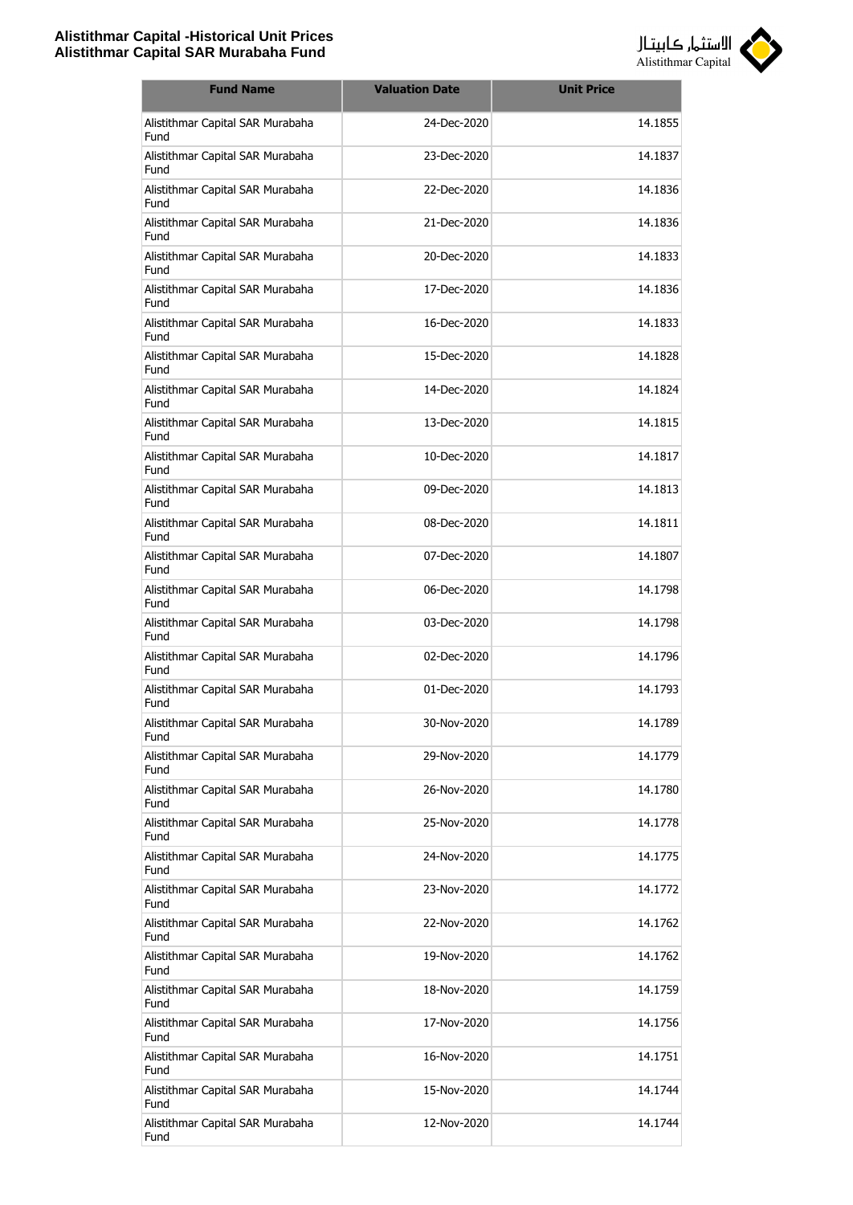| Fund Name | Valuation Date | Unit Price |
|---|---|---|
| Alistithmar Capital SAR Murabaha Fund | 24-Dec-2020 | 14.1855 |
| Alistithmar Capital SAR Murabaha Fund | 23-Dec-2020 | 14.1837 |
| Alistithmar Capital SAR Murabaha Fund | 22-Dec-2020 | 14.1836 |
| Alistithmar Capital SAR Murabaha Fund | 21-Dec-2020 | 14.1836 |
| Alistithmar Capital SAR Murabaha Fund | 20-Dec-2020 | 14.1833 |
| Alistithmar Capital SAR Murabaha Fund | 17-Dec-2020 | 14.1836 |
| Alistithmar Capital SAR Murabaha Fund | 16-Dec-2020 | 14.1833 |
| Alistithmar Capital SAR Murabaha Fund | 15-Dec-2020 | 14.1828 |
| Alistithmar Capital SAR Murabaha Fund | 14-Dec-2020 | 14.1824 |
| Alistithmar Capital SAR Murabaha Fund | 13-Dec-2020 | 14.1815 |
| Alistithmar Capital SAR Murabaha Fund | 10-Dec-2020 | 14.1817 |
| Alistithmar Capital SAR Murabaha Fund | 09-Dec-2020 | 14.1813 |
| Alistithmar Capital SAR Murabaha Fund | 08-Dec-2020 | 14.1811 |
| Alistithmar Capital SAR Murabaha Fund | 07-Dec-2020 | 14.1807 |
| Alistithmar Capital SAR Murabaha Fund | 06-Dec-2020 | 14.1798 |
| Alistithmar Capital SAR Murabaha Fund | 03-Dec-2020 | 14.1798 |
| Alistithmar Capital SAR Murabaha Fund | 02-Dec-2020 | 14.1796 |
| Alistithmar Capital SAR Murabaha Fund | 01-Dec-2020 | 14.1793 |
| Alistithmar Capital SAR Murabaha Fund | 30-Nov-2020 | 14.1789 |
| Alistithmar Capital SAR Murabaha Fund | 29-Nov-2020 | 14.1779 |
| Alistithmar Capital SAR Murabaha Fund | 26-Nov-2020 | 14.1780 |
| Alistithmar Capital SAR Murabaha Fund | 25-Nov-2020 | 14.1778 |
| Alistithmar Capital SAR Murabaha Fund | 24-Nov-2020 | 14.1775 |
| Alistithmar Capital SAR Murabaha Fund | 23-Nov-2020 | 14.1772 |
| Alistithmar Capital SAR Murabaha Fund | 22-Nov-2020 | 14.1762 |
| Alistithmar Capital SAR Murabaha Fund | 19-Nov-2020 | 14.1762 |
| Alistithmar Capital SAR Murabaha Fund | 18-Nov-2020 | 14.1759 |
| Alistithmar Capital SAR Murabaha Fund | 17-Nov-2020 | 14.1756 |
| Alistithmar Capital SAR Murabaha Fund | 16-Nov-2020 | 14.1751 |
| Alistithmar Capital SAR Murabaha Fund | 15-Nov-2020 | 14.1744 |
| Alistithmar Capital SAR Murabaha Fund | 12-Nov-2020 | 14.1744 |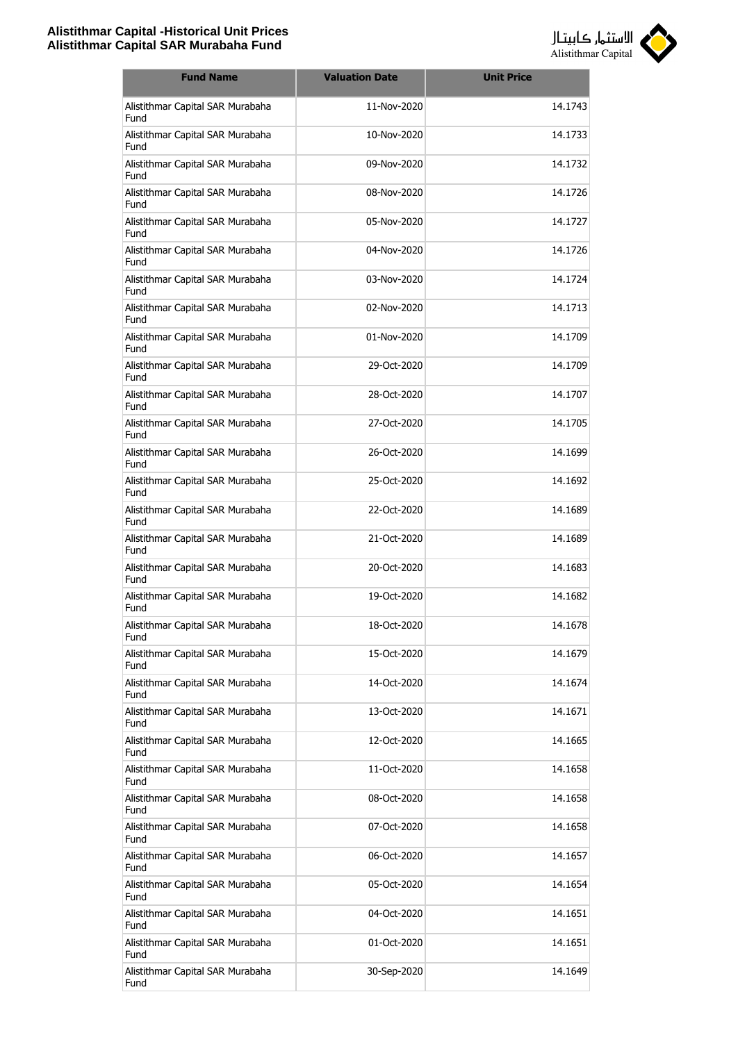| Fund Name | Valuation Date | Unit Price |
|---|---|---|
| Alistithmar Capital SAR Murabaha Fund | 11-Nov-2020 | 14.1743 |
| Alistithmar Capital SAR Murabaha Fund | 10-Nov-2020 | 14.1733 |
| Alistithmar Capital SAR Murabaha Fund | 09-Nov-2020 | 14.1732 |
| Alistithmar Capital SAR Murabaha Fund | 08-Nov-2020 | 14.1726 |
| Alistithmar Capital SAR Murabaha Fund | 05-Nov-2020 | 14.1727 |
| Alistithmar Capital SAR Murabaha Fund | 04-Nov-2020 | 14.1726 |
| Alistithmar Capital SAR Murabaha Fund | 03-Nov-2020 | 14.1724 |
| Alistithmar Capital SAR Murabaha Fund | 02-Nov-2020 | 14.1713 |
| Alistithmar Capital SAR Murabaha Fund | 01-Nov-2020 | 14.1709 |
| Alistithmar Capital SAR Murabaha Fund | 29-Oct-2020 | 14.1709 |
| Alistithmar Capital SAR Murabaha Fund | 28-Oct-2020 | 14.1707 |
| Alistithmar Capital SAR Murabaha Fund | 27-Oct-2020 | 14.1705 |
| Alistithmar Capital SAR Murabaha Fund | 26-Oct-2020 | 14.1699 |
| Alistithmar Capital SAR Murabaha Fund | 25-Oct-2020 | 14.1692 |
| Alistithmar Capital SAR Murabaha Fund | 22-Oct-2020 | 14.1689 |
| Alistithmar Capital SAR Murabaha Fund | 21-Oct-2020 | 14.1689 |
| Alistithmar Capital SAR Murabaha Fund | 20-Oct-2020 | 14.1683 |
| Alistithmar Capital SAR Murabaha Fund | 19-Oct-2020 | 14.1682 |
| Alistithmar Capital SAR Murabaha Fund | 18-Oct-2020 | 14.1678 |
| Alistithmar Capital SAR Murabaha Fund | 15-Oct-2020 | 14.1679 |
| Alistithmar Capital SAR Murabaha Fund | 14-Oct-2020 | 14.1674 |
| Alistithmar Capital SAR Murabaha Fund | 13-Oct-2020 | 14.1671 |
| Alistithmar Capital SAR Murabaha Fund | 12-Oct-2020 | 14.1665 |
| Alistithmar Capital SAR Murabaha Fund | 11-Oct-2020 | 14.1658 |
| Alistithmar Capital SAR Murabaha Fund | 08-Oct-2020 | 14.1658 |
| Alistithmar Capital SAR Murabaha Fund | 07-Oct-2020 | 14.1658 |
| Alistithmar Capital SAR Murabaha Fund | 06-Oct-2020 | 14.1657 |
| Alistithmar Capital SAR Murabaha Fund | 05-Oct-2020 | 14.1654 |
| Alistithmar Capital SAR Murabaha Fund | 04-Oct-2020 | 14.1651 |
| Alistithmar Capital SAR Murabaha Fund | 01-Oct-2020 | 14.1651 |
| Alistithmar Capital SAR Murabaha Fund | 30-Sep-2020 | 14.1649 |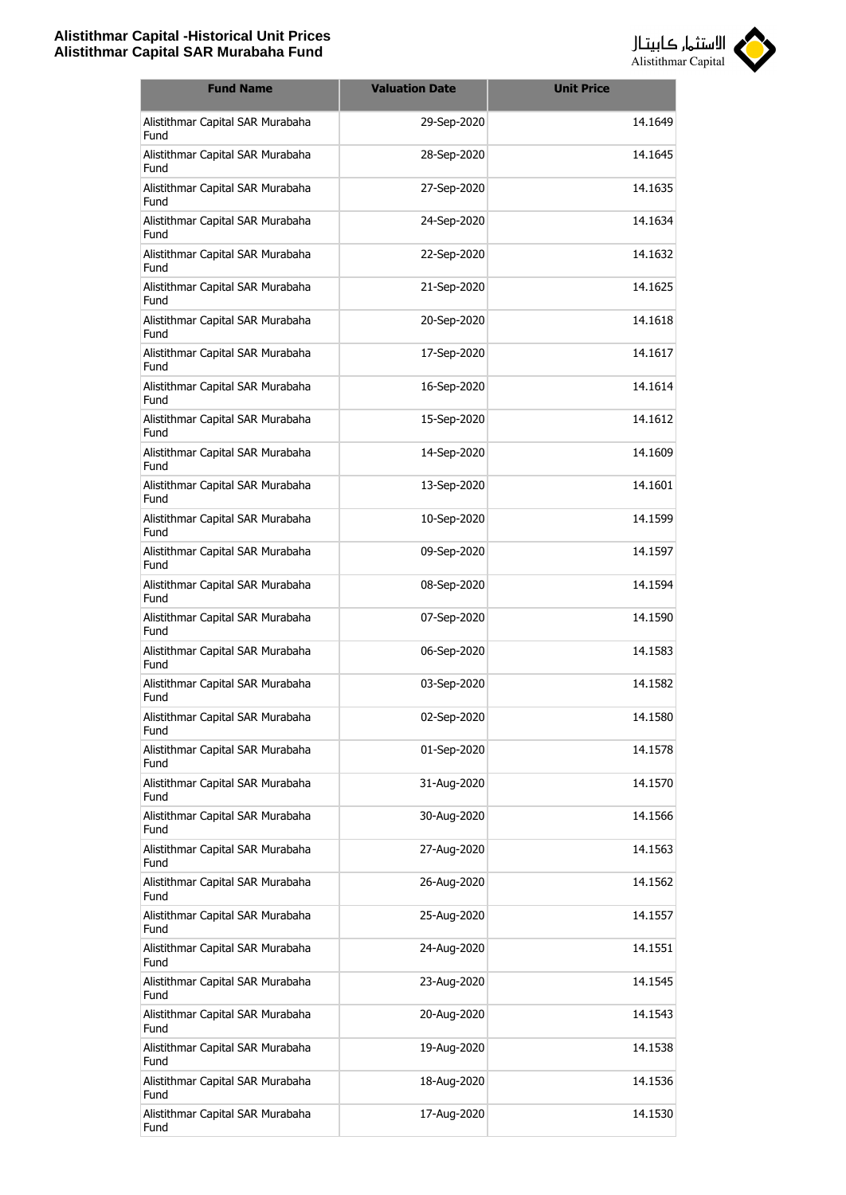| Fund Name | Valuation Date | Unit Price |
| --- | --- | --- |
| Alistithmar Capital SAR Murabaha Fund | 29-Sep-2020 | 14.1649 |
| Alistithmar Capital SAR Murabaha Fund | 28-Sep-2020 | 14.1645 |
| Alistithmar Capital SAR Murabaha Fund | 27-Sep-2020 | 14.1635 |
| Alistithmar Capital SAR Murabaha Fund | 24-Sep-2020 | 14.1634 |
| Alistithmar Capital SAR Murabaha Fund | 22-Sep-2020 | 14.1632 |
| Alistithmar Capital SAR Murabaha Fund | 21-Sep-2020 | 14.1625 |
| Alistithmar Capital SAR Murabaha Fund | 20-Sep-2020 | 14.1618 |
| Alistithmar Capital SAR Murabaha Fund | 17-Sep-2020 | 14.1617 |
| Alistithmar Capital SAR Murabaha Fund | 16-Sep-2020 | 14.1614 |
| Alistithmar Capital SAR Murabaha Fund | 15-Sep-2020 | 14.1612 |
| Alistithmar Capital SAR Murabaha Fund | 14-Sep-2020 | 14.1609 |
| Alistithmar Capital SAR Murabaha Fund | 13-Sep-2020 | 14.1601 |
| Alistithmar Capital SAR Murabaha Fund | 10-Sep-2020 | 14.1599 |
| Alistithmar Capital SAR Murabaha Fund | 09-Sep-2020 | 14.1597 |
| Alistithmar Capital SAR Murabaha Fund | 08-Sep-2020 | 14.1594 |
| Alistithmar Capital SAR Murabaha Fund | 07-Sep-2020 | 14.1590 |
| Alistithmar Capital SAR Murabaha Fund | 06-Sep-2020 | 14.1583 |
| Alistithmar Capital SAR Murabaha Fund | 03-Sep-2020 | 14.1582 |
| Alistithmar Capital SAR Murabaha Fund | 02-Sep-2020 | 14.1580 |
| Alistithmar Capital SAR Murabaha Fund | 01-Sep-2020 | 14.1578 |
| Alistithmar Capital SAR Murabaha Fund | 31-Aug-2020 | 14.1570 |
| Alistithmar Capital SAR Murabaha Fund | 30-Aug-2020 | 14.1566 |
| Alistithmar Capital SAR Murabaha Fund | 27-Aug-2020 | 14.1563 |
| Alistithmar Capital SAR Murabaha Fund | 26-Aug-2020 | 14.1562 |
| Alistithmar Capital SAR Murabaha Fund | 25-Aug-2020 | 14.1557 |
| Alistithmar Capital SAR Murabaha Fund | 24-Aug-2020 | 14.1551 |
| Alistithmar Capital SAR Murabaha Fund | 23-Aug-2020 | 14.1545 |
| Alistithmar Capital SAR Murabaha Fund | 20-Aug-2020 | 14.1543 |
| Alistithmar Capital SAR Murabaha Fund | 19-Aug-2020 | 14.1538 |
| Alistithmar Capital SAR Murabaha Fund | 18-Aug-2020 | 14.1536 |
| Alistithmar Capital SAR Murabaha Fund | 17-Aug-2020 | 14.1530 |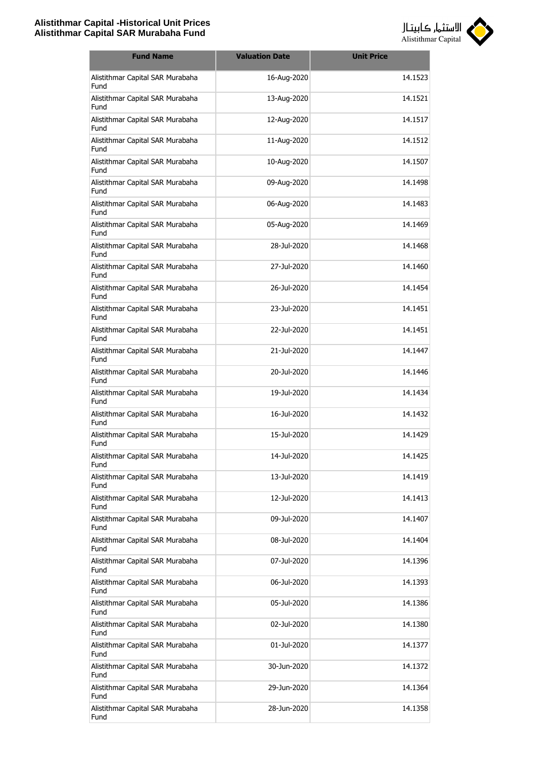| Fund Name | Valuation Date | Unit Price |
|---|---|---|
| Alistithmar Capital SAR Murabaha Fund | 16-Aug-2020 | 14.1523 |
| Alistithmar Capital SAR Murabaha Fund | 13-Aug-2020 | 14.1521 |
| Alistithmar Capital SAR Murabaha Fund | 12-Aug-2020 | 14.1517 |
| Alistithmar Capital SAR Murabaha Fund | 11-Aug-2020 | 14.1512 |
| Alistithmar Capital SAR Murabaha Fund | 10-Aug-2020 | 14.1507 |
| Alistithmar Capital SAR Murabaha Fund | 09-Aug-2020 | 14.1498 |
| Alistithmar Capital SAR Murabaha Fund | 06-Aug-2020 | 14.1483 |
| Alistithmar Capital SAR Murabaha Fund | 05-Aug-2020 | 14.1469 |
| Alistithmar Capital SAR Murabaha Fund | 28-Jul-2020 | 14.1468 |
| Alistithmar Capital SAR Murabaha Fund | 27-Jul-2020 | 14.1460 |
| Alistithmar Capital SAR Murabaha Fund | 26-Jul-2020 | 14.1454 |
| Alistithmar Capital SAR Murabaha Fund | 23-Jul-2020 | 14.1451 |
| Alistithmar Capital SAR Murabaha Fund | 22-Jul-2020 | 14.1451 |
| Alistithmar Capital SAR Murabaha Fund | 21-Jul-2020 | 14.1447 |
| Alistithmar Capital SAR Murabaha Fund | 20-Jul-2020 | 14.1446 |
| Alistithmar Capital SAR Murabaha Fund | 19-Jul-2020 | 14.1434 |
| Alistithmar Capital SAR Murabaha Fund | 16-Jul-2020 | 14.1432 |
| Alistithmar Capital SAR Murabaha Fund | 15-Jul-2020 | 14.1429 |
| Alistithmar Capital SAR Murabaha Fund | 14-Jul-2020 | 14.1425 |
| Alistithmar Capital SAR Murabaha Fund | 13-Jul-2020 | 14.1419 |
| Alistithmar Capital SAR Murabaha Fund | 12-Jul-2020 | 14.1413 |
| Alistithmar Capital SAR Murabaha Fund | 09-Jul-2020 | 14.1407 |
| Alistithmar Capital SAR Murabaha Fund | 08-Jul-2020 | 14.1404 |
| Alistithmar Capital SAR Murabaha Fund | 07-Jul-2020 | 14.1396 |
| Alistithmar Capital SAR Murabaha Fund | 06-Jul-2020 | 14.1393 |
| Alistithmar Capital SAR Murabaha Fund | 05-Jul-2020 | 14.1386 |
| Alistithmar Capital SAR Murabaha Fund | 02-Jul-2020 | 14.1380 |
| Alistithmar Capital SAR Murabaha Fund | 01-Jul-2020 | 14.1377 |
| Alistithmar Capital SAR Murabaha Fund | 30-Jun-2020 | 14.1372 |
| Alistithmar Capital SAR Murabaha Fund | 29-Jun-2020 | 14.1364 |
| Alistithmar Capital SAR Murabaha Fund | 28-Jun-2020 | 14.1358 |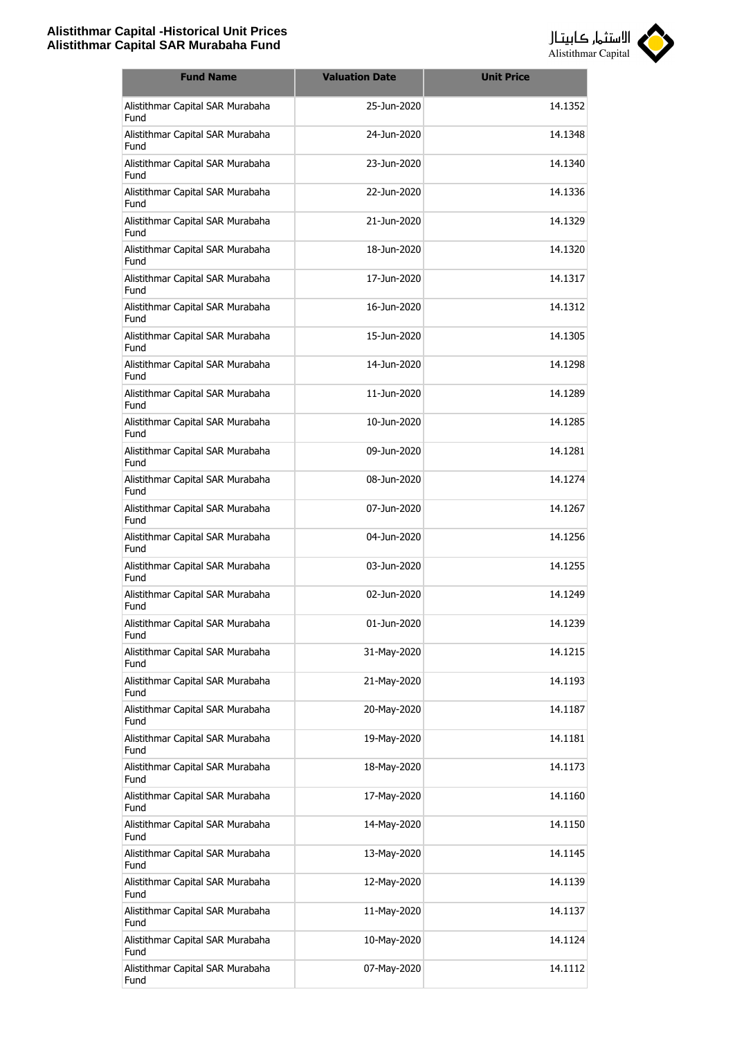| Fund Name | Valuation Date | Unit Price |
|---|---|---|
| Alistithmar Capital SAR Murabaha Fund | 25-Jun-2020 | 14.1352 |
| Alistithmar Capital SAR Murabaha Fund | 24-Jun-2020 | 14.1348 |
| Alistithmar Capital SAR Murabaha Fund | 23-Jun-2020 | 14.1340 |
| Alistithmar Capital SAR Murabaha Fund | 22-Jun-2020 | 14.1336 |
| Alistithmar Capital SAR Murabaha Fund | 21-Jun-2020 | 14.1329 |
| Alistithmar Capital SAR Murabaha Fund | 18-Jun-2020 | 14.1320 |
| Alistithmar Capital SAR Murabaha Fund | 17-Jun-2020 | 14.1317 |
| Alistithmar Capital SAR Murabaha Fund | 16-Jun-2020 | 14.1312 |
| Alistithmar Capital SAR Murabaha Fund | 15-Jun-2020 | 14.1305 |
| Alistithmar Capital SAR Murabaha Fund | 14-Jun-2020 | 14.1298 |
| Alistithmar Capital SAR Murabaha Fund | 11-Jun-2020 | 14.1289 |
| Alistithmar Capital SAR Murabaha Fund | 10-Jun-2020 | 14.1285 |
| Alistithmar Capital SAR Murabaha Fund | 09-Jun-2020 | 14.1281 |
| Alistithmar Capital SAR Murabaha Fund | 08-Jun-2020 | 14.1274 |
| Alistithmar Capital SAR Murabaha Fund | 07-Jun-2020 | 14.1267 |
| Alistithmar Capital SAR Murabaha Fund | 04-Jun-2020 | 14.1256 |
| Alistithmar Capital SAR Murabaha Fund | 03-Jun-2020 | 14.1255 |
| Alistithmar Capital SAR Murabaha Fund | 02-Jun-2020 | 14.1249 |
| Alistithmar Capital SAR Murabaha Fund | 01-Jun-2020 | 14.1239 |
| Alistithmar Capital SAR Murabaha Fund | 31-May-2020 | 14.1215 |
| Alistithmar Capital SAR Murabaha Fund | 21-May-2020 | 14.1193 |
| Alistithmar Capital SAR Murabaha Fund | 20-May-2020 | 14.1187 |
| Alistithmar Capital SAR Murabaha Fund | 19-May-2020 | 14.1181 |
| Alistithmar Capital SAR Murabaha Fund | 18-May-2020 | 14.1173 |
| Alistithmar Capital SAR Murabaha Fund | 17-May-2020 | 14.1160 |
| Alistithmar Capital SAR Murabaha Fund | 14-May-2020 | 14.1150 |
| Alistithmar Capital SAR Murabaha Fund | 13-May-2020 | 14.1145 |
| Alistithmar Capital SAR Murabaha Fund | 12-May-2020 | 14.1139 |
| Alistithmar Capital SAR Murabaha Fund | 11-May-2020 | 14.1137 |
| Alistithmar Capital SAR Murabaha Fund | 10-May-2020 | 14.1124 |
| Alistithmar Capital SAR Murabaha Fund | 07-May-2020 | 14.1112 |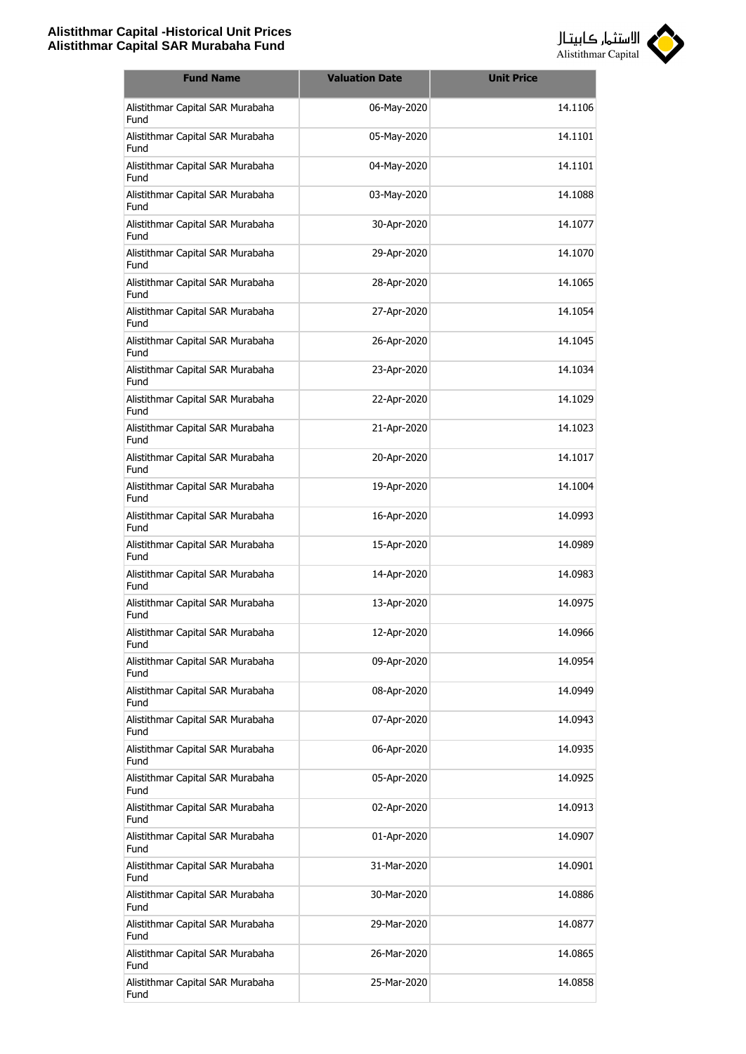| Fund Name | Valuation Date | Unit Price |
|---|---|---|
| Alistithmar Capital SAR Murabaha Fund | 06-May-2020 | 14.1106 |
| Alistithmar Capital SAR Murabaha Fund | 05-May-2020 | 14.1101 |
| Alistithmar Capital SAR Murabaha Fund | 04-May-2020 | 14.1101 |
| Alistithmar Capital SAR Murabaha Fund | 03-May-2020 | 14.1088 |
| Alistithmar Capital SAR Murabaha Fund | 30-Apr-2020 | 14.1077 |
| Alistithmar Capital SAR Murabaha Fund | 29-Apr-2020 | 14.1070 |
| Alistithmar Capital SAR Murabaha Fund | 28-Apr-2020 | 14.1065 |
| Alistithmar Capital SAR Murabaha Fund | 27-Apr-2020 | 14.1054 |
| Alistithmar Capital SAR Murabaha Fund | 26-Apr-2020 | 14.1045 |
| Alistithmar Capital SAR Murabaha Fund | 23-Apr-2020 | 14.1034 |
| Alistithmar Capital SAR Murabaha Fund | 22-Apr-2020 | 14.1029 |
| Alistithmar Capital SAR Murabaha Fund | 21-Apr-2020 | 14.1023 |
| Alistithmar Capital SAR Murabaha Fund | 20-Apr-2020 | 14.1017 |
| Alistithmar Capital SAR Murabaha Fund | 19-Apr-2020 | 14.1004 |
| Alistithmar Capital SAR Murabaha Fund | 16-Apr-2020 | 14.0993 |
| Alistithmar Capital SAR Murabaha Fund | 15-Apr-2020 | 14.0989 |
| Alistithmar Capital SAR Murabaha Fund | 14-Apr-2020 | 14.0983 |
| Alistithmar Capital SAR Murabaha Fund | 13-Apr-2020 | 14.0975 |
| Alistithmar Capital SAR Murabaha Fund | 12-Apr-2020 | 14.0966 |
| Alistithmar Capital SAR Murabaha Fund | 09-Apr-2020 | 14.0954 |
| Alistithmar Capital SAR Murabaha Fund | 08-Apr-2020 | 14.0949 |
| Alistithmar Capital SAR Murabaha Fund | 07-Apr-2020 | 14.0943 |
| Alistithmar Capital SAR Murabaha Fund | 06-Apr-2020 | 14.0935 |
| Alistithmar Capital SAR Murabaha Fund | 05-Apr-2020 | 14.0925 |
| Alistithmar Capital SAR Murabaha Fund | 02-Apr-2020 | 14.0913 |
| Alistithmar Capital SAR Murabaha Fund | 01-Apr-2020 | 14.0907 |
| Alistithmar Capital SAR Murabaha Fund | 31-Mar-2020 | 14.0901 |
| Alistithmar Capital SAR Murabaha Fund | 30-Mar-2020 | 14.0886 |
| Alistithmar Capital SAR Murabaha Fund | 29-Mar-2020 | 14.0877 |
| Alistithmar Capital SAR Murabaha Fund | 26-Mar-2020 | 14.0865 |
| Alistithmar Capital SAR Murabaha Fund | 25-Mar-2020 | 14.0858 |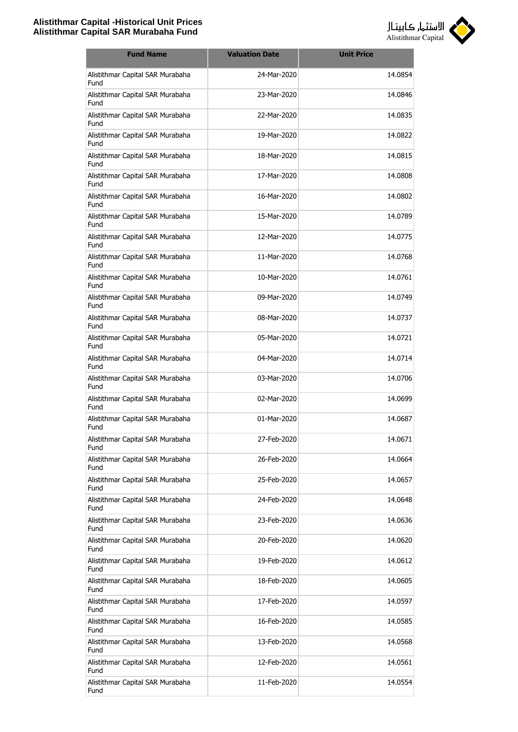| Fund Name | Valuation Date | Unit Price |
|---|---|---|
| Alistithmar Capital SAR Murabaha Fund | 24-Mar-2020 | 14.0854 |
| Alistithmar Capital SAR Murabaha Fund | 23-Mar-2020 | 14.0846 |
| Alistithmar Capital SAR Murabaha Fund | 22-Mar-2020 | 14.0835 |
| Alistithmar Capital SAR Murabaha Fund | 19-Mar-2020 | 14.0822 |
| Alistithmar Capital SAR Murabaha Fund | 18-Mar-2020 | 14.0815 |
| Alistithmar Capital SAR Murabaha Fund | 17-Mar-2020 | 14.0808 |
| Alistithmar Capital SAR Murabaha Fund | 16-Mar-2020 | 14.0802 |
| Alistithmar Capital SAR Murabaha Fund | 15-Mar-2020 | 14.0789 |
| Alistithmar Capital SAR Murabaha Fund | 12-Mar-2020 | 14.0775 |
| Alistithmar Capital SAR Murabaha Fund | 11-Mar-2020 | 14.0768 |
| Alistithmar Capital SAR Murabaha Fund | 10-Mar-2020 | 14.0761 |
| Alistithmar Capital SAR Murabaha Fund | 09-Mar-2020 | 14.0749 |
| Alistithmar Capital SAR Murabaha Fund | 08-Mar-2020 | 14.0737 |
| Alistithmar Capital SAR Murabaha Fund | 05-Mar-2020 | 14.0721 |
| Alistithmar Capital SAR Murabaha Fund | 04-Mar-2020 | 14.0714 |
| Alistithmar Capital SAR Murabaha Fund | 03-Mar-2020 | 14.0706 |
| Alistithmar Capital SAR Murabaha Fund | 02-Mar-2020 | 14.0699 |
| Alistithmar Capital SAR Murabaha Fund | 01-Mar-2020 | 14.0687 |
| Alistithmar Capital SAR Murabaha Fund | 27-Feb-2020 | 14.0671 |
| Alistithmar Capital SAR Murabaha Fund | 26-Feb-2020 | 14.0664 |
| Alistithmar Capital SAR Murabaha Fund | 25-Feb-2020 | 14.0657 |
| Alistithmar Capital SAR Murabaha Fund | 24-Feb-2020 | 14.0648 |
| Alistithmar Capital SAR Murabaha Fund | 23-Feb-2020 | 14.0636 |
| Alistithmar Capital SAR Murabaha Fund | 20-Feb-2020 | 14.0620 |
| Alistithmar Capital SAR Murabaha Fund | 19-Feb-2020 | 14.0612 |
| Alistithmar Capital SAR Murabaha Fund | 18-Feb-2020 | 14.0605 |
| Alistithmar Capital SAR Murabaha Fund | 17-Feb-2020 | 14.0597 |
| Alistithmar Capital SAR Murabaha Fund | 16-Feb-2020 | 14.0585 |
| Alistithmar Capital SAR Murabaha Fund | 13-Feb-2020 | 14.0568 |
| Alistithmar Capital SAR Murabaha Fund | 12-Feb-2020 | 14.0561 |
| Alistithmar Capital SAR Murabaha Fund | 11-Feb-2020 | 14.0554 |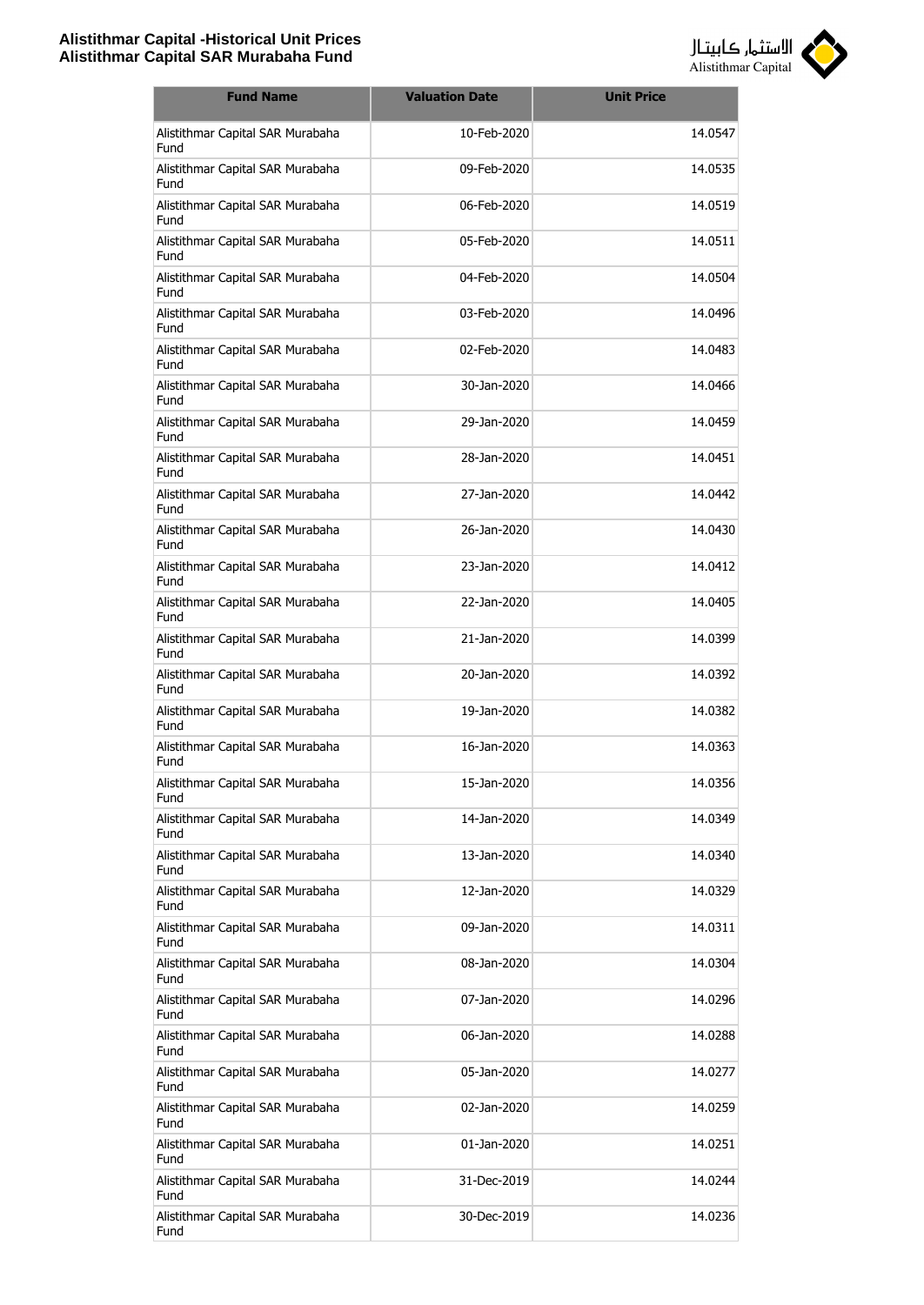| Fund Name | Valuation Date | Unit Price |
|---|---|---|
| Alistithmar Capital SAR Murabaha Fund | 10-Feb-2020 | 14.0547 |
| Alistithmar Capital SAR Murabaha Fund | 09-Feb-2020 | 14.0535 |
| Alistithmar Capital SAR Murabaha Fund | 06-Feb-2020 | 14.0519 |
| Alistithmar Capital SAR Murabaha Fund | 05-Feb-2020 | 14.0511 |
| Alistithmar Capital SAR Murabaha Fund | 04-Feb-2020 | 14.0504 |
| Alistithmar Capital SAR Murabaha Fund | 03-Feb-2020 | 14.0496 |
| Alistithmar Capital SAR Murabaha Fund | 02-Feb-2020 | 14.0483 |
| Alistithmar Capital SAR Murabaha Fund | 30-Jan-2020 | 14.0466 |
| Alistithmar Capital SAR Murabaha Fund | 29-Jan-2020 | 14.0459 |
| Alistithmar Capital SAR Murabaha Fund | 28-Jan-2020 | 14.0451 |
| Alistithmar Capital SAR Murabaha Fund | 27-Jan-2020 | 14.0442 |
| Alistithmar Capital SAR Murabaha Fund | 26-Jan-2020 | 14.0430 |
| Alistithmar Capital SAR Murabaha Fund | 23-Jan-2020 | 14.0412 |
| Alistithmar Capital SAR Murabaha Fund | 22-Jan-2020 | 14.0405 |
| Alistithmar Capital SAR Murabaha Fund | 21-Jan-2020 | 14.0399 |
| Alistithmar Capital SAR Murabaha Fund | 20-Jan-2020 | 14.0392 |
| Alistithmar Capital SAR Murabaha Fund | 19-Jan-2020 | 14.0382 |
| Alistithmar Capital SAR Murabaha Fund | 16-Jan-2020 | 14.0363 |
| Alistithmar Capital SAR Murabaha Fund | 15-Jan-2020 | 14.0356 |
| Alistithmar Capital SAR Murabaha Fund | 14-Jan-2020 | 14.0349 |
| Alistithmar Capital SAR Murabaha Fund | 13-Jan-2020 | 14.0340 |
| Alistithmar Capital SAR Murabaha Fund | 12-Jan-2020 | 14.0329 |
| Alistithmar Capital SAR Murabaha Fund | 09-Jan-2020 | 14.0311 |
| Alistithmar Capital SAR Murabaha Fund | 08-Jan-2020 | 14.0304 |
| Alistithmar Capital SAR Murabaha Fund | 07-Jan-2020 | 14.0296 |
| Alistithmar Capital SAR Murabaha Fund | 06-Jan-2020 | 14.0288 |
| Alistithmar Capital SAR Murabaha Fund | 05-Jan-2020 | 14.0277 |
| Alistithmar Capital SAR Murabaha Fund | 02-Jan-2020 | 14.0259 |
| Alistithmar Capital SAR Murabaha Fund | 01-Jan-2020 | 14.0251 |
| Alistithmar Capital SAR Murabaha Fund | 31-Dec-2019 | 14.0244 |
| Alistithmar Capital SAR Murabaha Fund | 30-Dec-2019 | 14.0236 |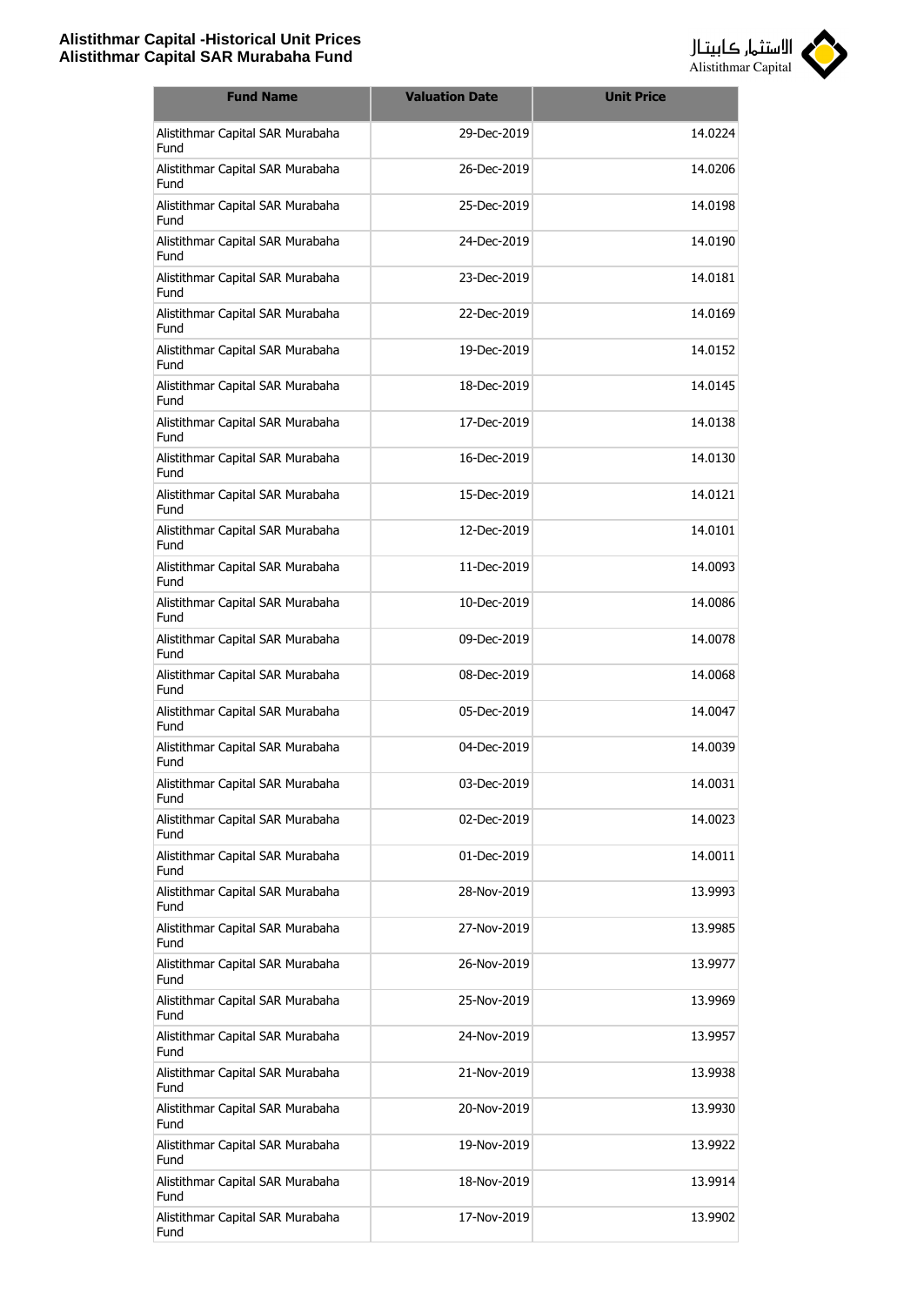| Fund Name | Valuation Date | Unit Price |
|---|---|---|
| Alistithmar Capital SAR Murabaha Fund | 29-Dec-2019 | 14.0224 |
| Alistithmar Capital SAR Murabaha Fund | 26-Dec-2019 | 14.0206 |
| Alistithmar Capital SAR Murabaha Fund | 25-Dec-2019 | 14.0198 |
| Alistithmar Capital SAR Murabaha Fund | 24-Dec-2019 | 14.0190 |
| Alistithmar Capital SAR Murabaha Fund | 23-Dec-2019 | 14.0181 |
| Alistithmar Capital SAR Murabaha Fund | 22-Dec-2019 | 14.0169 |
| Alistithmar Capital SAR Murabaha Fund | 19-Dec-2019 | 14.0152 |
| Alistithmar Capital SAR Murabaha Fund | 18-Dec-2019 | 14.0145 |
| Alistithmar Capital SAR Murabaha Fund | 17-Dec-2019 | 14.0138 |
| Alistithmar Capital SAR Murabaha Fund | 16-Dec-2019 | 14.0130 |
| Alistithmar Capital SAR Murabaha Fund | 15-Dec-2019 | 14.0121 |
| Alistithmar Capital SAR Murabaha Fund | 12-Dec-2019 | 14.0101 |
| Alistithmar Capital SAR Murabaha Fund | 11-Dec-2019 | 14.0093 |
| Alistithmar Capital SAR Murabaha Fund | 10-Dec-2019 | 14.0086 |
| Alistithmar Capital SAR Murabaha Fund | 09-Dec-2019 | 14.0078 |
| Alistithmar Capital SAR Murabaha Fund | 08-Dec-2019 | 14.0068 |
| Alistithmar Capital SAR Murabaha Fund | 05-Dec-2019 | 14.0047 |
| Alistithmar Capital SAR Murabaha Fund | 04-Dec-2019 | 14.0039 |
| Alistithmar Capital SAR Murabaha Fund | 03-Dec-2019 | 14.0031 |
| Alistithmar Capital SAR Murabaha Fund | 02-Dec-2019 | 14.0023 |
| Alistithmar Capital SAR Murabaha Fund | 01-Dec-2019 | 14.0011 |
| Alistithmar Capital SAR Murabaha Fund | 28-Nov-2019 | 13.9993 |
| Alistithmar Capital SAR Murabaha Fund | 27-Nov-2019 | 13.9985 |
| Alistithmar Capital SAR Murabaha Fund | 26-Nov-2019 | 13.9977 |
| Alistithmar Capital SAR Murabaha Fund | 25-Nov-2019 | 13.9969 |
| Alistithmar Capital SAR Murabaha Fund | 24-Nov-2019 | 13.9957 |
| Alistithmar Capital SAR Murabaha Fund | 21-Nov-2019 | 13.9938 |
| Alistithmar Capital SAR Murabaha Fund | 20-Nov-2019 | 13.9930 |
| Alistithmar Capital SAR Murabaha Fund | 19-Nov-2019 | 13.9922 |
| Alistithmar Capital SAR Murabaha Fund | 18-Nov-2019 | 13.9914 |
| Alistithmar Capital SAR Murabaha Fund | 17-Nov-2019 | 13.9902 |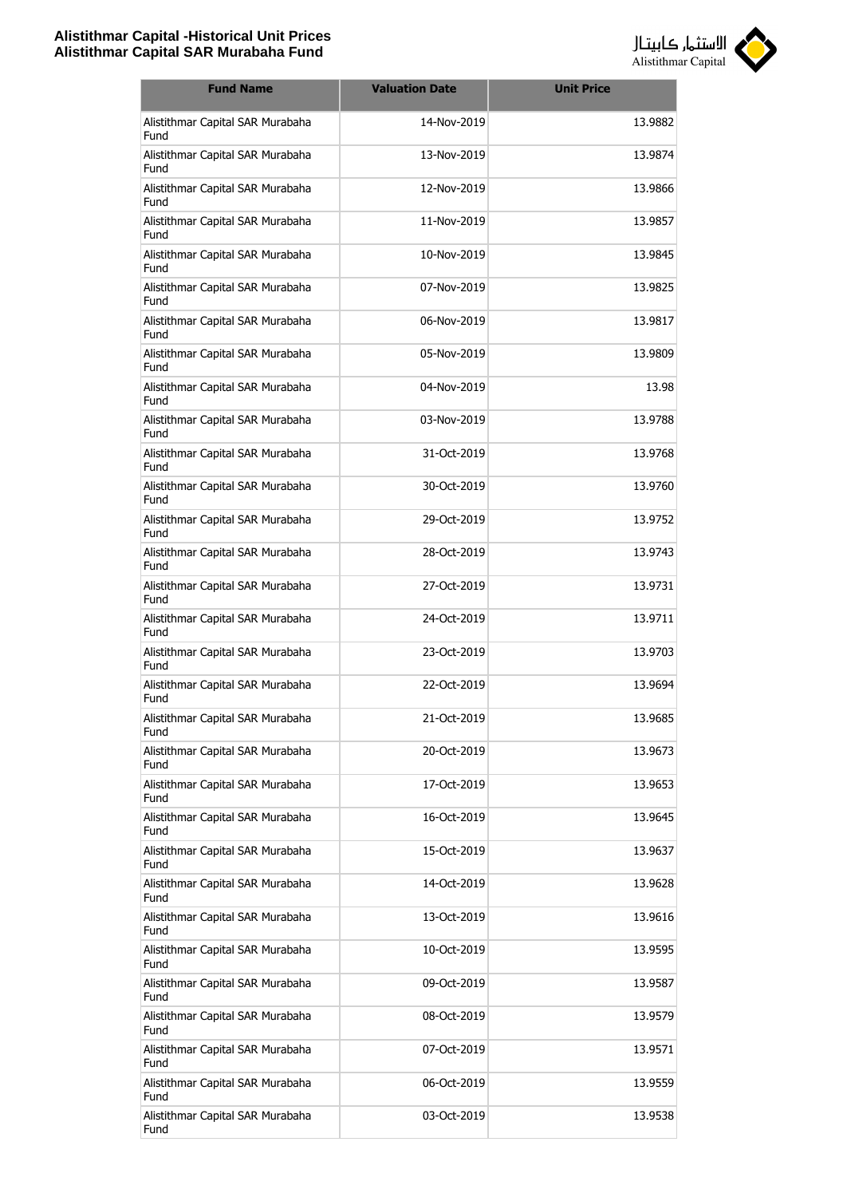# Alistithmar Capital -Historical Unit Prices
## Alistithmar Capital SAR Murabaha Fund

| Fund Name | Valuation Date | Unit Price |
|---|---|---|
| Alistithmar Capital SAR Murabaha Fund | 14-Nov-2019 | 13.9882 |
| Alistithmar Capital SAR Murabaha Fund | 13-Nov-2019 | 13.9874 |
| Alistithmar Capital SAR Murabaha Fund | 12-Nov-2019 | 13.9866 |
| Alistithmar Capital SAR Murabaha Fund | 11-Nov-2019 | 13.9857 |
| Alistithmar Capital SAR Murabaha Fund | 10-Nov-2019 | 13.9845 |
| Alistithmar Capital SAR Murabaha Fund | 07-Nov-2019 | 13.9825 |
| Alistithmar Capital SAR Murabaha Fund | 06-Nov-2019 | 13.9817 |
| Alistithmar Capital SAR Murabaha Fund | 05-Nov-2019 | 13.9809 |
| Alistithmar Capital SAR Murabaha Fund | 04-Nov-2019 | 13.98 |
| Alistithmar Capital SAR Murabaha Fund | 03-Nov-2019 | 13.9788 |
| Alistithmar Capital SAR Murabaha Fund | 31-Oct-2019 | 13.9768 |
| Alistithmar Capital SAR Murabaha Fund | 30-Oct-2019 | 13.9760 |
| Alistithmar Capital SAR Murabaha Fund | 29-Oct-2019 | 13.9752 |
| Alistithmar Capital SAR Murabaha Fund | 28-Oct-2019 | 13.9743 |
| Alistithmar Capital SAR Murabaha Fund | 27-Oct-2019 | 13.9731 |
| Alistithmar Capital SAR Murabaha Fund | 24-Oct-2019 | 13.9711 |
| Alistithmar Capital SAR Murabaha Fund | 23-Oct-2019 | 13.9703 |
| Alistithmar Capital SAR Murabaha Fund | 22-Oct-2019 | 13.9694 |
| Alistithmar Capital SAR Murabaha Fund | 21-Oct-2019 | 13.9685 |
| Alistithmar Capital SAR Murabaha Fund | 20-Oct-2019 | 13.9673 |
| Alistithmar Capital SAR Murabaha Fund | 17-Oct-2019 | 13.9653 |
| Alistithmar Capital SAR Murabaha Fund | 16-Oct-2019 | 13.9645 |
| Alistithmar Capital SAR Murabaha Fund | 15-Oct-2019 | 13.9637 |
| Alistithmar Capital SAR Murabaha Fund | 14-Oct-2019 | 13.9628 |
| Alistithmar Capital SAR Murabaha Fund | 13-Oct-2019 | 13.9616 |
| Alistithmar Capital SAR Murabaha Fund | 10-Oct-2019 | 13.9595 |
| Alistithmar Capital SAR Murabaha Fund | 09-Oct-2019 | 13.9587 |
| Alistithmar Capital SAR Murabaha Fund | 08-Oct-2019 | 13.9579 |
| Alistithmar Capital SAR Murabaha Fund | 07-Oct-2019 | 13.9571 |
| Alistithmar Capital SAR Murabaha Fund | 06-Oct-2019 | 13.9559 |
| Alistithmar Capital SAR Murabaha Fund | 03-Oct-2019 | 13.9538 |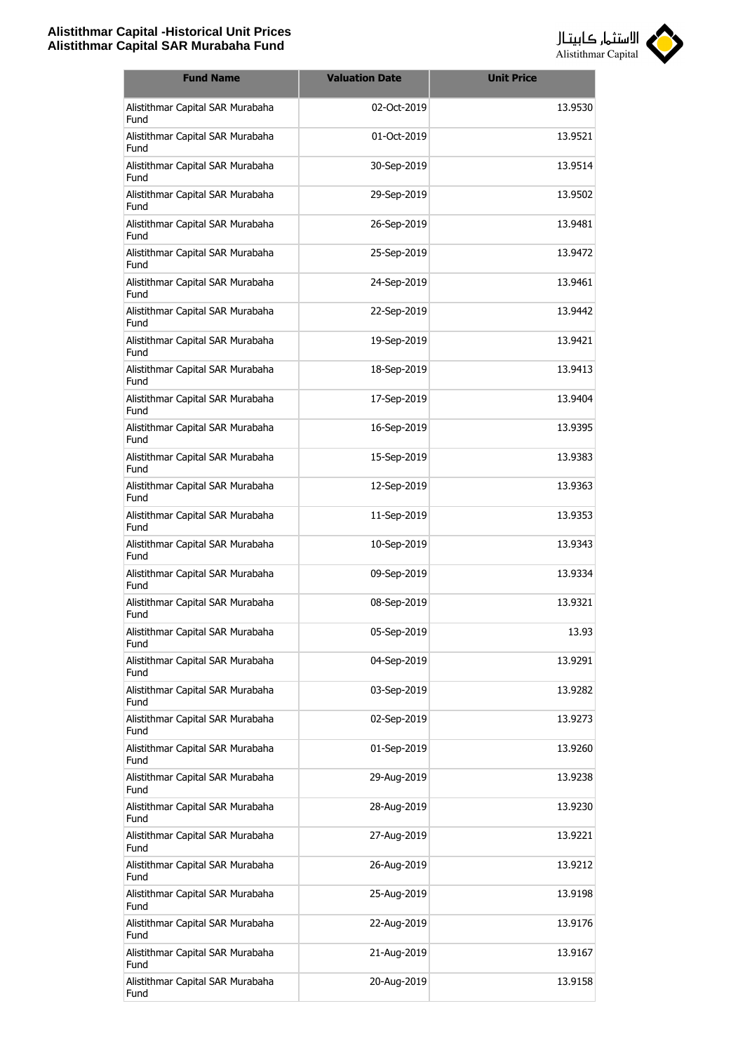| Fund Name | Valuation Date | Unit Price |
| --- | --- | --- |
| Alistithmar Capital SAR Murabaha Fund | 02-Oct-2019 | 13.9530 |
| Alistithmar Capital SAR Murabaha Fund | 01-Oct-2019 | 13.9521 |
| Alistithmar Capital SAR Murabaha Fund | 30-Sep-2019 | 13.9514 |
| Alistithmar Capital SAR Murabaha Fund | 29-Sep-2019 | 13.9502 |
| Alistithmar Capital SAR Murabaha Fund | 26-Sep-2019 | 13.9481 |
| Alistithmar Capital SAR Murabaha Fund | 25-Sep-2019 | 13.9472 |
| Alistithmar Capital SAR Murabaha Fund | 24-Sep-2019 | 13.9461 |
| Alistithmar Capital SAR Murabaha Fund | 22-Sep-2019 | 13.9442 |
| Alistithmar Capital SAR Murabaha Fund | 19-Sep-2019 | 13.9421 |
| Alistithmar Capital SAR Murabaha Fund | 18-Sep-2019 | 13.9413 |
| Alistithmar Capital SAR Murabaha Fund | 17-Sep-2019 | 13.9404 |
| Alistithmar Capital SAR Murabaha Fund | 16-Sep-2019 | 13.9395 |
| Alistithmar Capital SAR Murabaha Fund | 15-Sep-2019 | 13.9383 |
| Alistithmar Capital SAR Murabaha Fund | 12-Sep-2019 | 13.9363 |
| Alistithmar Capital SAR Murabaha Fund | 11-Sep-2019 | 13.9353 |
| Alistithmar Capital SAR Murabaha Fund | 10-Sep-2019 | 13.9343 |
| Alistithmar Capital SAR Murabaha Fund | 09-Sep-2019 | 13.9334 |
| Alistithmar Capital SAR Murabaha Fund | 08-Sep-2019 | 13.9321 |
| Alistithmar Capital SAR Murabaha Fund | 05-Sep-2019 | 13.93 |
| Alistithmar Capital SAR Murabaha Fund | 04-Sep-2019 | 13.9291 |
| Alistithmar Capital SAR Murabaha Fund | 03-Sep-2019 | 13.9282 |
| Alistithmar Capital SAR Murabaha Fund | 02-Sep-2019 | 13.9273 |
| Alistithmar Capital SAR Murabaha Fund | 01-Sep-2019 | 13.9260 |
| Alistithmar Capital SAR Murabaha Fund | 29-Aug-2019 | 13.9238 |
| Alistithmar Capital SAR Murabaha Fund | 28-Aug-2019 | 13.9230 |
| Alistithmar Capital SAR Murabaha Fund | 27-Aug-2019 | 13.9221 |
| Alistithmar Capital SAR Murabaha Fund | 26-Aug-2019 | 13.9212 |
| Alistithmar Capital SAR Murabaha Fund | 25-Aug-2019 | 13.9198 |
| Alistithmar Capital SAR Murabaha Fund | 22-Aug-2019 | 13.9176 |
| Alistithmar Capital SAR Murabaha Fund | 21-Aug-2019 | 13.9167 |
| Alistithmar Capital SAR Murabaha Fund | 20-Aug-2019 | 13.9158 |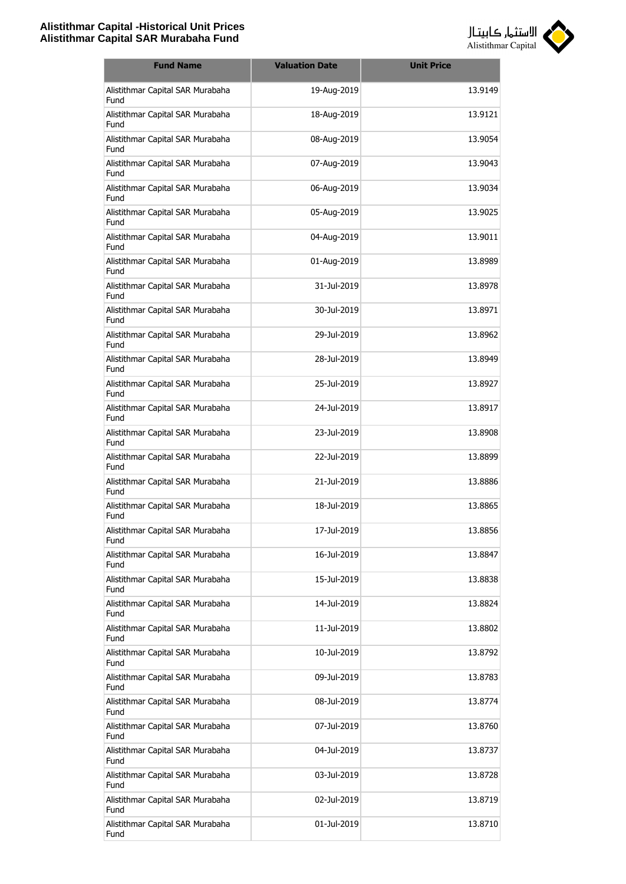| Fund Name | Valuation Date | Unit Price |
|---|---|---|
| Alistithmar Capital SAR Murabaha Fund | 19-Aug-2019 | 13.9149 |
| Alistithmar Capital SAR Murabaha Fund | 18-Aug-2019 | 13.9121 |
| Alistithmar Capital SAR Murabaha Fund | 08-Aug-2019 | 13.9054 |
| Alistithmar Capital SAR Murabaha Fund | 07-Aug-2019 | 13.9043 |
| Alistithmar Capital SAR Murabaha Fund | 06-Aug-2019 | 13.9034 |
| Alistithmar Capital SAR Murabaha Fund | 05-Aug-2019 | 13.9025 |
| Alistithmar Capital SAR Murabaha Fund | 04-Aug-2019 | 13.9011 |
| Alistithmar Capital SAR Murabaha Fund | 01-Aug-2019 | 13.8989 |
| Alistithmar Capital SAR Murabaha Fund | 31-Jul-2019 | 13.8978 |
| Alistithmar Capital SAR Murabaha Fund | 30-Jul-2019 | 13.8971 |
| Alistithmar Capital SAR Murabaha Fund | 29-Jul-2019 | 13.8962 |
| Alistithmar Capital SAR Murabaha Fund | 28-Jul-2019 | 13.8949 |
| Alistithmar Capital SAR Murabaha Fund | 25-Jul-2019 | 13.8927 |
| Alistithmar Capital SAR Murabaha Fund | 24-Jul-2019 | 13.8917 |
| Alistithmar Capital SAR Murabaha Fund | 23-Jul-2019 | 13.8908 |
| Alistithmar Capital SAR Murabaha Fund | 22-Jul-2019 | 13.8899 |
| Alistithmar Capital SAR Murabaha Fund | 21-Jul-2019 | 13.8886 |
| Alistithmar Capital SAR Murabaha Fund | 18-Jul-2019 | 13.8865 |
| Alistithmar Capital SAR Murabaha Fund | 17-Jul-2019 | 13.8856 |
| Alistithmar Capital SAR Murabaha Fund | 16-Jul-2019 | 13.8847 |
| Alistithmar Capital SAR Murabaha Fund | 15-Jul-2019 | 13.8838 |
| Alistithmar Capital SAR Murabaha Fund | 14-Jul-2019 | 13.8824 |
| Alistithmar Capital SAR Murabaha Fund | 11-Jul-2019 | 13.8802 |
| Alistithmar Capital SAR Murabaha Fund | 10-Jul-2019 | 13.8792 |
| Alistithmar Capital SAR Murabaha Fund | 09-Jul-2019 | 13.8783 |
| Alistithmar Capital SAR Murabaha Fund | 08-Jul-2019 | 13.8774 |
| Alistithmar Capital SAR Murabaha Fund | 07-Jul-2019 | 13.8760 |
| Alistithmar Capital SAR Murabaha Fund | 04-Jul-2019 | 13.8737 |
| Alistithmar Capital SAR Murabaha Fund | 03-Jul-2019 | 13.8728 |
| Alistithmar Capital SAR Murabaha Fund | 02-Jul-2019 | 13.8719 |
| Alistithmar Capital SAR Murabaha Fund | 01-Jul-2019 | 13.8710 |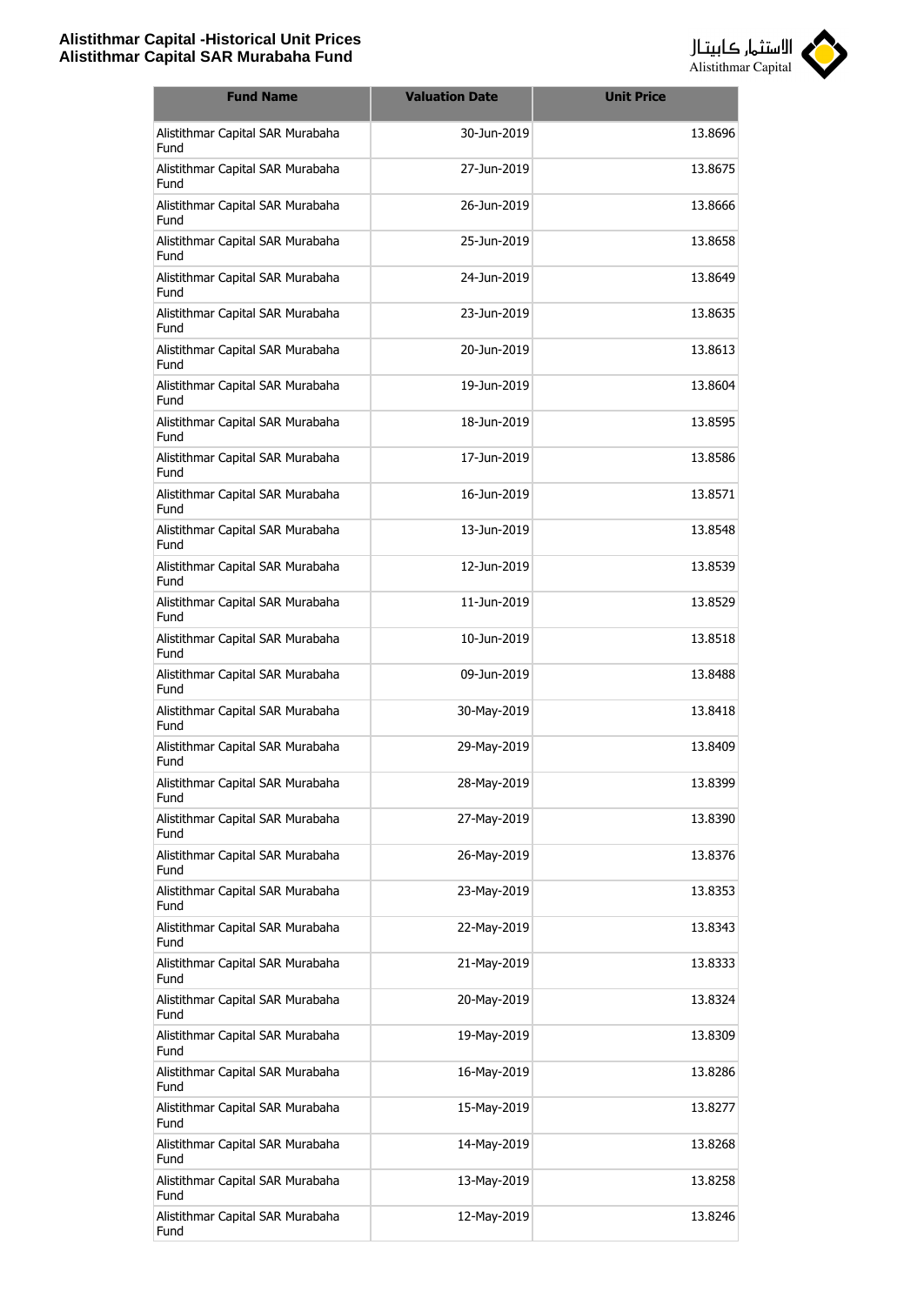| Fund Name | Valuation Date | Unit Price |
|---|---|---|
| Alistithmar Capital SAR Murabaha Fund | 30-Jun-2019 | 13.8696 |
| Alistithmar Capital SAR Murabaha Fund | 27-Jun-2019 | 13.8675 |
| Alistithmar Capital SAR Murabaha Fund | 26-Jun-2019 | 13.8666 |
| Alistithmar Capital SAR Murabaha Fund | 25-Jun-2019 | 13.8658 |
| Alistithmar Capital SAR Murabaha Fund | 24-Jun-2019 | 13.8649 |
| Alistithmar Capital SAR Murabaha Fund | 23-Jun-2019 | 13.8635 |
| Alistithmar Capital SAR Murabaha Fund | 20-Jun-2019 | 13.8613 |
| Alistithmar Capital SAR Murabaha Fund | 19-Jun-2019 | 13.8604 |
| Alistithmar Capital SAR Murabaha Fund | 18-Jun-2019 | 13.8595 |
| Alistithmar Capital SAR Murabaha Fund | 17-Jun-2019 | 13.8586 |
| Alistithmar Capital SAR Murabaha Fund | 16-Jun-2019 | 13.8571 |
| Alistithmar Capital SAR Murabaha Fund | 13-Jun-2019 | 13.8548 |
| Alistithmar Capital SAR Murabaha Fund | 12-Jun-2019 | 13.8539 |
| Alistithmar Capital SAR Murabaha Fund | 11-Jun-2019 | 13.8529 |
| Alistithmar Capital SAR Murabaha Fund | 10-Jun-2019 | 13.8518 |
| Alistithmar Capital SAR Murabaha Fund | 09-Jun-2019 | 13.8488 |
| Alistithmar Capital SAR Murabaha Fund | 30-May-2019 | 13.8418 |
| Alistithmar Capital SAR Murabaha Fund | 29-May-2019 | 13.8409 |
| Alistithmar Capital SAR Murabaha Fund | 28-May-2019 | 13.8399 |
| Alistithmar Capital SAR Murabaha Fund | 27-May-2019 | 13.8390 |
| Alistithmar Capital SAR Murabaha Fund | 26-May-2019 | 13.8376 |
| Alistithmar Capital SAR Murabaha Fund | 23-May-2019 | 13.8353 |
| Alistithmar Capital SAR Murabaha Fund | 22-May-2019 | 13.8343 |
| Alistithmar Capital SAR Murabaha Fund | 21-May-2019 | 13.8333 |
| Alistithmar Capital SAR Murabaha Fund | 20-May-2019 | 13.8324 |
| Alistithmar Capital SAR Murabaha Fund | 19-May-2019 | 13.8309 |
| Alistithmar Capital SAR Murabaha Fund | 16-May-2019 | 13.8286 |
| Alistithmar Capital SAR Murabaha Fund | 15-May-2019 | 13.8277 |
| Alistithmar Capital SAR Murabaha Fund | 14-May-2019 | 13.8268 |
| Alistithmar Capital SAR Murabaha Fund | 13-May-2019 | 13.8258 |
| Alistithmar Capital SAR Murabaha Fund | 12-May-2019 | 13.8246 |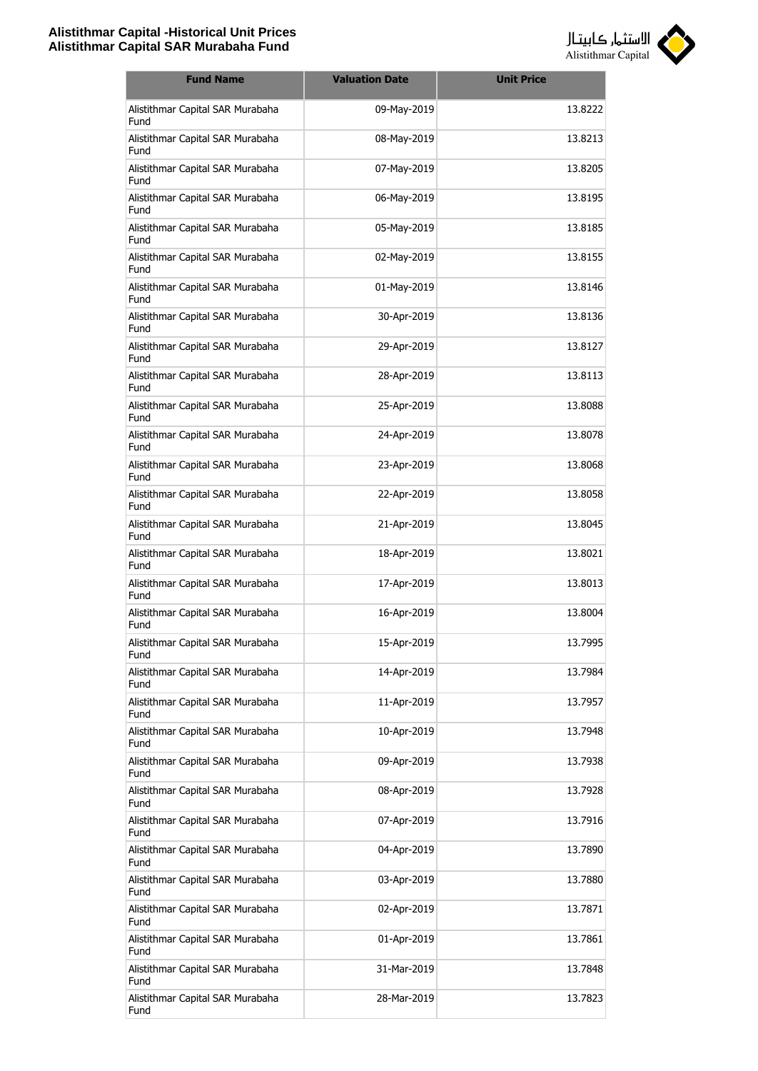| Fund Name | Valuation Date | Unit Price |
|---|---|---|
| Alistithmar Capital SAR Murabaha Fund | 09-May-2019 | 13.8222 |
| Alistithmar Capital SAR Murabaha Fund | 08-May-2019 | 13.8213 |
| Alistithmar Capital SAR Murabaha Fund | 07-May-2019 | 13.8205 |
| Alistithmar Capital SAR Murabaha Fund | 06-May-2019 | 13.8195 |
| Alistithmar Capital SAR Murabaha Fund | 05-May-2019 | 13.8185 |
| Alistithmar Capital SAR Murabaha Fund | 02-May-2019 | 13.8155 |
| Alistithmar Capital SAR Murabaha Fund | 01-May-2019 | 13.8146 |
| Alistithmar Capital SAR Murabaha Fund | 30-Apr-2019 | 13.8136 |
| Alistithmar Capital SAR Murabaha Fund | 29-Apr-2019 | 13.8127 |
| Alistithmar Capital SAR Murabaha Fund | 28-Apr-2019 | 13.8113 |
| Alistithmar Capital SAR Murabaha Fund | 25-Apr-2019 | 13.8088 |
| Alistithmar Capital SAR Murabaha Fund | 24-Apr-2019 | 13.8078 |
| Alistithmar Capital SAR Murabaha Fund | 23-Apr-2019 | 13.8068 |
| Alistithmar Capital SAR Murabaha Fund | 22-Apr-2019 | 13.8058 |
| Alistithmar Capital SAR Murabaha Fund | 21-Apr-2019 | 13.8045 |
| Alistithmar Capital SAR Murabaha Fund | 18-Apr-2019 | 13.8021 |
| Alistithmar Capital SAR Murabaha Fund | 17-Apr-2019 | 13.8013 |
| Alistithmar Capital SAR Murabaha Fund | 16-Apr-2019 | 13.8004 |
| Alistithmar Capital SAR Murabaha Fund | 15-Apr-2019 | 13.7995 |
| Alistithmar Capital SAR Murabaha Fund | 14-Apr-2019 | 13.7984 |
| Alistithmar Capital SAR Murabaha Fund | 11-Apr-2019 | 13.7957 |
| Alistithmar Capital SAR Murabaha Fund | 10-Apr-2019 | 13.7948 |
| Alistithmar Capital SAR Murabaha Fund | 09-Apr-2019 | 13.7938 |
| Alistithmar Capital SAR Murabaha Fund | 08-Apr-2019 | 13.7928 |
| Alistithmar Capital SAR Murabaha Fund | 07-Apr-2019 | 13.7916 |
| Alistithmar Capital SAR Murabaha Fund | 04-Apr-2019 | 13.7890 |
| Alistithmar Capital SAR Murabaha Fund | 03-Apr-2019 | 13.7880 |
| Alistithmar Capital SAR Murabaha Fund | 02-Apr-2019 | 13.7871 |
| Alistithmar Capital SAR Murabaha Fund | 01-Apr-2019 | 13.7861 |
| Alistithmar Capital SAR Murabaha Fund | 31-Mar-2019 | 13.7848 |
| Alistithmar Capital SAR Murabaha Fund | 28-Mar-2019 | 13.7823 |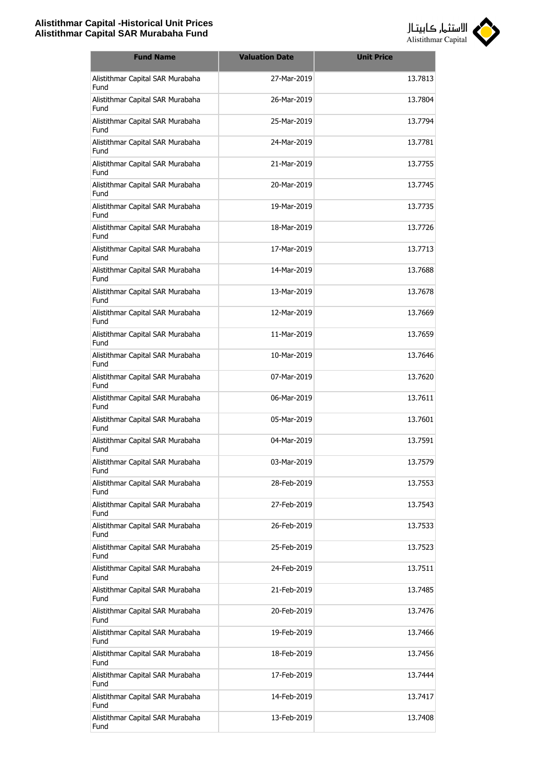| Fund Name | Valuation Date | Unit Price |
|---|---|---|
| Alistithmar Capital SAR Murabaha Fund | 27-Mar-2019 | 13.7813 |
| Alistithmar Capital SAR Murabaha Fund | 26-Mar-2019 | 13.7804 |
| Alistithmar Capital SAR Murabaha Fund | 25-Mar-2019 | 13.7794 |
| Alistithmar Capital SAR Murabaha Fund | 24-Mar-2019 | 13.7781 |
| Alistithmar Capital SAR Murabaha Fund | 21-Mar-2019 | 13.7755 |
| Alistithmar Capital SAR Murabaha Fund | 20-Mar-2019 | 13.7745 |
| Alistithmar Capital SAR Murabaha Fund | 19-Mar-2019 | 13.7735 |
| Alistithmar Capital SAR Murabaha Fund | 18-Mar-2019 | 13.7726 |
| Alistithmar Capital SAR Murabaha Fund | 17-Mar-2019 | 13.7713 |
| Alistithmar Capital SAR Murabaha Fund | 14-Mar-2019 | 13.7688 |
| Alistithmar Capital SAR Murabaha Fund | 13-Mar-2019 | 13.7678 |
| Alistithmar Capital SAR Murabaha Fund | 12-Mar-2019 | 13.7669 |
| Alistithmar Capital SAR Murabaha Fund | 11-Mar-2019 | 13.7659 |
| Alistithmar Capital SAR Murabaha Fund | 10-Mar-2019 | 13.7646 |
| Alistithmar Capital SAR Murabaha Fund | 07-Mar-2019 | 13.7620 |
| Alistithmar Capital SAR Murabaha Fund | 06-Mar-2019 | 13.7611 |
| Alistithmar Capital SAR Murabaha Fund | 05-Mar-2019 | 13.7601 |
| Alistithmar Capital SAR Murabaha Fund | 04-Mar-2019 | 13.7591 |
| Alistithmar Capital SAR Murabaha Fund | 03-Mar-2019 | 13.7579 |
| Alistithmar Capital SAR Murabaha Fund | 28-Feb-2019 | 13.7553 |
| Alistithmar Capital SAR Murabaha Fund | 27-Feb-2019 | 13.7543 |
| Alistithmar Capital SAR Murabaha Fund | 26-Feb-2019 | 13.7533 |
| Alistithmar Capital SAR Murabaha Fund | 25-Feb-2019 | 13.7523 |
| Alistithmar Capital SAR Murabaha Fund | 24-Feb-2019 | 13.7511 |
| Alistithmar Capital SAR Murabaha Fund | 21-Feb-2019 | 13.7485 |
| Alistithmar Capital SAR Murabaha Fund | 20-Feb-2019 | 13.7476 |
| Alistithmar Capital SAR Murabaha Fund | 19-Feb-2019 | 13.7466 |
| Alistithmar Capital SAR Murabaha Fund | 18-Feb-2019 | 13.7456 |
| Alistithmar Capital SAR Murabaha Fund | 17-Feb-2019 | 13.7444 |
| Alistithmar Capital SAR Murabaha Fund | 14-Feb-2019 | 13.7417 |
| Alistithmar Capital SAR Murabaha Fund | 13-Feb-2019 | 13.7408 |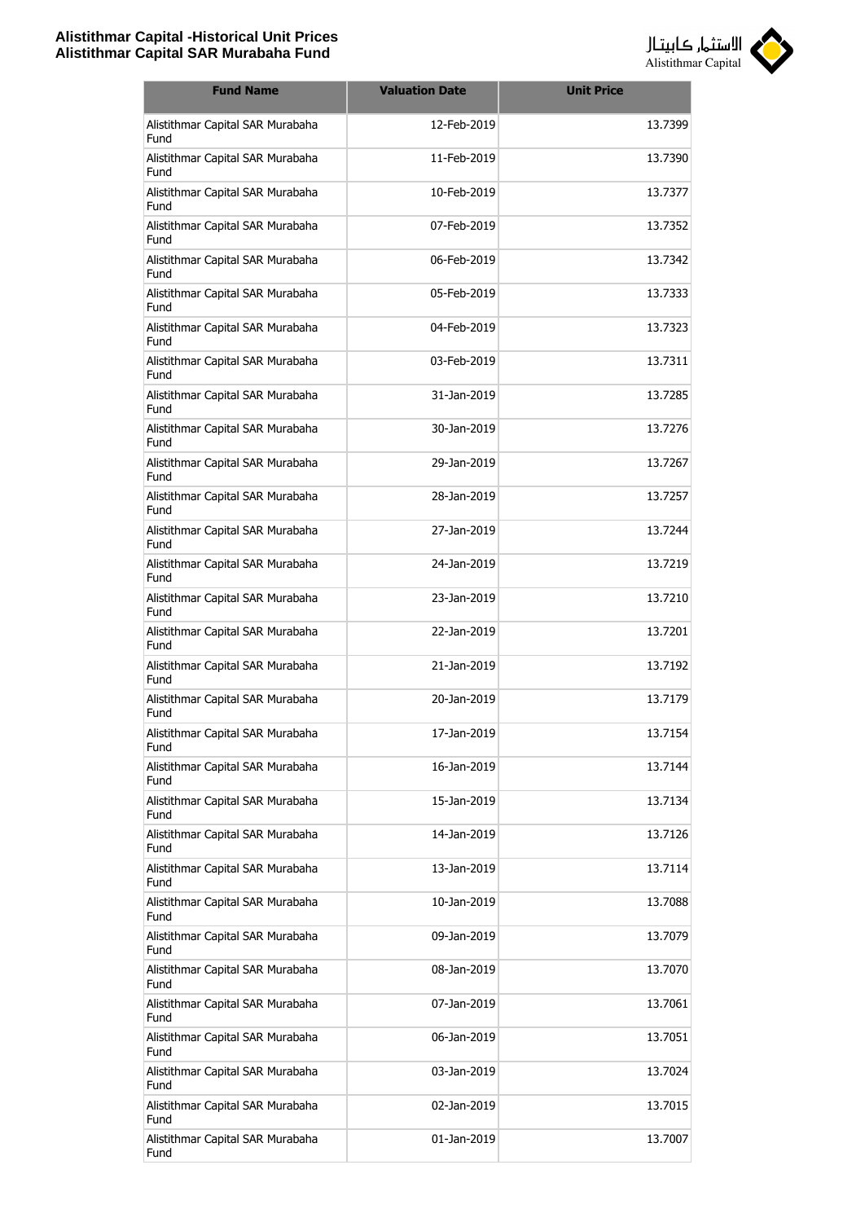| Fund Name | Valuation Date | Unit Price |
| --- | --- | --- |
| Alistithmar Capital SAR Murabaha Fund | 12-Feb-2019 | 13.7399 |
| Alistithmar Capital SAR Murabaha Fund | 11-Feb-2019 | 13.7390 |
| Alistithmar Capital SAR Murabaha Fund | 10-Feb-2019 | 13.7377 |
| Alistithmar Capital SAR Murabaha Fund | 07-Feb-2019 | 13.7352 |
| Alistithmar Capital SAR Murabaha Fund | 06-Feb-2019 | 13.7342 |
| Alistithmar Capital SAR Murabaha Fund | 05-Feb-2019 | 13.7333 |
| Alistithmar Capital SAR Murabaha Fund | 04-Feb-2019 | 13.7323 |
| Alistithmar Capital SAR Murabaha Fund | 03-Feb-2019 | 13.7311 |
| Alistithmar Capital SAR Murabaha Fund | 31-Jan-2019 | 13.7285 |
| Alistithmar Capital SAR Murabaha Fund | 30-Jan-2019 | 13.7276 |
| Alistithmar Capital SAR Murabaha Fund | 29-Jan-2019 | 13.7267 |
| Alistithmar Capital SAR Murabaha Fund | 28-Jan-2019 | 13.7257 |
| Alistithmar Capital SAR Murabaha Fund | 27-Jan-2019 | 13.7244 |
| Alistithmar Capital SAR Murabaha Fund | 24-Jan-2019 | 13.7219 |
| Alistithmar Capital SAR Murabaha Fund | 23-Jan-2019 | 13.7210 |
| Alistithmar Capital SAR Murabaha Fund | 22-Jan-2019 | 13.7201 |
| Alistithmar Capital SAR Murabaha Fund | 21-Jan-2019 | 13.7192 |
| Alistithmar Capital SAR Murabaha Fund | 20-Jan-2019 | 13.7179 |
| Alistithmar Capital SAR Murabaha Fund | 17-Jan-2019 | 13.7154 |
| Alistithmar Capital SAR Murabaha Fund | 16-Jan-2019 | 13.7144 |
| Alistithmar Capital SAR Murabaha Fund | 15-Jan-2019 | 13.7134 |
| Alistithmar Capital SAR Murabaha Fund | 14-Jan-2019 | 13.7126 |
| Alistithmar Capital SAR Murabaha Fund | 13-Jan-2019 | 13.7114 |
| Alistithmar Capital SAR Murabaha Fund | 10-Jan-2019 | 13.7088 |
| Alistithmar Capital SAR Murabaha Fund | 09-Jan-2019 | 13.7079 |
| Alistithmar Capital SAR Murabaha Fund | 08-Jan-2019 | 13.7070 |
| Alistithmar Capital SAR Murabaha Fund | 07-Jan-2019 | 13.7061 |
| Alistithmar Capital SAR Murabaha Fund | 06-Jan-2019 | 13.7051 |
| Alistithmar Capital SAR Murabaha Fund | 03-Jan-2019 | 13.7024 |
| Alistithmar Capital SAR Murabaha Fund | 02-Jan-2019 | 13.7015 |
| Alistithmar Capital SAR Murabaha Fund | 01-Jan-2019 | 13.7007 |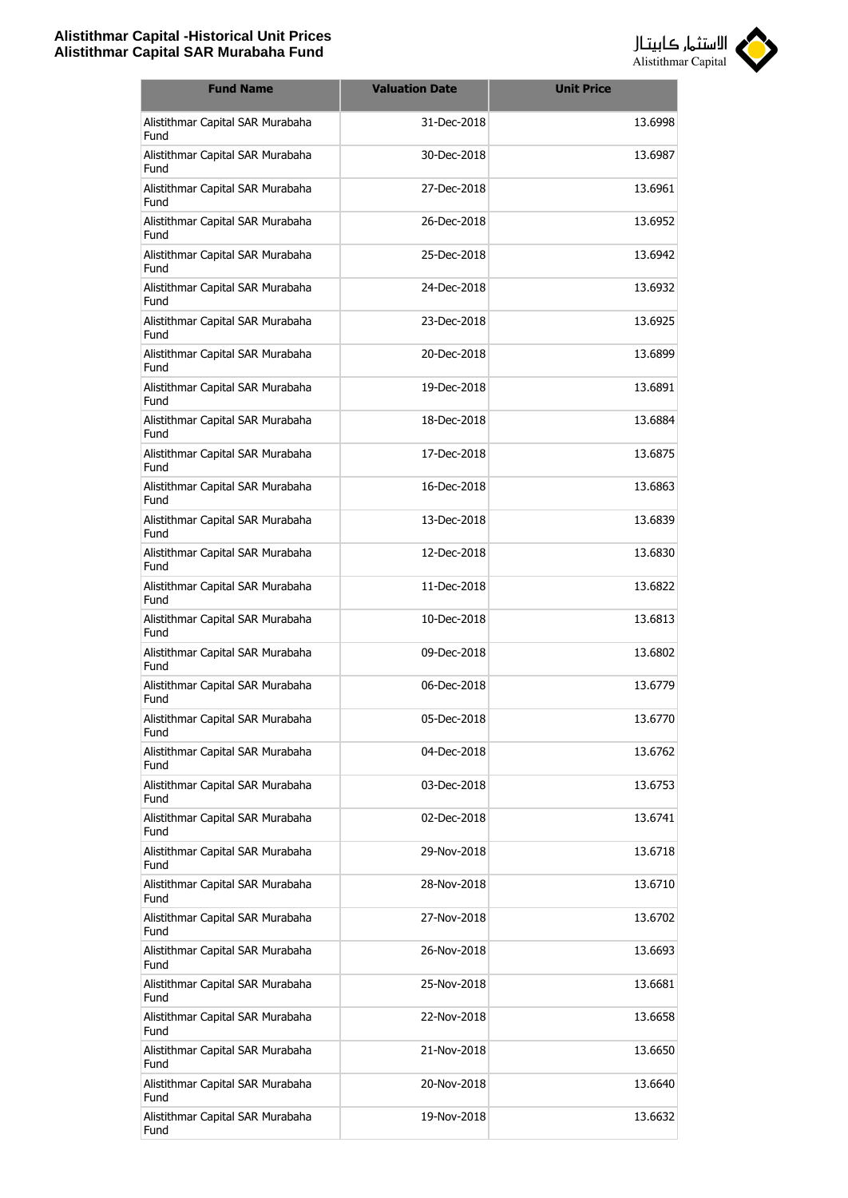| Fund Name | Valuation Date | Unit Price |
|---|---|---|
| Alistithmar Capital SAR Murabaha Fund | 31-Dec-2018 | 13.6998 |
| Alistithmar Capital SAR Murabaha Fund | 30-Dec-2018 | 13.6987 |
| Alistithmar Capital SAR Murabaha Fund | 27-Dec-2018 | 13.6961 |
| Alistithmar Capital SAR Murabaha Fund | 26-Dec-2018 | 13.6952 |
| Alistithmar Capital SAR Murabaha Fund | 25-Dec-2018 | 13.6942 |
| Alistithmar Capital SAR Murabaha Fund | 24-Dec-2018 | 13.6932 |
| Alistithmar Capital SAR Murabaha Fund | 23-Dec-2018 | 13.6925 |
| Alistithmar Capital SAR Murabaha Fund | 20-Dec-2018 | 13.6899 |
| Alistithmar Capital SAR Murabaha Fund | 19-Dec-2018 | 13.6891 |
| Alistithmar Capital SAR Murabaha Fund | 18-Dec-2018 | 13.6884 |
| Alistithmar Capital SAR Murabaha Fund | 17-Dec-2018 | 13.6875 |
| Alistithmar Capital SAR Murabaha Fund | 16-Dec-2018 | 13.6863 |
| Alistithmar Capital SAR Murabaha Fund | 13-Dec-2018 | 13.6839 |
| Alistithmar Capital SAR Murabaha Fund | 12-Dec-2018 | 13.6830 |
| Alistithmar Capital SAR Murabaha Fund | 11-Dec-2018 | 13.6822 |
| Alistithmar Capital SAR Murabaha Fund | 10-Dec-2018 | 13.6813 |
| Alistithmar Capital SAR Murabaha Fund | 09-Dec-2018 | 13.6802 |
| Alistithmar Capital SAR Murabaha Fund | 06-Dec-2018 | 13.6779 |
| Alistithmar Capital SAR Murabaha Fund | 05-Dec-2018 | 13.6770 |
| Alistithmar Capital SAR Murabaha Fund | 04-Dec-2018 | 13.6762 |
| Alistithmar Capital SAR Murabaha Fund | 03-Dec-2018 | 13.6753 |
| Alistithmar Capital SAR Murabaha Fund | 02-Dec-2018 | 13.6741 |
| Alistithmar Capital SAR Murabaha Fund | 29-Nov-2018 | 13.6718 |
| Alistithmar Capital SAR Murabaha Fund | 28-Nov-2018 | 13.6710 |
| Alistithmar Capital SAR Murabaha Fund | 27-Nov-2018 | 13.6702 |
| Alistithmar Capital SAR Murabaha Fund | 26-Nov-2018 | 13.6693 |
| Alistithmar Capital SAR Murabaha Fund | 25-Nov-2018 | 13.6681 |
| Alistithmar Capital SAR Murabaha Fund | 22-Nov-2018 | 13.6658 |
| Alistithmar Capital SAR Murabaha Fund | 21-Nov-2018 | 13.6650 |
| Alistithmar Capital SAR Murabaha Fund | 20-Nov-2018 | 13.6640 |
| Alistithmar Capital SAR Murabaha Fund | 19-Nov-2018 | 13.6632 |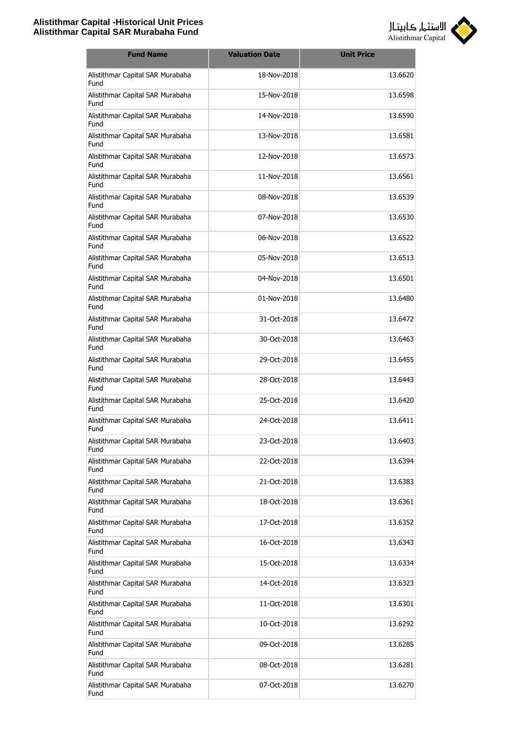| Fund Name | Valuation Date | Unit Price |
|---|---|---|
| Alistithmar Capital SAR Murabaha Fund | 18-Nov-2018 | 13.6620 |
| Alistithmar Capital SAR Murabaha Fund | 15-Nov-2018 | 13.6598 |
| Alistithmar Capital SAR Murabaha Fund | 14-Nov-2018 | 13.6590 |
| Alistithmar Capital SAR Murabaha Fund | 13-Nov-2018 | 13.6581 |
| Alistithmar Capital SAR Murabaha Fund | 12-Nov-2018 | 13.6573 |
| Alistithmar Capital SAR Murabaha Fund | 11-Nov-2018 | 13.6561 |
| Alistithmar Capital SAR Murabaha Fund | 08-Nov-2018 | 13.6539 |
| Alistithmar Capital SAR Murabaha Fund | 07-Nov-2018 | 13.6530 |
| Alistithmar Capital SAR Murabaha Fund | 06-Nov-2018 | 13.6522 |
| Alistithmar Capital SAR Murabaha Fund | 05-Nov-2018 | 13.6513 |
| Alistithmar Capital SAR Murabaha Fund | 04-Nov-2018 | 13.6501 |
| Alistithmar Capital SAR Murabaha Fund | 01-Nov-2018 | 13.6480 |
| Alistithmar Capital SAR Murabaha Fund | 31-Oct-2018 | 13.6472 |
| Alistithmar Capital SAR Murabaha Fund | 30-Oct-2018 | 13.6463 |
| Alistithmar Capital SAR Murabaha Fund | 29-Oct-2018 | 13.6455 |
| Alistithmar Capital SAR Murabaha Fund | 28-Oct-2018 | 13.6443 |
| Alistithmar Capital SAR Murabaha Fund | 25-Oct-2018 | 13.6420 |
| Alistithmar Capital SAR Murabaha Fund | 24-Oct-2018 | 13.6411 |
| Alistithmar Capital SAR Murabaha Fund | 23-Oct-2018 | 13.6403 |
| Alistithmar Capital SAR Murabaha Fund | 22-Oct-2018 | 13.6394 |
| Alistithmar Capital SAR Murabaha Fund | 21-Oct-2018 | 13.6383 |
| Alistithmar Capital SAR Murabaha Fund | 18-Oct-2018 | 13.6361 |
| Alistithmar Capital SAR Murabaha Fund | 17-Oct-2018 | 13.6352 |
| Alistithmar Capital SAR Murabaha Fund | 16-Oct-2018 | 13.6343 |
| Alistithmar Capital SAR Murabaha Fund | 15-Oct-2018 | 13.6334 |
| Alistithmar Capital SAR Murabaha Fund | 14-Oct-2018 | 13.6323 |
| Alistithmar Capital SAR Murabaha Fund | 11-Oct-2018 | 13.6301 |
| Alistithmar Capital SAR Murabaha Fund | 10-Oct-2018 | 13.6292 |
| Alistithmar Capital SAR Murabaha Fund | 09-Oct-2018 | 13.6285 |
| Alistithmar Capital SAR Murabaha Fund | 08-Oct-2018 | 13.6281 |
| Alistithmar Capital SAR Murabaha Fund | 07-Oct-2018 | 13.6270 |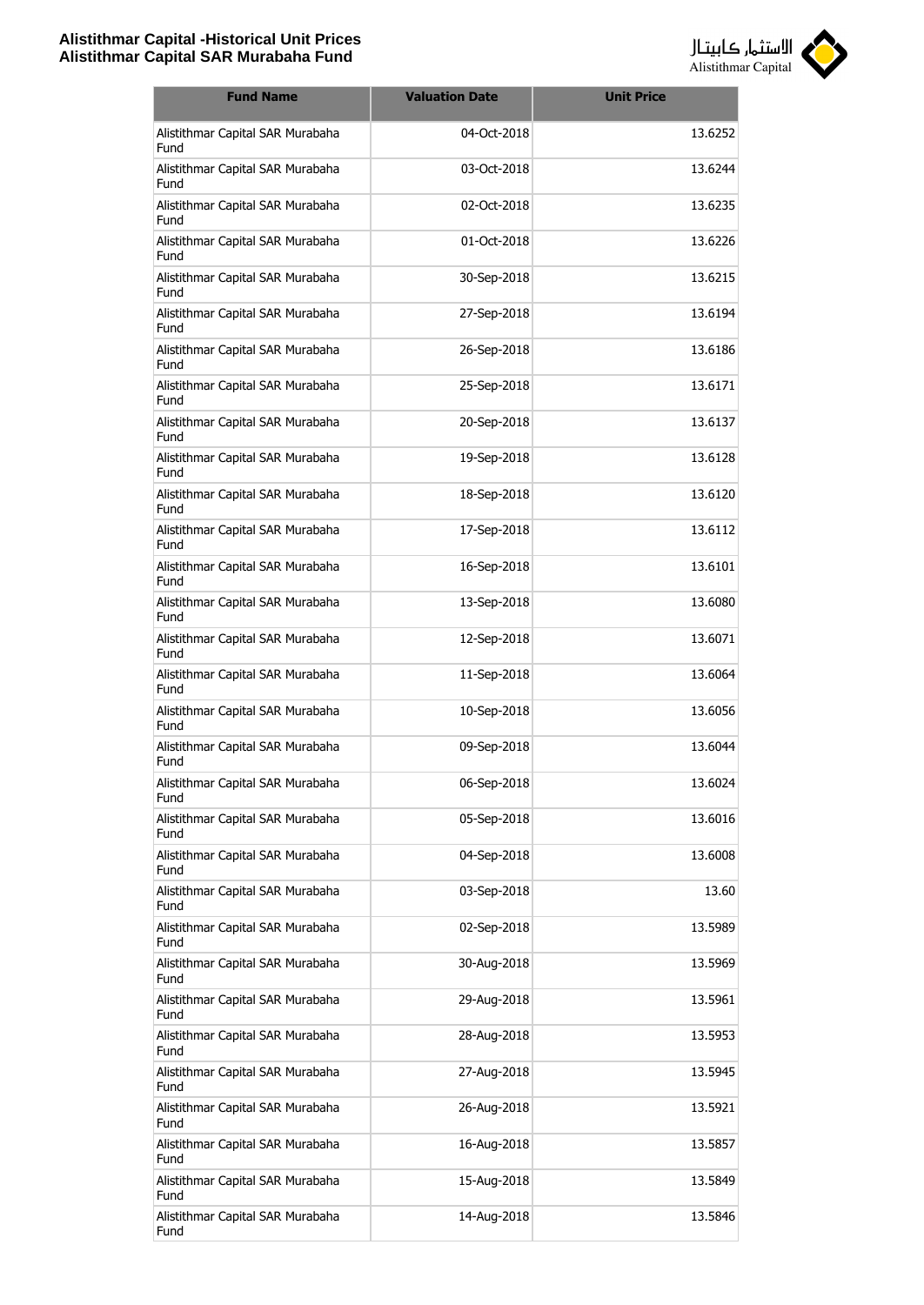**Alistithmar Capital -Historical Unit Prices**
**Alistithmar Capital SAR Murabaha Fund**

| Fund Name | Valuation Date | Unit Price |
|---|---|---|
| Alistithmar Capital SAR Murabaha Fund | 04-Oct-2018 | 13.6252 |
| Alistithmar Capital SAR Murabaha Fund | 03-Oct-2018 | 13.6244 |
| Alistithmar Capital SAR Murabaha Fund | 02-Oct-2018 | 13.6235 |
| Alistithmar Capital SAR Murabaha Fund | 01-Oct-2018 | 13.6226 |
| Alistithmar Capital SAR Murabaha Fund | 30-Sep-2018 | 13.6215 |
| Alistithmar Capital SAR Murabaha Fund | 27-Sep-2018 | 13.6194 |
| Alistithmar Capital SAR Murabaha Fund | 26-Sep-2018 | 13.6186 |
| Alistithmar Capital SAR Murabaha Fund | 25-Sep-2018 | 13.6171 |
| Alistithmar Capital SAR Murabaha Fund | 20-Sep-2018 | 13.6137 |
| Alistithmar Capital SAR Murabaha Fund | 19-Sep-2018 | 13.6128 |
| Alistithmar Capital SAR Murabaha Fund | 18-Sep-2018 | 13.6120 |
| Alistithmar Capital SAR Murabaha Fund | 17-Sep-2018 | 13.6112 |
| Alistithmar Capital SAR Murabaha Fund | 16-Sep-2018 | 13.6101 |
| Alistithmar Capital SAR Murabaha Fund | 13-Sep-2018 | 13.6080 |
| Alistithmar Capital SAR Murabaha Fund | 12-Sep-2018 | 13.6071 |
| Alistithmar Capital SAR Murabaha Fund | 11-Sep-2018 | 13.6064 |
| Alistithmar Capital SAR Murabaha Fund | 10-Sep-2018 | 13.6056 |
| Alistithmar Capital SAR Murabaha Fund | 09-Sep-2018 | 13.6044 |
| Alistithmar Capital SAR Murabaha Fund | 06-Sep-2018 | 13.6024 |
| Alistithmar Capital SAR Murabaha Fund | 05-Sep-2018 | 13.6016 |
| Alistithmar Capital SAR Murabaha Fund | 04-Sep-2018 | 13.6008 |
| Alistithmar Capital SAR Murabaha Fund | 03-Sep-2018 | 13.60 |
| Alistithmar Capital SAR Murabaha Fund | 02-Sep-2018 | 13.5989 |
| Alistithmar Capital SAR Murabaha Fund | 30-Aug-2018 | 13.5969 |
| Alistithmar Capital SAR Murabaha Fund | 29-Aug-2018 | 13.5961 |
| Alistithmar Capital SAR Murabaha Fund | 28-Aug-2018 | 13.5953 |
| Alistithmar Capital SAR Murabaha Fund | 27-Aug-2018 | 13.5945 |
| Alistithmar Capital SAR Murabaha Fund | 26-Aug-2018 | 13.5921 |
| Alistithmar Capital SAR Murabaha Fund | 16-Aug-2018 | 13.5857 |
| Alistithmar Capital SAR Murabaha Fund | 15-Aug-2018 | 13.5849 |
| Alistithmar Capital SAR Murabaha Fund | 14-Aug-2018 | 13.5846 |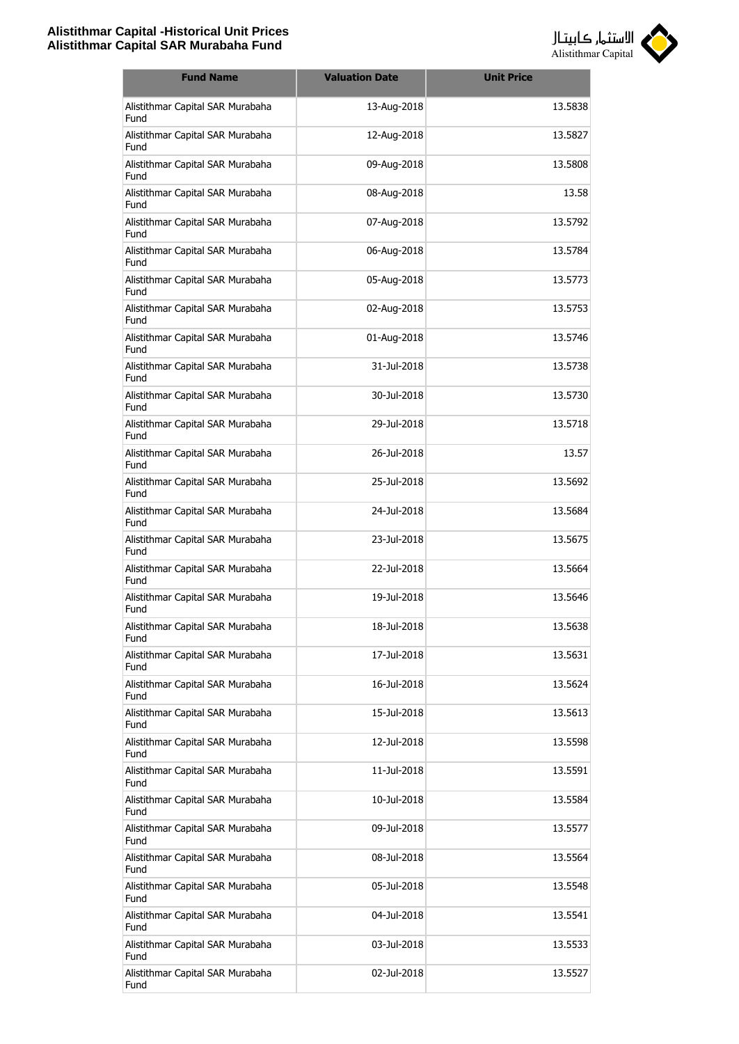| Fund Name | Valuation Date | Unit Price |
|---|---|---|
| Alistithmar Capital SAR Murabaha Fund | 13-Aug-2018 | 13.5838 |
| Alistithmar Capital SAR Murabaha Fund | 12-Aug-2018 | 13.5827 |
| Alistithmar Capital SAR Murabaha Fund | 09-Aug-2018 | 13.5808 |
| Alistithmar Capital SAR Murabaha Fund | 08-Aug-2018 | 13.58 |
| Alistithmar Capital SAR Murabaha Fund | 07-Aug-2018 | 13.5792 |
| Alistithmar Capital SAR Murabaha Fund | 06-Aug-2018 | 13.5784 |
| Alistithmar Capital SAR Murabaha Fund | 05-Aug-2018 | 13.5773 |
| Alistithmar Capital SAR Murabaha Fund | 02-Aug-2018 | 13.5753 |
| Alistithmar Capital SAR Murabaha Fund | 01-Aug-2018 | 13.5746 |
| Alistithmar Capital SAR Murabaha Fund | 31-Jul-2018 | 13.5738 |
| Alistithmar Capital SAR Murabaha Fund | 30-Jul-2018 | 13.5730 |
| Alistithmar Capital SAR Murabaha Fund | 29-Jul-2018 | 13.5718 |
| Alistithmar Capital SAR Murabaha Fund | 26-Jul-2018 | 13.57 |
| Alistithmar Capital SAR Murabaha Fund | 25-Jul-2018 | 13.5692 |
| Alistithmar Capital SAR Murabaha Fund | 24-Jul-2018 | 13.5684 |
| Alistithmar Capital SAR Murabaha Fund | 23-Jul-2018 | 13.5675 |
| Alistithmar Capital SAR Murabaha Fund | 22-Jul-2018 | 13.5664 |
| Alistithmar Capital SAR Murabaha Fund | 19-Jul-2018 | 13.5646 |
| Alistithmar Capital SAR Murabaha Fund | 18-Jul-2018 | 13.5638 |
| Alistithmar Capital SAR Murabaha Fund | 17-Jul-2018 | 13.5631 |
| Alistithmar Capital SAR Murabaha Fund | 16-Jul-2018 | 13.5624 |
| Alistithmar Capital SAR Murabaha Fund | 15-Jul-2018 | 13.5613 |
| Alistithmar Capital SAR Murabaha Fund | 12-Jul-2018 | 13.5598 |
| Alistithmar Capital SAR Murabaha Fund | 11-Jul-2018 | 13.5591 |
| Alistithmar Capital SAR Murabaha Fund | 10-Jul-2018 | 13.5584 |
| Alistithmar Capital SAR Murabaha Fund | 09-Jul-2018 | 13.5577 |
| Alistithmar Capital SAR Murabaha Fund | 08-Jul-2018 | 13.5564 |
| Alistithmar Capital SAR Murabaha Fund | 05-Jul-2018 | 13.5548 |
| Alistithmar Capital SAR Murabaha Fund | 04-Jul-2018 | 13.5541 |
| Alistithmar Capital SAR Murabaha Fund | 03-Jul-2018 | 13.5533 |
| Alistithmar Capital SAR Murabaha Fund | 02-Jul-2018 | 13.5527 |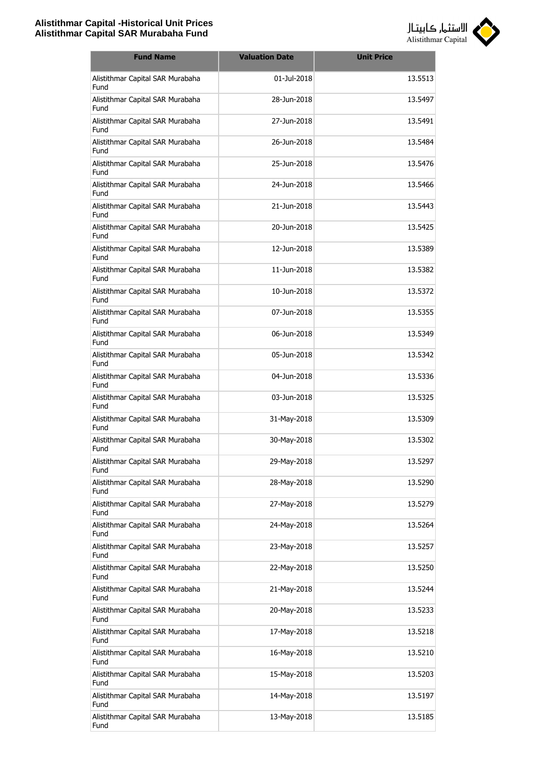| Fund Name | Valuation Date | Unit Price |
| --- | --- | --- |
| Alistithmar Capital SAR Murabaha Fund | 01-Jul-2018 | 13.5513 |
| Alistithmar Capital SAR Murabaha Fund | 28-Jun-2018 | 13.5497 |
| Alistithmar Capital SAR Murabaha Fund | 27-Jun-2018 | 13.5491 |
| Alistithmar Capital SAR Murabaha Fund | 26-Jun-2018 | 13.5484 |
| Alistithmar Capital SAR Murabaha Fund | 25-Jun-2018 | 13.5476 |
| Alistithmar Capital SAR Murabaha Fund | 24-Jun-2018 | 13.5466 |
| Alistithmar Capital SAR Murabaha Fund | 21-Jun-2018 | 13.5443 |
| Alistithmar Capital SAR Murabaha Fund | 20-Jun-2018 | 13.5425 |
| Alistithmar Capital SAR Murabaha Fund | 12-Jun-2018 | 13.5389 |
| Alistithmar Capital SAR Murabaha Fund | 11-Jun-2018 | 13.5382 |
| Alistithmar Capital SAR Murabaha Fund | 10-Jun-2018 | 13.5372 |
| Alistithmar Capital SAR Murabaha Fund | 07-Jun-2018 | 13.5355 |
| Alistithmar Capital SAR Murabaha Fund | 06-Jun-2018 | 13.5349 |
| Alistithmar Capital SAR Murabaha Fund | 05-Jun-2018 | 13.5342 |
| Alistithmar Capital SAR Murabaha Fund | 04-Jun-2018 | 13.5336 |
| Alistithmar Capital SAR Murabaha Fund | 03-Jun-2018 | 13.5325 |
| Alistithmar Capital SAR Murabaha Fund | 31-May-2018 | 13.5309 |
| Alistithmar Capital SAR Murabaha Fund | 30-May-2018 | 13.5302 |
| Alistithmar Capital SAR Murabaha Fund | 29-May-2018 | 13.5297 |
| Alistithmar Capital SAR Murabaha Fund | 28-May-2018 | 13.5290 |
| Alistithmar Capital SAR Murabaha Fund | 27-May-2018 | 13.5279 |
| Alistithmar Capital SAR Murabaha Fund | 24-May-2018 | 13.5264 |
| Alistithmar Capital SAR Murabaha Fund | 23-May-2018 | 13.5257 |
| Alistithmar Capital SAR Murabaha Fund | 22-May-2018 | 13.5250 |
| Alistithmar Capital SAR Murabaha Fund | 21-May-2018 | 13.5244 |
| Alistithmar Capital SAR Murabaha Fund | 20-May-2018 | 13.5233 |
| Alistithmar Capital SAR Murabaha Fund | 17-May-2018 | 13.5218 |
| Alistithmar Capital SAR Murabaha Fund | 16-May-2018 | 13.5210 |
| Alistithmar Capital SAR Murabaha Fund | 15-May-2018 | 13.5203 |
| Alistithmar Capital SAR Murabaha Fund | 14-May-2018 | 13.5197 |
| Alistithmar Capital SAR Murabaha Fund | 13-May-2018 | 13.5185 |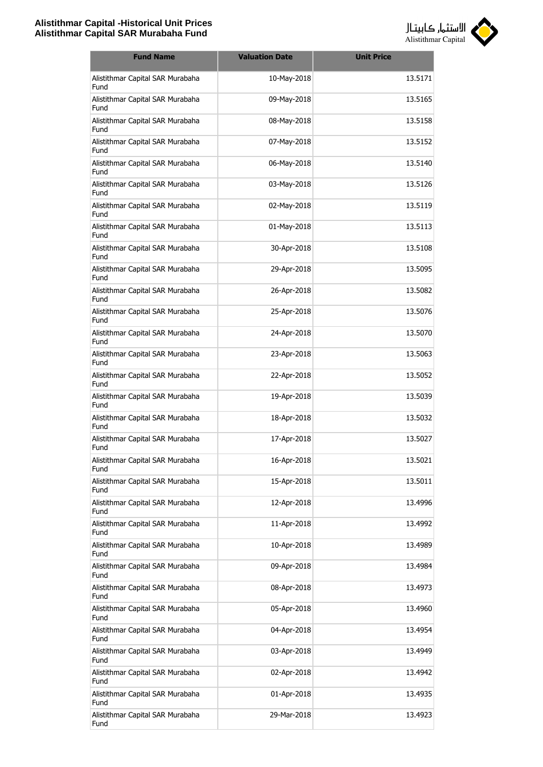| Fund Name | Valuation Date | Unit Price |
|---|---|---|
| Alistithmar Capital SAR Murabaha Fund | 10-May-2018 | 13.5171 |
| Alistithmar Capital SAR Murabaha Fund | 09-May-2018 | 13.5165 |
| Alistithmar Capital SAR Murabaha Fund | 08-May-2018 | 13.5158 |
| Alistithmar Capital SAR Murabaha Fund | 07-May-2018 | 13.5152 |
| Alistithmar Capital SAR Murabaha Fund | 06-May-2018 | 13.5140 |
| Alistithmar Capital SAR Murabaha Fund | 03-May-2018 | 13.5126 |
| Alistithmar Capital SAR Murabaha Fund | 02-May-2018 | 13.5119 |
| Alistithmar Capital SAR Murabaha Fund | 01-May-2018 | 13.5113 |
| Alistithmar Capital SAR Murabaha Fund | 30-Apr-2018 | 13.5108 |
| Alistithmar Capital SAR Murabaha Fund | 29-Apr-2018 | 13.5095 |
| Alistithmar Capital SAR Murabaha Fund | 26-Apr-2018 | 13.5082 |
| Alistithmar Capital SAR Murabaha Fund | 25-Apr-2018 | 13.5076 |
| Alistithmar Capital SAR Murabaha Fund | 24-Apr-2018 | 13.5070 |
| Alistithmar Capital SAR Murabaha Fund | 23-Apr-2018 | 13.5063 |
| Alistithmar Capital SAR Murabaha Fund | 22-Apr-2018 | 13.5052 |
| Alistithmar Capital SAR Murabaha Fund | 19-Apr-2018 | 13.5039 |
| Alistithmar Capital SAR Murabaha Fund | 18-Apr-2018 | 13.5032 |
| Alistithmar Capital SAR Murabaha Fund | 17-Apr-2018 | 13.5027 |
| Alistithmar Capital SAR Murabaha Fund | 16-Apr-2018 | 13.5021 |
| Alistithmar Capital SAR Murabaha Fund | 15-Apr-2018 | 13.5011 |
| Alistithmar Capital SAR Murabaha Fund | 12-Apr-2018 | 13.4996 |
| Alistithmar Capital SAR Murabaha Fund | 11-Apr-2018 | 13.4992 |
| Alistithmar Capital SAR Murabaha Fund | 10-Apr-2018 | 13.4989 |
| Alistithmar Capital SAR Murabaha Fund | 09-Apr-2018 | 13.4984 |
| Alistithmar Capital SAR Murabaha Fund | 08-Apr-2018 | 13.4973 |
| Alistithmar Capital SAR Murabaha Fund | 05-Apr-2018 | 13.4960 |
| Alistithmar Capital SAR Murabaha Fund | 04-Apr-2018 | 13.4954 |
| Alistithmar Capital SAR Murabaha Fund | 03-Apr-2018 | 13.4949 |
| Alistithmar Capital SAR Murabaha Fund | 02-Apr-2018 | 13.4942 |
| Alistithmar Capital SAR Murabaha Fund | 01-Apr-2018 | 13.4935 |
| Alistithmar Capital SAR Murabaha Fund | 29-Mar-2018 | 13.4923 |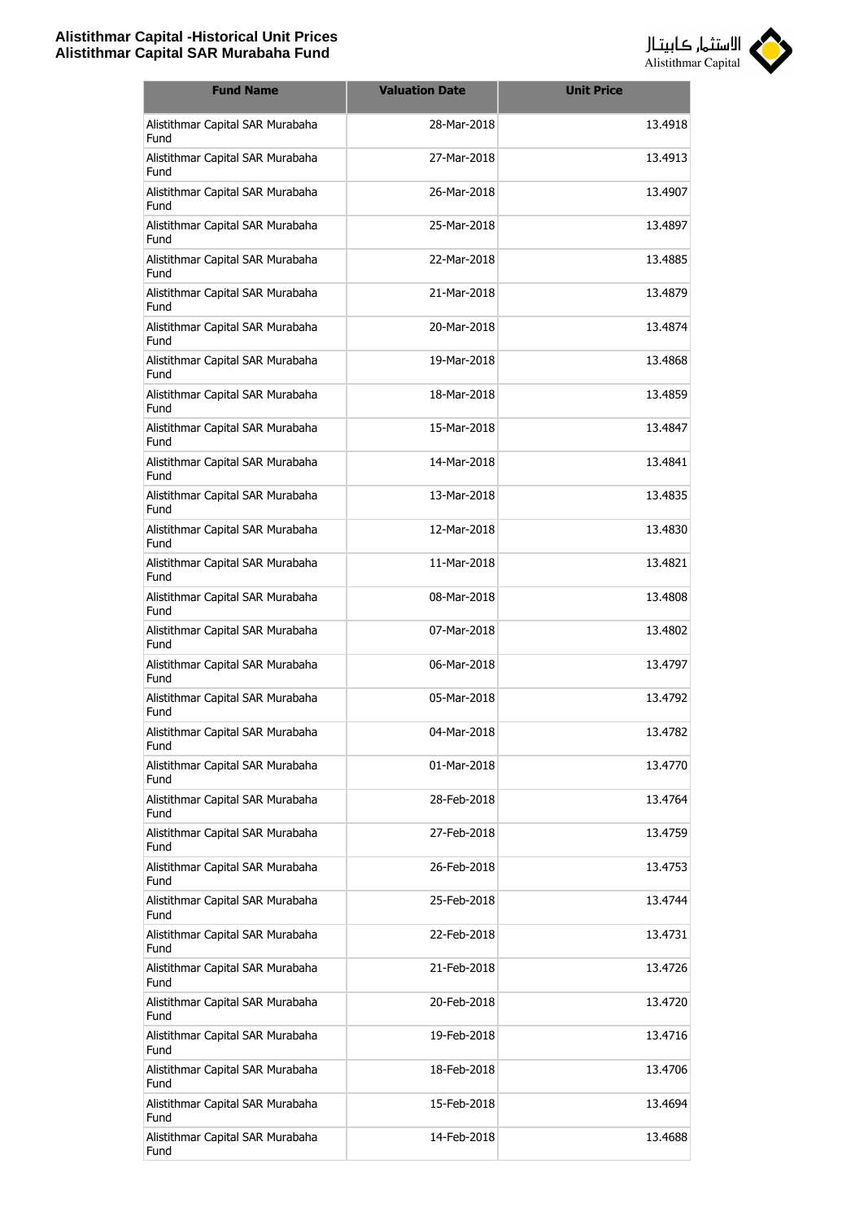| Fund Name | Valuation Date | Unit Price |
|---|---|---|
| Alistithmar Capital SAR Murabaha Fund | 28-Mar-2018 | 13.4918 |
| Alistithmar Capital SAR Murabaha Fund | 27-Mar-2018 | 13.4913 |
| Alistithmar Capital SAR Murabaha Fund | 26-Mar-2018 | 13.4907 |
| Alistithmar Capital SAR Murabaha Fund | 25-Mar-2018 | 13.4897 |
| Alistithmar Capital SAR Murabaha Fund | 22-Mar-2018 | 13.4885 |
| Alistithmar Capital SAR Murabaha Fund | 21-Mar-2018 | 13.4879 |
| Alistithmar Capital SAR Murabaha Fund | 20-Mar-2018 | 13.4874 |
| Alistithmar Capital SAR Murabaha Fund | 19-Mar-2018 | 13.4868 |
| Alistithmar Capital SAR Murabaha Fund | 18-Mar-2018 | 13.4859 |
| Alistithmar Capital SAR Murabaha Fund | 15-Mar-2018 | 13.4847 |
| Alistithmar Capital SAR Murabaha Fund | 14-Mar-2018 | 13.4841 |
| Alistithmar Capital SAR Murabaha Fund | 13-Mar-2018 | 13.4835 |
| Alistithmar Capital SAR Murabaha Fund | 12-Mar-2018 | 13.4830 |
| Alistithmar Capital SAR Murabaha Fund | 11-Mar-2018 | 13.4821 |
| Alistithmar Capital SAR Murabaha Fund | 08-Mar-2018 | 13.4808 |
| Alistithmar Capital SAR Murabaha Fund | 07-Mar-2018 | 13.4802 |
| Alistithmar Capital SAR Murabaha Fund | 06-Mar-2018 | 13.4797 |
| Alistithmar Capital SAR Murabaha Fund | 05-Mar-2018 | 13.4792 |
| Alistithmar Capital SAR Murabaha Fund | 04-Mar-2018 | 13.4782 |
| Alistithmar Capital SAR Murabaha Fund | 01-Mar-2018 | 13.4770 |
| Alistithmar Capital SAR Murabaha Fund | 28-Feb-2018 | 13.4764 |
| Alistithmar Capital SAR Murabaha Fund | 27-Feb-2018 | 13.4759 |
| Alistithmar Capital SAR Murabaha Fund | 26-Feb-2018 | 13.4753 |
| Alistithmar Capital SAR Murabaha Fund | 25-Feb-2018 | 13.4744 |
| Alistithmar Capital SAR Murabaha Fund | 22-Feb-2018 | 13.4731 |
| Alistithmar Capital SAR Murabaha Fund | 21-Feb-2018 | 13.4726 |
| Alistithmar Capital SAR Murabaha Fund | 20-Feb-2018 | 13.4720 |
| Alistithmar Capital SAR Murabaha Fund | 19-Feb-2018 | 13.4716 |
| Alistithmar Capital SAR Murabaha Fund | 18-Feb-2018 | 13.4706 |
| Alistithmar Capital SAR Murabaha Fund | 15-Feb-2018 | 13.4694 |
| Alistithmar Capital SAR Murabaha Fund | 14-Feb-2018 | 13.4688 |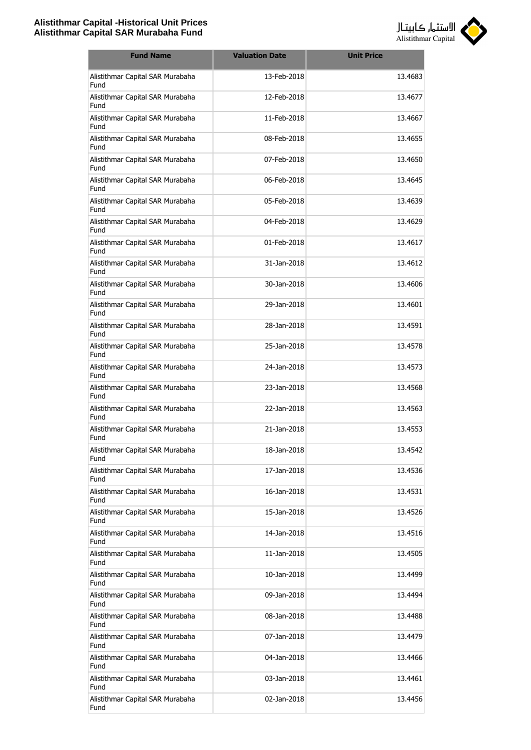| Fund Name | Valuation Date | Unit Price |
|---|---|---|
| Alistithmar Capital SAR Murabaha Fund | 13-Feb-2018 | 13.4683 |
| Alistithmar Capital SAR Murabaha Fund | 12-Feb-2018 | 13.4677 |
| Alistithmar Capital SAR Murabaha Fund | 11-Feb-2018 | 13.4667 |
| Alistithmar Capital SAR Murabaha Fund | 08-Feb-2018 | 13.4655 |
| Alistithmar Capital SAR Murabaha Fund | 07-Feb-2018 | 13.4650 |
| Alistithmar Capital SAR Murabaha Fund | 06-Feb-2018 | 13.4645 |
| Alistithmar Capital SAR Murabaha Fund | 05-Feb-2018 | 13.4639 |
| Alistithmar Capital SAR Murabaha Fund | 04-Feb-2018 | 13.4629 |
| Alistithmar Capital SAR Murabaha Fund | 01-Feb-2018 | 13.4617 |
| Alistithmar Capital SAR Murabaha Fund | 31-Jan-2018 | 13.4612 |
| Alistithmar Capital SAR Murabaha Fund | 30-Jan-2018 | 13.4606 |
| Alistithmar Capital SAR Murabaha Fund | 29-Jan-2018 | 13.4601 |
| Alistithmar Capital SAR Murabaha Fund | 28-Jan-2018 | 13.4591 |
| Alistithmar Capital SAR Murabaha Fund | 25-Jan-2018 | 13.4578 |
| Alistithmar Capital SAR Murabaha Fund | 24-Jan-2018 | 13.4573 |
| Alistithmar Capital SAR Murabaha Fund | 23-Jan-2018 | 13.4568 |
| Alistithmar Capital SAR Murabaha Fund | 22-Jan-2018 | 13.4563 |
| Alistithmar Capital SAR Murabaha Fund | 21-Jan-2018 | 13.4553 |
| Alistithmar Capital SAR Murabaha Fund | 18-Jan-2018 | 13.4542 |
| Alistithmar Capital SAR Murabaha Fund | 17-Jan-2018 | 13.4536 |
| Alistithmar Capital SAR Murabaha Fund | 16-Jan-2018 | 13.4531 |
| Alistithmar Capital SAR Murabaha Fund | 15-Jan-2018 | 13.4526 |
| Alistithmar Capital SAR Murabaha Fund | 14-Jan-2018 | 13.4516 |
| Alistithmar Capital SAR Murabaha Fund | 11-Jan-2018 | 13.4505 |
| Alistithmar Capital SAR Murabaha Fund | 10-Jan-2018 | 13.4499 |
| Alistithmar Capital SAR Murabaha Fund | 09-Jan-2018 | 13.4494 |
| Alistithmar Capital SAR Murabaha Fund | 08-Jan-2018 | 13.4488 |
| Alistithmar Capital SAR Murabaha Fund | 07-Jan-2018 | 13.4479 |
| Alistithmar Capital SAR Murabaha Fund | 04-Jan-2018 | 13.4466 |
| Alistithmar Capital SAR Murabaha Fund | 03-Jan-2018 | 13.4461 |
| Alistithmar Capital SAR Murabaha Fund | 02-Jan-2018 | 13.4456 |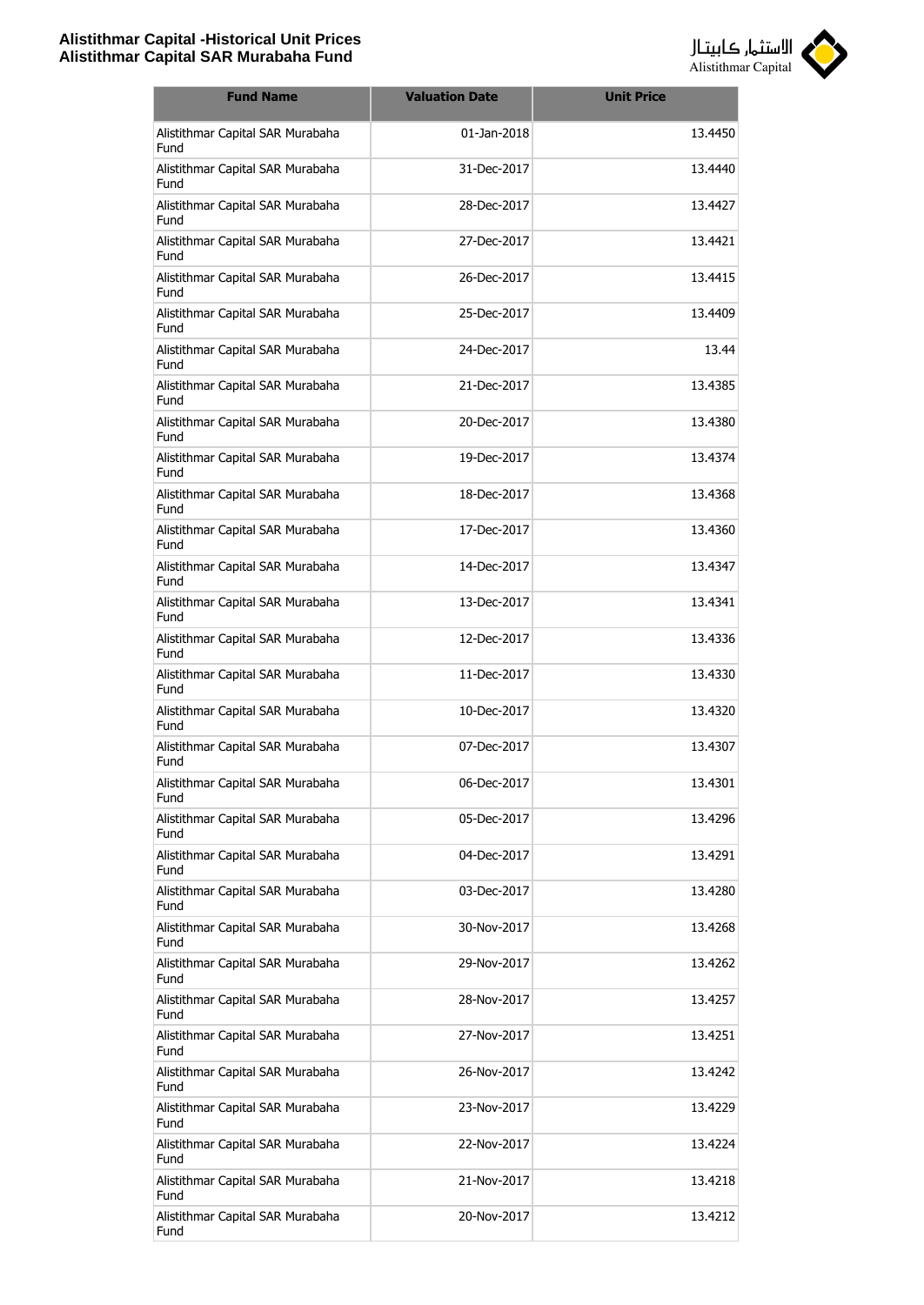| Fund Name | Valuation Date | Unit Price |
|---|---|---|
| Alistithmar Capital SAR Murabaha Fund | 01-Jan-2018 | 13.4450 |
| Alistithmar Capital SAR Murabaha Fund | 31-Dec-2017 | 13.4440 |
| Alistithmar Capital SAR Murabaha Fund | 28-Dec-2017 | 13.4427 |
| Alistithmar Capital SAR Murabaha Fund | 27-Dec-2017 | 13.4421 |
| Alistithmar Capital SAR Murabaha Fund | 26-Dec-2017 | 13.4415 |
| Alistithmar Capital SAR Murabaha Fund | 25-Dec-2017 | 13.4409 |
| Alistithmar Capital SAR Murabaha Fund | 24-Dec-2017 | 13.44 |
| Alistithmar Capital SAR Murabaha Fund | 21-Dec-2017 | 13.4385 |
| Alistithmar Capital SAR Murabaha Fund | 20-Dec-2017 | 13.4380 |
| Alistithmar Capital SAR Murabaha Fund | 19-Dec-2017 | 13.4374 |
| Alistithmar Capital SAR Murabaha Fund | 18-Dec-2017 | 13.4368 |
| Alistithmar Capital SAR Murabaha Fund | 17-Dec-2017 | 13.4360 |
| Alistithmar Capital SAR Murabaha Fund | 14-Dec-2017 | 13.4347 |
| Alistithmar Capital SAR Murabaha Fund | 13-Dec-2017 | 13.4341 |
| Alistithmar Capital SAR Murabaha Fund | 12-Dec-2017 | 13.4336 |
| Alistithmar Capital SAR Murabaha Fund | 11-Dec-2017 | 13.4330 |
| Alistithmar Capital SAR Murabaha Fund | 10-Dec-2017 | 13.4320 |
| Alistithmar Capital SAR Murabaha Fund | 07-Dec-2017 | 13.4307 |
| Alistithmar Capital SAR Murabaha Fund | 06-Dec-2017 | 13.4301 |
| Alistithmar Capital SAR Murabaha Fund | 05-Dec-2017 | 13.4296 |
| Alistithmar Capital SAR Murabaha Fund | 04-Dec-2017 | 13.4291 |
| Alistithmar Capital SAR Murabaha Fund | 03-Dec-2017 | 13.4280 |
| Alistithmar Capital SAR Murabaha Fund | 30-Nov-2017 | 13.4268 |
| Alistithmar Capital SAR Murabaha Fund | 29-Nov-2017 | 13.4262 |
| Alistithmar Capital SAR Murabaha Fund | 28-Nov-2017 | 13.4257 |
| Alistithmar Capital SAR Murabaha Fund | 27-Nov-2017 | 13.4251 |
| Alistithmar Capital SAR Murabaha Fund | 26-Nov-2017 | 13.4242 |
| Alistithmar Capital SAR Murabaha Fund | 23-Nov-2017 | 13.4229 |
| Alistithmar Capital SAR Murabaha Fund | 22-Nov-2017 | 13.4224 |
| Alistithmar Capital SAR Murabaha Fund | 21-Nov-2017 | 13.4218 |
| Alistithmar Capital SAR Murabaha Fund | 20-Nov-2017 | 13.4212 |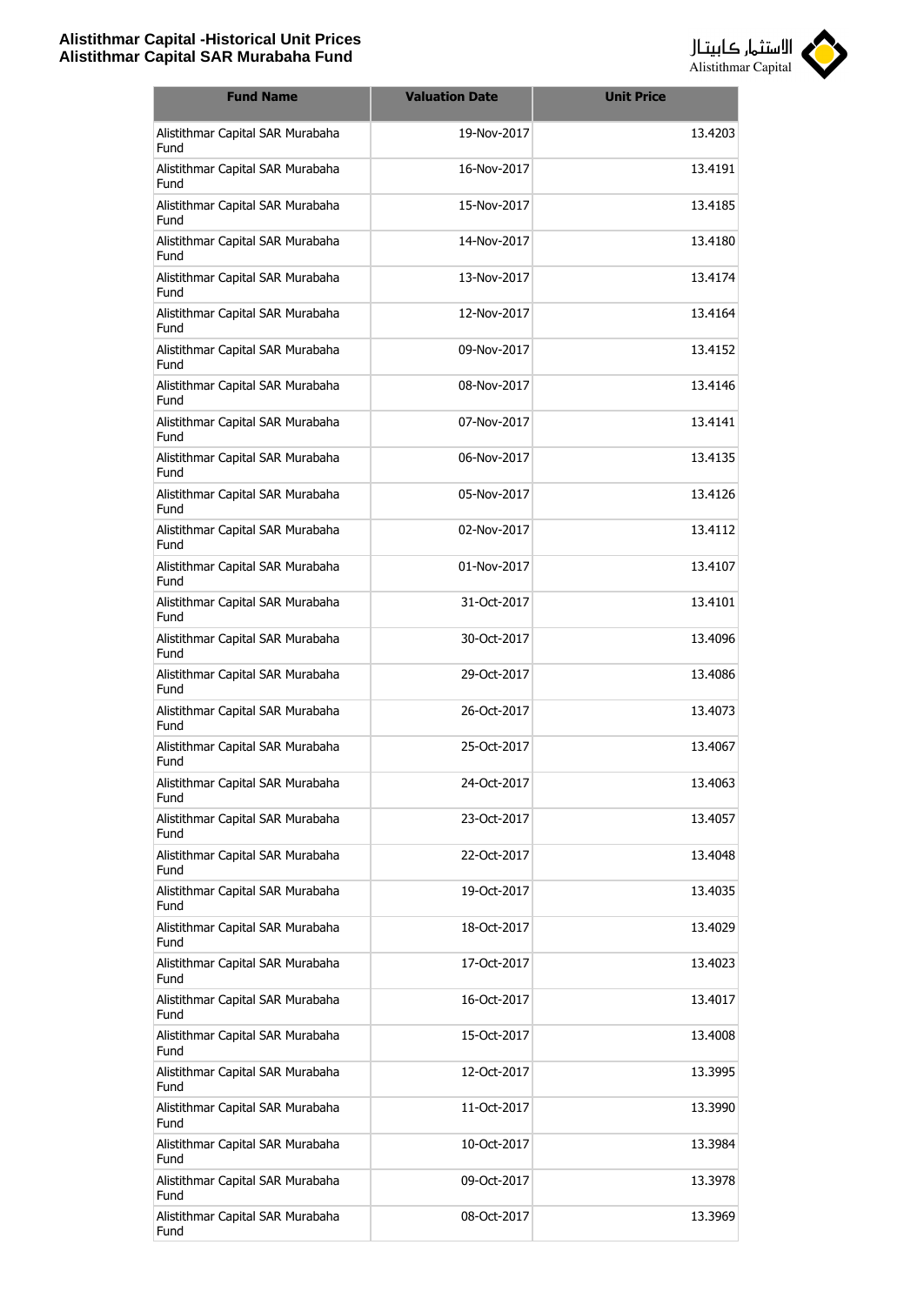| Fund Name | Valuation Date | Unit Price |
|---|---|---|
| Alistithmar Capital SAR Murabaha Fund | 19-Nov-2017 | 13.4203 |
| Alistithmar Capital SAR Murabaha Fund | 16-Nov-2017 | 13.4191 |
| Alistithmar Capital SAR Murabaha Fund | 15-Nov-2017 | 13.4185 |
| Alistithmar Capital SAR Murabaha Fund | 14-Nov-2017 | 13.4180 |
| Alistithmar Capital SAR Murabaha Fund | 13-Nov-2017 | 13.4174 |
| Alistithmar Capital SAR Murabaha Fund | 12-Nov-2017 | 13.4164 |
| Alistithmar Capital SAR Murabaha Fund | 09-Nov-2017 | 13.4152 |
| Alistithmar Capital SAR Murabaha Fund | 08-Nov-2017 | 13.4146 |
| Alistithmar Capital SAR Murabaha Fund | 07-Nov-2017 | 13.4141 |
| Alistithmar Capital SAR Murabaha Fund | 06-Nov-2017 | 13.4135 |
| Alistithmar Capital SAR Murabaha Fund | 05-Nov-2017 | 13.4126 |
| Alistithmar Capital SAR Murabaha Fund | 02-Nov-2017 | 13.4112 |
| Alistithmar Capital SAR Murabaha Fund | 01-Nov-2017 | 13.4107 |
| Alistithmar Capital SAR Murabaha Fund | 31-Oct-2017 | 13.4101 |
| Alistithmar Capital SAR Murabaha Fund | 30-Oct-2017 | 13.4096 |
| Alistithmar Capital SAR Murabaha Fund | 29-Oct-2017 | 13.4086 |
| Alistithmar Capital SAR Murabaha Fund | 26-Oct-2017 | 13.4073 |
| Alistithmar Capital SAR Murabaha Fund | 25-Oct-2017 | 13.4067 |
| Alistithmar Capital SAR Murabaha Fund | 24-Oct-2017 | 13.4063 |
| Alistithmar Capital SAR Murabaha Fund | 23-Oct-2017 | 13.4057 |
| Alistithmar Capital SAR Murabaha Fund | 22-Oct-2017 | 13.4048 |
| Alistithmar Capital SAR Murabaha Fund | 19-Oct-2017 | 13.4035 |
| Alistithmar Capital SAR Murabaha Fund | 18-Oct-2017 | 13.4029 |
| Alistithmar Capital SAR Murabaha Fund | 17-Oct-2017 | 13.4023 |
| Alistithmar Capital SAR Murabaha Fund | 16-Oct-2017 | 13.4017 |
| Alistithmar Capital SAR Murabaha Fund | 15-Oct-2017 | 13.4008 |
| Alistithmar Capital SAR Murabaha Fund | 12-Oct-2017 | 13.3995 |
| Alistithmar Capital SAR Murabaha Fund | 11-Oct-2017 | 13.3990 |
| Alistithmar Capital SAR Murabaha Fund | 10-Oct-2017 | 13.3984 |
| Alistithmar Capital SAR Murabaha Fund | 09-Oct-2017 | 13.3978 |
| Alistithmar Capital SAR Murabaha Fund | 08-Oct-2017 | 13.3969 |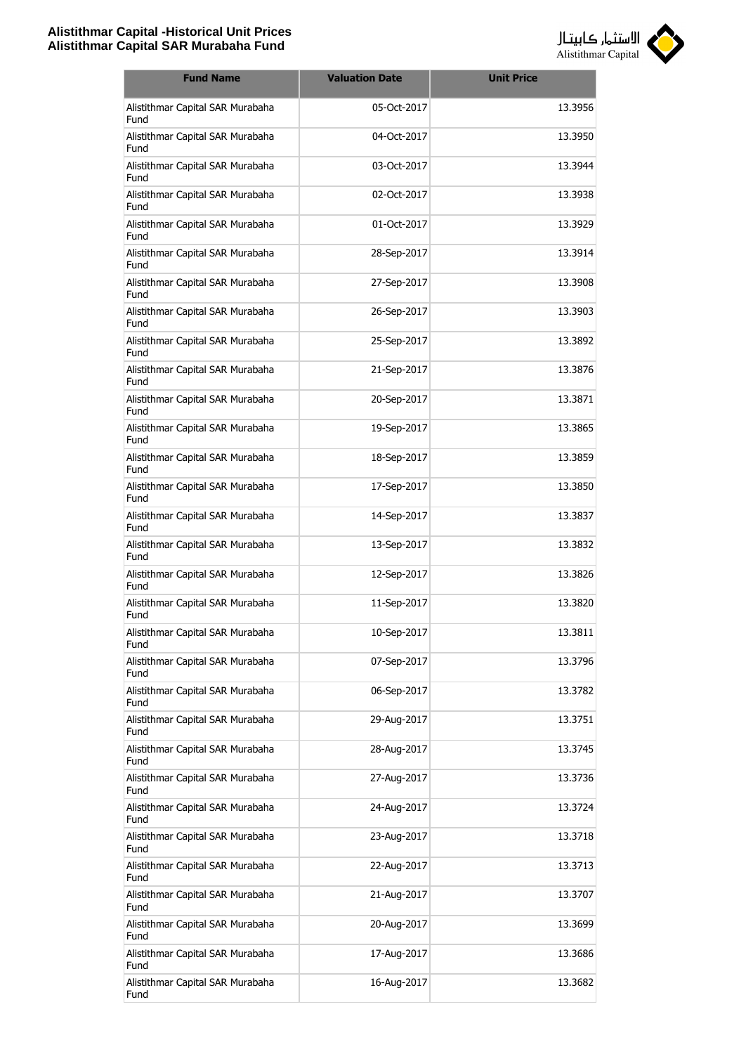| Fund Name | Valuation Date | Unit Price |
|---|---|---|
| Alistithmar Capital SAR Murabaha Fund | 05-Oct-2017 | 13.3956 |
| Alistithmar Capital SAR Murabaha Fund | 04-Oct-2017 | 13.3950 |
| Alistithmar Capital SAR Murabaha Fund | 03-Oct-2017 | 13.3944 |
| Alistithmar Capital SAR Murabaha Fund | 02-Oct-2017 | 13.3938 |
| Alistithmar Capital SAR Murabaha Fund | 01-Oct-2017 | 13.3929 |
| Alistithmar Capital SAR Murabaha Fund | 28-Sep-2017 | 13.3914 |
| Alistithmar Capital SAR Murabaha Fund | 27-Sep-2017 | 13.3908 |
| Alistithmar Capital SAR Murabaha Fund | 26-Sep-2017 | 13.3903 |
| Alistithmar Capital SAR Murabaha Fund | 25-Sep-2017 | 13.3892 |
| Alistithmar Capital SAR Murabaha Fund | 21-Sep-2017 | 13.3876 |
| Alistithmar Capital SAR Murabaha Fund | 20-Sep-2017 | 13.3871 |
| Alistithmar Capital SAR Murabaha Fund | 19-Sep-2017 | 13.3865 |
| Alistithmar Capital SAR Murabaha Fund | 18-Sep-2017 | 13.3859 |
| Alistithmar Capital SAR Murabaha Fund | 17-Sep-2017 | 13.3850 |
| Alistithmar Capital SAR Murabaha Fund | 14-Sep-2017 | 13.3837 |
| Alistithmar Capital SAR Murabaha Fund | 13-Sep-2017 | 13.3832 |
| Alistithmar Capital SAR Murabaha Fund | 12-Sep-2017 | 13.3826 |
| Alistithmar Capital SAR Murabaha Fund | 11-Sep-2017 | 13.3820 |
| Alistithmar Capital SAR Murabaha Fund | 10-Sep-2017 | 13.3811 |
| Alistithmar Capital SAR Murabaha Fund | 07-Sep-2017 | 13.3796 |
| Alistithmar Capital SAR Murabaha Fund | 06-Sep-2017 | 13.3782 |
| Alistithmar Capital SAR Murabaha Fund | 29-Aug-2017 | 13.3751 |
| Alistithmar Capital SAR Murabaha Fund | 28-Aug-2017 | 13.3745 |
| Alistithmar Capital SAR Murabaha Fund | 27-Aug-2017 | 13.3736 |
| Alistithmar Capital SAR Murabaha Fund | 24-Aug-2017 | 13.3724 |
| Alistithmar Capital SAR Murabaha Fund | 23-Aug-2017 | 13.3718 |
| Alistithmar Capital SAR Murabaha Fund | 22-Aug-2017 | 13.3713 |
| Alistithmar Capital SAR Murabaha Fund | 21-Aug-2017 | 13.3707 |
| Alistithmar Capital SAR Murabaha Fund | 20-Aug-2017 | 13.3699 |
| Alistithmar Capital SAR Murabaha Fund | 17-Aug-2017 | 13.3686 |
| Alistithmar Capital SAR Murabaha Fund | 16-Aug-2017 | 13.3682 |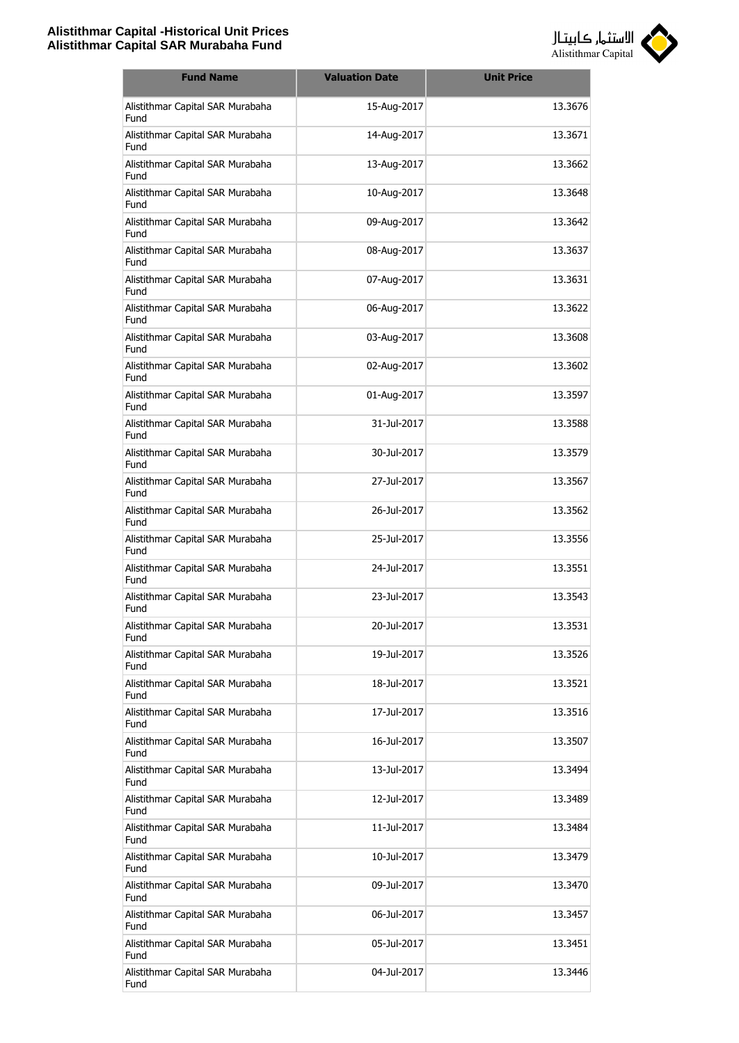| Fund Name | Valuation Date | Unit Price |
|---|---|---|
| Alistithmar Capital SAR Murabaha Fund | 15-Aug-2017 | 13.3676 |
| Alistithmar Capital SAR Murabaha Fund | 14-Aug-2017 | 13.3671 |
| Alistithmar Capital SAR Murabaha Fund | 13-Aug-2017 | 13.3662 |
| Alistithmar Capital SAR Murabaha Fund | 10-Aug-2017 | 13.3648 |
| Alistithmar Capital SAR Murabaha Fund | 09-Aug-2017 | 13.3642 |
| Alistithmar Capital SAR Murabaha Fund | 08-Aug-2017 | 13.3637 |
| Alistithmar Capital SAR Murabaha Fund | 07-Aug-2017 | 13.3631 |
| Alistithmar Capital SAR Murabaha Fund | 06-Aug-2017 | 13.3622 |
| Alistithmar Capital SAR Murabaha Fund | 03-Aug-2017 | 13.3608 |
| Alistithmar Capital SAR Murabaha Fund | 02-Aug-2017 | 13.3602 |
| Alistithmar Capital SAR Murabaha Fund | 01-Aug-2017 | 13.3597 |
| Alistithmar Capital SAR Murabaha Fund | 31-Jul-2017 | 13.3588 |
| Alistithmar Capital SAR Murabaha Fund | 30-Jul-2017 | 13.3579 |
| Alistithmar Capital SAR Murabaha Fund | 27-Jul-2017 | 13.3567 |
| Alistithmar Capital SAR Murabaha Fund | 26-Jul-2017 | 13.3562 |
| Alistithmar Capital SAR Murabaha Fund | 25-Jul-2017 | 13.3556 |
| Alistithmar Capital SAR Murabaha Fund | 24-Jul-2017 | 13.3551 |
| Alistithmar Capital SAR Murabaha Fund | 23-Jul-2017 | 13.3543 |
| Alistithmar Capital SAR Murabaha Fund | 20-Jul-2017 | 13.3531 |
| Alistithmar Capital SAR Murabaha Fund | 19-Jul-2017 | 13.3526 |
| Alistithmar Capital SAR Murabaha Fund | 18-Jul-2017 | 13.3521 |
| Alistithmar Capital SAR Murabaha Fund | 17-Jul-2017 | 13.3516 |
| Alistithmar Capital SAR Murabaha Fund | 16-Jul-2017 | 13.3507 |
| Alistithmar Capital SAR Murabaha Fund | 13-Jul-2017 | 13.3494 |
| Alistithmar Capital SAR Murabaha Fund | 12-Jul-2017 | 13.3489 |
| Alistithmar Capital SAR Murabaha Fund | 11-Jul-2017 | 13.3484 |
| Alistithmar Capital SAR Murabaha Fund | 10-Jul-2017 | 13.3479 |
| Alistithmar Capital SAR Murabaha Fund | 09-Jul-2017 | 13.3470 |
| Alistithmar Capital SAR Murabaha Fund | 06-Jul-2017 | 13.3457 |
| Alistithmar Capital SAR Murabaha Fund | 05-Jul-2017 | 13.3451 |
| Alistithmar Capital SAR Murabaha Fund | 04-Jul-2017 | 13.3446 |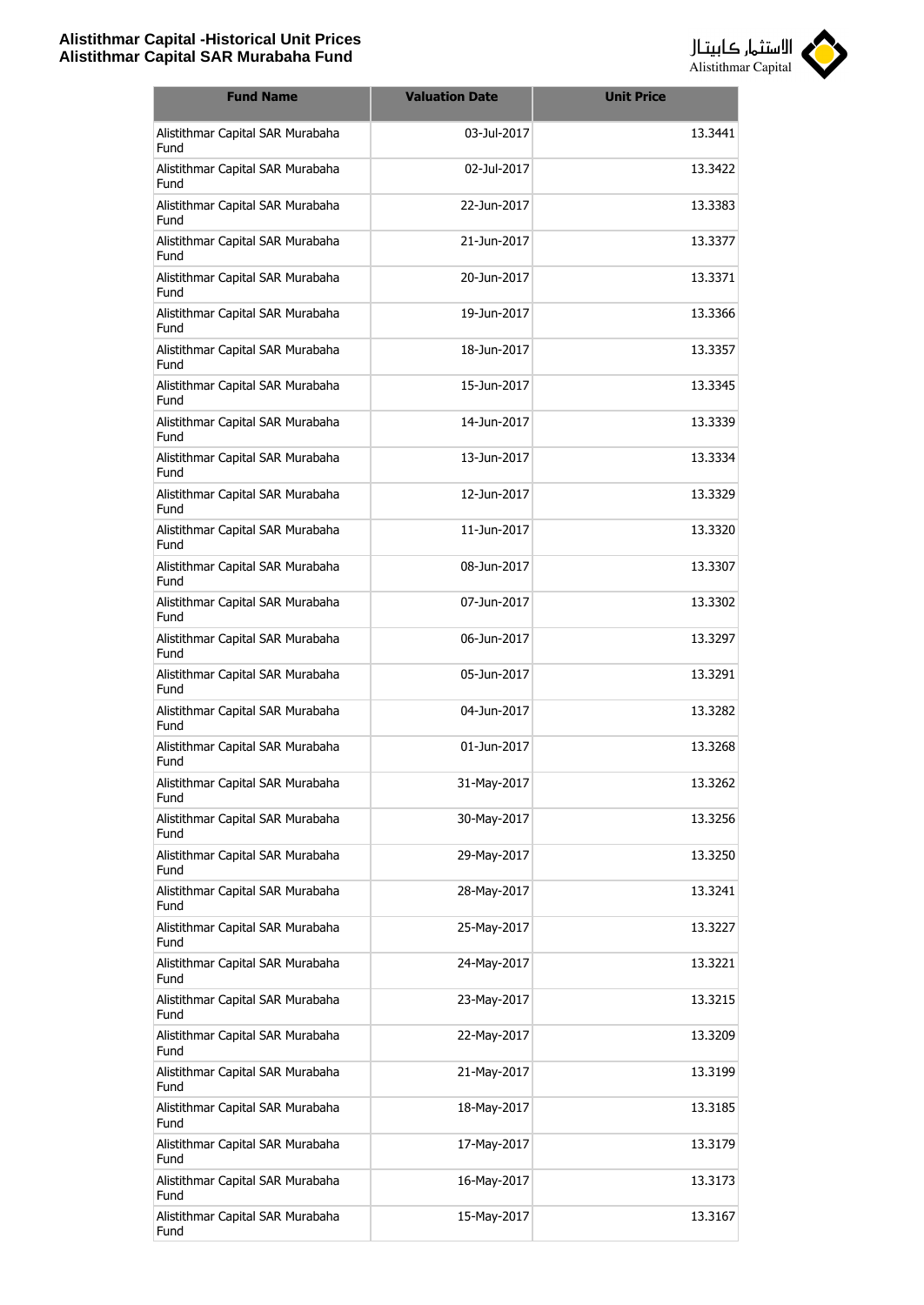| Fund Name | Valuation Date | Unit Price |
| --- | --- | --- |
| Alistithmar Capital SAR Murabaha Fund | 03-Jul-2017 | 13.3441 |
| Alistithmar Capital SAR Murabaha Fund | 02-Jul-2017 | 13.3422 |
| Alistithmar Capital SAR Murabaha Fund | 22-Jun-2017 | 13.3383 |
| Alistithmar Capital SAR Murabaha Fund | 21-Jun-2017 | 13.3377 |
| Alistithmar Capital SAR Murabaha Fund | 20-Jun-2017 | 13.3371 |
| Alistithmar Capital SAR Murabaha Fund | 19-Jun-2017 | 13.3366 |
| Alistithmar Capital SAR Murabaha Fund | 18-Jun-2017 | 13.3357 |
| Alistithmar Capital SAR Murabaha Fund | 15-Jun-2017 | 13.3345 |
| Alistithmar Capital SAR Murabaha Fund | 14-Jun-2017 | 13.3339 |
| Alistithmar Capital SAR Murabaha Fund | 13-Jun-2017 | 13.3334 |
| Alistithmar Capital SAR Murabaha Fund | 12-Jun-2017 | 13.3329 |
| Alistithmar Capital SAR Murabaha Fund | 11-Jun-2017 | 13.3320 |
| Alistithmar Capital SAR Murabaha Fund | 08-Jun-2017 | 13.3307 |
| Alistithmar Capital SAR Murabaha Fund | 07-Jun-2017 | 13.3302 |
| Alistithmar Capital SAR Murabaha Fund | 06-Jun-2017 | 13.3297 |
| Alistithmar Capital SAR Murabaha Fund | 05-Jun-2017 | 13.3291 |
| Alistithmar Capital SAR Murabaha Fund | 04-Jun-2017 | 13.3282 |
| Alistithmar Capital SAR Murabaha Fund | 01-Jun-2017 | 13.3268 |
| Alistithmar Capital SAR Murabaha Fund | 31-May-2017 | 13.3262 |
| Alistithmar Capital SAR Murabaha Fund | 30-May-2017 | 13.3256 |
| Alistithmar Capital SAR Murabaha Fund | 29-May-2017 | 13.3250 |
| Alistithmar Capital SAR Murabaha Fund | 28-May-2017 | 13.3241 |
| Alistithmar Capital SAR Murabaha Fund | 25-May-2017 | 13.3227 |
| Alistithmar Capital SAR Murabaha Fund | 24-May-2017 | 13.3221 |
| Alistithmar Capital SAR Murabaha Fund | 23-May-2017 | 13.3215 |
| Alistithmar Capital SAR Murabaha Fund | 22-May-2017 | 13.3209 |
| Alistithmar Capital SAR Murabaha Fund | 21-May-2017 | 13.3199 |
| Alistithmar Capital SAR Murabaha Fund | 18-May-2017 | 13.3185 |
| Alistithmar Capital SAR Murabaha Fund | 17-May-2017 | 13.3179 |
| Alistithmar Capital SAR Murabaha Fund | 16-May-2017 | 13.3173 |
| Alistithmar Capital SAR Murabaha Fund | 15-May-2017 | 13.3167 |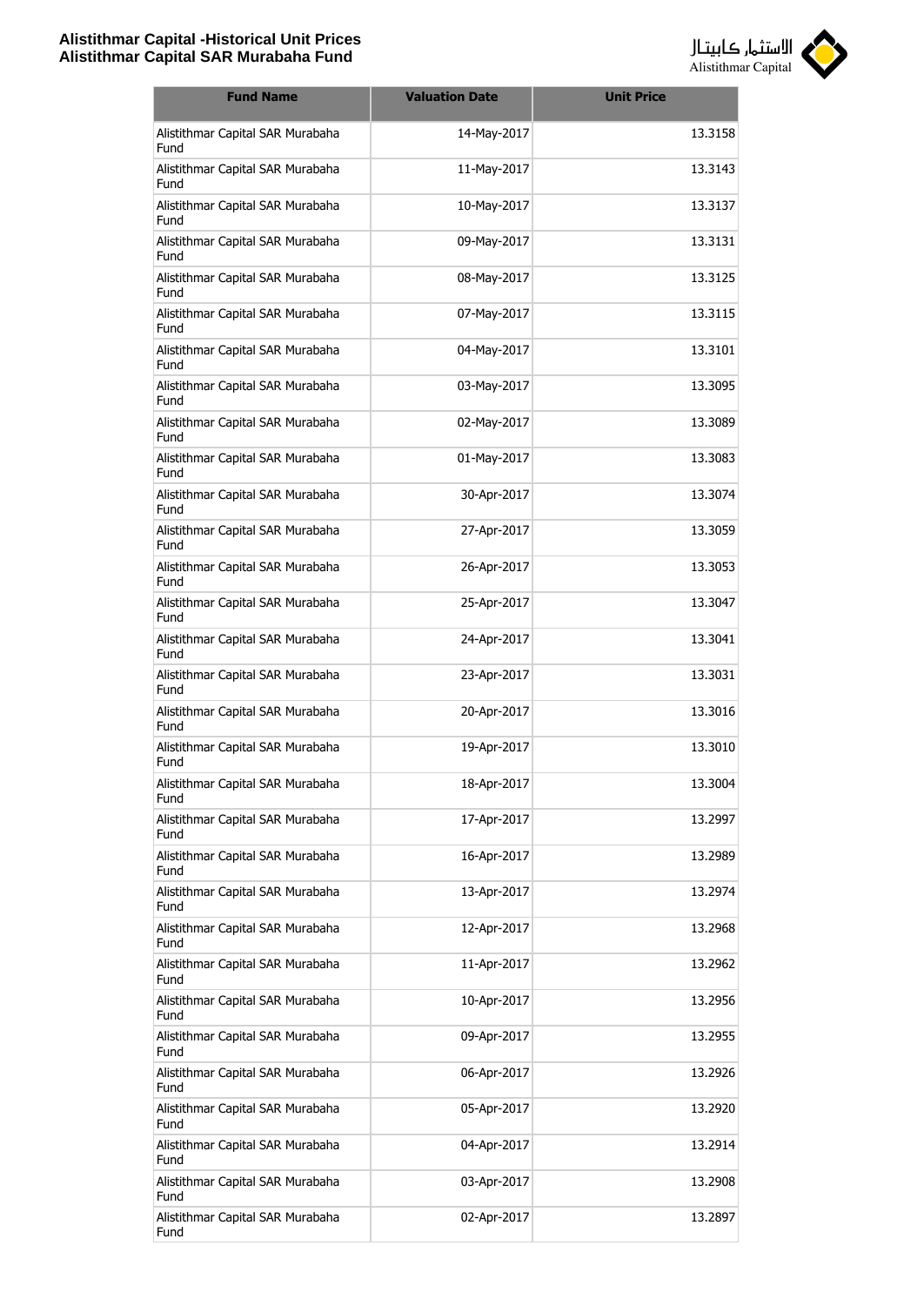| Fund Name | Valuation Date | Unit Price |
| --- | --- | --- |
| Alistithmar Capital SAR Murabaha Fund | 14-May-2017 | 13.3158 |
| Alistithmar Capital SAR Murabaha Fund | 11-May-2017 | 13.3143 |
| Alistithmar Capital SAR Murabaha Fund | 10-May-2017 | 13.3137 |
| Alistithmar Capital SAR Murabaha Fund | 09-May-2017 | 13.3131 |
| Alistithmar Capital SAR Murabaha Fund | 08-May-2017 | 13.3125 |
| Alistithmar Capital SAR Murabaha Fund | 07-May-2017 | 13.3115 |
| Alistithmar Capital SAR Murabaha Fund | 04-May-2017 | 13.3101 |
| Alistithmar Capital SAR Murabaha Fund | 03-May-2017 | 13.3095 |
| Alistithmar Capital SAR Murabaha Fund | 02-May-2017 | 13.3089 |
| Alistithmar Capital SAR Murabaha Fund | 01-May-2017 | 13.3083 |
| Alistithmar Capital SAR Murabaha Fund | 30-Apr-2017 | 13.3074 |
| Alistithmar Capital SAR Murabaha Fund | 27-Apr-2017 | 13.3059 |
| Alistithmar Capital SAR Murabaha Fund | 26-Apr-2017 | 13.3053 |
| Alistithmar Capital SAR Murabaha Fund | 25-Apr-2017 | 13.3047 |
| Alistithmar Capital SAR Murabaha Fund | 24-Apr-2017 | 13.3041 |
| Alistithmar Capital SAR Murabaha Fund | 23-Apr-2017 | 13.3031 |
| Alistithmar Capital SAR Murabaha Fund | 20-Apr-2017 | 13.3016 |
| Alistithmar Capital SAR Murabaha Fund | 19-Apr-2017 | 13.3010 |
| Alistithmar Capital SAR Murabaha Fund | 18-Apr-2017 | 13.3004 |
| Alistithmar Capital SAR Murabaha Fund | 17-Apr-2017 | 13.2997 |
| Alistithmar Capital SAR Murabaha Fund | 16-Apr-2017 | 13.2989 |
| Alistithmar Capital SAR Murabaha Fund | 13-Apr-2017 | 13.2974 |
| Alistithmar Capital SAR Murabaha Fund | 12-Apr-2017 | 13.2968 |
| Alistithmar Capital SAR Murabaha Fund | 11-Apr-2017 | 13.2962 |
| Alistithmar Capital SAR Murabaha Fund | 10-Apr-2017 | 13.2956 |
| Alistithmar Capital SAR Murabaha Fund | 09-Apr-2017 | 13.2955 |
| Alistithmar Capital SAR Murabaha Fund | 06-Apr-2017 | 13.2926 |
| Alistithmar Capital SAR Murabaha Fund | 05-Apr-2017 | 13.2920 |
| Alistithmar Capital SAR Murabaha Fund | 04-Apr-2017 | 13.2914 |
| Alistithmar Capital SAR Murabaha Fund | 03-Apr-2017 | 13.2908 |
| Alistithmar Capital SAR Murabaha Fund | 02-Apr-2017 | 13.2897 |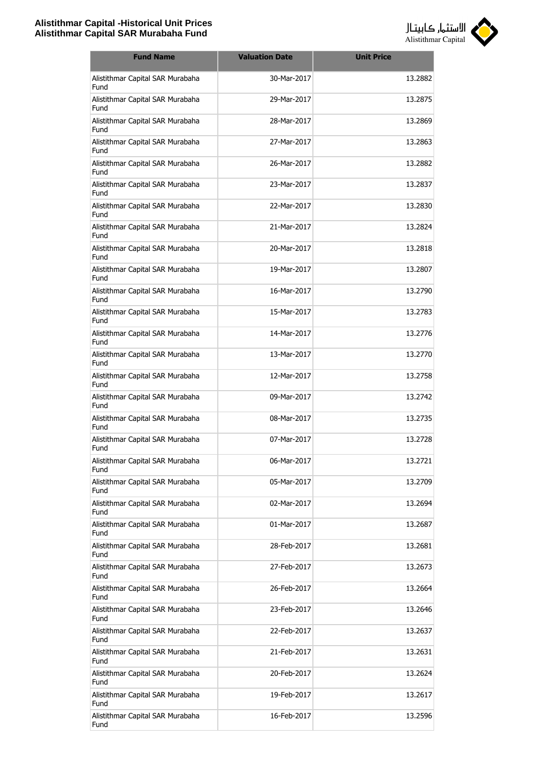| Fund Name | Valuation Date | Unit Price |
|---|---|---|
| Alistithmar Capital SAR Murabaha Fund | 30-Mar-2017 | 13.2882 |
| Alistithmar Capital SAR Murabaha Fund | 29-Mar-2017 | 13.2875 |
| Alistithmar Capital SAR Murabaha Fund | 28-Mar-2017 | 13.2869 |
| Alistithmar Capital SAR Murabaha Fund | 27-Mar-2017 | 13.2863 |
| Alistithmar Capital SAR Murabaha Fund | 26-Mar-2017 | 13.2882 |
| Alistithmar Capital SAR Murabaha Fund | 23-Mar-2017 | 13.2837 |
| Alistithmar Capital SAR Murabaha Fund | 22-Mar-2017 | 13.2830 |
| Alistithmar Capital SAR Murabaha Fund | 21-Mar-2017 | 13.2824 |
| Alistithmar Capital SAR Murabaha Fund | 20-Mar-2017 | 13.2818 |
| Alistithmar Capital SAR Murabaha Fund | 19-Mar-2017 | 13.2807 |
| Alistithmar Capital SAR Murabaha Fund | 16-Mar-2017 | 13.2790 |
| Alistithmar Capital SAR Murabaha Fund | 15-Mar-2017 | 13.2783 |
| Alistithmar Capital SAR Murabaha Fund | 14-Mar-2017 | 13.2776 |
| Alistithmar Capital SAR Murabaha Fund | 13-Mar-2017 | 13.2770 |
| Alistithmar Capital SAR Murabaha Fund | 12-Mar-2017 | 13.2758 |
| Alistithmar Capital SAR Murabaha Fund | 09-Mar-2017 | 13.2742 |
| Alistithmar Capital SAR Murabaha Fund | 08-Mar-2017 | 13.2735 |
| Alistithmar Capital SAR Murabaha Fund | 07-Mar-2017 | 13.2728 |
| Alistithmar Capital SAR Murabaha Fund | 06-Mar-2017 | 13.2721 |
| Alistithmar Capital SAR Murabaha Fund | 05-Mar-2017 | 13.2709 |
| Alistithmar Capital SAR Murabaha Fund | 02-Mar-2017 | 13.2694 |
| Alistithmar Capital SAR Murabaha Fund | 01-Mar-2017 | 13.2687 |
| Alistithmar Capital SAR Murabaha Fund | 28-Feb-2017 | 13.2681 |
| Alistithmar Capital SAR Murabaha Fund | 27-Feb-2017 | 13.2673 |
| Alistithmar Capital SAR Murabaha Fund | 26-Feb-2017 | 13.2664 |
| Alistithmar Capital SAR Murabaha Fund | 23-Feb-2017 | 13.2646 |
| Alistithmar Capital SAR Murabaha Fund | 22-Feb-2017 | 13.2637 |
| Alistithmar Capital SAR Murabaha Fund | 21-Feb-2017 | 13.2631 |
| Alistithmar Capital SAR Murabaha Fund | 20-Feb-2017 | 13.2624 |
| Alistithmar Capital SAR Murabaha Fund | 19-Feb-2017 | 13.2617 |
| Alistithmar Capital SAR Murabaha Fund | 16-Feb-2017 | 13.2596 |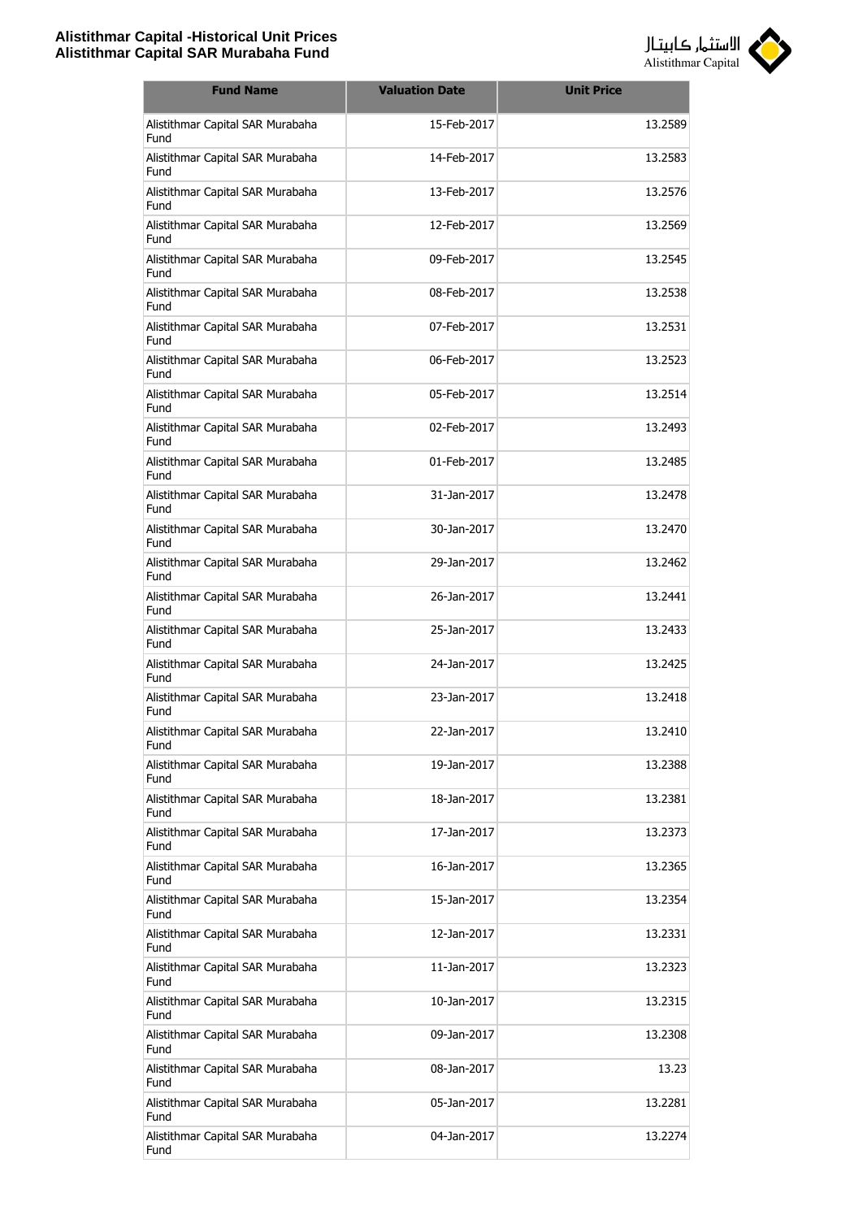| Fund Name | Valuation Date | Unit Price |
|---|---|---|
| Alistithmar Capital SAR Murabaha Fund | 15-Feb-2017 | 13.2589 |
| Alistithmar Capital SAR Murabaha Fund | 14-Feb-2017 | 13.2583 |
| Alistithmar Capital SAR Murabaha Fund | 13-Feb-2017 | 13.2576 |
| Alistithmar Capital SAR Murabaha Fund | 12-Feb-2017 | 13.2569 |
| Alistithmar Capital SAR Murabaha Fund | 09-Feb-2017 | 13.2545 |
| Alistithmar Capital SAR Murabaha Fund | 08-Feb-2017 | 13.2538 |
| Alistithmar Capital SAR Murabaha Fund | 07-Feb-2017 | 13.2531 |
| Alistithmar Capital SAR Murabaha Fund | 06-Feb-2017 | 13.2523 |
| Alistithmar Capital SAR Murabaha Fund | 05-Feb-2017 | 13.2514 |
| Alistithmar Capital SAR Murabaha Fund | 02-Feb-2017 | 13.2493 |
| Alistithmar Capital SAR Murabaha Fund | 01-Feb-2017 | 13.2485 |
| Alistithmar Capital SAR Murabaha Fund | 31-Jan-2017 | 13.2478 |
| Alistithmar Capital SAR Murabaha Fund | 30-Jan-2017 | 13.2470 |
| Alistithmar Capital SAR Murabaha Fund | 29-Jan-2017 | 13.2462 |
| Alistithmar Capital SAR Murabaha Fund | 26-Jan-2017 | 13.2441 |
| Alistithmar Capital SAR Murabaha Fund | 25-Jan-2017 | 13.2433 |
| Alistithmar Capital SAR Murabaha Fund | 24-Jan-2017 | 13.2425 |
| Alistithmar Capital SAR Murabaha Fund | 23-Jan-2017 | 13.2418 |
| Alistithmar Capital SAR Murabaha Fund | 22-Jan-2017 | 13.2410 |
| Alistithmar Capital SAR Murabaha Fund | 19-Jan-2017 | 13.2388 |
| Alistithmar Capital SAR Murabaha Fund | 18-Jan-2017 | 13.2381 |
| Alistithmar Capital SAR Murabaha Fund | 17-Jan-2017 | 13.2373 |
| Alistithmar Capital SAR Murabaha Fund | 16-Jan-2017 | 13.2365 |
| Alistithmar Capital SAR Murabaha Fund | 15-Jan-2017 | 13.2354 |
| Alistithmar Capital SAR Murabaha Fund | 12-Jan-2017 | 13.2331 |
| Alistithmar Capital SAR Murabaha Fund | 11-Jan-2017 | 13.2323 |
| Alistithmar Capital SAR Murabaha Fund | 10-Jan-2017 | 13.2315 |
| Alistithmar Capital SAR Murabaha Fund | 09-Jan-2017 | 13.2308 |
| Alistithmar Capital SAR Murabaha Fund | 08-Jan-2017 | 13.23 |
| Alistithmar Capital SAR Murabaha Fund | 05-Jan-2017 | 13.2281 |
| Alistithmar Capital SAR Murabaha Fund | 04-Jan-2017 | 13.2274 |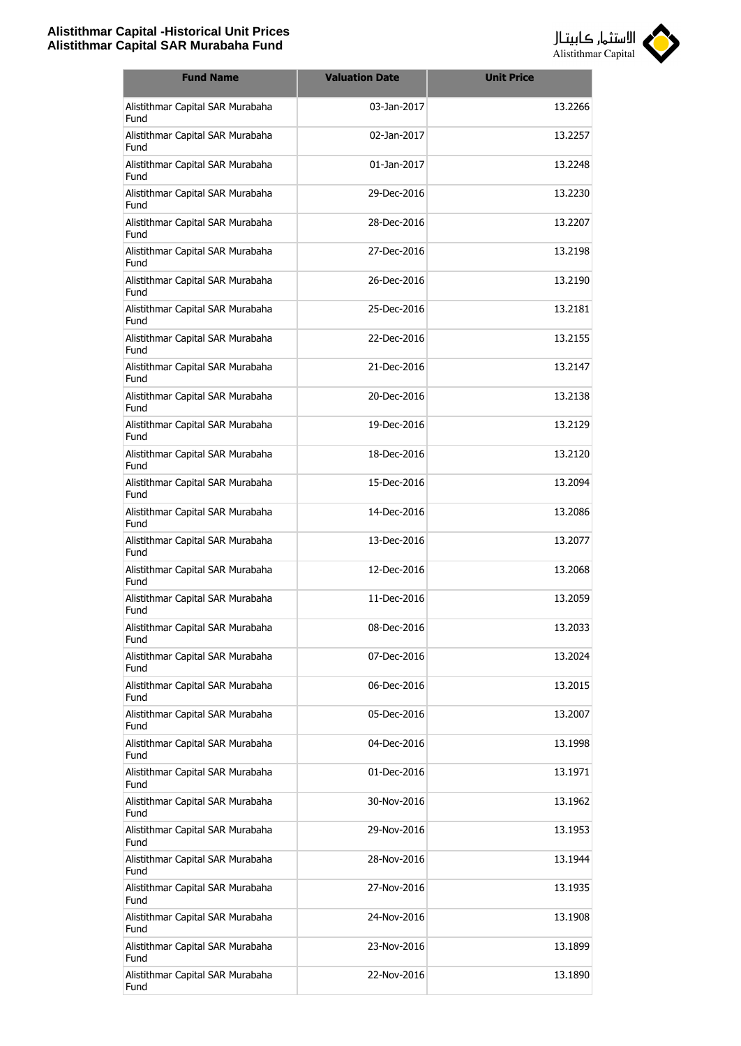| Fund Name | Valuation Date | Unit Price |
| --- | --- | --- |
| Alistithmar Capital SAR Murabaha Fund | 03-Jan-2017 | 13.2266 |
| Alistithmar Capital SAR Murabaha Fund | 02-Jan-2017 | 13.2257 |
| Alistithmar Capital SAR Murabaha Fund | 01-Jan-2017 | 13.2248 |
| Alistithmar Capital SAR Murabaha Fund | 29-Dec-2016 | 13.2230 |
| Alistithmar Capital SAR Murabaha Fund | 28-Dec-2016 | 13.2207 |
| Alistithmar Capital SAR Murabaha Fund | 27-Dec-2016 | 13.2198 |
| Alistithmar Capital SAR Murabaha Fund | 26-Dec-2016 | 13.2190 |
| Alistithmar Capital SAR Murabaha Fund | 25-Dec-2016 | 13.2181 |
| Alistithmar Capital SAR Murabaha Fund | 22-Dec-2016 | 13.2155 |
| Alistithmar Capital SAR Murabaha Fund | 21-Dec-2016 | 13.2147 |
| Alistithmar Capital SAR Murabaha Fund | 20-Dec-2016 | 13.2138 |
| Alistithmar Capital SAR Murabaha Fund | 19-Dec-2016 | 13.2129 |
| Alistithmar Capital SAR Murabaha Fund | 18-Dec-2016 | 13.2120 |
| Alistithmar Capital SAR Murabaha Fund | 15-Dec-2016 | 13.2094 |
| Alistithmar Capital SAR Murabaha Fund | 14-Dec-2016 | 13.2086 |
| Alistithmar Capital SAR Murabaha Fund | 13-Dec-2016 | 13.2077 |
| Alistithmar Capital SAR Murabaha Fund | 12-Dec-2016 | 13.2068 |
| Alistithmar Capital SAR Murabaha Fund | 11-Dec-2016 | 13.2059 |
| Alistithmar Capital SAR Murabaha Fund | 08-Dec-2016 | 13.2033 |
| Alistithmar Capital SAR Murabaha Fund | 07-Dec-2016 | 13.2024 |
| Alistithmar Capital SAR Murabaha Fund | 06-Dec-2016 | 13.2015 |
| Alistithmar Capital SAR Murabaha Fund | 05-Dec-2016 | 13.2007 |
| Alistithmar Capital SAR Murabaha Fund | 04-Dec-2016 | 13.1998 |
| Alistithmar Capital SAR Murabaha Fund | 01-Dec-2016 | 13.1971 |
| Alistithmar Capital SAR Murabaha Fund | 30-Nov-2016 | 13.1962 |
| Alistithmar Capital SAR Murabaha Fund | 29-Nov-2016 | 13.1953 |
| Alistithmar Capital SAR Murabaha Fund | 28-Nov-2016 | 13.1944 |
| Alistithmar Capital SAR Murabaha Fund | 27-Nov-2016 | 13.1935 |
| Alistithmar Capital SAR Murabaha Fund | 24-Nov-2016 | 13.1908 |
| Alistithmar Capital SAR Murabaha Fund | 23-Nov-2016 | 13.1899 |
| Alistithmar Capital SAR Murabaha Fund | 22-Nov-2016 | 13.1890 |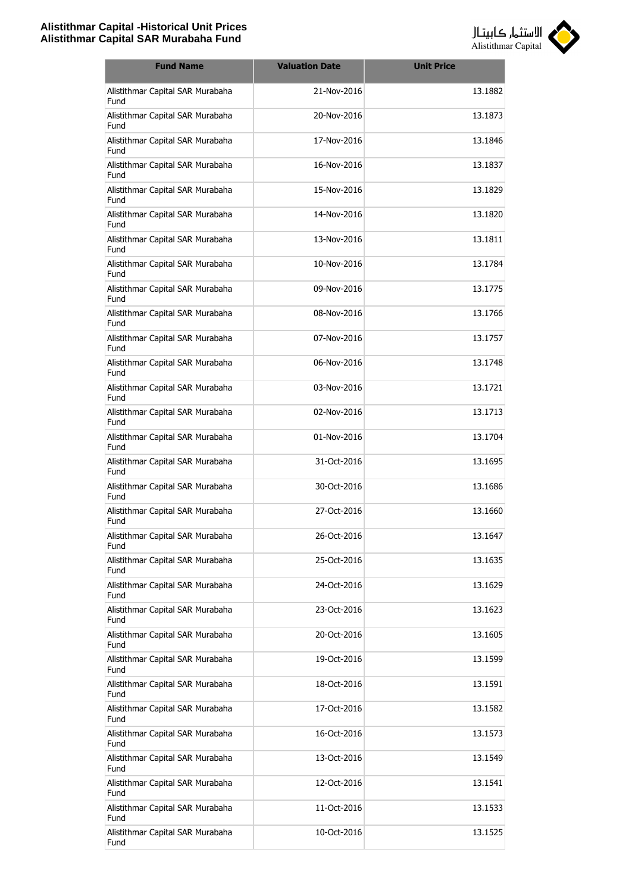| Fund Name | Valuation Date | Unit Price |
|---|---|---|
| Alistithmar Capital SAR Murabaha Fund | 21-Nov-2016 | 13.1882 |
| Alistithmar Capital SAR Murabaha Fund | 20-Nov-2016 | 13.1873 |
| Alistithmar Capital SAR Murabaha Fund | 17-Nov-2016 | 13.1846 |
| Alistithmar Capital SAR Murabaha Fund | 16-Nov-2016 | 13.1837 |
| Alistithmar Capital SAR Murabaha Fund | 15-Nov-2016 | 13.1829 |
| Alistithmar Capital SAR Murabaha Fund | 14-Nov-2016 | 13.1820 |
| Alistithmar Capital SAR Murabaha Fund | 13-Nov-2016 | 13.1811 |
| Alistithmar Capital SAR Murabaha Fund | 10-Nov-2016 | 13.1784 |
| Alistithmar Capital SAR Murabaha Fund | 09-Nov-2016 | 13.1775 |
| Alistithmar Capital SAR Murabaha Fund | 08-Nov-2016 | 13.1766 |
| Alistithmar Capital SAR Murabaha Fund | 07-Nov-2016 | 13.1757 |
| Alistithmar Capital SAR Murabaha Fund | 06-Nov-2016 | 13.1748 |
| Alistithmar Capital SAR Murabaha Fund | 03-Nov-2016 | 13.1721 |
| Alistithmar Capital SAR Murabaha Fund | 02-Nov-2016 | 13.1713 |
| Alistithmar Capital SAR Murabaha Fund | 01-Nov-2016 | 13.1704 |
| Alistithmar Capital SAR Murabaha Fund | 31-Oct-2016 | 13.1695 |
| Alistithmar Capital SAR Murabaha Fund | 30-Oct-2016 | 13.1686 |
| Alistithmar Capital SAR Murabaha Fund | 27-Oct-2016 | 13.1660 |
| Alistithmar Capital SAR Murabaha Fund | 26-Oct-2016 | 13.1647 |
| Alistithmar Capital SAR Murabaha Fund | 25-Oct-2016 | 13.1635 |
| Alistithmar Capital SAR Murabaha Fund | 24-Oct-2016 | 13.1629 |
| Alistithmar Capital SAR Murabaha Fund | 23-Oct-2016 | 13.1623 |
| Alistithmar Capital SAR Murabaha Fund | 20-Oct-2016 | 13.1605 |
| Alistithmar Capital SAR Murabaha Fund | 19-Oct-2016 | 13.1599 |
| Alistithmar Capital SAR Murabaha Fund | 18-Oct-2016 | 13.1591 |
| Alistithmar Capital SAR Murabaha Fund | 17-Oct-2016 | 13.1582 |
| Alistithmar Capital SAR Murabaha Fund | 16-Oct-2016 | 13.1573 |
| Alistithmar Capital SAR Murabaha Fund | 13-Oct-2016 | 13.1549 |
| Alistithmar Capital SAR Murabaha Fund | 12-Oct-2016 | 13.1541 |
| Alistithmar Capital SAR Murabaha Fund | 11-Oct-2016 | 13.1533 |
| Alistithmar Capital SAR Murabaha Fund | 10-Oct-2016 | 13.1525 |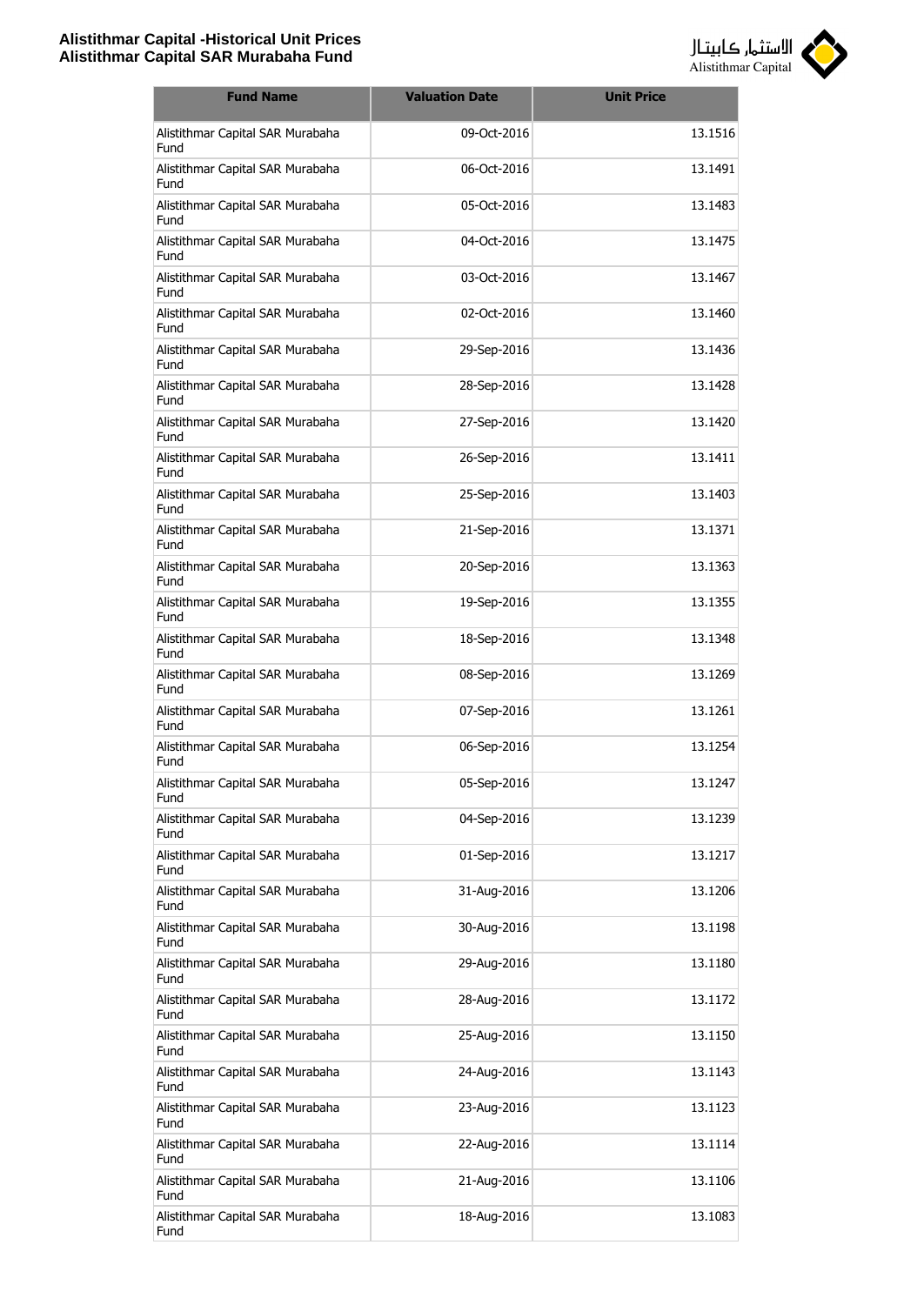| Fund Name | Valuation Date | Unit Price |
|---|---|---|
| Alistithmar Capital SAR Murabaha Fund | 09-Oct-2016 | 13.1516 |
| Alistithmar Capital SAR Murabaha Fund | 06-Oct-2016 | 13.1491 |
| Alistithmar Capital SAR Murabaha Fund | 05-Oct-2016 | 13.1483 |
| Alistithmar Capital SAR Murabaha Fund | 04-Oct-2016 | 13.1475 |
| Alistithmar Capital SAR Murabaha Fund | 03-Oct-2016 | 13.1467 |
| Alistithmar Capital SAR Murabaha Fund | 02-Oct-2016 | 13.1460 |
| Alistithmar Capital SAR Murabaha Fund | 29-Sep-2016 | 13.1436 |
| Alistithmar Capital SAR Murabaha Fund | 28-Sep-2016 | 13.1428 |
| Alistithmar Capital SAR Murabaha Fund | 27-Sep-2016 | 13.1420 |
| Alistithmar Capital SAR Murabaha Fund | 26-Sep-2016 | 13.1411 |
| Alistithmar Capital SAR Murabaha Fund | 25-Sep-2016 | 13.1403 |
| Alistithmar Capital SAR Murabaha Fund | 21-Sep-2016 | 13.1371 |
| Alistithmar Capital SAR Murabaha Fund | 20-Sep-2016 | 13.1363 |
| Alistithmar Capital SAR Murabaha Fund | 19-Sep-2016 | 13.1355 |
| Alistithmar Capital SAR Murabaha Fund | 18-Sep-2016 | 13.1348 |
| Alistithmar Capital SAR Murabaha Fund | 08-Sep-2016 | 13.1269 |
| Alistithmar Capital SAR Murabaha Fund | 07-Sep-2016 | 13.1261 |
| Alistithmar Capital SAR Murabaha Fund | 06-Sep-2016 | 13.1254 |
| Alistithmar Capital SAR Murabaha Fund | 05-Sep-2016 | 13.1247 |
| Alistithmar Capital SAR Murabaha Fund | 04-Sep-2016 | 13.1239 |
| Alistithmar Capital SAR Murabaha Fund | 01-Sep-2016 | 13.1217 |
| Alistithmar Capital SAR Murabaha Fund | 31-Aug-2016 | 13.1206 |
| Alistithmar Capital SAR Murabaha Fund | 30-Aug-2016 | 13.1198 |
| Alistithmar Capital SAR Murabaha Fund | 29-Aug-2016 | 13.1180 |
| Alistithmar Capital SAR Murabaha Fund | 28-Aug-2016 | 13.1172 |
| Alistithmar Capital SAR Murabaha Fund | 25-Aug-2016 | 13.1150 |
| Alistithmar Capital SAR Murabaha Fund | 24-Aug-2016 | 13.1143 |
| Alistithmar Capital SAR Murabaha Fund | 23-Aug-2016 | 13.1123 |
| Alistithmar Capital SAR Murabaha Fund | 22-Aug-2016 | 13.1114 |
| Alistithmar Capital SAR Murabaha Fund | 21-Aug-2016 | 13.1106 |
| Alistithmar Capital SAR Murabaha Fund | 18-Aug-2016 | 13.1083 |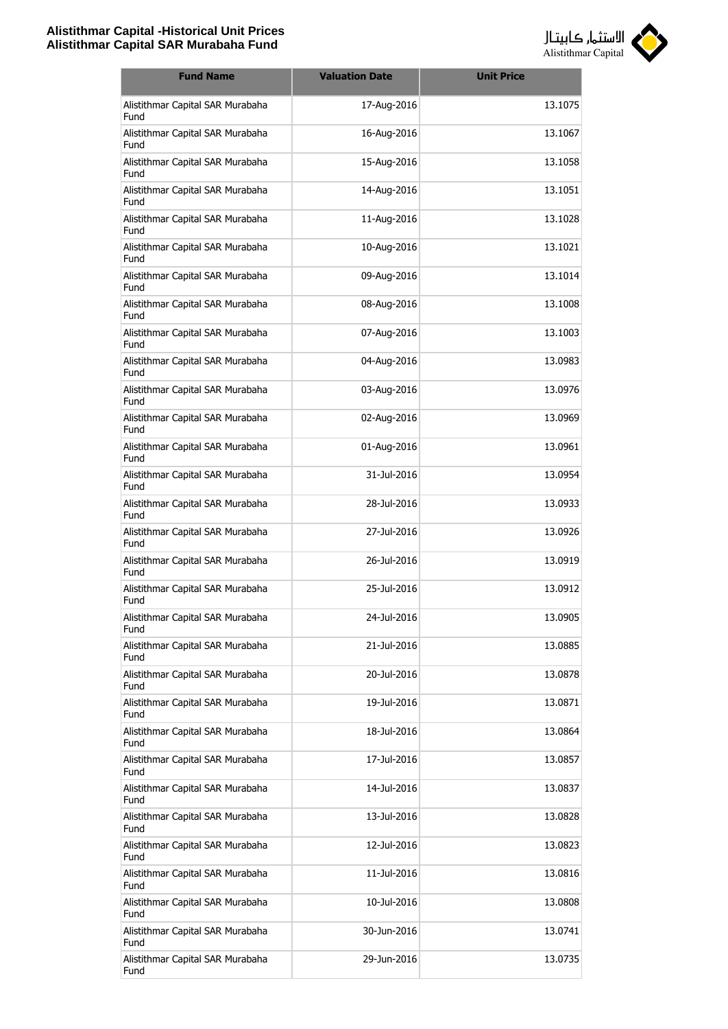| Fund Name | Valuation Date | Unit Price |
|---|---|---|
| Alistithmar Capital SAR Murabaha Fund | 17-Aug-2016 | 13.1075 |
| Alistithmar Capital SAR Murabaha Fund | 16-Aug-2016 | 13.1067 |
| Alistithmar Capital SAR Murabaha Fund | 15-Aug-2016 | 13.1058 |
| Alistithmar Capital SAR Murabaha Fund | 14-Aug-2016 | 13.1051 |
| Alistithmar Capital SAR Murabaha Fund | 11-Aug-2016 | 13.1028 |
| Alistithmar Capital SAR Murabaha Fund | 10-Aug-2016 | 13.1021 |
| Alistithmar Capital SAR Murabaha Fund | 09-Aug-2016 | 13.1014 |
| Alistithmar Capital SAR Murabaha Fund | 08-Aug-2016 | 13.1008 |
| Alistithmar Capital SAR Murabaha Fund | 07-Aug-2016 | 13.1003 |
| Alistithmar Capital SAR Murabaha Fund | 04-Aug-2016 | 13.0983 |
| Alistithmar Capital SAR Murabaha Fund | 03-Aug-2016 | 13.0976 |
| Alistithmar Capital SAR Murabaha Fund | 02-Aug-2016 | 13.0969 |
| Alistithmar Capital SAR Murabaha Fund | 01-Aug-2016 | 13.0961 |
| Alistithmar Capital SAR Murabaha Fund | 31-Jul-2016 | 13.0954 |
| Alistithmar Capital SAR Murabaha Fund | 28-Jul-2016 | 13.0933 |
| Alistithmar Capital SAR Murabaha Fund | 27-Jul-2016 | 13.0926 |
| Alistithmar Capital SAR Murabaha Fund | 26-Jul-2016 | 13.0919 |
| Alistithmar Capital SAR Murabaha Fund | 25-Jul-2016 | 13.0912 |
| Alistithmar Capital SAR Murabaha Fund | 24-Jul-2016 | 13.0905 |
| Alistithmar Capital SAR Murabaha Fund | 21-Jul-2016 | 13.0885 |
| Alistithmar Capital SAR Murabaha Fund | 20-Jul-2016 | 13.0878 |
| Alistithmar Capital SAR Murabaha Fund | 19-Jul-2016 | 13.0871 |
| Alistithmar Capital SAR Murabaha Fund | 18-Jul-2016 | 13.0864 |
| Alistithmar Capital SAR Murabaha Fund | 17-Jul-2016 | 13.0857 |
| Alistithmar Capital SAR Murabaha Fund | 14-Jul-2016 | 13.0837 |
| Alistithmar Capital SAR Murabaha Fund | 13-Jul-2016 | 13.0828 |
| Alistithmar Capital SAR Murabaha Fund | 12-Jul-2016 | 13.0823 |
| Alistithmar Capital SAR Murabaha Fund | 11-Jul-2016 | 13.0816 |
| Alistithmar Capital SAR Murabaha Fund | 10-Jul-2016 | 13.0808 |
| Alistithmar Capital SAR Murabaha Fund | 30-Jun-2016 | 13.0741 |
| Alistithmar Capital SAR Murabaha Fund | 29-Jun-2016 | 13.0735 |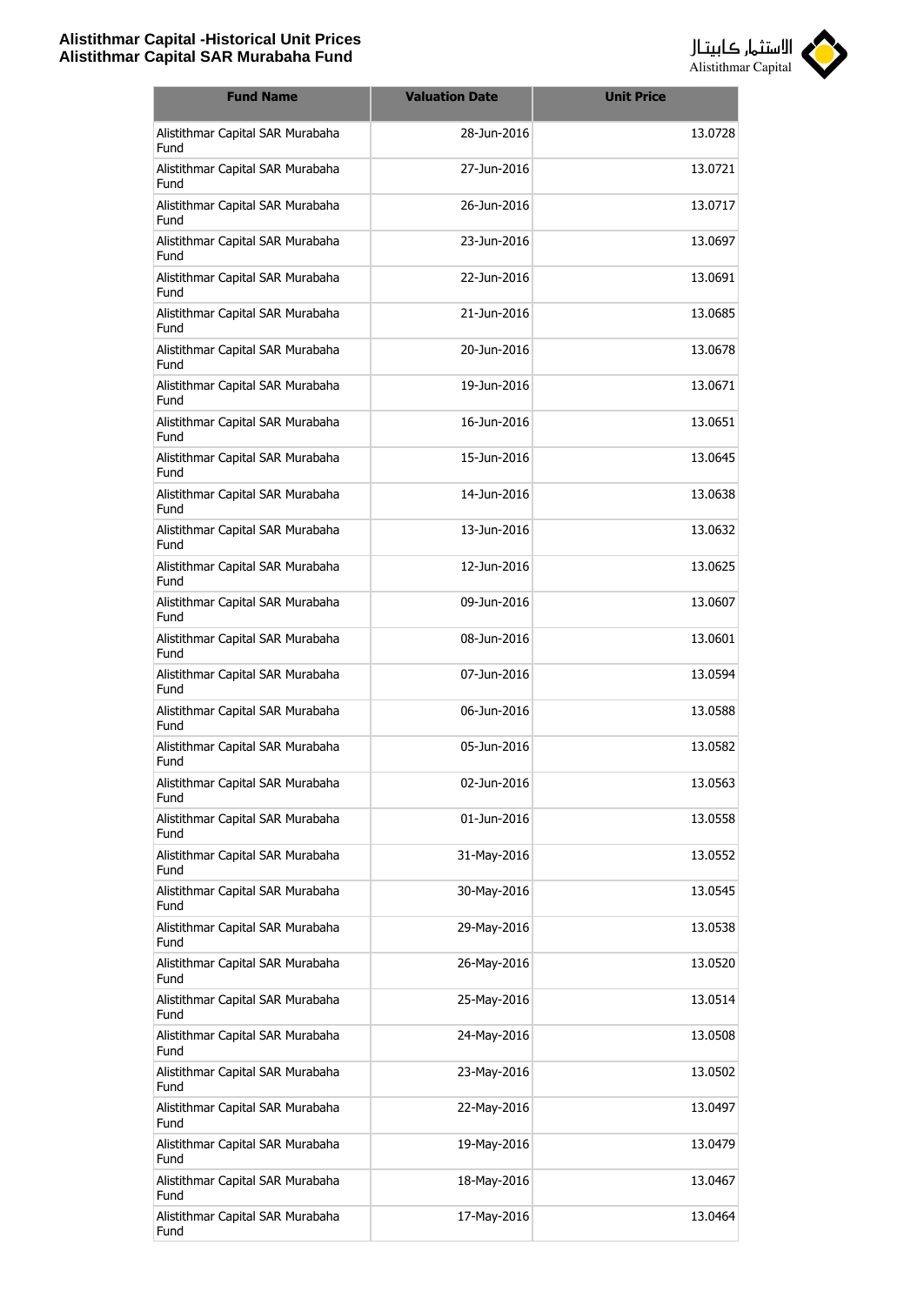| Fund Name | Valuation Date | Unit Price |
|---|---|---|
| Alistithmar Capital SAR Murabaha Fund | 28-Jun-2016 | 13.0728 |
| Alistithmar Capital SAR Murabaha Fund | 27-Jun-2016 | 13.0721 |
| Alistithmar Capital SAR Murabaha Fund | 26-Jun-2016 | 13.0717 |
| Alistithmar Capital SAR Murabaha Fund | 23-Jun-2016 | 13.0697 |
| Alistithmar Capital SAR Murabaha Fund | 22-Jun-2016 | 13.0691 |
| Alistithmar Capital SAR Murabaha Fund | 21-Jun-2016 | 13.0685 |
| Alistithmar Capital SAR Murabaha Fund | 20-Jun-2016 | 13.0678 |
| Alistithmar Capital SAR Murabaha Fund | 19-Jun-2016 | 13.0671 |
| Alistithmar Capital SAR Murabaha Fund | 16-Jun-2016 | 13.0651 |
| Alistithmar Capital SAR Murabaha Fund | 15-Jun-2016 | 13.0645 |
| Alistithmar Capital SAR Murabaha Fund | 14-Jun-2016 | 13.0638 |
| Alistithmar Capital SAR Murabaha Fund | 13-Jun-2016 | 13.0632 |
| Alistithmar Capital SAR Murabaha Fund | 12-Jun-2016 | 13.0625 |
| Alistithmar Capital SAR Murabaha Fund | 09-Jun-2016 | 13.0607 |
| Alistithmar Capital SAR Murabaha Fund | 08-Jun-2016 | 13.0601 |
| Alistithmar Capital SAR Murabaha Fund | 07-Jun-2016 | 13.0594 |
| Alistithmar Capital SAR Murabaha Fund | 06-Jun-2016 | 13.0588 |
| Alistithmar Capital SAR Murabaha Fund | 05-Jun-2016 | 13.0582 |
| Alistithmar Capital SAR Murabaha Fund | 02-Jun-2016 | 13.0563 |
| Alistithmar Capital SAR Murabaha Fund | 01-Jun-2016 | 13.0558 |
| Alistithmar Capital SAR Murabaha Fund | 31-May-2016 | 13.0552 |
| Alistithmar Capital SAR Murabaha Fund | 30-May-2016 | 13.0545 |
| Alistithmar Capital SAR Murabaha Fund | 29-May-2016 | 13.0538 |
| Alistithmar Capital SAR Murabaha Fund | 26-May-2016 | 13.0520 |
| Alistithmar Capital SAR Murabaha Fund | 25-May-2016 | 13.0514 |
| Alistithmar Capital SAR Murabaha Fund | 24-May-2016 | 13.0508 |
| Alistithmar Capital SAR Murabaha Fund | 23-May-2016 | 13.0502 |
| Alistithmar Capital SAR Murabaha Fund | 22-May-2016 | 13.0497 |
| Alistithmar Capital SAR Murabaha Fund | 19-May-2016 | 13.0479 |
| Alistithmar Capital SAR Murabaha Fund | 18-May-2016 | 13.0467 |
| Alistithmar Capital SAR Murabaha Fund | 17-May-2016 | 13.0464 |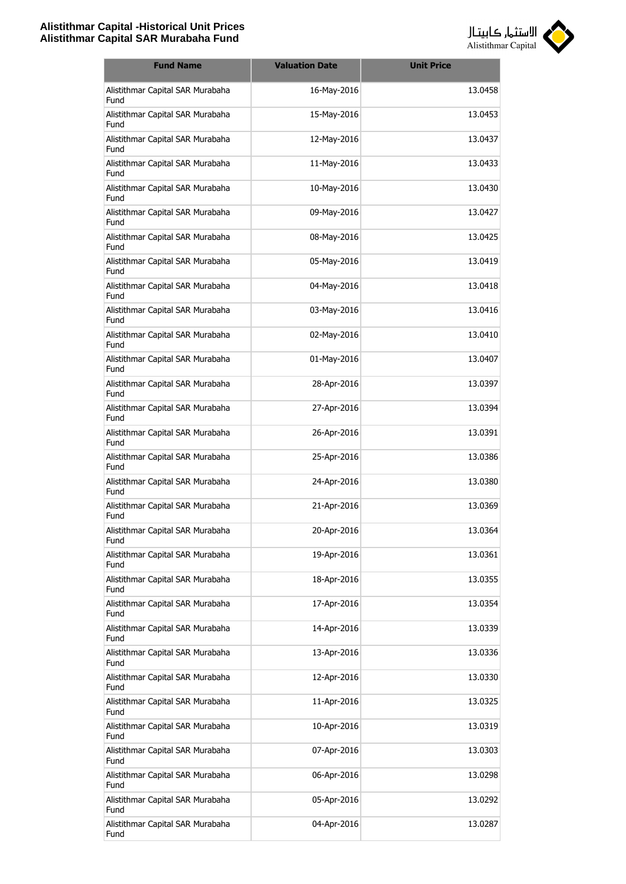| Fund Name | Valuation Date | Unit Price |
|---|---|---|
| Alistithmar Capital SAR Murabaha Fund | 16-May-2016 | 13.0458 |
| Alistithmar Capital SAR Murabaha Fund | 15-May-2016 | 13.0453 |
| Alistithmar Capital SAR Murabaha Fund | 12-May-2016 | 13.0437 |
| Alistithmar Capital SAR Murabaha Fund | 11-May-2016 | 13.0433 |
| Alistithmar Capital SAR Murabaha Fund | 10-May-2016 | 13.0430 |
| Alistithmar Capital SAR Murabaha Fund | 09-May-2016 | 13.0427 |
| Alistithmar Capital SAR Murabaha Fund | 08-May-2016 | 13.0425 |
| Alistithmar Capital SAR Murabaha Fund | 05-May-2016 | 13.0419 |
| Alistithmar Capital SAR Murabaha Fund | 04-May-2016 | 13.0418 |
| Alistithmar Capital SAR Murabaha Fund | 03-May-2016 | 13.0416 |
| Alistithmar Capital SAR Murabaha Fund | 02-May-2016 | 13.0410 |
| Alistithmar Capital SAR Murabaha Fund | 01-May-2016 | 13.0407 |
| Alistithmar Capital SAR Murabaha Fund | 28-Apr-2016 | 13.0397 |
| Alistithmar Capital SAR Murabaha Fund | 27-Apr-2016 | 13.0394 |
| Alistithmar Capital SAR Murabaha Fund | 26-Apr-2016 | 13.0391 |
| Alistithmar Capital SAR Murabaha Fund | 25-Apr-2016 | 13.0386 |
| Alistithmar Capital SAR Murabaha Fund | 24-Apr-2016 | 13.0380 |
| Alistithmar Capital SAR Murabaha Fund | 21-Apr-2016 | 13.0369 |
| Alistithmar Capital SAR Murabaha Fund | 20-Apr-2016 | 13.0364 |
| Alistithmar Capital SAR Murabaha Fund | 19-Apr-2016 | 13.0361 |
| Alistithmar Capital SAR Murabaha Fund | 18-Apr-2016 | 13.0355 |
| Alistithmar Capital SAR Murabaha Fund | 17-Apr-2016 | 13.0354 |
| Alistithmar Capital SAR Murabaha Fund | 14-Apr-2016 | 13.0339 |
| Alistithmar Capital SAR Murabaha Fund | 13-Apr-2016 | 13.0336 |
| Alistithmar Capital SAR Murabaha Fund | 12-Apr-2016 | 13.0330 |
| Alistithmar Capital SAR Murabaha Fund | 11-Apr-2016 | 13.0325 |
| Alistithmar Capital SAR Murabaha Fund | 10-Apr-2016 | 13.0319 |
| Alistithmar Capital SAR Murabaha Fund | 07-Apr-2016 | 13.0303 |
| Alistithmar Capital SAR Murabaha Fund | 06-Apr-2016 | 13.0298 |
| Alistithmar Capital SAR Murabaha Fund | 05-Apr-2016 | 13.0292 |
| Alistithmar Capital SAR Murabaha Fund | 04-Apr-2016 | 13.0287 |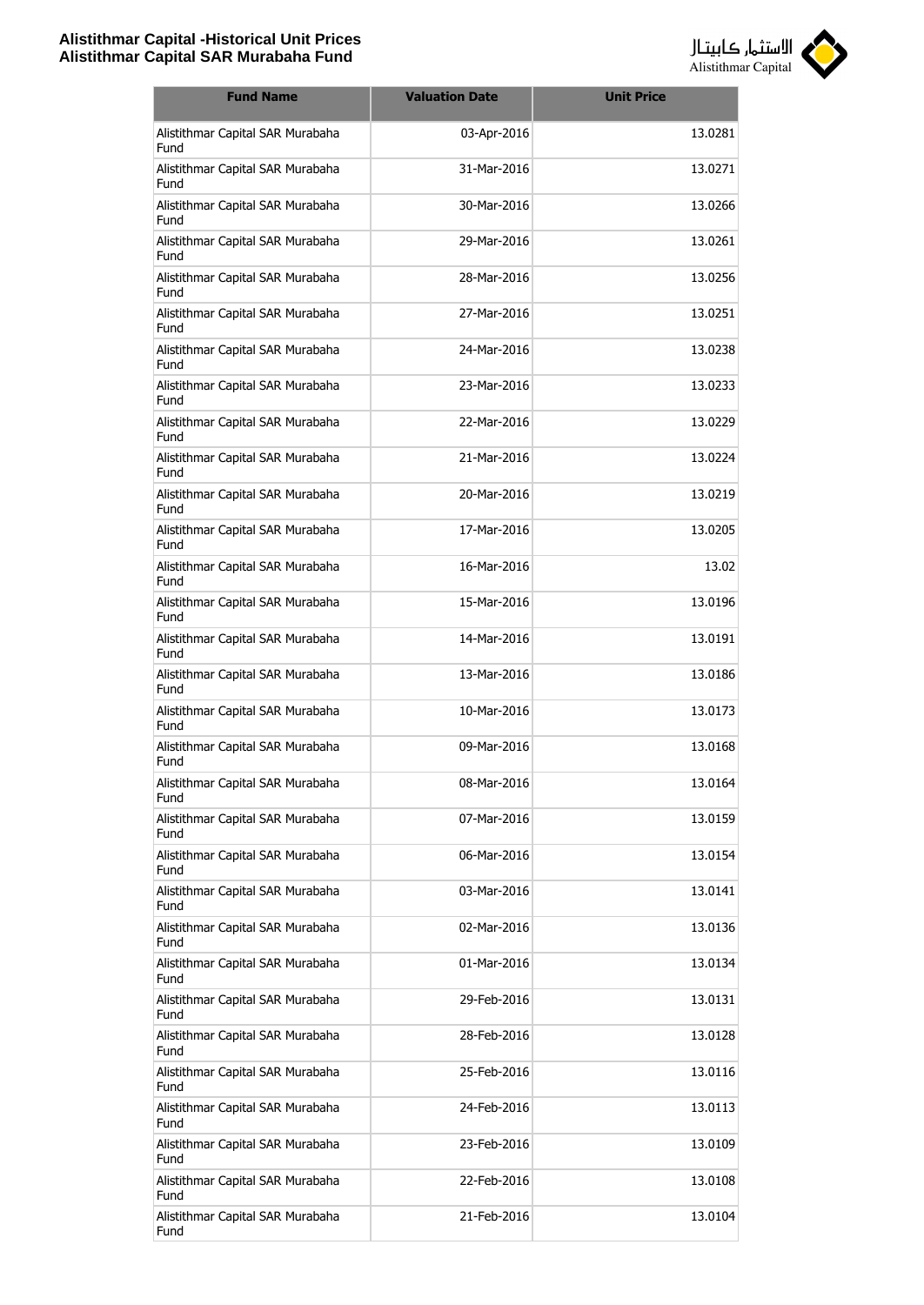**Alistithmar Capital -Historical Unit Prices**
**Alistithmar Capital SAR Murabaha Fund**

الاستثمار كابيتال
Alistithmar Capital

| Fund Name | Valuation Date | Unit Price |
|---|---|---|
| Alistithmar Capital SAR Murabaha Fund | 03-Apr-2016 | 13.0281 |
| Alistithmar Capital SAR Murabaha Fund | 31-Mar-2016 | 13.0271 |
| Alistithmar Capital SAR Murabaha Fund | 30-Mar-2016 | 13.0266 |
| Alistithmar Capital SAR Murabaha Fund | 29-Mar-2016 | 13.0261 |
| Alistithmar Capital SAR Murabaha Fund | 28-Mar-2016 | 13.0256 |
| Alistithmar Capital SAR Murabaha Fund | 27-Mar-2016 | 13.0251 |
| Alistithmar Capital SAR Murabaha Fund | 24-Mar-2016 | 13.0238 |
| Alistithmar Capital SAR Murabaha Fund | 23-Mar-2016 | 13.0233 |
| Alistithmar Capital SAR Murabaha Fund | 22-Mar-2016 | 13.0229 |
| Alistithmar Capital SAR Murabaha Fund | 21-Mar-2016 | 13.0224 |
| Alistithmar Capital SAR Murabaha Fund | 20-Mar-2016 | 13.0219 |
| Alistithmar Capital SAR Murabaha Fund | 17-Mar-2016 | 13.0205 |
| Alistithmar Capital SAR Murabaha Fund | 16-Mar-2016 | 13.02 |
| Alistithmar Capital SAR Murabaha Fund | 15-Mar-2016 | 13.0196 |
| Alistithmar Capital SAR Murabaha Fund | 14-Mar-2016 | 13.0191 |
| Alistithmar Capital SAR Murabaha Fund | 13-Mar-2016 | 13.0186 |
| Alistithmar Capital SAR Murabaha Fund | 10-Mar-2016 | 13.0173 |
| Alistithmar Capital SAR Murabaha Fund | 09-Mar-2016 | 13.0168 |
| Alistithmar Capital SAR Murabaha Fund | 08-Mar-2016 | 13.0164 |
| Alistithmar Capital SAR Murabaha Fund | 07-Mar-2016 | 13.0159 |
| Alistithmar Capital SAR Murabaha Fund | 06-Mar-2016 | 13.0154 |
| Alistithmar Capital SAR Murabaha Fund | 03-Mar-2016 | 13.0141 |
| Alistithmar Capital SAR Murabaha Fund | 02-Mar-2016 | 13.0136 |
| Alistithmar Capital SAR Murabaha Fund | 01-Mar-2016 | 13.0134 |
| Alistithmar Capital SAR Murabaha Fund | 29-Feb-2016 | 13.0131 |
| Alistithmar Capital SAR Murabaha Fund | 28-Feb-2016 | 13.0128 |
| Alistithmar Capital SAR Murabaha Fund | 25-Feb-2016 | 13.0116 |
| Alistithmar Capital SAR Murabaha Fund | 24-Feb-2016 | 13.0113 |
| Alistithmar Capital SAR Murabaha Fund | 23-Feb-2016 | 13.0109 |
| Alistithmar Capital SAR Murabaha Fund | 22-Feb-2016 | 13.0108 |
| Alistithmar Capital SAR Murabaha Fund | 21-Feb-2016 | 13.0104 |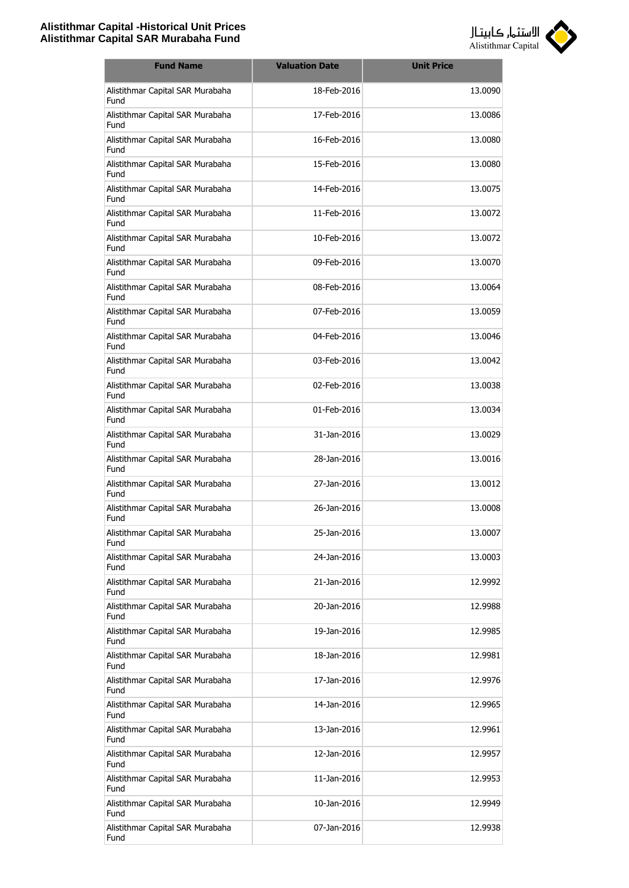| Fund Name | Valuation Date | Unit Price |
| --- | --- | --- |
| Alistithmar Capital SAR Murabaha Fund | 18-Feb-2016 | 13.0090 |
| Alistithmar Capital SAR Murabaha Fund | 17-Feb-2016 | 13.0086 |
| Alistithmar Capital SAR Murabaha Fund | 16-Feb-2016 | 13.0080 |
| Alistithmar Capital SAR Murabaha Fund | 15-Feb-2016 | 13.0080 |
| Alistithmar Capital SAR Murabaha Fund | 14-Feb-2016 | 13.0075 |
| Alistithmar Capital SAR Murabaha Fund | 11-Feb-2016 | 13.0072 |
| Alistithmar Capital SAR Murabaha Fund | 10-Feb-2016 | 13.0072 |
| Alistithmar Capital SAR Murabaha Fund | 09-Feb-2016 | 13.0070 |
| Alistithmar Capital SAR Murabaha Fund | 08-Feb-2016 | 13.0064 |
| Alistithmar Capital SAR Murabaha Fund | 07-Feb-2016 | 13.0059 |
| Alistithmar Capital SAR Murabaha Fund | 04-Feb-2016 | 13.0046 |
| Alistithmar Capital SAR Murabaha Fund | 03-Feb-2016 | 13.0042 |
| Alistithmar Capital SAR Murabaha Fund | 02-Feb-2016 | 13.0038 |
| Alistithmar Capital SAR Murabaha Fund | 01-Feb-2016 | 13.0034 |
| Alistithmar Capital SAR Murabaha Fund | 31-Jan-2016 | 13.0029 |
| Alistithmar Capital SAR Murabaha Fund | 28-Jan-2016 | 13.0016 |
| Alistithmar Capital SAR Murabaha Fund | 27-Jan-2016 | 13.0012 |
| Alistithmar Capital SAR Murabaha Fund | 26-Jan-2016 | 13.0008 |
| Alistithmar Capital SAR Murabaha Fund | 25-Jan-2016 | 13.0007 |
| Alistithmar Capital SAR Murabaha Fund | 24-Jan-2016 | 13.0003 |
| Alistithmar Capital SAR Murabaha Fund | 21-Jan-2016 | 12.9992 |
| Alistithmar Capital SAR Murabaha Fund | 20-Jan-2016 | 12.9988 |
| Alistithmar Capital SAR Murabaha Fund | 19-Jan-2016 | 12.9985 |
| Alistithmar Capital SAR Murabaha Fund | 18-Jan-2016 | 12.9981 |
| Alistithmar Capital SAR Murabaha Fund | 17-Jan-2016 | 12.9976 |
| Alistithmar Capital SAR Murabaha Fund | 14-Jan-2016 | 12.9965 |
| Alistithmar Capital SAR Murabaha Fund | 13-Jan-2016 | 12.9961 |
| Alistithmar Capital SAR Murabaha Fund | 12-Jan-2016 | 12.9957 |
| Alistithmar Capital SAR Murabaha Fund | 11-Jan-2016 | 12.9953 |
| Alistithmar Capital SAR Murabaha Fund | 10-Jan-2016 | 12.9949 |
| Alistithmar Capital SAR Murabaha Fund | 07-Jan-2016 | 12.9938 |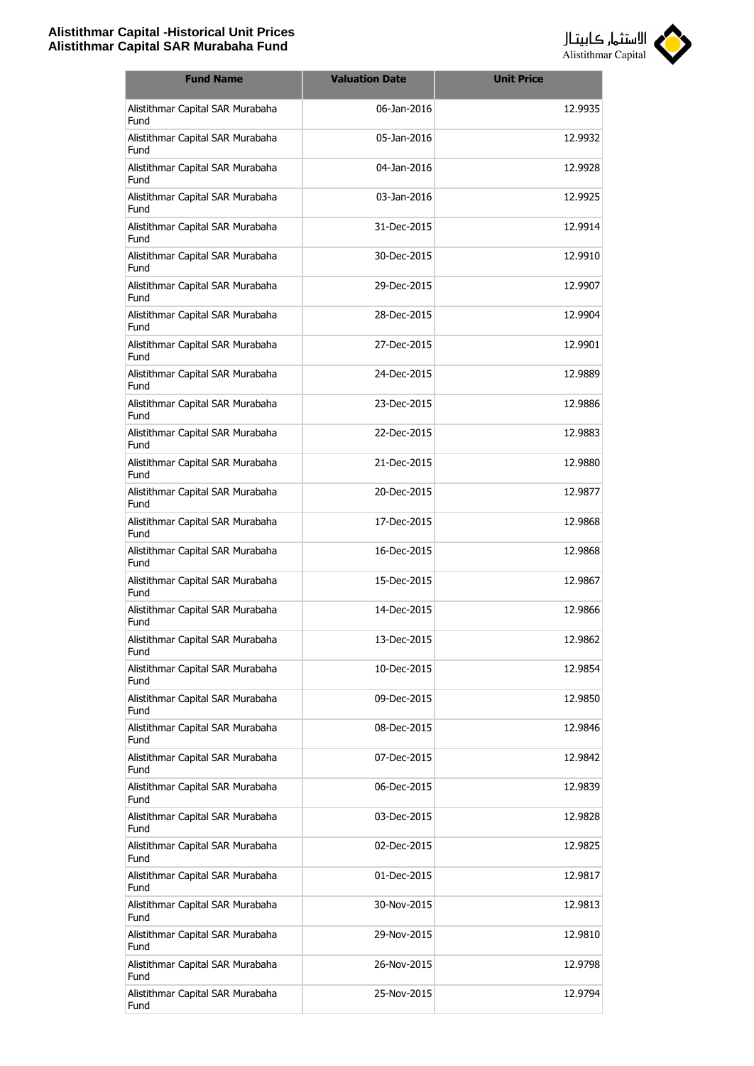| Fund Name | Valuation Date | Unit Price |
|---|---|---|
| Alistithmar Capital SAR Murabaha Fund | 06-Jan-2016 | 12.9935 |
| Alistithmar Capital SAR Murabaha Fund | 05-Jan-2016 | 12.9932 |
| Alistithmar Capital SAR Murabaha Fund | 04-Jan-2016 | 12.9928 |
| Alistithmar Capital SAR Murabaha Fund | 03-Jan-2016 | 12.9925 |
| Alistithmar Capital SAR Murabaha Fund | 31-Dec-2015 | 12.9914 |
| Alistithmar Capital SAR Murabaha Fund | 30-Dec-2015 | 12.9910 |
| Alistithmar Capital SAR Murabaha Fund | 29-Dec-2015 | 12.9907 |
| Alistithmar Capital SAR Murabaha Fund | 28-Dec-2015 | 12.9904 |
| Alistithmar Capital SAR Murabaha Fund | 27-Dec-2015 | 12.9901 |
| Alistithmar Capital SAR Murabaha Fund | 24-Dec-2015 | 12.9889 |
| Alistithmar Capital SAR Murabaha Fund | 23-Dec-2015 | 12.9886 |
| Alistithmar Capital SAR Murabaha Fund | 22-Dec-2015 | 12.9883 |
| Alistithmar Capital SAR Murabaha Fund | 21-Dec-2015 | 12.9880 |
| Alistithmar Capital SAR Murabaha Fund | 20-Dec-2015 | 12.9877 |
| Alistithmar Capital SAR Murabaha Fund | 17-Dec-2015 | 12.9868 |
| Alistithmar Capital SAR Murabaha Fund | 16-Dec-2015 | 12.9868 |
| Alistithmar Capital SAR Murabaha Fund | 15-Dec-2015 | 12.9867 |
| Alistithmar Capital SAR Murabaha Fund | 14-Dec-2015 | 12.9866 |
| Alistithmar Capital SAR Murabaha Fund | 13-Dec-2015 | 12.9862 |
| Alistithmar Capital SAR Murabaha Fund | 10-Dec-2015 | 12.9854 |
| Alistithmar Capital SAR Murabaha Fund | 09-Dec-2015 | 12.9850 |
| Alistithmar Capital SAR Murabaha Fund | 08-Dec-2015 | 12.9846 |
| Alistithmar Capital SAR Murabaha Fund | 07-Dec-2015 | 12.9842 |
| Alistithmar Capital SAR Murabaha Fund | 06-Dec-2015 | 12.9839 |
| Alistithmar Capital SAR Murabaha Fund | 03-Dec-2015 | 12.9828 |
| Alistithmar Capital SAR Murabaha Fund | 02-Dec-2015 | 12.9825 |
| Alistithmar Capital SAR Murabaha Fund | 01-Dec-2015 | 12.9817 |
| Alistithmar Capital SAR Murabaha Fund | 30-Nov-2015 | 12.9813 |
| Alistithmar Capital SAR Murabaha Fund | 29-Nov-2015 | 12.9810 |
| Alistithmar Capital SAR Murabaha Fund | 26-Nov-2015 | 12.9798 |
| Alistithmar Capital SAR Murabaha Fund | 25-Nov-2015 | 12.9794 |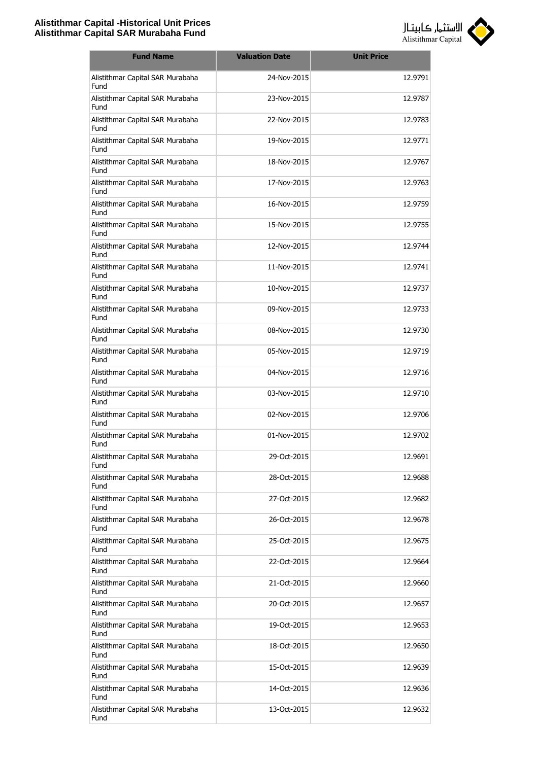| Fund Name | Valuation Date | Unit Price |
|---|---|---|
| Alistithmar Capital SAR Murabaha Fund | 24-Nov-2015 | 12.9791 |
| Alistithmar Capital SAR Murabaha Fund | 23-Nov-2015 | 12.9787 |
| Alistithmar Capital SAR Murabaha Fund | 22-Nov-2015 | 12.9783 |
| Alistithmar Capital SAR Murabaha Fund | 19-Nov-2015 | 12.9771 |
| Alistithmar Capital SAR Murabaha Fund | 18-Nov-2015 | 12.9767 |
| Alistithmar Capital SAR Murabaha Fund | 17-Nov-2015 | 12.9763 |
| Alistithmar Capital SAR Murabaha Fund | 16-Nov-2015 | 12.9759 |
| Alistithmar Capital SAR Murabaha Fund | 15-Nov-2015 | 12.9755 |
| Alistithmar Capital SAR Murabaha Fund | 12-Nov-2015 | 12.9744 |
| Alistithmar Capital SAR Murabaha Fund | 11-Nov-2015 | 12.9741 |
| Alistithmar Capital SAR Murabaha Fund | 10-Nov-2015 | 12.9737 |
| Alistithmar Capital SAR Murabaha Fund | 09-Nov-2015 | 12.9733 |
| Alistithmar Capital SAR Murabaha Fund | 08-Nov-2015 | 12.9730 |
| Alistithmar Capital SAR Murabaha Fund | 05-Nov-2015 | 12.9719 |
| Alistithmar Capital SAR Murabaha Fund | 04-Nov-2015 | 12.9716 |
| Alistithmar Capital SAR Murabaha Fund | 03-Nov-2015 | 12.9710 |
| Alistithmar Capital SAR Murabaha Fund | 02-Nov-2015 | 12.9706 |
| Alistithmar Capital SAR Murabaha Fund | 01-Nov-2015 | 12.9702 |
| Alistithmar Capital SAR Murabaha Fund | 29-Oct-2015 | 12.9691 |
| Alistithmar Capital SAR Murabaha Fund | 28-Oct-2015 | 12.9688 |
| Alistithmar Capital SAR Murabaha Fund | 27-Oct-2015 | 12.9682 |
| Alistithmar Capital SAR Murabaha Fund | 26-Oct-2015 | 12.9678 |
| Alistithmar Capital SAR Murabaha Fund | 25-Oct-2015 | 12.9675 |
| Alistithmar Capital SAR Murabaha Fund | 22-Oct-2015 | 12.9664 |
| Alistithmar Capital SAR Murabaha Fund | 21-Oct-2015 | 12.9660 |
| Alistithmar Capital SAR Murabaha Fund | 20-Oct-2015 | 12.9657 |
| Alistithmar Capital SAR Murabaha Fund | 19-Oct-2015 | 12.9653 |
| Alistithmar Capital SAR Murabaha Fund | 18-Oct-2015 | 12.9650 |
| Alistithmar Capital SAR Murabaha Fund | 15-Oct-2015 | 12.9639 |
| Alistithmar Capital SAR Murabaha Fund | 14-Oct-2015 | 12.9636 |
| Alistithmar Capital SAR Murabaha Fund | 13-Oct-2015 | 12.9632 |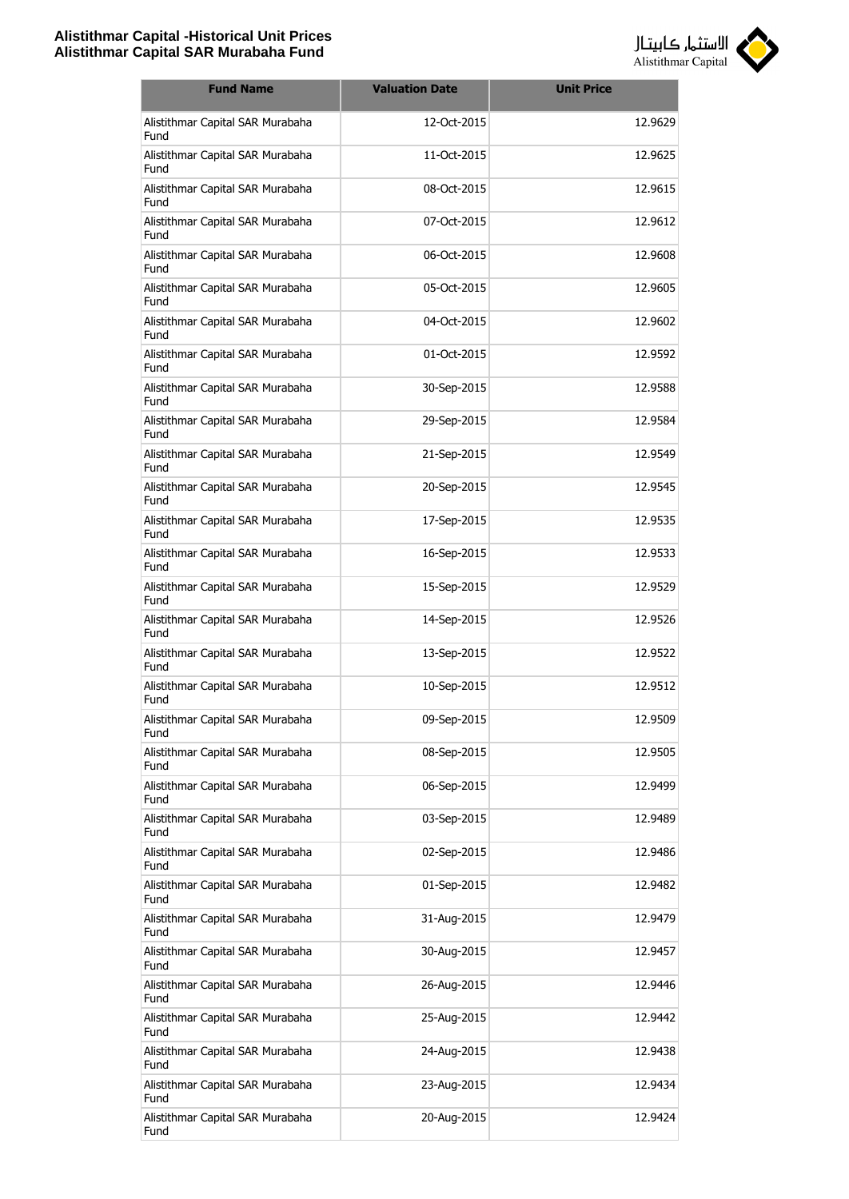| Fund Name | Valuation Date | Unit Price |
|---|---|---|
| Alistithmar Capital SAR Murabaha Fund | 12-Oct-2015 | 12.9629 |
| Alistithmar Capital SAR Murabaha Fund | 11-Oct-2015 | 12.9625 |
| Alistithmar Capital SAR Murabaha Fund | 08-Oct-2015 | 12.9615 |
| Alistithmar Capital SAR Murabaha Fund | 07-Oct-2015 | 12.9612 |
| Alistithmar Capital SAR Murabaha Fund | 06-Oct-2015 | 12.9608 |
| Alistithmar Capital SAR Murabaha Fund | 05-Oct-2015 | 12.9605 |
| Alistithmar Capital SAR Murabaha Fund | 04-Oct-2015 | 12.9602 |
| Alistithmar Capital SAR Murabaha Fund | 01-Oct-2015 | 12.9592 |
| Alistithmar Capital SAR Murabaha Fund | 30-Sep-2015 | 12.9588 |
| Alistithmar Capital SAR Murabaha Fund | 29-Sep-2015 | 12.9584 |
| Alistithmar Capital SAR Murabaha Fund | 21-Sep-2015 | 12.9549 |
| Alistithmar Capital SAR Murabaha Fund | 20-Sep-2015 | 12.9545 |
| Alistithmar Capital SAR Murabaha Fund | 17-Sep-2015 | 12.9535 |
| Alistithmar Capital SAR Murabaha Fund | 16-Sep-2015 | 12.9533 |
| Alistithmar Capital SAR Murabaha Fund | 15-Sep-2015 | 12.9529 |
| Alistithmar Capital SAR Murabaha Fund | 14-Sep-2015 | 12.9526 |
| Alistithmar Capital SAR Murabaha Fund | 13-Sep-2015 | 12.9522 |
| Alistithmar Capital SAR Murabaha Fund | 10-Sep-2015 | 12.9512 |
| Alistithmar Capital SAR Murabaha Fund | 09-Sep-2015 | 12.9509 |
| Alistithmar Capital SAR Murabaha Fund | 08-Sep-2015 | 12.9505 |
| Alistithmar Capital SAR Murabaha Fund | 06-Sep-2015 | 12.9499 |
| Alistithmar Capital SAR Murabaha Fund | 03-Sep-2015 | 12.9489 |
| Alistithmar Capital SAR Murabaha Fund | 02-Sep-2015 | 12.9486 |
| Alistithmar Capital SAR Murabaha Fund | 01-Sep-2015 | 12.9482 |
| Alistithmar Capital SAR Murabaha Fund | 31-Aug-2015 | 12.9479 |
| Alistithmar Capital SAR Murabaha Fund | 30-Aug-2015 | 12.9457 |
| Alistithmar Capital SAR Murabaha Fund | 26-Aug-2015 | 12.9446 |
| Alistithmar Capital SAR Murabaha Fund | 25-Aug-2015 | 12.9442 |
| Alistithmar Capital SAR Murabaha Fund | 24-Aug-2015 | 12.9438 |
| Alistithmar Capital SAR Murabaha Fund | 23-Aug-2015 | 12.9434 |
| Alistithmar Capital SAR Murabaha Fund | 20-Aug-2015 | 12.9424 |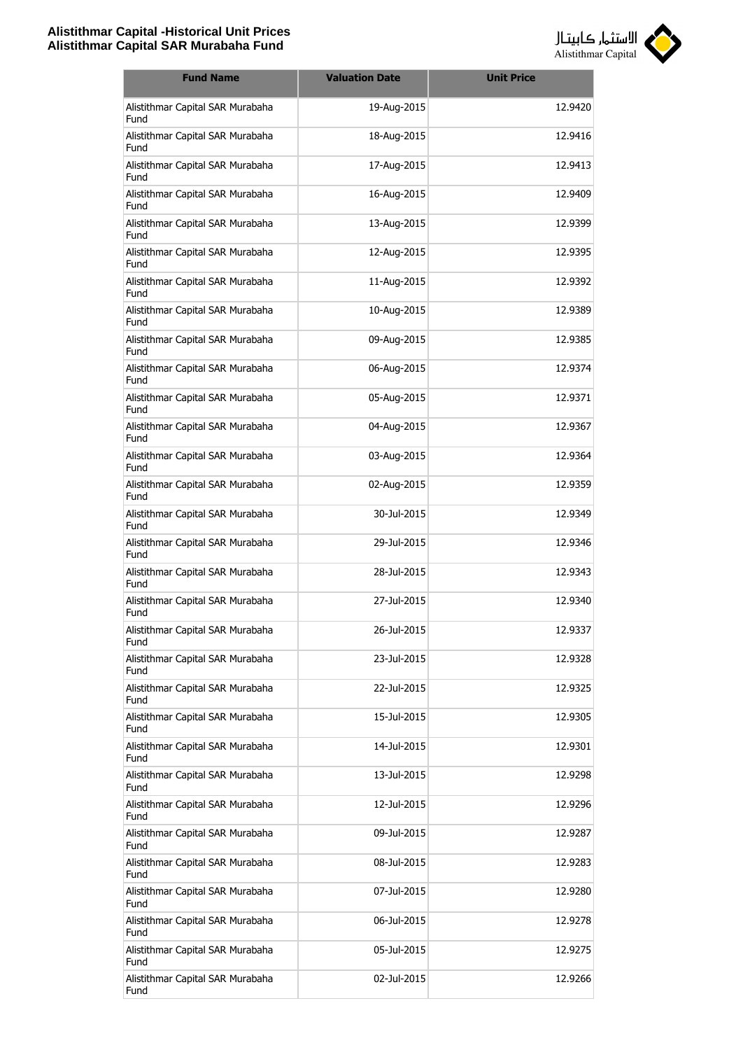| Fund Name | Valuation Date | Unit Price |
|---|---|---|
| Alistithmar Capital SAR Murabaha Fund | 19-Aug-2015 | 12.9420 |
| Alistithmar Capital SAR Murabaha Fund | 18-Aug-2015 | 12.9416 |
| Alistithmar Capital SAR Murabaha Fund | 17-Aug-2015 | 12.9413 |
| Alistithmar Capital SAR Murabaha Fund | 16-Aug-2015 | 12.9409 |
| Alistithmar Capital SAR Murabaha Fund | 13-Aug-2015 | 12.9399 |
| Alistithmar Capital SAR Murabaha Fund | 12-Aug-2015 | 12.9395 |
| Alistithmar Capital SAR Murabaha Fund | 11-Aug-2015 | 12.9392 |
| Alistithmar Capital SAR Murabaha Fund | 10-Aug-2015 | 12.9389 |
| Alistithmar Capital SAR Murabaha Fund | 09-Aug-2015 | 12.9385 |
| Alistithmar Capital SAR Murabaha Fund | 06-Aug-2015 | 12.9374 |
| Alistithmar Capital SAR Murabaha Fund | 05-Aug-2015 | 12.9371 |
| Alistithmar Capital SAR Murabaha Fund | 04-Aug-2015 | 12.9367 |
| Alistithmar Capital SAR Murabaha Fund | 03-Aug-2015 | 12.9364 |
| Alistithmar Capital SAR Murabaha Fund | 02-Aug-2015 | 12.9359 |
| Alistithmar Capital SAR Murabaha Fund | 30-Jul-2015 | 12.9349 |
| Alistithmar Capital SAR Murabaha Fund | 29-Jul-2015 | 12.9346 |
| Alistithmar Capital SAR Murabaha Fund | 28-Jul-2015 | 12.9343 |
| Alistithmar Capital SAR Murabaha Fund | 27-Jul-2015 | 12.9340 |
| Alistithmar Capital SAR Murabaha Fund | 26-Jul-2015 | 12.9337 |
| Alistithmar Capital SAR Murabaha Fund | 23-Jul-2015 | 12.9328 |
| Alistithmar Capital SAR Murabaha Fund | 22-Jul-2015 | 12.9325 |
| Alistithmar Capital SAR Murabaha Fund | 15-Jul-2015 | 12.9305 |
| Alistithmar Capital SAR Murabaha Fund | 14-Jul-2015 | 12.9301 |
| Alistithmar Capital SAR Murabaha Fund | 13-Jul-2015 | 12.9298 |
| Alistithmar Capital SAR Murabaha Fund | 12-Jul-2015 | 12.9296 |
| Alistithmar Capital SAR Murabaha Fund | 09-Jul-2015 | 12.9287 |
| Alistithmar Capital SAR Murabaha Fund | 08-Jul-2015 | 12.9283 |
| Alistithmar Capital SAR Murabaha Fund | 07-Jul-2015 | 12.9280 |
| Alistithmar Capital SAR Murabaha Fund | 06-Jul-2015 | 12.9278 |
| Alistithmar Capital SAR Murabaha Fund | 05-Jul-2015 | 12.9275 |
| Alistithmar Capital SAR Murabaha Fund | 02-Jul-2015 | 12.9266 |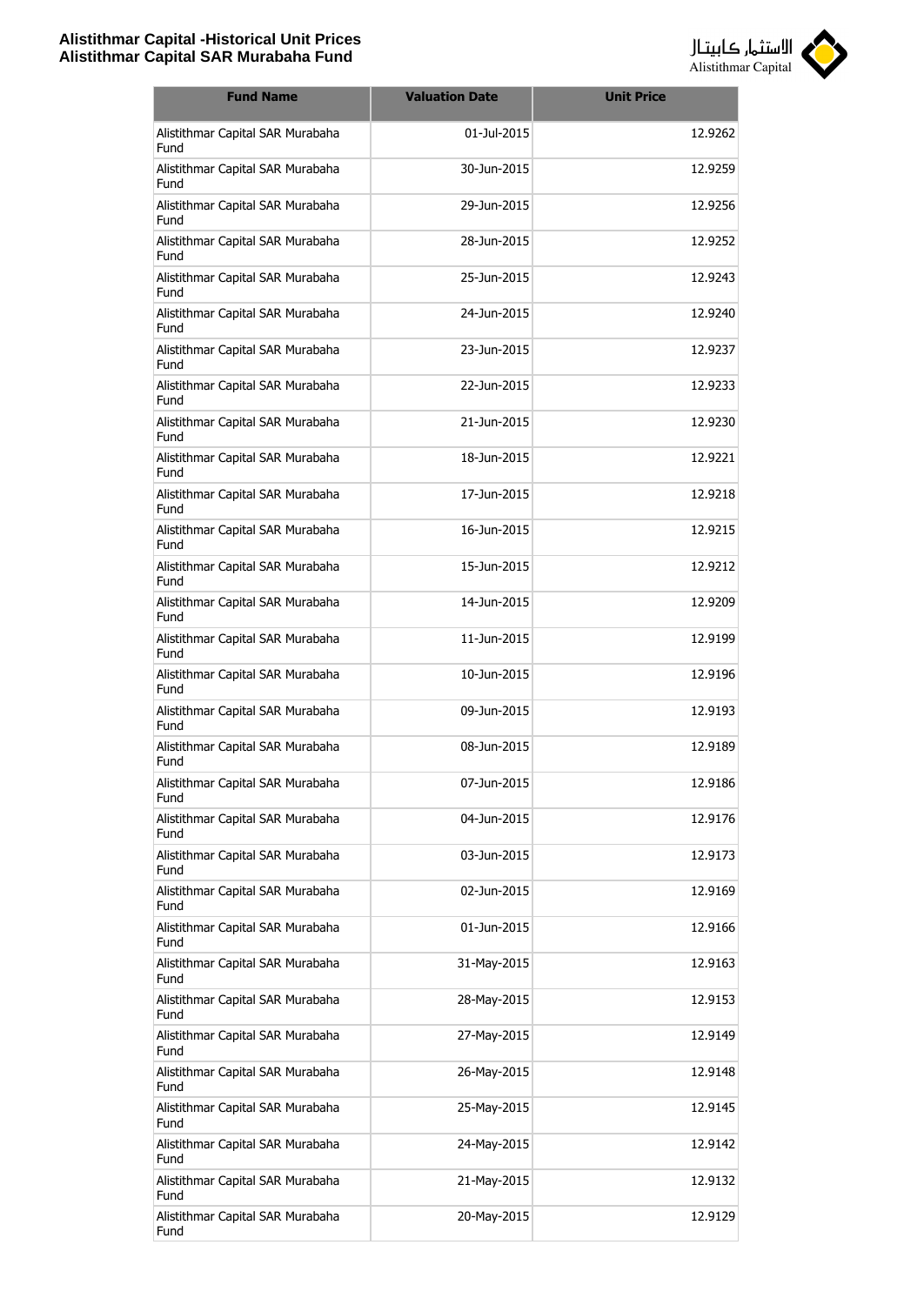| Fund Name | Valuation Date | Unit Price |
|---|---|---|
| Alistithmar Capital SAR Murabaha Fund | 01-Jul-2015 | 12.9262 |
| Alistithmar Capital SAR Murabaha Fund | 30-Jun-2015 | 12.9259 |
| Alistithmar Capital SAR Murabaha Fund | 29-Jun-2015 | 12.9256 |
| Alistithmar Capital SAR Murabaha Fund | 28-Jun-2015 | 12.9252 |
| Alistithmar Capital SAR Murabaha Fund | 25-Jun-2015 | 12.9243 |
| Alistithmar Capital SAR Murabaha Fund | 24-Jun-2015 | 12.9240 |
| Alistithmar Capital SAR Murabaha Fund | 23-Jun-2015 | 12.9237 |
| Alistithmar Capital SAR Murabaha Fund | 22-Jun-2015 | 12.9233 |
| Alistithmar Capital SAR Murabaha Fund | 21-Jun-2015 | 12.9230 |
| Alistithmar Capital SAR Murabaha Fund | 18-Jun-2015 | 12.9221 |
| Alistithmar Capital SAR Murabaha Fund | 17-Jun-2015 | 12.9218 |
| Alistithmar Capital SAR Murabaha Fund | 16-Jun-2015 | 12.9215 |
| Alistithmar Capital SAR Murabaha Fund | 15-Jun-2015 | 12.9212 |
| Alistithmar Capital SAR Murabaha Fund | 14-Jun-2015 | 12.9209 |
| Alistithmar Capital SAR Murabaha Fund | 11-Jun-2015 | 12.9199 |
| Alistithmar Capital SAR Murabaha Fund | 10-Jun-2015 | 12.9196 |
| Alistithmar Capital SAR Murabaha Fund | 09-Jun-2015 | 12.9193 |
| Alistithmar Capital SAR Murabaha Fund | 08-Jun-2015 | 12.9189 |
| Alistithmar Capital SAR Murabaha Fund | 07-Jun-2015 | 12.9186 |
| Alistithmar Capital SAR Murabaha Fund | 04-Jun-2015 | 12.9176 |
| Alistithmar Capital SAR Murabaha Fund | 03-Jun-2015 | 12.9173 |
| Alistithmar Capital SAR Murabaha Fund | 02-Jun-2015 | 12.9169 |
| Alistithmar Capital SAR Murabaha Fund | 01-Jun-2015 | 12.9166 |
| Alistithmar Capital SAR Murabaha Fund | 31-May-2015 | 12.9163 |
| Alistithmar Capital SAR Murabaha Fund | 28-May-2015 | 12.9153 |
| Alistithmar Capital SAR Murabaha Fund | 27-May-2015 | 12.9149 |
| Alistithmar Capital SAR Murabaha Fund | 26-May-2015 | 12.9148 |
| Alistithmar Capital SAR Murabaha Fund | 25-May-2015 | 12.9145 |
| Alistithmar Capital SAR Murabaha Fund | 24-May-2015 | 12.9142 |
| Alistithmar Capital SAR Murabaha Fund | 21-May-2015 | 12.9132 |
| Alistithmar Capital SAR Murabaha Fund | 20-May-2015 | 12.9129 |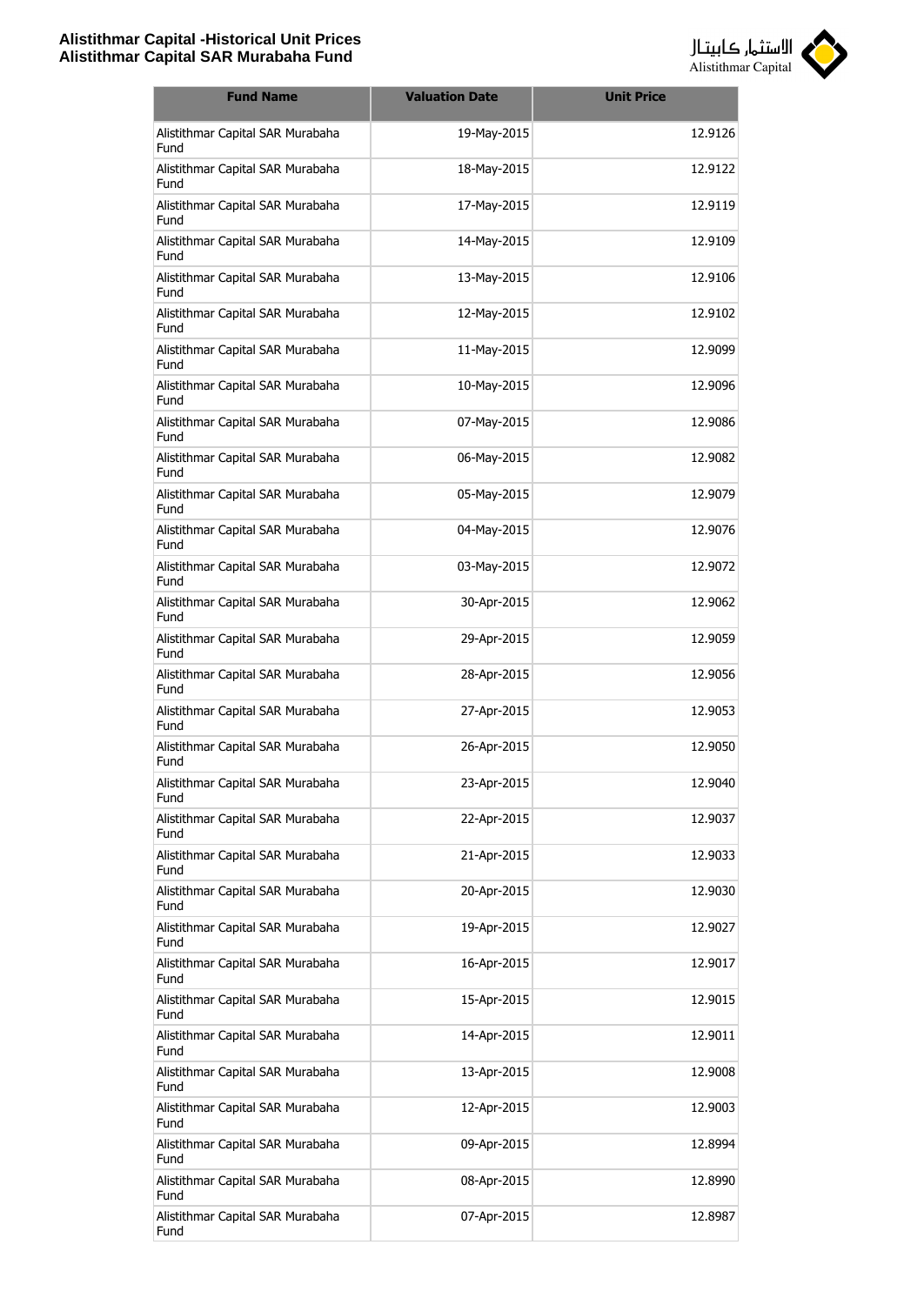| Fund Name | Valuation Date | Unit Price |
|---|---|---|
| Alistithmar Capital SAR Murabaha Fund | 19-May-2015 | 12.9126 |
| Alistithmar Capital SAR Murabaha Fund | 18-May-2015 | 12.9122 |
| Alistithmar Capital SAR Murabaha Fund | 17-May-2015 | 12.9119 |
| Alistithmar Capital SAR Murabaha Fund | 14-May-2015 | 12.9109 |
| Alistithmar Capital SAR Murabaha Fund | 13-May-2015 | 12.9106 |
| Alistithmar Capital SAR Murabaha Fund | 12-May-2015 | 12.9102 |
| Alistithmar Capital SAR Murabaha Fund | 11-May-2015 | 12.9099 |
| Alistithmar Capital SAR Murabaha Fund | 10-May-2015 | 12.9096 |
| Alistithmar Capital SAR Murabaha Fund | 07-May-2015 | 12.9086 |
| Alistithmar Capital SAR Murabaha Fund | 06-May-2015 | 12.9082 |
| Alistithmar Capital SAR Murabaha Fund | 05-May-2015 | 12.9079 |
| Alistithmar Capital SAR Murabaha Fund | 04-May-2015 | 12.9076 |
| Alistithmar Capital SAR Murabaha Fund | 03-May-2015 | 12.9072 |
| Alistithmar Capital SAR Murabaha Fund | 30-Apr-2015 | 12.9062 |
| Alistithmar Capital SAR Murabaha Fund | 29-Apr-2015 | 12.9059 |
| Alistithmar Capital SAR Murabaha Fund | 28-Apr-2015 | 12.9056 |
| Alistithmar Capital SAR Murabaha Fund | 27-Apr-2015 | 12.9053 |
| Alistithmar Capital SAR Murabaha Fund | 26-Apr-2015 | 12.9050 |
| Alistithmar Capital SAR Murabaha Fund | 23-Apr-2015 | 12.9040 |
| Alistithmar Capital SAR Murabaha Fund | 22-Apr-2015 | 12.9037 |
| Alistithmar Capital SAR Murabaha Fund | 21-Apr-2015 | 12.9033 |
| Alistithmar Capital SAR Murabaha Fund | 20-Apr-2015 | 12.9030 |
| Alistithmar Capital SAR Murabaha Fund | 19-Apr-2015 | 12.9027 |
| Alistithmar Capital SAR Murabaha Fund | 16-Apr-2015 | 12.9017 |
| Alistithmar Capital SAR Murabaha Fund | 15-Apr-2015 | 12.9015 |
| Alistithmar Capital SAR Murabaha Fund | 14-Apr-2015 | 12.9011 |
| Alistithmar Capital SAR Murabaha Fund | 13-Apr-2015 | 12.9008 |
| Alistithmar Capital SAR Murabaha Fund | 12-Apr-2015 | 12.9003 |
| Alistithmar Capital SAR Murabaha Fund | 09-Apr-2015 | 12.8994 |
| Alistithmar Capital SAR Murabaha Fund | 08-Apr-2015 | 12.8990 |
| Alistithmar Capital SAR Murabaha Fund | 07-Apr-2015 | 12.8987 |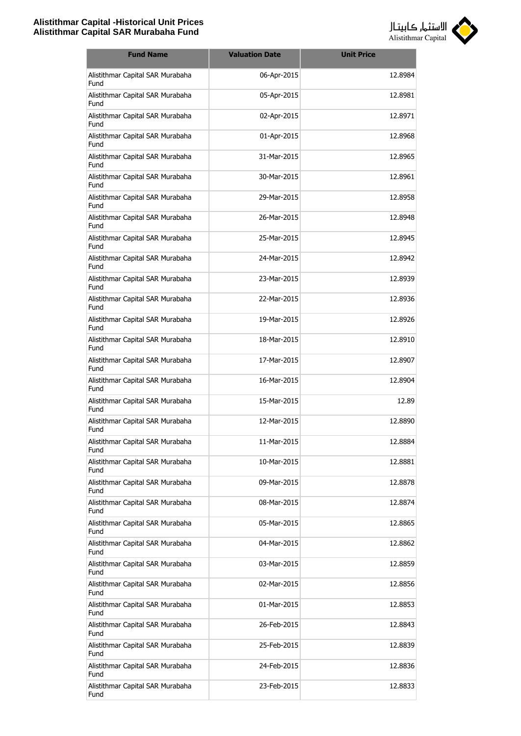| Fund Name | Valuation Date | Unit Price |
| --- | --- | --- |
| Alistithmar Capital SAR Murabaha Fund | 06-Apr-2015 | 12.8984 |
| Alistithmar Capital SAR Murabaha Fund | 05-Apr-2015 | 12.8981 |
| Alistithmar Capital SAR Murabaha Fund | 02-Apr-2015 | 12.8971 |
| Alistithmar Capital SAR Murabaha Fund | 01-Apr-2015 | 12.8968 |
| Alistithmar Capital SAR Murabaha Fund | 31-Mar-2015 | 12.8965 |
| Alistithmar Capital SAR Murabaha Fund | 30-Mar-2015 | 12.8961 |
| Alistithmar Capital SAR Murabaha Fund | 29-Mar-2015 | 12.8958 |
| Alistithmar Capital SAR Murabaha Fund | 26-Mar-2015 | 12.8948 |
| Alistithmar Capital SAR Murabaha Fund | 25-Mar-2015 | 12.8945 |
| Alistithmar Capital SAR Murabaha Fund | 24-Mar-2015 | 12.8942 |
| Alistithmar Capital SAR Murabaha Fund | 23-Mar-2015 | 12.8939 |
| Alistithmar Capital SAR Murabaha Fund | 22-Mar-2015 | 12.8936 |
| Alistithmar Capital SAR Murabaha Fund | 19-Mar-2015 | 12.8926 |
| Alistithmar Capital SAR Murabaha Fund | 18-Mar-2015 | 12.8910 |
| Alistithmar Capital SAR Murabaha Fund | 17-Mar-2015 | 12.8907 |
| Alistithmar Capital SAR Murabaha Fund | 16-Mar-2015 | 12.8904 |
| Alistithmar Capital SAR Murabaha Fund | 15-Mar-2015 | 12.89 |
| Alistithmar Capital SAR Murabaha Fund | 12-Mar-2015 | 12.8890 |
| Alistithmar Capital SAR Murabaha Fund | 11-Mar-2015 | 12.8884 |
| Alistithmar Capital SAR Murabaha Fund | 10-Mar-2015 | 12.8881 |
| Alistithmar Capital SAR Murabaha Fund | 09-Mar-2015 | 12.8878 |
| Alistithmar Capital SAR Murabaha Fund | 08-Mar-2015 | 12.8874 |
| Alistithmar Capital SAR Murabaha Fund | 05-Mar-2015 | 12.8865 |
| Alistithmar Capital SAR Murabaha Fund | 04-Mar-2015 | 12.8862 |
| Alistithmar Capital SAR Murabaha Fund | 03-Mar-2015 | 12.8859 |
| Alistithmar Capital SAR Murabaha Fund | 02-Mar-2015 | 12.8856 |
| Alistithmar Capital SAR Murabaha Fund | 01-Mar-2015 | 12.8853 |
| Alistithmar Capital SAR Murabaha Fund | 26-Feb-2015 | 12.8843 |
| Alistithmar Capital SAR Murabaha Fund | 25-Feb-2015 | 12.8839 |
| Alistithmar Capital SAR Murabaha Fund | 24-Feb-2015 | 12.8836 |
| Alistithmar Capital SAR Murabaha Fund | 23-Feb-2015 | 12.8833 |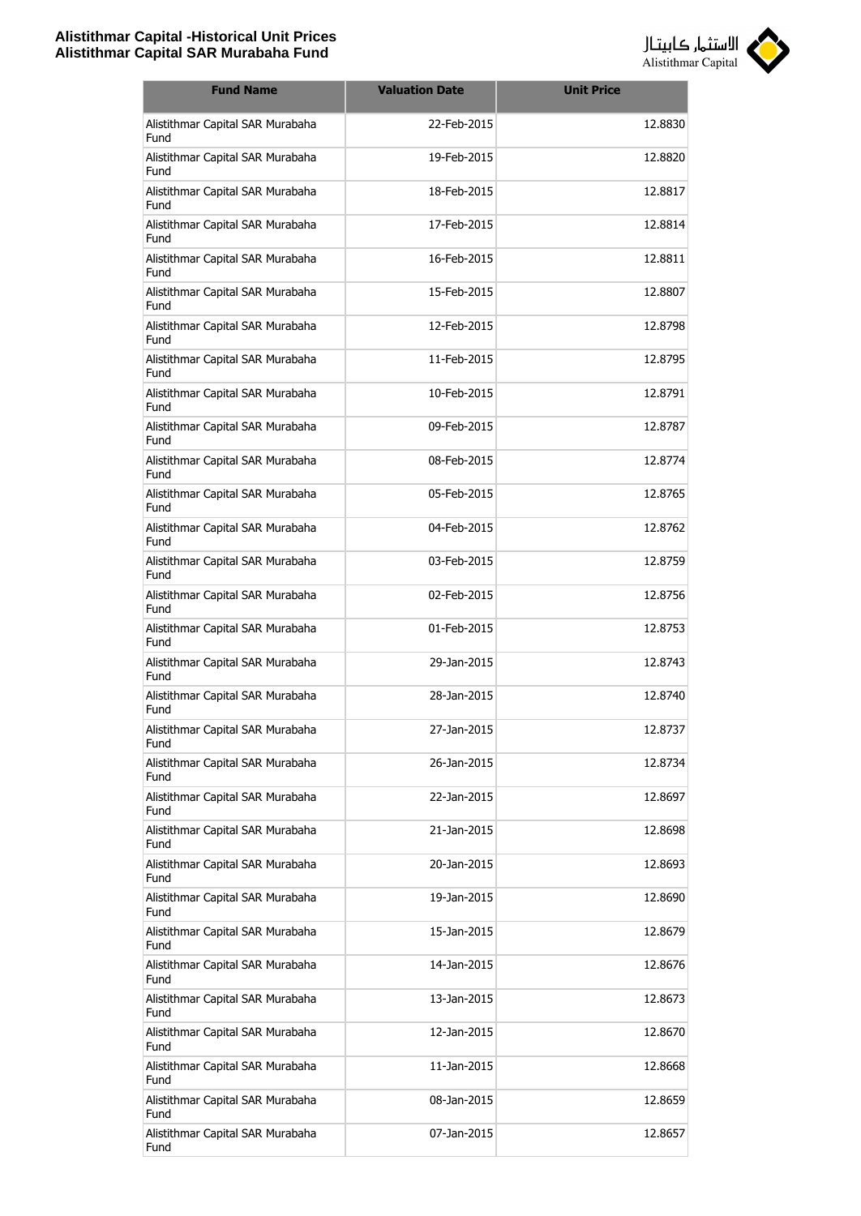| Fund Name | Valuation Date | Unit Price |
|---|---|---|
| Alistithmar Capital SAR Murabaha Fund | 22-Feb-2015 | 12.8830 |
| Alistithmar Capital SAR Murabaha Fund | 19-Feb-2015 | 12.8820 |
| Alistithmar Capital SAR Murabaha Fund | 18-Feb-2015 | 12.8817 |
| Alistithmar Capital SAR Murabaha Fund | 17-Feb-2015 | 12.8814 |
| Alistithmar Capital SAR Murabaha Fund | 16-Feb-2015 | 12.8811 |
| Alistithmar Capital SAR Murabaha Fund | 15-Feb-2015 | 12.8807 |
| Alistithmar Capital SAR Murabaha Fund | 12-Feb-2015 | 12.8798 |
| Alistithmar Capital SAR Murabaha Fund | 11-Feb-2015 | 12.8795 |
| Alistithmar Capital SAR Murabaha Fund | 10-Feb-2015 | 12.8791 |
| Alistithmar Capital SAR Murabaha Fund | 09-Feb-2015 | 12.8787 |
| Alistithmar Capital SAR Murabaha Fund | 08-Feb-2015 | 12.8774 |
| Alistithmar Capital SAR Murabaha Fund | 05-Feb-2015 | 12.8765 |
| Alistithmar Capital SAR Murabaha Fund | 04-Feb-2015 | 12.8762 |
| Alistithmar Capital SAR Murabaha Fund | 03-Feb-2015 | 12.8759 |
| Alistithmar Capital SAR Murabaha Fund | 02-Feb-2015 | 12.8756 |
| Alistithmar Capital SAR Murabaha Fund | 01-Feb-2015 | 12.8753 |
| Alistithmar Capital SAR Murabaha Fund | 29-Jan-2015 | 12.8743 |
| Alistithmar Capital SAR Murabaha Fund | 28-Jan-2015 | 12.8740 |
| Alistithmar Capital SAR Murabaha Fund | 27-Jan-2015 | 12.8737 |
| Alistithmar Capital SAR Murabaha Fund | 26-Jan-2015 | 12.8734 |
| Alistithmar Capital SAR Murabaha Fund | 22-Jan-2015 | 12.8697 |
| Alistithmar Capital SAR Murabaha Fund | 21-Jan-2015 | 12.8698 |
| Alistithmar Capital SAR Murabaha Fund | 20-Jan-2015 | 12.8693 |
| Alistithmar Capital SAR Murabaha Fund | 19-Jan-2015 | 12.8690 |
| Alistithmar Capital SAR Murabaha Fund | 15-Jan-2015 | 12.8679 |
| Alistithmar Capital SAR Murabaha Fund | 14-Jan-2015 | 12.8676 |
| Alistithmar Capital SAR Murabaha Fund | 13-Jan-2015 | 12.8673 |
| Alistithmar Capital SAR Murabaha Fund | 12-Jan-2015 | 12.8670 |
| Alistithmar Capital SAR Murabaha Fund | 11-Jan-2015 | 12.8668 |
| Alistithmar Capital SAR Murabaha Fund | 08-Jan-2015 | 12.8659 |
| Alistithmar Capital SAR Murabaha Fund | 07-Jan-2015 | 12.8657 |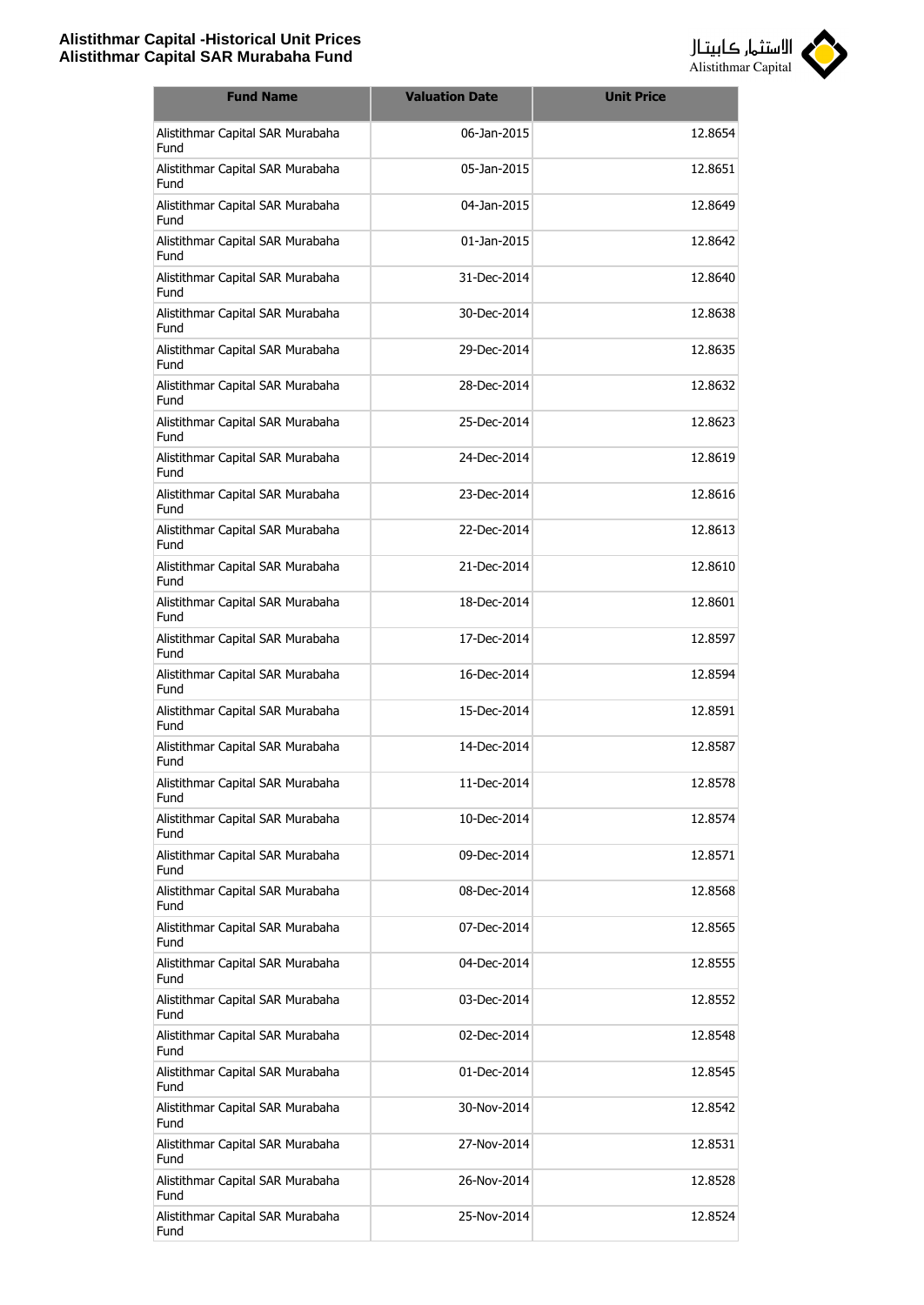| Fund Name | Valuation Date | Unit Price |
|---|---|---|
| Alistithmar Capital SAR Murabaha Fund | 06-Jan-2015 | 12.8654 |
| Alistithmar Capital SAR Murabaha Fund | 05-Jan-2015 | 12.8651 |
| Alistithmar Capital SAR Murabaha Fund | 04-Jan-2015 | 12.8649 |
| Alistithmar Capital SAR Murabaha Fund | 01-Jan-2015 | 12.8642 |
| Alistithmar Capital SAR Murabaha Fund | 31-Dec-2014 | 12.8640 |
| Alistithmar Capital SAR Murabaha Fund | 30-Dec-2014 | 12.8638 |
| Alistithmar Capital SAR Murabaha Fund | 29-Dec-2014 | 12.8635 |
| Alistithmar Capital SAR Murabaha Fund | 28-Dec-2014 | 12.8632 |
| Alistithmar Capital SAR Murabaha Fund | 25-Dec-2014 | 12.8623 |
| Alistithmar Capital SAR Murabaha Fund | 24-Dec-2014 | 12.8619 |
| Alistithmar Capital SAR Murabaha Fund | 23-Dec-2014 | 12.8616 |
| Alistithmar Capital SAR Murabaha Fund | 22-Dec-2014 | 12.8613 |
| Alistithmar Capital SAR Murabaha Fund | 21-Dec-2014 | 12.8610 |
| Alistithmar Capital SAR Murabaha Fund | 18-Dec-2014 | 12.8601 |
| Alistithmar Capital SAR Murabaha Fund | 17-Dec-2014 | 12.8597 |
| Alistithmar Capital SAR Murabaha Fund | 16-Dec-2014 | 12.8594 |
| Alistithmar Capital SAR Murabaha Fund | 15-Dec-2014 | 12.8591 |
| Alistithmar Capital SAR Murabaha Fund | 14-Dec-2014 | 12.8587 |
| Alistithmar Capital SAR Murabaha Fund | 11-Dec-2014 | 12.8578 |
| Alistithmar Capital SAR Murabaha Fund | 10-Dec-2014 | 12.8574 |
| Alistithmar Capital SAR Murabaha Fund | 09-Dec-2014 | 12.8571 |
| Alistithmar Capital SAR Murabaha Fund | 08-Dec-2014 | 12.8568 |
| Alistithmar Capital SAR Murabaha Fund | 07-Dec-2014 | 12.8565 |
| Alistithmar Capital SAR Murabaha Fund | 04-Dec-2014 | 12.8555 |
| Alistithmar Capital SAR Murabaha Fund | 03-Dec-2014 | 12.8552 |
| Alistithmar Capital SAR Murabaha Fund | 02-Dec-2014 | 12.8548 |
| Alistithmar Capital SAR Murabaha Fund | 01-Dec-2014 | 12.8545 |
| Alistithmar Capital SAR Murabaha Fund | 30-Nov-2014 | 12.8542 |
| Alistithmar Capital SAR Murabaha Fund | 27-Nov-2014 | 12.8531 |
| Alistithmar Capital SAR Murabaha Fund | 26-Nov-2014 | 12.8528 |
| Alistithmar Capital SAR Murabaha Fund | 25-Nov-2014 | 12.8524 |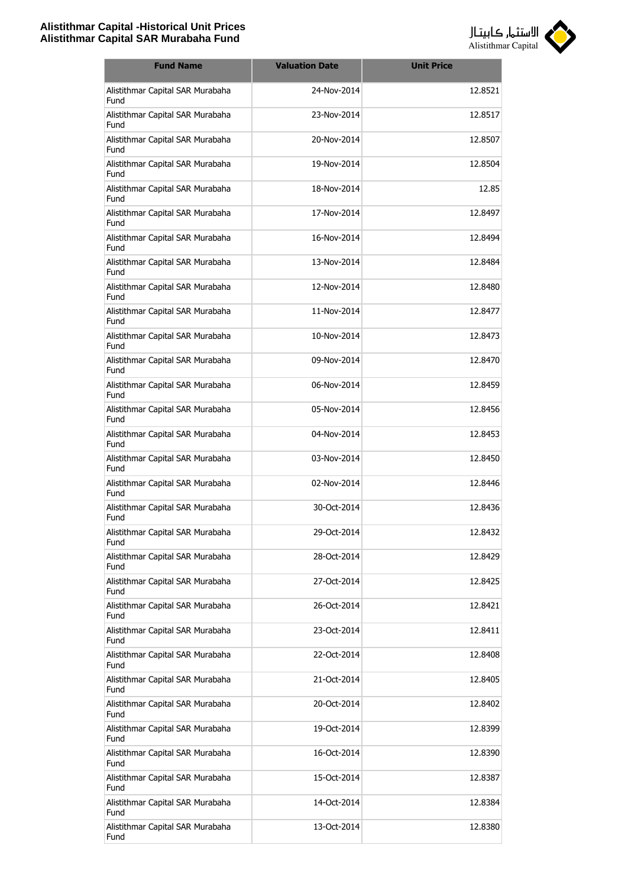# Alistithmar Capital -Historical Unit Prices
# Alistithmar Capital SAR Murabaha Fund

| Fund Name | Valuation Date | Unit Price |
|---|---|---|
| Alistithmar Capital SAR Murabaha Fund | 24-Nov-2014 | 12.8521 |
| Alistithmar Capital SAR Murabaha Fund | 23-Nov-2014 | 12.8517 |
| Alistithmar Capital SAR Murabaha Fund | 20-Nov-2014 | 12.8507 |
| Alistithmar Capital SAR Murabaha Fund | 19-Nov-2014 | 12.8504 |
| Alistithmar Capital SAR Murabaha Fund | 18-Nov-2014 | 12.85 |
| Alistithmar Capital SAR Murabaha Fund | 17-Nov-2014 | 12.8497 |
| Alistithmar Capital SAR Murabaha Fund | 16-Nov-2014 | 12.8494 |
| Alistithmar Capital SAR Murabaha Fund | 13-Nov-2014 | 12.8484 |
| Alistithmar Capital SAR Murabaha Fund | 12-Nov-2014 | 12.8480 |
| Alistithmar Capital SAR Murabaha Fund | 11-Nov-2014 | 12.8477 |
| Alistithmar Capital SAR Murabaha Fund | 10-Nov-2014 | 12.8473 |
| Alistithmar Capital SAR Murabaha Fund | 09-Nov-2014 | 12.8470 |
| Alistithmar Capital SAR Murabaha Fund | 06-Nov-2014 | 12.8459 |
| Alistithmar Capital SAR Murabaha Fund | 05-Nov-2014 | 12.8456 |
| Alistithmar Capital SAR Murabaha Fund | 04-Nov-2014 | 12.8453 |
| Alistithmar Capital SAR Murabaha Fund | 03-Nov-2014 | 12.8450 |
| Alistithmar Capital SAR Murabaha Fund | 02-Nov-2014 | 12.8446 |
| Alistithmar Capital SAR Murabaha Fund | 30-Oct-2014 | 12.8436 |
| Alistithmar Capital SAR Murabaha Fund | 29-Oct-2014 | 12.8432 |
| Alistithmar Capital SAR Murabaha Fund | 28-Oct-2014 | 12.8429 |
| Alistithmar Capital SAR Murabaha Fund | 27-Oct-2014 | 12.8425 |
| Alistithmar Capital SAR Murabaha Fund | 26-Oct-2014 | 12.8421 |
| Alistithmar Capital SAR Murabaha Fund | 23-Oct-2014 | 12.8411 |
| Alistithmar Capital SAR Murabaha Fund | 22-Oct-2014 | 12.8408 |
| Alistithmar Capital SAR Murabaha Fund | 21-Oct-2014 | 12.8405 |
| Alistithmar Capital SAR Murabaha Fund | 20-Oct-2014 | 12.8402 |
| Alistithmar Capital SAR Murabaha Fund | 19-Oct-2014 | 12.8399 |
| Alistithmar Capital SAR Murabaha Fund | 16-Oct-2014 | 12.8390 |
| Alistithmar Capital SAR Murabaha Fund | 15-Oct-2014 | 12.8387 |
| Alistithmar Capital SAR Murabaha Fund | 14-Oct-2014 | 12.8384 |
| Alistithmar Capital SAR Murabaha Fund | 13-Oct-2014 | 12.8380 |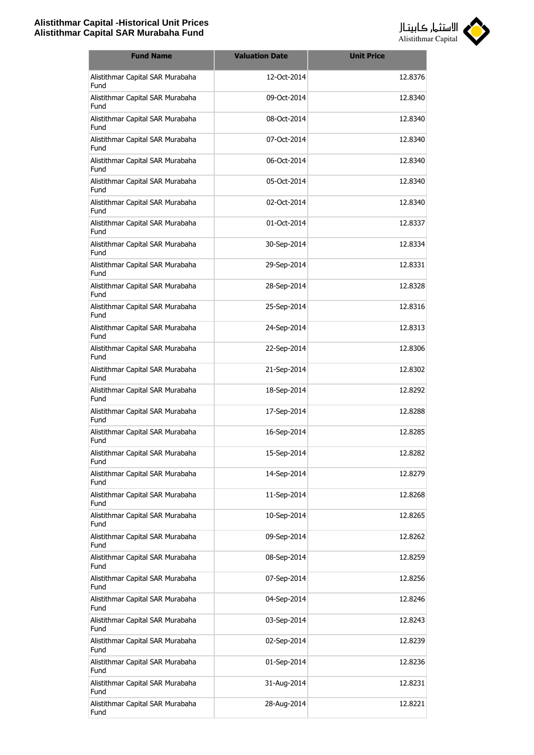| Fund Name | Valuation Date | Unit Price |
|---|---|---|
| Alistithmar Capital SAR Murabaha Fund | 12-Oct-2014 | 12.8376 |
| Alistithmar Capital SAR Murabaha Fund | 09-Oct-2014 | 12.8340 |
| Alistithmar Capital SAR Murabaha Fund | 08-Oct-2014 | 12.8340 |
| Alistithmar Capital SAR Murabaha Fund | 07-Oct-2014 | 12.8340 |
| Alistithmar Capital SAR Murabaha Fund | 06-Oct-2014 | 12.8340 |
| Alistithmar Capital SAR Murabaha Fund | 05-Oct-2014 | 12.8340 |
| Alistithmar Capital SAR Murabaha Fund | 02-Oct-2014 | 12.8340 |
| Alistithmar Capital SAR Murabaha Fund | 01-Oct-2014 | 12.8337 |
| Alistithmar Capital SAR Murabaha Fund | 30-Sep-2014 | 12.8334 |
| Alistithmar Capital SAR Murabaha Fund | 29-Sep-2014 | 12.8331 |
| Alistithmar Capital SAR Murabaha Fund | 28-Sep-2014 | 12.8328 |
| Alistithmar Capital SAR Murabaha Fund | 25-Sep-2014 | 12.8316 |
| Alistithmar Capital SAR Murabaha Fund | 24-Sep-2014 | 12.8313 |
| Alistithmar Capital SAR Murabaha Fund | 22-Sep-2014 | 12.8306 |
| Alistithmar Capital SAR Murabaha Fund | 21-Sep-2014 | 12.8302 |
| Alistithmar Capital SAR Murabaha Fund | 18-Sep-2014 | 12.8292 |
| Alistithmar Capital SAR Murabaha Fund | 17-Sep-2014 | 12.8288 |
| Alistithmar Capital SAR Murabaha Fund | 16-Sep-2014 | 12.8285 |
| Alistithmar Capital SAR Murabaha Fund | 15-Sep-2014 | 12.8282 |
| Alistithmar Capital SAR Murabaha Fund | 14-Sep-2014 | 12.8279 |
| Alistithmar Capital SAR Murabaha Fund | 11-Sep-2014 | 12.8268 |
| Alistithmar Capital SAR Murabaha Fund | 10-Sep-2014 | 12.8265 |
| Alistithmar Capital SAR Murabaha Fund | 09-Sep-2014 | 12.8262 |
| Alistithmar Capital SAR Murabaha Fund | 08-Sep-2014 | 12.8259 |
| Alistithmar Capital SAR Murabaha Fund | 07-Sep-2014 | 12.8256 |
| Alistithmar Capital SAR Murabaha Fund | 04-Sep-2014 | 12.8246 |
| Alistithmar Capital SAR Murabaha Fund | 03-Sep-2014 | 12.8243 |
| Alistithmar Capital SAR Murabaha Fund | 02-Sep-2014 | 12.8239 |
| Alistithmar Capital SAR Murabaha Fund | 01-Sep-2014 | 12.8236 |
| Alistithmar Capital SAR Murabaha Fund | 31-Aug-2014 | 12.8231 |
| Alistithmar Capital SAR Murabaha Fund | 28-Aug-2014 | 12.8221 |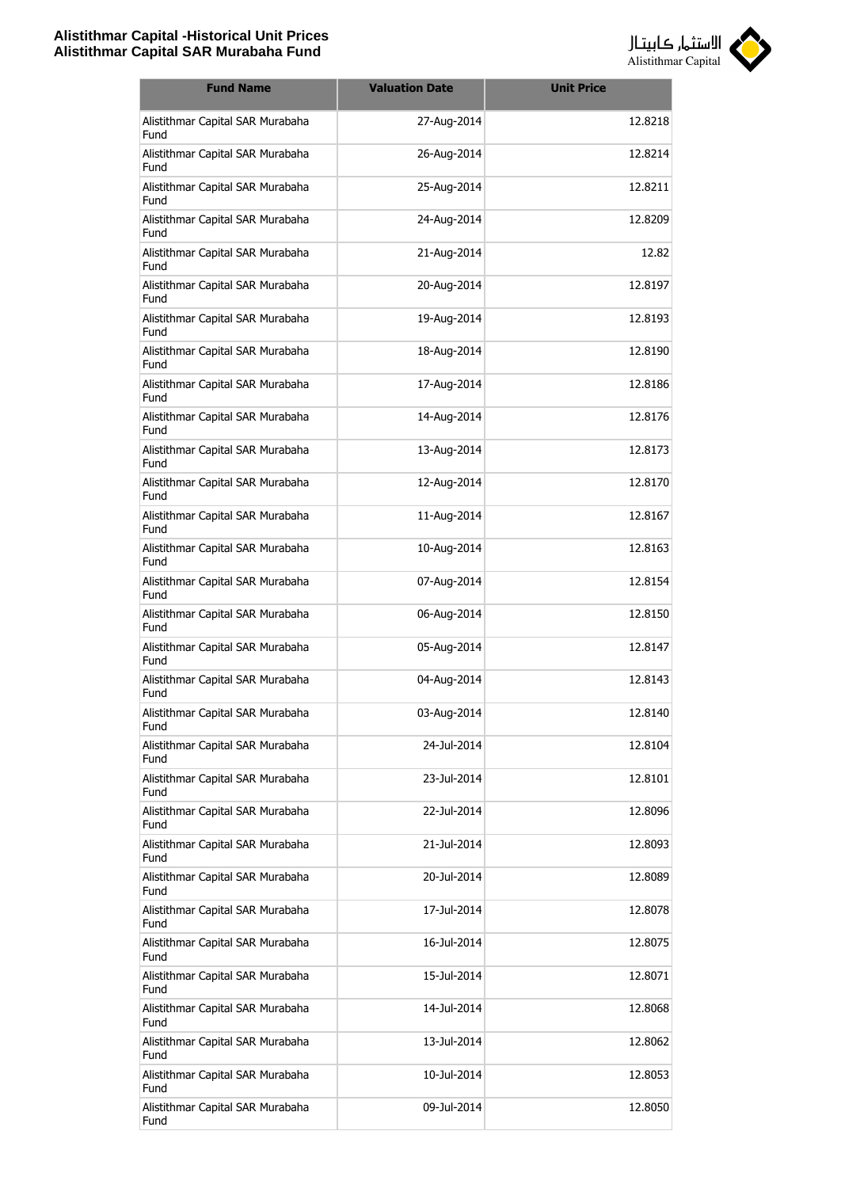| Fund Name | Valuation Date | Unit Price |
|---|---|---|
| Alistithmar Capital SAR Murabaha Fund | 27-Aug-2014 | 12.8218 |
| Alistithmar Capital SAR Murabaha Fund | 26-Aug-2014 | 12.8214 |
| Alistithmar Capital SAR Murabaha Fund | 25-Aug-2014 | 12.8211 |
| Alistithmar Capital SAR Murabaha Fund | 24-Aug-2014 | 12.8209 |
| Alistithmar Capital SAR Murabaha Fund | 21-Aug-2014 | 12.82 |
| Alistithmar Capital SAR Murabaha Fund | 20-Aug-2014 | 12.8197 |
| Alistithmar Capital SAR Murabaha Fund | 19-Aug-2014 | 12.8193 |
| Alistithmar Capital SAR Murabaha Fund | 18-Aug-2014 | 12.8190 |
| Alistithmar Capital SAR Murabaha Fund | 17-Aug-2014 | 12.8186 |
| Alistithmar Capital SAR Murabaha Fund | 14-Aug-2014 | 12.8176 |
| Alistithmar Capital SAR Murabaha Fund | 13-Aug-2014 | 12.8173 |
| Alistithmar Capital SAR Murabaha Fund | 12-Aug-2014 | 12.8170 |
| Alistithmar Capital SAR Murabaha Fund | 11-Aug-2014 | 12.8167 |
| Alistithmar Capital SAR Murabaha Fund | 10-Aug-2014 | 12.8163 |
| Alistithmar Capital SAR Murabaha Fund | 07-Aug-2014 | 12.8154 |
| Alistithmar Capital SAR Murabaha Fund | 06-Aug-2014 | 12.8150 |
| Alistithmar Capital SAR Murabaha Fund | 05-Aug-2014 | 12.8147 |
| Alistithmar Capital SAR Murabaha Fund | 04-Aug-2014 | 12.8143 |
| Alistithmar Capital SAR Murabaha Fund | 03-Aug-2014 | 12.8140 |
| Alistithmar Capital SAR Murabaha Fund | 24-Jul-2014 | 12.8104 |
| Alistithmar Capital SAR Murabaha Fund | 23-Jul-2014 | 12.8101 |
| Alistithmar Capital SAR Murabaha Fund | 22-Jul-2014 | 12.8096 |
| Alistithmar Capital SAR Murabaha Fund | 21-Jul-2014 | 12.8093 |
| Alistithmar Capital SAR Murabaha Fund | 20-Jul-2014 | 12.8089 |
| Alistithmar Capital SAR Murabaha Fund | 17-Jul-2014 | 12.8078 |
| Alistithmar Capital SAR Murabaha Fund | 16-Jul-2014 | 12.8075 |
| Alistithmar Capital SAR Murabaha Fund | 15-Jul-2014 | 12.8071 |
| Alistithmar Capital SAR Murabaha Fund | 14-Jul-2014 | 12.8068 |
| Alistithmar Capital SAR Murabaha Fund | 13-Jul-2014 | 12.8062 |
| Alistithmar Capital SAR Murabaha Fund | 10-Jul-2014 | 12.8053 |
| Alistithmar Capital SAR Murabaha Fund | 09-Jul-2014 | 12.8050 |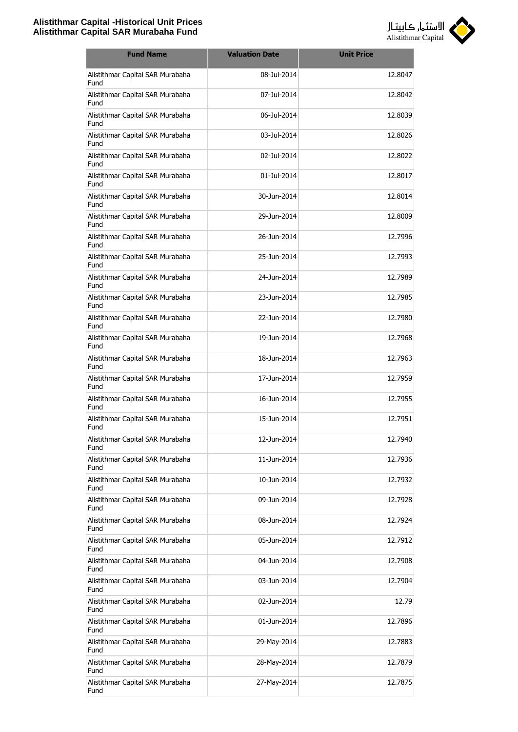| Fund Name | Valuation Date | Unit Price |
|---|---|---|
| Alistithmar Capital SAR Murabaha Fund | 08-Jul-2014 | 12.8047 |
| Alistithmar Capital SAR Murabaha Fund | 07-Jul-2014 | 12.8042 |
| Alistithmar Capital SAR Murabaha Fund | 06-Jul-2014 | 12.8039 |
| Alistithmar Capital SAR Murabaha Fund | 03-Jul-2014 | 12.8026 |
| Alistithmar Capital SAR Murabaha Fund | 02-Jul-2014 | 12.8022 |
| Alistithmar Capital SAR Murabaha Fund | 01-Jul-2014 | 12.8017 |
| Alistithmar Capital SAR Murabaha Fund | 30-Jun-2014 | 12.8014 |
| Alistithmar Capital SAR Murabaha Fund | 29-Jun-2014 | 12.8009 |
| Alistithmar Capital SAR Murabaha Fund | 26-Jun-2014 | 12.7996 |
| Alistithmar Capital SAR Murabaha Fund | 25-Jun-2014 | 12.7993 |
| Alistithmar Capital SAR Murabaha Fund | 24-Jun-2014 | 12.7989 |
| Alistithmar Capital SAR Murabaha Fund | 23-Jun-2014 | 12.7985 |
| Alistithmar Capital SAR Murabaha Fund | 22-Jun-2014 | 12.7980 |
| Alistithmar Capital SAR Murabaha Fund | 19-Jun-2014 | 12.7968 |
| Alistithmar Capital SAR Murabaha Fund | 18-Jun-2014 | 12.7963 |
| Alistithmar Capital SAR Murabaha Fund | 17-Jun-2014 | 12.7959 |
| Alistithmar Capital SAR Murabaha Fund | 16-Jun-2014 | 12.7955 |
| Alistithmar Capital SAR Murabaha Fund | 15-Jun-2014 | 12.7951 |
| Alistithmar Capital SAR Murabaha Fund | 12-Jun-2014 | 12.7940 |
| Alistithmar Capital SAR Murabaha Fund | 11-Jun-2014 | 12.7936 |
| Alistithmar Capital SAR Murabaha Fund | 10-Jun-2014 | 12.7932 |
| Alistithmar Capital SAR Murabaha Fund | 09-Jun-2014 | 12.7928 |
| Alistithmar Capital SAR Murabaha Fund | 08-Jun-2014 | 12.7924 |
| Alistithmar Capital SAR Murabaha Fund | 05-Jun-2014 | 12.7912 |
| Alistithmar Capital SAR Murabaha Fund | 04-Jun-2014 | 12.7908 |
| Alistithmar Capital SAR Murabaha Fund | 03-Jun-2014 | 12.7904 |
| Alistithmar Capital SAR Murabaha Fund | 02-Jun-2014 | 12.79 |
| Alistithmar Capital SAR Murabaha Fund | 01-Jun-2014 | 12.7896 |
| Alistithmar Capital SAR Murabaha Fund | 29-May-2014 | 12.7883 |
| Alistithmar Capital SAR Murabaha Fund | 28-May-2014 | 12.7879 |
| Alistithmar Capital SAR Murabaha Fund | 27-May-2014 | 12.7875 |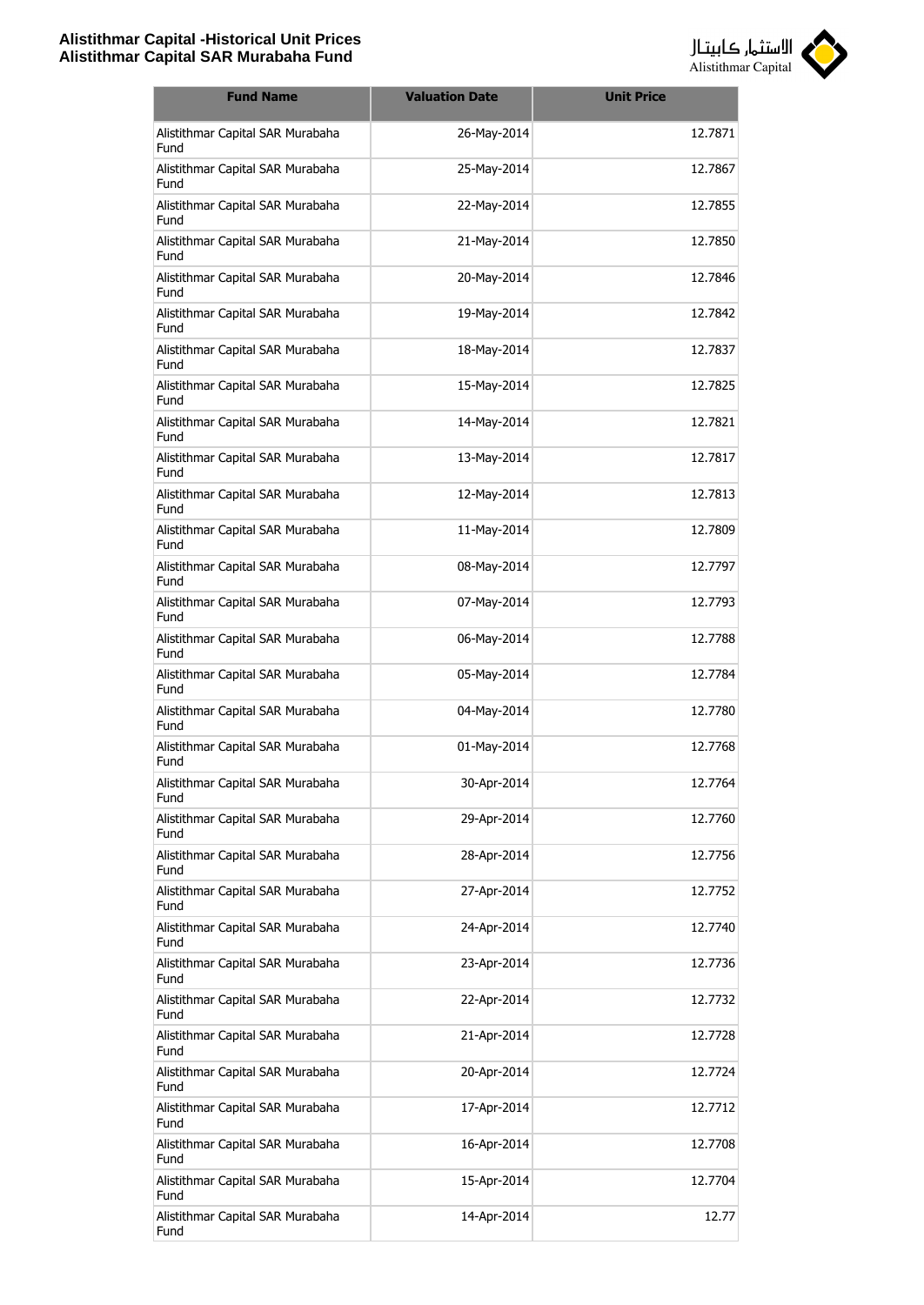| Fund Name | Valuation Date | Unit Price |
|---|---|---|
| Alistithmar Capital SAR Murabaha Fund | 26-May-2014 | 12.7871 |
| Alistithmar Capital SAR Murabaha Fund | 25-May-2014 | 12.7867 |
| Alistithmar Capital SAR Murabaha Fund | 22-May-2014 | 12.7855 |
| Alistithmar Capital SAR Murabaha Fund | 21-May-2014 | 12.7850 |
| Alistithmar Capital SAR Murabaha Fund | 20-May-2014 | 12.7846 |
| Alistithmar Capital SAR Murabaha Fund | 19-May-2014 | 12.7842 |
| Alistithmar Capital SAR Murabaha Fund | 18-May-2014 | 12.7837 |
| Alistithmar Capital SAR Murabaha Fund | 15-May-2014 | 12.7825 |
| Alistithmar Capital SAR Murabaha Fund | 14-May-2014 | 12.7821 |
| Alistithmar Capital SAR Murabaha Fund | 13-May-2014 | 12.7817 |
| Alistithmar Capital SAR Murabaha Fund | 12-May-2014 | 12.7813 |
| Alistithmar Capital SAR Murabaha Fund | 11-May-2014 | 12.7809 |
| Alistithmar Capital SAR Murabaha Fund | 08-May-2014 | 12.7797 |
| Alistithmar Capital SAR Murabaha Fund | 07-May-2014 | 12.7793 |
| Alistithmar Capital SAR Murabaha Fund | 06-May-2014 | 12.7788 |
| Alistithmar Capital SAR Murabaha Fund | 05-May-2014 | 12.7784 |
| Alistithmar Capital SAR Murabaha Fund | 04-May-2014 | 12.7780 |
| Alistithmar Capital SAR Murabaha Fund | 01-May-2014 | 12.7768 |
| Alistithmar Capital SAR Murabaha Fund | 30-Apr-2014 | 12.7764 |
| Alistithmar Capital SAR Murabaha Fund | 29-Apr-2014 | 12.7760 |
| Alistithmar Capital SAR Murabaha Fund | 28-Apr-2014 | 12.7756 |
| Alistithmar Capital SAR Murabaha Fund | 27-Apr-2014 | 12.7752 |
| Alistithmar Capital SAR Murabaha Fund | 24-Apr-2014 | 12.7740 |
| Alistithmar Capital SAR Murabaha Fund | 23-Apr-2014 | 12.7736 |
| Alistithmar Capital SAR Murabaha Fund | 22-Apr-2014 | 12.7732 |
| Alistithmar Capital SAR Murabaha Fund | 21-Apr-2014 | 12.7728 |
| Alistithmar Capital SAR Murabaha Fund | 20-Apr-2014 | 12.7724 |
| Alistithmar Capital SAR Murabaha Fund | 17-Apr-2014 | 12.7712 |
| Alistithmar Capital SAR Murabaha Fund | 16-Apr-2014 | 12.7708 |
| Alistithmar Capital SAR Murabaha Fund | 15-Apr-2014 | 12.7704 |
| Alistithmar Capital SAR Murabaha Fund | 14-Apr-2014 | 12.77 |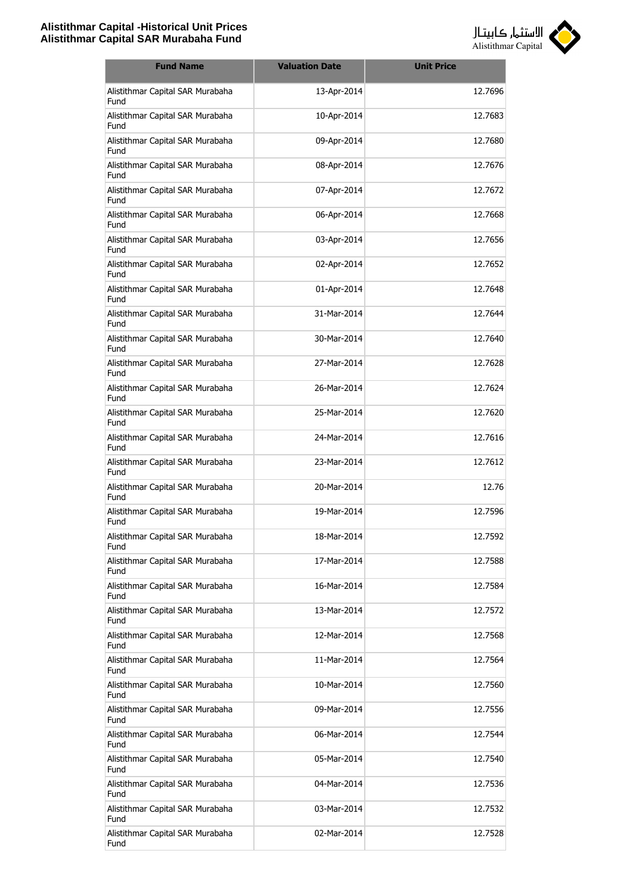| Fund Name | Valuation Date | Unit Price |
|---|---|---|
| Alistithmar Capital SAR Murabaha Fund | 13-Apr-2014 | 12.7696 |
| Alistithmar Capital SAR Murabaha Fund | 10-Apr-2014 | 12.7683 |
| Alistithmar Capital SAR Murabaha Fund | 09-Apr-2014 | 12.7680 |
| Alistithmar Capital SAR Murabaha Fund | 08-Apr-2014 | 12.7676 |
| Alistithmar Capital SAR Murabaha Fund | 07-Apr-2014 | 12.7672 |
| Alistithmar Capital SAR Murabaha Fund | 06-Apr-2014 | 12.7668 |
| Alistithmar Capital SAR Murabaha Fund | 03-Apr-2014 | 12.7656 |
| Alistithmar Capital SAR Murabaha Fund | 02-Apr-2014 | 12.7652 |
| Alistithmar Capital SAR Murabaha Fund | 01-Apr-2014 | 12.7648 |
| Alistithmar Capital SAR Murabaha Fund | 31-Mar-2014 | 12.7644 |
| Alistithmar Capital SAR Murabaha Fund | 30-Mar-2014 | 12.7640 |
| Alistithmar Capital SAR Murabaha Fund | 27-Mar-2014 | 12.7628 |
| Alistithmar Capital SAR Murabaha Fund | 26-Mar-2014 | 12.7624 |
| Alistithmar Capital SAR Murabaha Fund | 25-Mar-2014 | 12.7620 |
| Alistithmar Capital SAR Murabaha Fund | 24-Mar-2014 | 12.7616 |
| Alistithmar Capital SAR Murabaha Fund | 23-Mar-2014 | 12.7612 |
| Alistithmar Capital SAR Murabaha Fund | 20-Mar-2014 | 12.76 |
| Alistithmar Capital SAR Murabaha Fund | 19-Mar-2014 | 12.7596 |
| Alistithmar Capital SAR Murabaha Fund | 18-Mar-2014 | 12.7592 |
| Alistithmar Capital SAR Murabaha Fund | 17-Mar-2014 | 12.7588 |
| Alistithmar Capital SAR Murabaha Fund | 16-Mar-2014 | 12.7584 |
| Alistithmar Capital SAR Murabaha Fund | 13-Mar-2014 | 12.7572 |
| Alistithmar Capital SAR Murabaha Fund | 12-Mar-2014 | 12.7568 |
| Alistithmar Capital SAR Murabaha Fund | 11-Mar-2014 | 12.7564 |
| Alistithmar Capital SAR Murabaha Fund | 10-Mar-2014 | 12.7560 |
| Alistithmar Capital SAR Murabaha Fund | 09-Mar-2014 | 12.7556 |
| Alistithmar Capital SAR Murabaha Fund | 06-Mar-2014 | 12.7544 |
| Alistithmar Capital SAR Murabaha Fund | 05-Mar-2014 | 12.7540 |
| Alistithmar Capital SAR Murabaha Fund | 04-Mar-2014 | 12.7536 |
| Alistithmar Capital SAR Murabaha Fund | 03-Mar-2014 | 12.7532 |
| Alistithmar Capital SAR Murabaha Fund | 02-Mar-2014 | 12.7528 |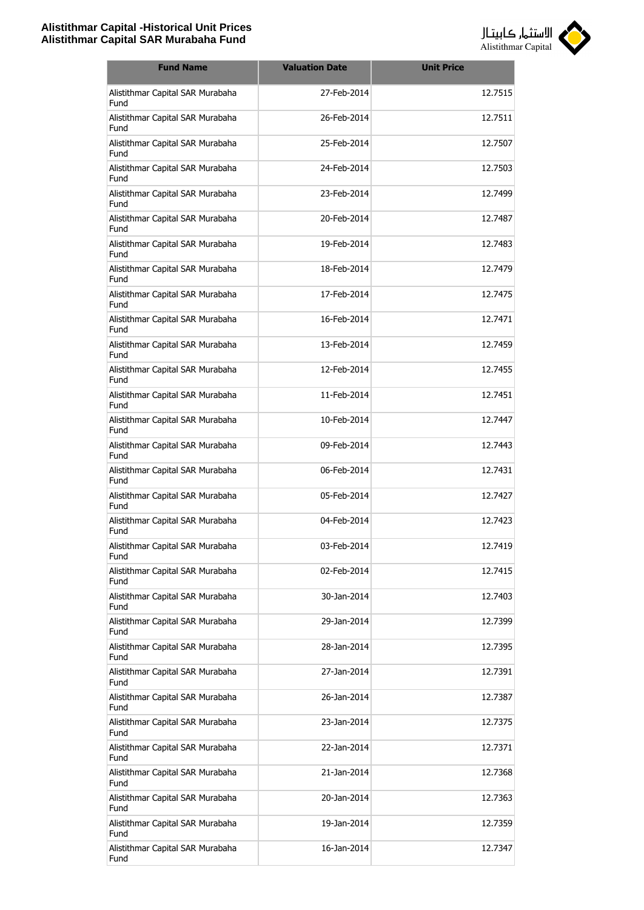| Fund Name | Valuation Date | Unit Price |
|---|---|---|
| Alistithmar Capital SAR Murabaha Fund | 27-Feb-2014 | 12.7515 |
| Alistithmar Capital SAR Murabaha Fund | 26-Feb-2014 | 12.7511 |
| Alistithmar Capital SAR Murabaha Fund | 25-Feb-2014 | 12.7507 |
| Alistithmar Capital SAR Murabaha Fund | 24-Feb-2014 | 12.7503 |
| Alistithmar Capital SAR Murabaha Fund | 23-Feb-2014 | 12.7499 |
| Alistithmar Capital SAR Murabaha Fund | 20-Feb-2014 | 12.7487 |
| Alistithmar Capital SAR Murabaha Fund | 19-Feb-2014 | 12.7483 |
| Alistithmar Capital SAR Murabaha Fund | 18-Feb-2014 | 12.7479 |
| Alistithmar Capital SAR Murabaha Fund | 17-Feb-2014 | 12.7475 |
| Alistithmar Capital SAR Murabaha Fund | 16-Feb-2014 | 12.7471 |
| Alistithmar Capital SAR Murabaha Fund | 13-Feb-2014 | 12.7459 |
| Alistithmar Capital SAR Murabaha Fund | 12-Feb-2014 | 12.7455 |
| Alistithmar Capital SAR Murabaha Fund | 11-Feb-2014 | 12.7451 |
| Alistithmar Capital SAR Murabaha Fund | 10-Feb-2014 | 12.7447 |
| Alistithmar Capital SAR Murabaha Fund | 09-Feb-2014 | 12.7443 |
| Alistithmar Capital SAR Murabaha Fund | 06-Feb-2014 | 12.7431 |
| Alistithmar Capital SAR Murabaha Fund | 05-Feb-2014 | 12.7427 |
| Alistithmar Capital SAR Murabaha Fund | 04-Feb-2014 | 12.7423 |
| Alistithmar Capital SAR Murabaha Fund | 03-Feb-2014 | 12.7419 |
| Alistithmar Capital SAR Murabaha Fund | 02-Feb-2014 | 12.7415 |
| Alistithmar Capital SAR Murabaha Fund | 30-Jan-2014 | 12.7403 |
| Alistithmar Capital SAR Murabaha Fund | 29-Jan-2014 | 12.7399 |
| Alistithmar Capital SAR Murabaha Fund | 28-Jan-2014 | 12.7395 |
| Alistithmar Capital SAR Murabaha Fund | 27-Jan-2014 | 12.7391 |
| Alistithmar Capital SAR Murabaha Fund | 26-Jan-2014 | 12.7387 |
| Alistithmar Capital SAR Murabaha Fund | 23-Jan-2014 | 12.7375 |
| Alistithmar Capital SAR Murabaha Fund | 22-Jan-2014 | 12.7371 |
| Alistithmar Capital SAR Murabaha Fund | 21-Jan-2014 | 12.7368 |
| Alistithmar Capital SAR Murabaha Fund | 20-Jan-2014 | 12.7363 |
| Alistithmar Capital SAR Murabaha Fund | 19-Jan-2014 | 12.7359 |
| Alistithmar Capital SAR Murabaha Fund | 16-Jan-2014 | 12.7347 |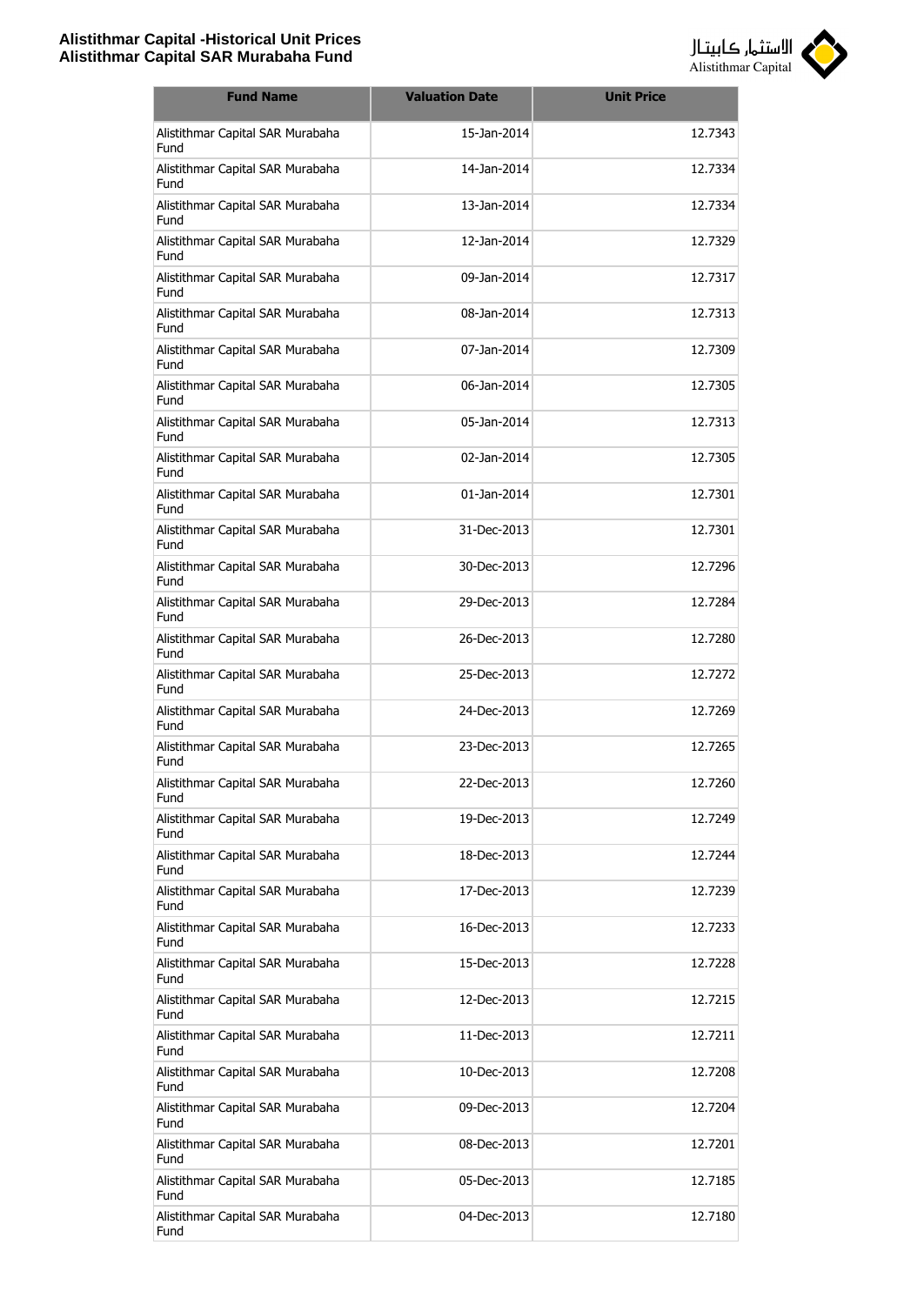| Fund Name | Valuation Date | Unit Price |
| --- | --- | --- |
| Alistithmar Capital SAR Murabaha Fund | 15-Jan-2014 | 12.7343 |
| Alistithmar Capital SAR Murabaha Fund | 14-Jan-2014 | 12.7334 |
| Alistithmar Capital SAR Murabaha Fund | 13-Jan-2014 | 12.7334 |
| Alistithmar Capital SAR Murabaha Fund | 12-Jan-2014 | 12.7329 |
| Alistithmar Capital SAR Murabaha Fund | 09-Jan-2014 | 12.7317 |
| Alistithmar Capital SAR Murabaha Fund | 08-Jan-2014 | 12.7313 |
| Alistithmar Capital SAR Murabaha Fund | 07-Jan-2014 | 12.7309 |
| Alistithmar Capital SAR Murabaha Fund | 06-Jan-2014 | 12.7305 |
| Alistithmar Capital SAR Murabaha Fund | 05-Jan-2014 | 12.7313 |
| Alistithmar Capital SAR Murabaha Fund | 02-Jan-2014 | 12.7305 |
| Alistithmar Capital SAR Murabaha Fund | 01-Jan-2014 | 12.7301 |
| Alistithmar Capital SAR Murabaha Fund | 31-Dec-2013 | 12.7301 |
| Alistithmar Capital SAR Murabaha Fund | 30-Dec-2013 | 12.7296 |
| Alistithmar Capital SAR Murabaha Fund | 29-Dec-2013 | 12.7284 |
| Alistithmar Capital SAR Murabaha Fund | 26-Dec-2013 | 12.7280 |
| Alistithmar Capital SAR Murabaha Fund | 25-Dec-2013 | 12.7272 |
| Alistithmar Capital SAR Murabaha Fund | 24-Dec-2013 | 12.7269 |
| Alistithmar Capital SAR Murabaha Fund | 23-Dec-2013 | 12.7265 |
| Alistithmar Capital SAR Murabaha Fund | 22-Dec-2013 | 12.7260 |
| Alistithmar Capital SAR Murabaha Fund | 19-Dec-2013 | 12.7249 |
| Alistithmar Capital SAR Murabaha Fund | 18-Dec-2013 | 12.7244 |
| Alistithmar Capital SAR Murabaha Fund | 17-Dec-2013 | 12.7239 |
| Alistithmar Capital SAR Murabaha Fund | 16-Dec-2013 | 12.7233 |
| Alistithmar Capital SAR Murabaha Fund | 15-Dec-2013 | 12.7228 |
| Alistithmar Capital SAR Murabaha Fund | 12-Dec-2013 | 12.7215 |
| Alistithmar Capital SAR Murabaha Fund | 11-Dec-2013 | 12.7211 |
| Alistithmar Capital SAR Murabaha Fund | 10-Dec-2013 | 12.7208 |
| Alistithmar Capital SAR Murabaha Fund | 09-Dec-2013 | 12.7204 |
| Alistithmar Capital SAR Murabaha Fund | 08-Dec-2013 | 12.7201 |
| Alistithmar Capital SAR Murabaha Fund | 05-Dec-2013 | 12.7185 |
| Alistithmar Capital SAR Murabaha Fund | 04-Dec-2013 | 12.7180 |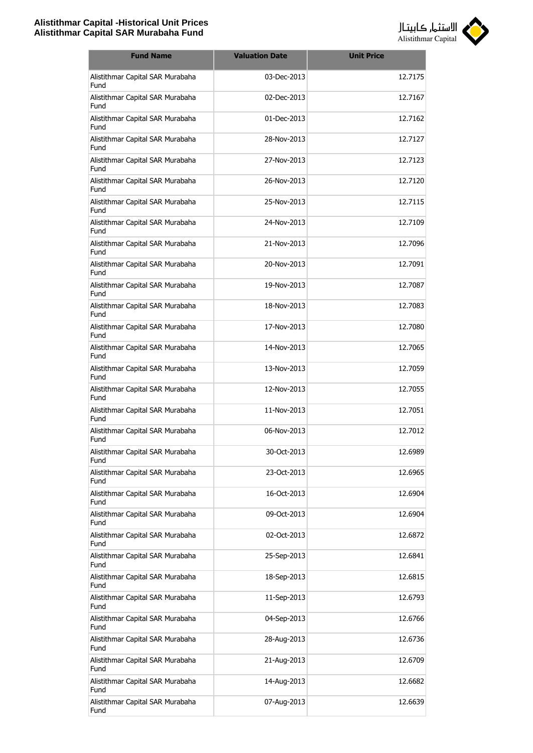| Fund Name | Valuation Date | Unit Price |
|---|---|---|
| Alistithmar Capital SAR Murabaha Fund | 03-Dec-2013 | 12.7175 |
| Alistithmar Capital SAR Murabaha Fund | 02-Dec-2013 | 12.7167 |
| Alistithmar Capital SAR Murabaha Fund | 01-Dec-2013 | 12.7162 |
| Alistithmar Capital SAR Murabaha Fund | 28-Nov-2013 | 12.7127 |
| Alistithmar Capital SAR Murabaha Fund | 27-Nov-2013 | 12.7123 |
| Alistithmar Capital SAR Murabaha Fund | 26-Nov-2013 | 12.7120 |
| Alistithmar Capital SAR Murabaha Fund | 25-Nov-2013 | 12.7115 |
| Alistithmar Capital SAR Murabaha Fund | 24-Nov-2013 | 12.7109 |
| Alistithmar Capital SAR Murabaha Fund | 21-Nov-2013 | 12.7096 |
| Alistithmar Capital SAR Murabaha Fund | 20-Nov-2013 | 12.7091 |
| Alistithmar Capital SAR Murabaha Fund | 19-Nov-2013 | 12.7087 |
| Alistithmar Capital SAR Murabaha Fund | 18-Nov-2013 | 12.7083 |
| Alistithmar Capital SAR Murabaha Fund | 17-Nov-2013 | 12.7080 |
| Alistithmar Capital SAR Murabaha Fund | 14-Nov-2013 | 12.7065 |
| Alistithmar Capital SAR Murabaha Fund | 13-Nov-2013 | 12.7059 |
| Alistithmar Capital SAR Murabaha Fund | 12-Nov-2013 | 12.7055 |
| Alistithmar Capital SAR Murabaha Fund | 11-Nov-2013 | 12.7051 |
| Alistithmar Capital SAR Murabaha Fund | 06-Nov-2013 | 12.7012 |
| Alistithmar Capital SAR Murabaha Fund | 30-Oct-2013 | 12.6989 |
| Alistithmar Capital SAR Murabaha Fund | 23-Oct-2013 | 12.6965 |
| Alistithmar Capital SAR Murabaha Fund | 16-Oct-2013 | 12.6904 |
| Alistithmar Capital SAR Murabaha Fund | 09-Oct-2013 | 12.6904 |
| Alistithmar Capital SAR Murabaha Fund | 02-Oct-2013 | 12.6872 |
| Alistithmar Capital SAR Murabaha Fund | 25-Sep-2013 | 12.6841 |
| Alistithmar Capital SAR Murabaha Fund | 18-Sep-2013 | 12.6815 |
| Alistithmar Capital SAR Murabaha Fund | 11-Sep-2013 | 12.6793 |
| Alistithmar Capital SAR Murabaha Fund | 04-Sep-2013 | 12.6766 |
| Alistithmar Capital SAR Murabaha Fund | 28-Aug-2013 | 12.6736 |
| Alistithmar Capital SAR Murabaha Fund | 21-Aug-2013 | 12.6709 |
| Alistithmar Capital SAR Murabaha Fund | 14-Aug-2013 | 12.6682 |
| Alistithmar Capital SAR Murabaha Fund | 07-Aug-2013 | 12.6639 |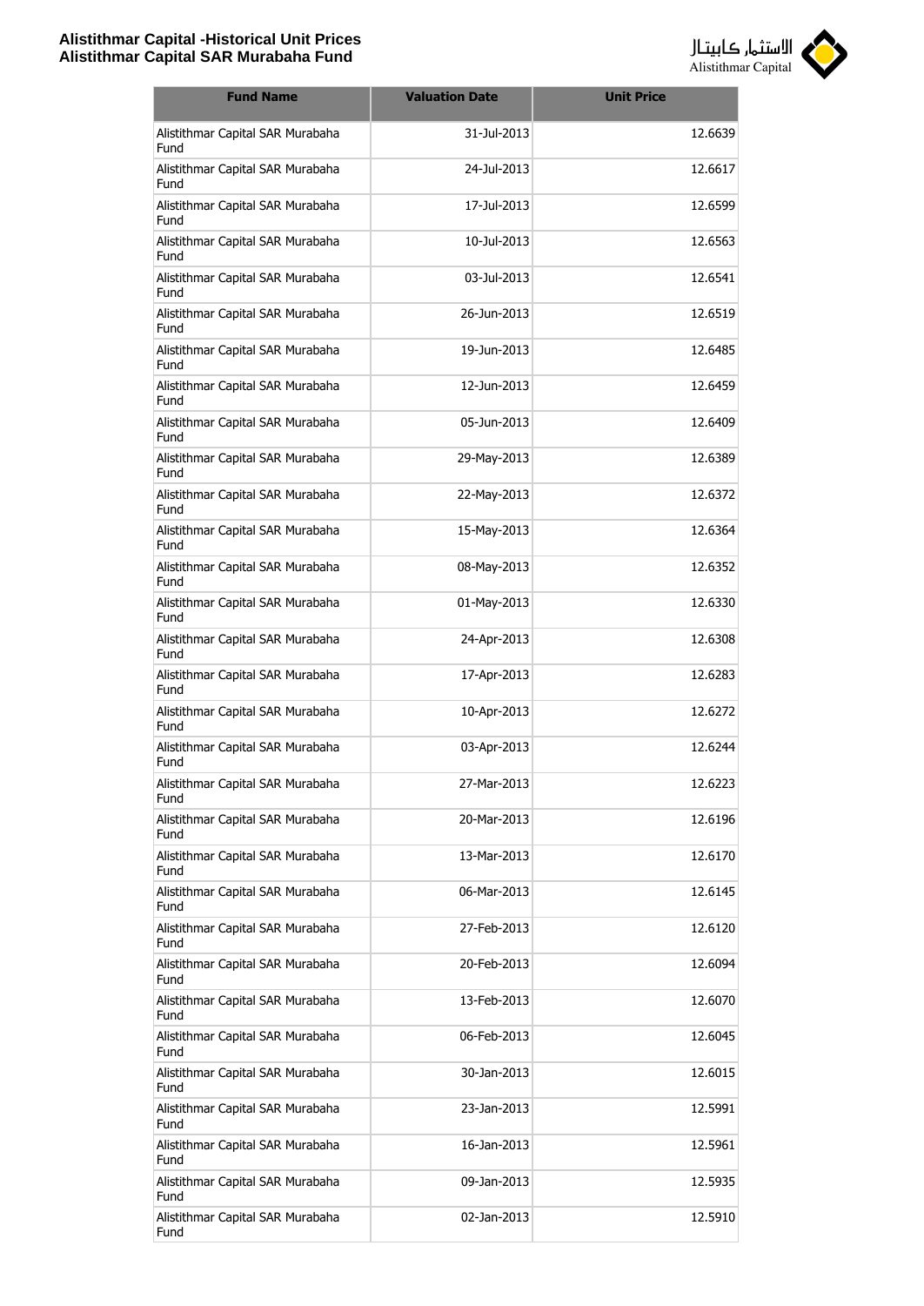| Fund Name | Valuation Date | Unit Price |
|---|---|---|
| Alistithmar Capital SAR Murabaha Fund | 31-Jul-2013 | 12.6639 |
| Alistithmar Capital SAR Murabaha Fund | 24-Jul-2013 | 12.6617 |
| Alistithmar Capital SAR Murabaha Fund | 17-Jul-2013 | 12.6599 |
| Alistithmar Capital SAR Murabaha Fund | 10-Jul-2013 | 12.6563 |
| Alistithmar Capital SAR Murabaha Fund | 03-Jul-2013 | 12.6541 |
| Alistithmar Capital SAR Murabaha Fund | 26-Jun-2013 | 12.6519 |
| Alistithmar Capital SAR Murabaha Fund | 19-Jun-2013 | 12.6485 |
| Alistithmar Capital SAR Murabaha Fund | 12-Jun-2013 | 12.6459 |
| Alistithmar Capital SAR Murabaha Fund | 05-Jun-2013 | 12.6409 |
| Alistithmar Capital SAR Murabaha Fund | 29-May-2013 | 12.6389 |
| Alistithmar Capital SAR Murabaha Fund | 22-May-2013 | 12.6372 |
| Alistithmar Capital SAR Murabaha Fund | 15-May-2013 | 12.6364 |
| Alistithmar Capital SAR Murabaha Fund | 08-May-2013 | 12.6352 |
| Alistithmar Capital SAR Murabaha Fund | 01-May-2013 | 12.6330 |
| Alistithmar Capital SAR Murabaha Fund | 24-Apr-2013 | 12.6308 |
| Alistithmar Capital SAR Murabaha Fund | 17-Apr-2013 | 12.6283 |
| Alistithmar Capital SAR Murabaha Fund | 10-Apr-2013 | 12.6272 |
| Alistithmar Capital SAR Murabaha Fund | 03-Apr-2013 | 12.6244 |
| Alistithmar Capital SAR Murabaha Fund | 27-Mar-2013 | 12.6223 |
| Alistithmar Capital SAR Murabaha Fund | 20-Mar-2013 | 12.6196 |
| Alistithmar Capital SAR Murabaha Fund | 13-Mar-2013 | 12.6170 |
| Alistithmar Capital SAR Murabaha Fund | 06-Mar-2013 | 12.6145 |
| Alistithmar Capital SAR Murabaha Fund | 27-Feb-2013 | 12.6120 |
| Alistithmar Capital SAR Murabaha Fund | 20-Feb-2013 | 12.6094 |
| Alistithmar Capital SAR Murabaha Fund | 13-Feb-2013 | 12.6070 |
| Alistithmar Capital SAR Murabaha Fund | 06-Feb-2013 | 12.6045 |
| Alistithmar Capital SAR Murabaha Fund | 30-Jan-2013 | 12.6015 |
| Alistithmar Capital SAR Murabaha Fund | 23-Jan-2013 | 12.5991 |
| Alistithmar Capital SAR Murabaha Fund | 16-Jan-2013 | 12.5961 |
| Alistithmar Capital SAR Murabaha Fund | 09-Jan-2013 | 12.5935 |
| Alistithmar Capital SAR Murabaha Fund | 02-Jan-2013 | 12.5910 |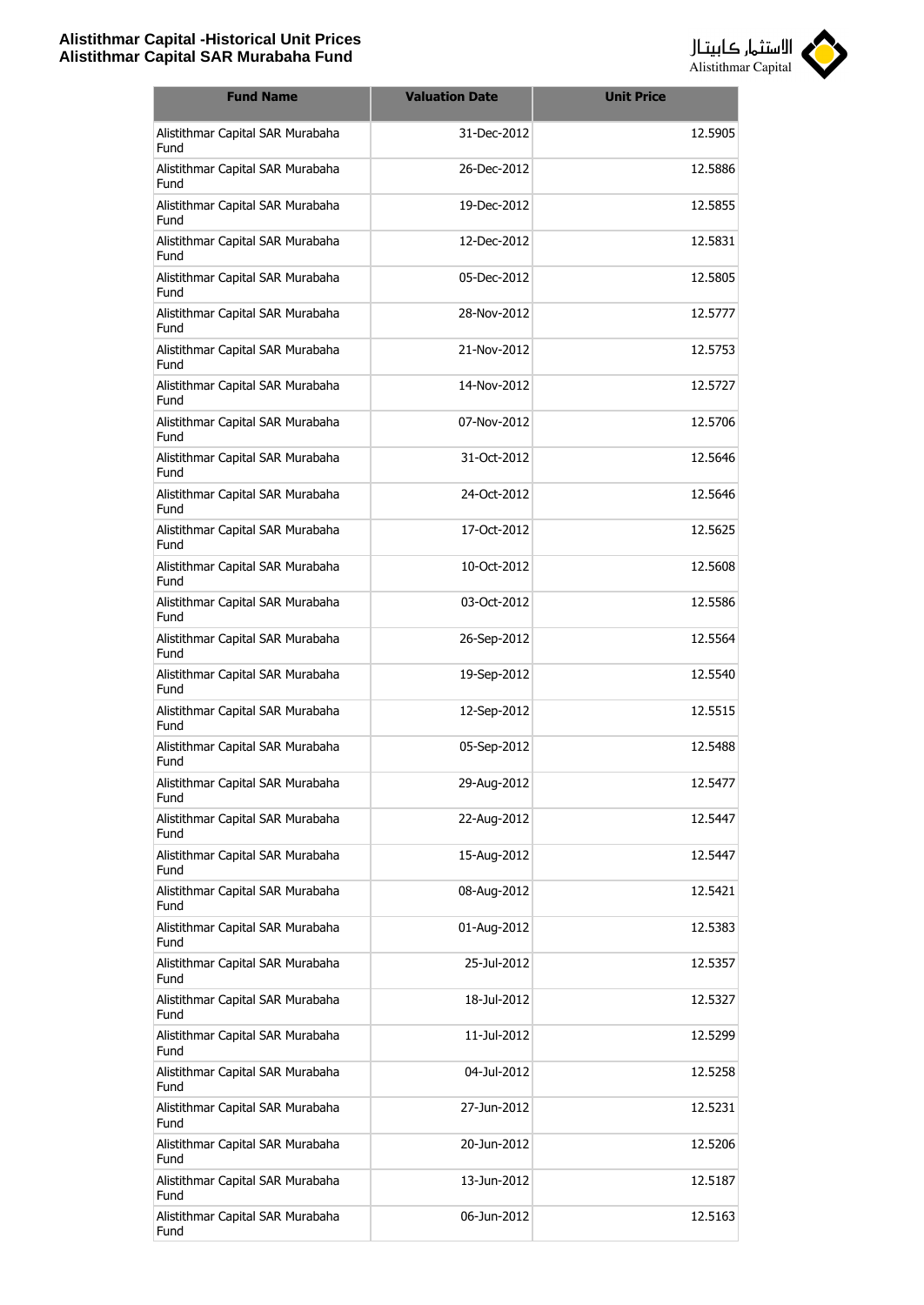| Fund Name | Valuation Date | Unit Price |
|---|---|---|
| Alistithmar Capital SAR Murabaha Fund | 31-Dec-2012 | 12.5905 |
| Alistithmar Capital SAR Murabaha Fund | 26-Dec-2012 | 12.5886 |
| Alistithmar Capital SAR Murabaha Fund | 19-Dec-2012 | 12.5855 |
| Alistithmar Capital SAR Murabaha Fund | 12-Dec-2012 | 12.5831 |
| Alistithmar Capital SAR Murabaha Fund | 05-Dec-2012 | 12.5805 |
| Alistithmar Capital SAR Murabaha Fund | 28-Nov-2012 | 12.5777 |
| Alistithmar Capital SAR Murabaha Fund | 21-Nov-2012 | 12.5753 |
| Alistithmar Capital SAR Murabaha Fund | 14-Nov-2012 | 12.5727 |
| Alistithmar Capital SAR Murabaha Fund | 07-Nov-2012 | 12.5706 |
| Alistithmar Capital SAR Murabaha Fund | 31-Oct-2012 | 12.5646 |
| Alistithmar Capital SAR Murabaha Fund | 24-Oct-2012 | 12.5646 |
| Alistithmar Capital SAR Murabaha Fund | 17-Oct-2012 | 12.5625 |
| Alistithmar Capital SAR Murabaha Fund | 10-Oct-2012 | 12.5608 |
| Alistithmar Capital SAR Murabaha Fund | 03-Oct-2012 | 12.5586 |
| Alistithmar Capital SAR Murabaha Fund | 26-Sep-2012 | 12.5564 |
| Alistithmar Capital SAR Murabaha Fund | 19-Sep-2012 | 12.5540 |
| Alistithmar Capital SAR Murabaha Fund | 12-Sep-2012 | 12.5515 |
| Alistithmar Capital SAR Murabaha Fund | 05-Sep-2012 | 12.5488 |
| Alistithmar Capital SAR Murabaha Fund | 29-Aug-2012 | 12.5477 |
| Alistithmar Capital SAR Murabaha Fund | 22-Aug-2012 | 12.5447 |
| Alistithmar Capital SAR Murabaha Fund | 15-Aug-2012 | 12.5447 |
| Alistithmar Capital SAR Murabaha Fund | 08-Aug-2012 | 12.5421 |
| Alistithmar Capital SAR Murabaha Fund | 01-Aug-2012 | 12.5383 |
| Alistithmar Capital SAR Murabaha Fund | 25-Jul-2012 | 12.5357 |
| Alistithmar Capital SAR Murabaha Fund | 18-Jul-2012 | 12.5327 |
| Alistithmar Capital SAR Murabaha Fund | 11-Jul-2012 | 12.5299 |
| Alistithmar Capital SAR Murabaha Fund | 04-Jul-2012 | 12.5258 |
| Alistithmar Capital SAR Murabaha Fund | 27-Jun-2012 | 12.5231 |
| Alistithmar Capital SAR Murabaha Fund | 20-Jun-2012 | 12.5206 |
| Alistithmar Capital SAR Murabaha Fund | 13-Jun-2012 | 12.5187 |
| Alistithmar Capital SAR Murabaha Fund | 06-Jun-2012 | 12.5163 |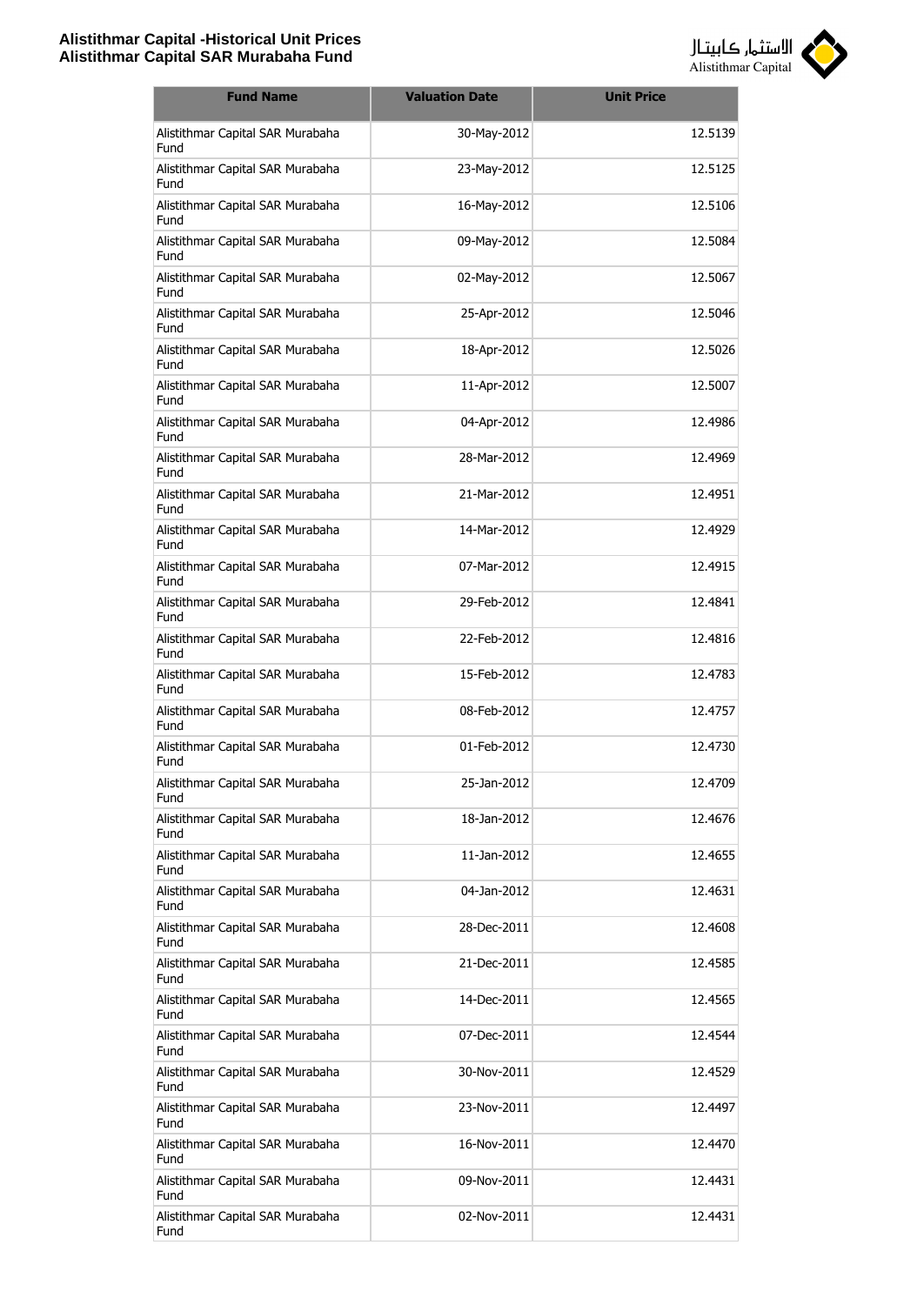| Fund Name | Valuation Date | Unit Price |
| --- | --- | --- |
| Alistithmar Capital SAR Murabaha Fund | 30-May-2012 | 12.5139 |
| Alistithmar Capital SAR Murabaha Fund | 23-May-2012 | 12.5125 |
| Alistithmar Capital SAR Murabaha Fund | 16-May-2012 | 12.5106 |
| Alistithmar Capital SAR Murabaha Fund | 09-May-2012 | 12.5084 |
| Alistithmar Capital SAR Murabaha Fund | 02-May-2012 | 12.5067 |
| Alistithmar Capital SAR Murabaha Fund | 25-Apr-2012 | 12.5046 |
| Alistithmar Capital SAR Murabaha Fund | 18-Apr-2012 | 12.5026 |
| Alistithmar Capital SAR Murabaha Fund | 11-Apr-2012 | 12.5007 |
| Alistithmar Capital SAR Murabaha Fund | 04-Apr-2012 | 12.4986 |
| Alistithmar Capital SAR Murabaha Fund | 28-Mar-2012 | 12.4969 |
| Alistithmar Capital SAR Murabaha Fund | 21-Mar-2012 | 12.4951 |
| Alistithmar Capital SAR Murabaha Fund | 14-Mar-2012 | 12.4929 |
| Alistithmar Capital SAR Murabaha Fund | 07-Mar-2012 | 12.4915 |
| Alistithmar Capital SAR Murabaha Fund | 29-Feb-2012 | 12.4841 |
| Alistithmar Capital SAR Murabaha Fund | 22-Feb-2012 | 12.4816 |
| Alistithmar Capital SAR Murabaha Fund | 15-Feb-2012 | 12.4783 |
| Alistithmar Capital SAR Murabaha Fund | 08-Feb-2012 | 12.4757 |
| Alistithmar Capital SAR Murabaha Fund | 01-Feb-2012 | 12.4730 |
| Alistithmar Capital SAR Murabaha Fund | 25-Jan-2012 | 12.4709 |
| Alistithmar Capital SAR Murabaha Fund | 18-Jan-2012 | 12.4676 |
| Alistithmar Capital SAR Murabaha Fund | 11-Jan-2012 | 12.4655 |
| Alistithmar Capital SAR Murabaha Fund | 04-Jan-2012 | 12.4631 |
| Alistithmar Capital SAR Murabaha Fund | 28-Dec-2011 | 12.4608 |
| Alistithmar Capital SAR Murabaha Fund | 21-Dec-2011 | 12.4585 |
| Alistithmar Capital SAR Murabaha Fund | 14-Dec-2011 | 12.4565 |
| Alistithmar Capital SAR Murabaha Fund | 07-Dec-2011 | 12.4544 |
| Alistithmar Capital SAR Murabaha Fund | 30-Nov-2011 | 12.4529 |
| Alistithmar Capital SAR Murabaha Fund | 23-Nov-2011 | 12.4497 |
| Alistithmar Capital SAR Murabaha Fund | 16-Nov-2011 | 12.4470 |
| Alistithmar Capital SAR Murabaha Fund | 09-Nov-2011 | 12.4431 |
| Alistithmar Capital SAR Murabaha Fund | 02-Nov-2011 | 12.4431 |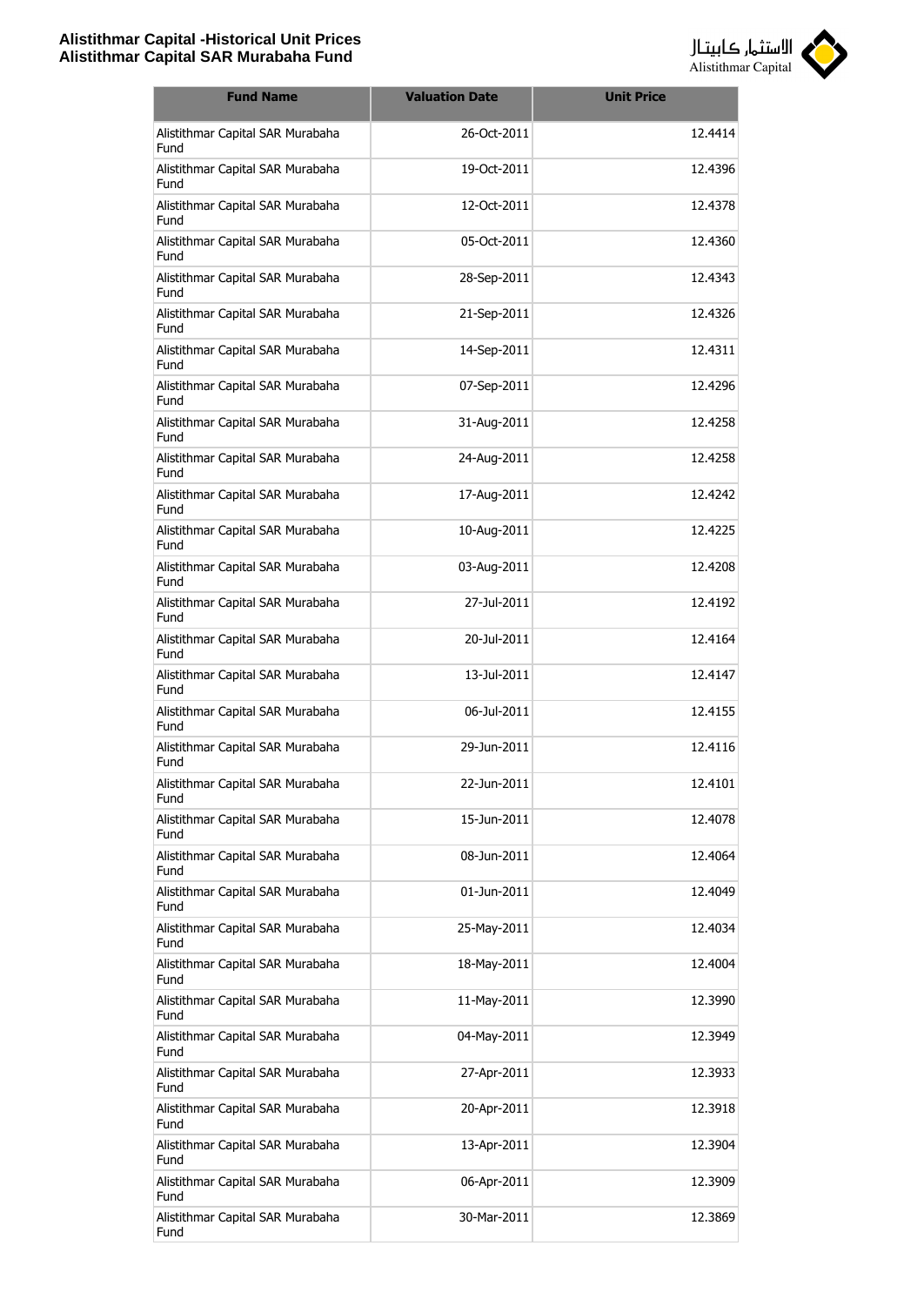| Fund Name | Valuation Date | Unit Price |
| --- | --- | --- |
| Alistithmar Capital SAR Murabaha Fund | 26-Oct-2011 | 12.4414 |
| Alistithmar Capital SAR Murabaha Fund | 19-Oct-2011 | 12.4396 |
| Alistithmar Capital SAR Murabaha Fund | 12-Oct-2011 | 12.4378 |
| Alistithmar Capital SAR Murabaha Fund | 05-Oct-2011 | 12.4360 |
| Alistithmar Capital SAR Murabaha Fund | 28-Sep-2011 | 12.4343 |
| Alistithmar Capital SAR Murabaha Fund | 21-Sep-2011 | 12.4326 |
| Alistithmar Capital SAR Murabaha Fund | 14-Sep-2011 | 12.4311 |
| Alistithmar Capital SAR Murabaha Fund | 07-Sep-2011 | 12.4296 |
| Alistithmar Capital SAR Murabaha Fund | 31-Aug-2011 | 12.4258 |
| Alistithmar Capital SAR Murabaha Fund | 24-Aug-2011 | 12.4258 |
| Alistithmar Capital SAR Murabaha Fund | 17-Aug-2011 | 12.4242 |
| Alistithmar Capital SAR Murabaha Fund | 10-Aug-2011 | 12.4225 |
| Alistithmar Capital SAR Murabaha Fund | 03-Aug-2011 | 12.4208 |
| Alistithmar Capital SAR Murabaha Fund | 27-Jul-2011 | 12.4192 |
| Alistithmar Capital SAR Murabaha Fund | 20-Jul-2011 | 12.4164 |
| Alistithmar Capital SAR Murabaha Fund | 13-Jul-2011 | 12.4147 |
| Alistithmar Capital SAR Murabaha Fund | 06-Jul-2011 | 12.4155 |
| Alistithmar Capital SAR Murabaha Fund | 29-Jun-2011 | 12.4116 |
| Alistithmar Capital SAR Murabaha Fund | 22-Jun-2011 | 12.4101 |
| Alistithmar Capital SAR Murabaha Fund | 15-Jun-2011 | 12.4078 |
| Alistithmar Capital SAR Murabaha Fund | 08-Jun-2011 | 12.4064 |
| Alistithmar Capital SAR Murabaha Fund | 01-Jun-2011 | 12.4049 |
| Alistithmar Capital SAR Murabaha Fund | 25-May-2011 | 12.4034 |
| Alistithmar Capital SAR Murabaha Fund | 18-May-2011 | 12.4004 |
| Alistithmar Capital SAR Murabaha Fund | 11-May-2011 | 12.3990 |
| Alistithmar Capital SAR Murabaha Fund | 04-May-2011 | 12.3949 |
| Alistithmar Capital SAR Murabaha Fund | 27-Apr-2011 | 12.3933 |
| Alistithmar Capital SAR Murabaha Fund | 20-Apr-2011 | 12.3918 |
| Alistithmar Capital SAR Murabaha Fund | 13-Apr-2011 | 12.3904 |
| Alistithmar Capital SAR Murabaha Fund | 06-Apr-2011 | 12.3909 |
| Alistithmar Capital SAR Murabaha Fund | 30-Mar-2011 | 12.3869 |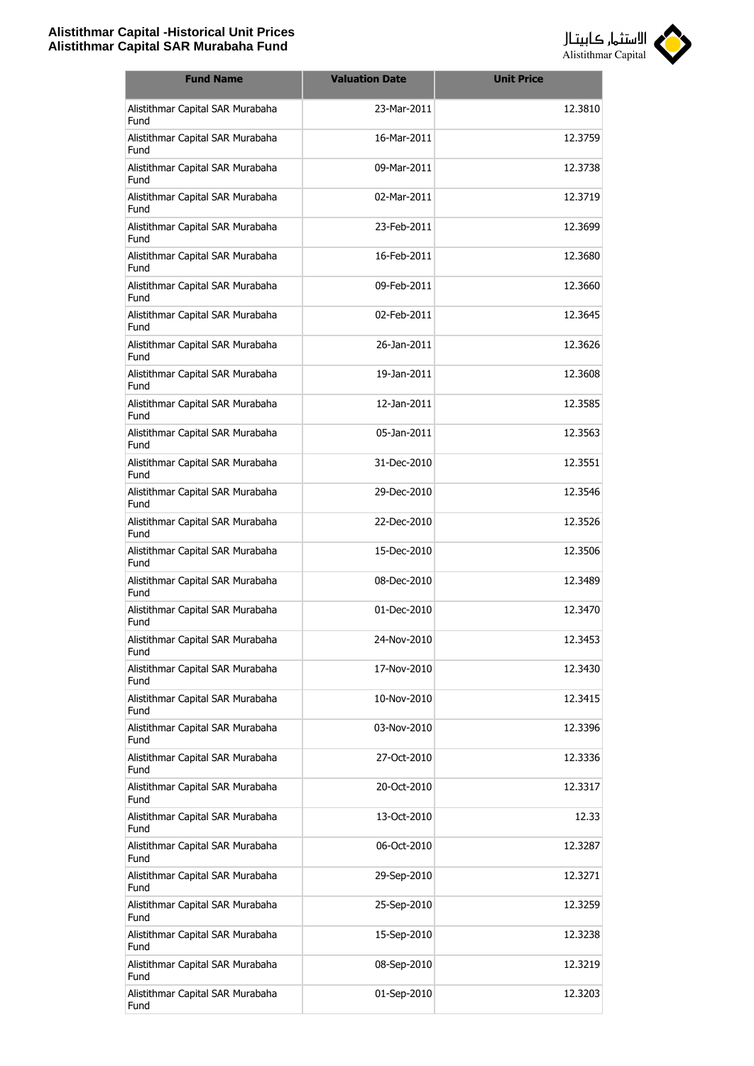| Fund Name | Valuation Date | Unit Price |
|---|---|---|
| Alistithmar Capital SAR Murabaha Fund | 23-Mar-2011 | 12.3810 |
| Alistithmar Capital SAR Murabaha Fund | 16-Mar-2011 | 12.3759 |
| Alistithmar Capital SAR Murabaha Fund | 09-Mar-2011 | 12.3738 |
| Alistithmar Capital SAR Murabaha Fund | 02-Mar-2011 | 12.3719 |
| Alistithmar Capital SAR Murabaha Fund | 23-Feb-2011 | 12.3699 |
| Alistithmar Capital SAR Murabaha Fund | 16-Feb-2011 | 12.3680 |
| Alistithmar Capital SAR Murabaha Fund | 09-Feb-2011 | 12.3660 |
| Alistithmar Capital SAR Murabaha Fund | 02-Feb-2011 | 12.3645 |
| Alistithmar Capital SAR Murabaha Fund | 26-Jan-2011 | 12.3626 |
| Alistithmar Capital SAR Murabaha Fund | 19-Jan-2011 | 12.3608 |
| Alistithmar Capital SAR Murabaha Fund | 12-Jan-2011 | 12.3585 |
| Alistithmar Capital SAR Murabaha Fund | 05-Jan-2011 | 12.3563 |
| Alistithmar Capital SAR Murabaha Fund | 31-Dec-2010 | 12.3551 |
| Alistithmar Capital SAR Murabaha Fund | 29-Dec-2010 | 12.3546 |
| Alistithmar Capital SAR Murabaha Fund | 22-Dec-2010 | 12.3526 |
| Alistithmar Capital SAR Murabaha Fund | 15-Dec-2010 | 12.3506 |
| Alistithmar Capital SAR Murabaha Fund | 08-Dec-2010 | 12.3489 |
| Alistithmar Capital SAR Murabaha Fund | 01-Dec-2010 | 12.3470 |
| Alistithmar Capital SAR Murabaha Fund | 24-Nov-2010 | 12.3453 |
| Alistithmar Capital SAR Murabaha Fund | 17-Nov-2010 | 12.3430 |
| Alistithmar Capital SAR Murabaha Fund | 10-Nov-2010 | 12.3415 |
| Alistithmar Capital SAR Murabaha Fund | 03-Nov-2010 | 12.3396 |
| Alistithmar Capital SAR Murabaha Fund | 27-Oct-2010 | 12.3336 |
| Alistithmar Capital SAR Murabaha Fund | 20-Oct-2010 | 12.3317 |
| Alistithmar Capital SAR Murabaha Fund | 13-Oct-2010 | 12.33 |
| Alistithmar Capital SAR Murabaha Fund | 06-Oct-2010 | 12.3287 |
| Alistithmar Capital SAR Murabaha Fund | 29-Sep-2010 | 12.3271 |
| Alistithmar Capital SAR Murabaha Fund | 25-Sep-2010 | 12.3259 |
| Alistithmar Capital SAR Murabaha Fund | 15-Sep-2010 | 12.3238 |
| Alistithmar Capital SAR Murabaha Fund | 08-Sep-2010 | 12.3219 |
| Alistithmar Capital SAR Murabaha Fund | 01-Sep-2010 | 12.3203 |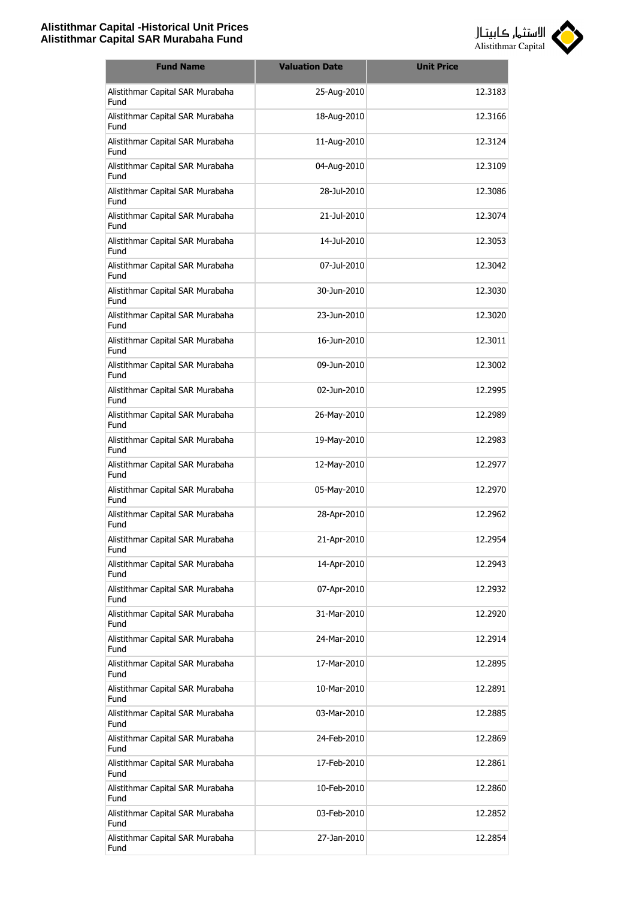| Fund Name | Valuation Date | Unit Price |
|---|---|---|
| Alistithmar Capital SAR Murabaha Fund | 25-Aug-2010 | 12.3183 |
| Alistithmar Capital SAR Murabaha Fund | 18-Aug-2010 | 12.3166 |
| Alistithmar Capital SAR Murabaha Fund | 11-Aug-2010 | 12.3124 |
| Alistithmar Capital SAR Murabaha Fund | 04-Aug-2010 | 12.3109 |
| Alistithmar Capital SAR Murabaha Fund | 28-Jul-2010 | 12.3086 |
| Alistithmar Capital SAR Murabaha Fund | 21-Jul-2010 | 12.3074 |
| Alistithmar Capital SAR Murabaha Fund | 14-Jul-2010 | 12.3053 |
| Alistithmar Capital SAR Murabaha Fund | 07-Jul-2010 | 12.3042 |
| Alistithmar Capital SAR Murabaha Fund | 30-Jun-2010 | 12.3030 |
| Alistithmar Capital SAR Murabaha Fund | 23-Jun-2010 | 12.3020 |
| Alistithmar Capital SAR Murabaha Fund | 16-Jun-2010 | 12.3011 |
| Alistithmar Capital SAR Murabaha Fund | 09-Jun-2010 | 12.3002 |
| Alistithmar Capital SAR Murabaha Fund | 02-Jun-2010 | 12.2995 |
| Alistithmar Capital SAR Murabaha Fund | 26-May-2010 | 12.2989 |
| Alistithmar Capital SAR Murabaha Fund | 19-May-2010 | 12.2983 |
| Alistithmar Capital SAR Murabaha Fund | 12-May-2010 | 12.2977 |
| Alistithmar Capital SAR Murabaha Fund | 05-May-2010 | 12.2970 |
| Alistithmar Capital SAR Murabaha Fund | 28-Apr-2010 | 12.2962 |
| Alistithmar Capital SAR Murabaha Fund | 21-Apr-2010 | 12.2954 |
| Alistithmar Capital SAR Murabaha Fund | 14-Apr-2010 | 12.2943 |
| Alistithmar Capital SAR Murabaha Fund | 07-Apr-2010 | 12.2932 |
| Alistithmar Capital SAR Murabaha Fund | 31-Mar-2010 | 12.2920 |
| Alistithmar Capital SAR Murabaha Fund | 24-Mar-2010 | 12.2914 |
| Alistithmar Capital SAR Murabaha Fund | 17-Mar-2010 | 12.2895 |
| Alistithmar Capital SAR Murabaha Fund | 10-Mar-2010 | 12.2891 |
| Alistithmar Capital SAR Murabaha Fund | 03-Mar-2010 | 12.2885 |
| Alistithmar Capital SAR Murabaha Fund | 24-Feb-2010 | 12.2869 |
| Alistithmar Capital SAR Murabaha Fund | 17-Feb-2010 | 12.2861 |
| Alistithmar Capital SAR Murabaha Fund | 10-Feb-2010 | 12.2860 |
| Alistithmar Capital SAR Murabaha Fund | 03-Feb-2010 | 12.2852 |
| Alistithmar Capital SAR Murabaha Fund | 27-Jan-2010 | 12.2854 |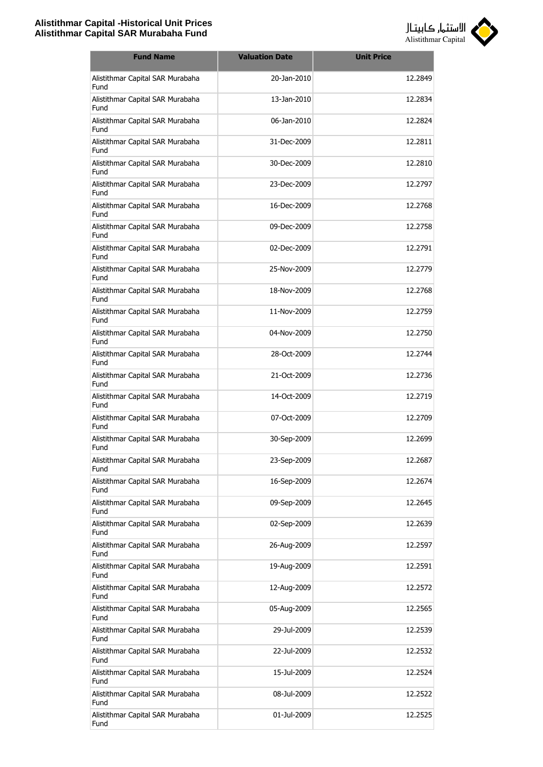| Fund Name | Valuation Date | Unit Price |
|---|---|---|
| Alistithmar Capital SAR Murabaha Fund | 20-Jan-2010 | 12.2849 |
| Alistithmar Capital SAR Murabaha Fund | 13-Jan-2010 | 12.2834 |
| Alistithmar Capital SAR Murabaha Fund | 06-Jan-2010 | 12.2824 |
| Alistithmar Capital SAR Murabaha Fund | 31-Dec-2009 | 12.2811 |
| Alistithmar Capital SAR Murabaha Fund | 30-Dec-2009 | 12.2810 |
| Alistithmar Capital SAR Murabaha Fund | 23-Dec-2009 | 12.2797 |
| Alistithmar Capital SAR Murabaha Fund | 16-Dec-2009 | 12.2768 |
| Alistithmar Capital SAR Murabaha Fund | 09-Dec-2009 | 12.2758 |
| Alistithmar Capital SAR Murabaha Fund | 02-Dec-2009 | 12.2791 |
| Alistithmar Capital SAR Murabaha Fund | 25-Nov-2009 | 12.2779 |
| Alistithmar Capital SAR Murabaha Fund | 18-Nov-2009 | 12.2768 |
| Alistithmar Capital SAR Murabaha Fund | 11-Nov-2009 | 12.2759 |
| Alistithmar Capital SAR Murabaha Fund | 04-Nov-2009 | 12.2750 |
| Alistithmar Capital SAR Murabaha Fund | 28-Oct-2009 | 12.2744 |
| Alistithmar Capital SAR Murabaha Fund | 21-Oct-2009 | 12.2736 |
| Alistithmar Capital SAR Murabaha Fund | 14-Oct-2009 | 12.2719 |
| Alistithmar Capital SAR Murabaha Fund | 07-Oct-2009 | 12.2709 |
| Alistithmar Capital SAR Murabaha Fund | 30-Sep-2009 | 12.2699 |
| Alistithmar Capital SAR Murabaha Fund | 23-Sep-2009 | 12.2687 |
| Alistithmar Capital SAR Murabaha Fund | 16-Sep-2009 | 12.2674 |
| Alistithmar Capital SAR Murabaha Fund | 09-Sep-2009 | 12.2645 |
| Alistithmar Capital SAR Murabaha Fund | 02-Sep-2009 | 12.2639 |
| Alistithmar Capital SAR Murabaha Fund | 26-Aug-2009 | 12.2597 |
| Alistithmar Capital SAR Murabaha Fund | 19-Aug-2009 | 12.2591 |
| Alistithmar Capital SAR Murabaha Fund | 12-Aug-2009 | 12.2572 |
| Alistithmar Capital SAR Murabaha Fund | 05-Aug-2009 | 12.2565 |
| Alistithmar Capital SAR Murabaha Fund | 29-Jul-2009 | 12.2539 |
| Alistithmar Capital SAR Murabaha Fund | 22-Jul-2009 | 12.2532 |
| Alistithmar Capital SAR Murabaha Fund | 15-Jul-2009 | 12.2524 |
| Alistithmar Capital SAR Murabaha Fund | 08-Jul-2009 | 12.2522 |
| Alistithmar Capital SAR Murabaha Fund | 01-Jul-2009 | 12.2525 |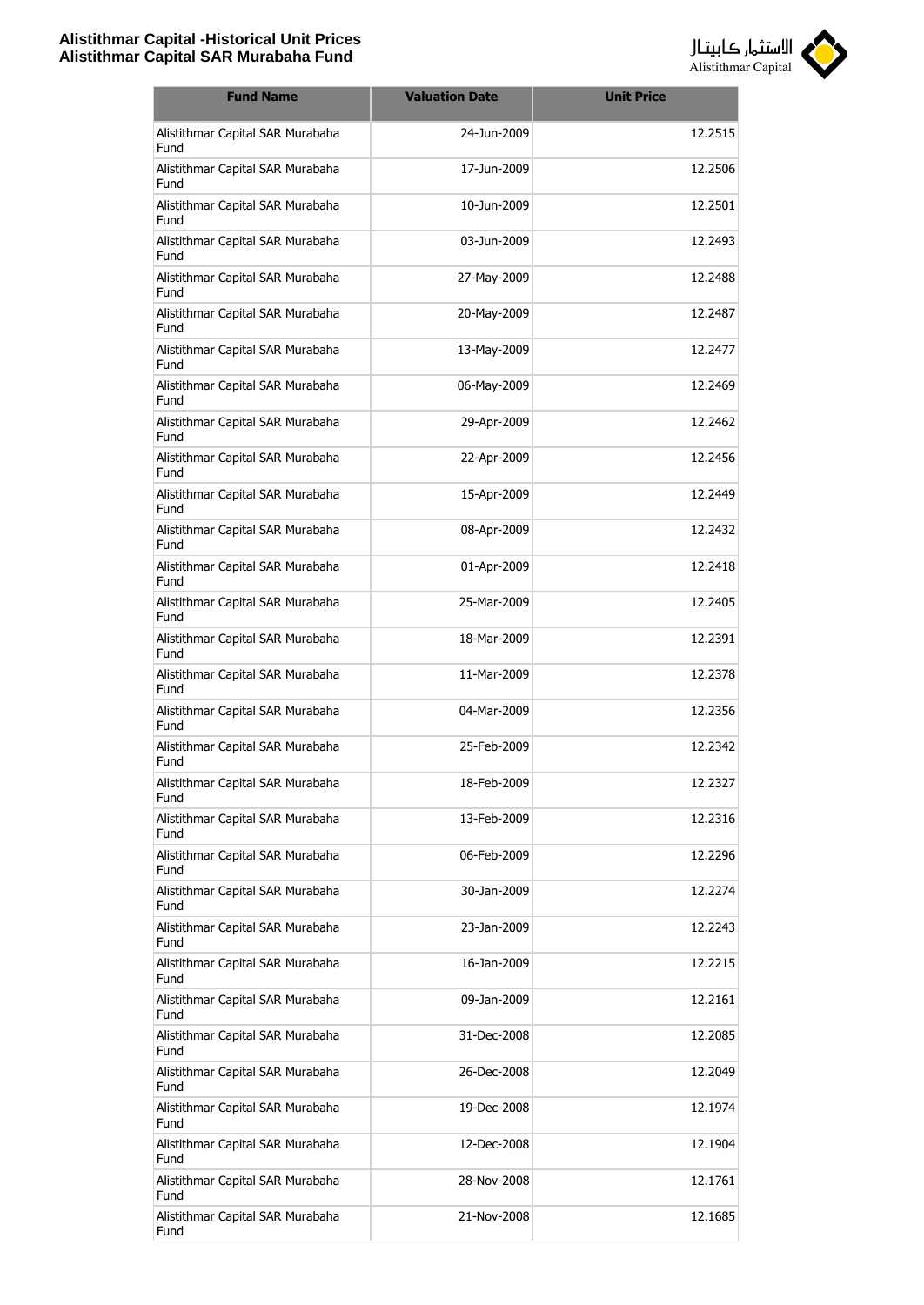**Alistithmar Capital -Historical Unit Prices**
**Alistithmar Capital SAR Murabaha Fund**

| Fund Name | Valuation Date | Unit Price |
|---|---|---|
| Alistithmar Capital SAR Murabaha Fund | 24-Jun-2009 | 12.2515 |
| Alistithmar Capital SAR Murabaha Fund | 17-Jun-2009 | 12.2506 |
| Alistithmar Capital SAR Murabaha Fund | 10-Jun-2009 | 12.2501 |
| Alistithmar Capital SAR Murabaha Fund | 03-Jun-2009 | 12.2493 |
| Alistithmar Capital SAR Murabaha Fund | 27-May-2009 | 12.2488 |
| Alistithmar Capital SAR Murabaha Fund | 20-May-2009 | 12.2487 |
| Alistithmar Capital SAR Murabaha Fund | 13-May-2009 | 12.2477 |
| Alistithmar Capital SAR Murabaha Fund | 06-May-2009 | 12.2469 |
| Alistithmar Capital SAR Murabaha Fund | 29-Apr-2009 | 12.2462 |
| Alistithmar Capital SAR Murabaha Fund | 22-Apr-2009 | 12.2456 |
| Alistithmar Capital SAR Murabaha Fund | 15-Apr-2009 | 12.2449 |
| Alistithmar Capital SAR Murabaha Fund | 08-Apr-2009 | 12.2432 |
| Alistithmar Capital SAR Murabaha Fund | 01-Apr-2009 | 12.2418 |
| Alistithmar Capital SAR Murabaha Fund | 25-Mar-2009 | 12.2405 |
| Alistithmar Capital SAR Murabaha Fund | 18-Mar-2009 | 12.2391 |
| Alistithmar Capital SAR Murabaha Fund | 11-Mar-2009 | 12.2378 |
| Alistithmar Capital SAR Murabaha Fund | 04-Mar-2009 | 12.2356 |
| Alistithmar Capital SAR Murabaha Fund | 25-Feb-2009 | 12.2342 |
| Alistithmar Capital SAR Murabaha Fund | 18-Feb-2009 | 12.2327 |
| Alistithmar Capital SAR Murabaha Fund | 13-Feb-2009 | 12.2316 |
| Alistithmar Capital SAR Murabaha Fund | 06-Feb-2009 | 12.2296 |
| Alistithmar Capital SAR Murabaha Fund | 30-Jan-2009 | 12.2274 |
| Alistithmar Capital SAR Murabaha Fund | 23-Jan-2009 | 12.2243 |
| Alistithmar Capital SAR Murabaha Fund | 16-Jan-2009 | 12.2215 |
| Alistithmar Capital SAR Murabaha Fund | 09-Jan-2009 | 12.2161 |
| Alistithmar Capital SAR Murabaha Fund | 31-Dec-2008 | 12.2085 |
| Alistithmar Capital SAR Murabaha Fund | 26-Dec-2008 | 12.2049 |
| Alistithmar Capital SAR Murabaha Fund | 19-Dec-2008 | 12.1974 |
| Alistithmar Capital SAR Murabaha Fund | 12-Dec-2008 | 12.1904 |
| Alistithmar Capital SAR Murabaha Fund | 28-Nov-2008 | 12.1761 |
| Alistithmar Capital SAR Murabaha Fund | 21-Nov-2008 | 12.1685 |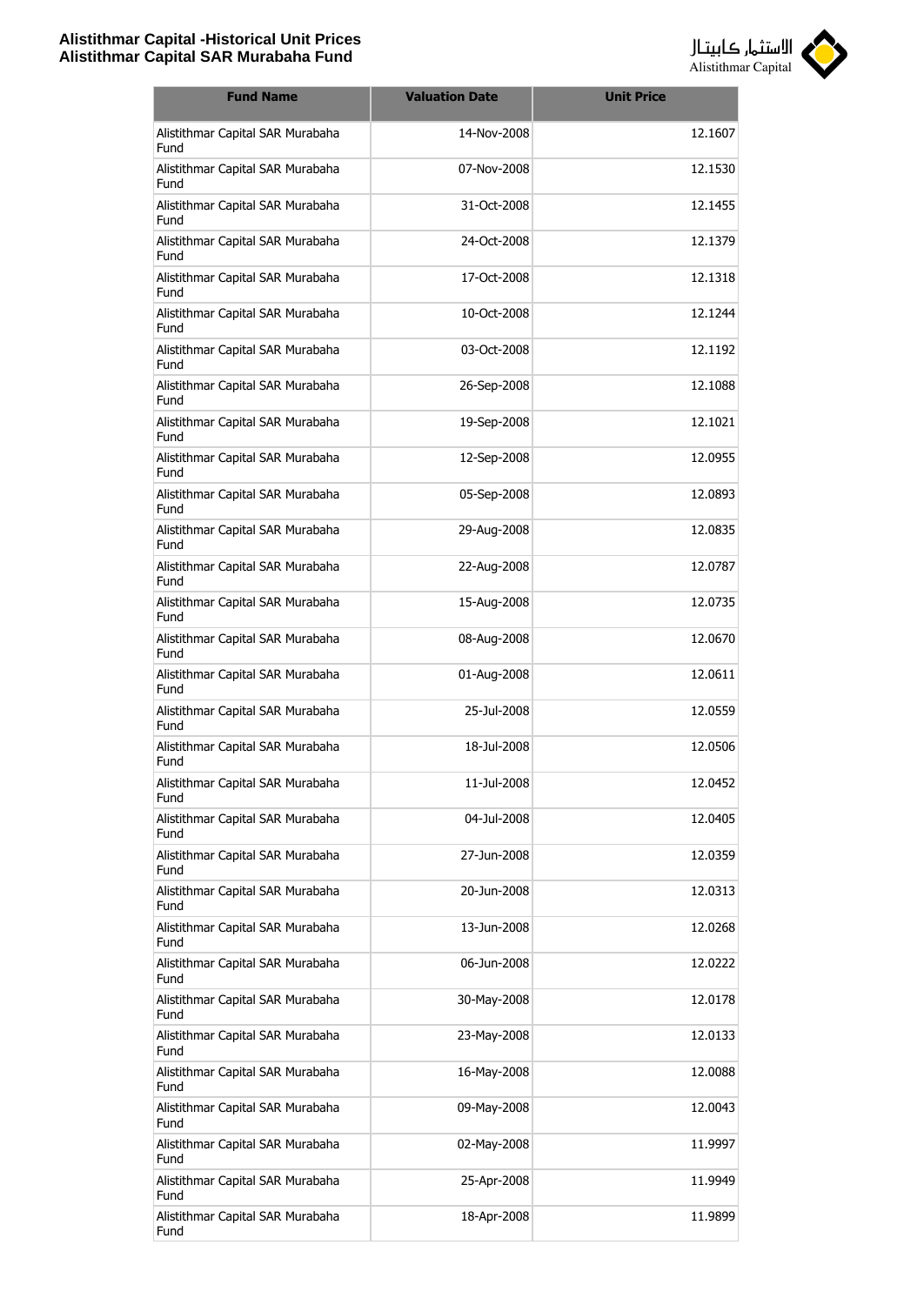| Fund Name | Valuation Date | Unit Price |
|---|---|---|
| Alistithmar Capital SAR Murabaha Fund | 14-Nov-2008 | 12.1607 |
| Alistithmar Capital SAR Murabaha Fund | 07-Nov-2008 | 12.1530 |
| Alistithmar Capital SAR Murabaha Fund | 31-Oct-2008 | 12.1455 |
| Alistithmar Capital SAR Murabaha Fund | 24-Oct-2008 | 12.1379 |
| Alistithmar Capital SAR Murabaha Fund | 17-Oct-2008 | 12.1318 |
| Alistithmar Capital SAR Murabaha Fund | 10-Oct-2008 | 12.1244 |
| Alistithmar Capital SAR Murabaha Fund | 03-Oct-2008 | 12.1192 |
| Alistithmar Capital SAR Murabaha Fund | 26-Sep-2008 | 12.1088 |
| Alistithmar Capital SAR Murabaha Fund | 19-Sep-2008 | 12.1021 |
| Alistithmar Capital SAR Murabaha Fund | 12-Sep-2008 | 12.0955 |
| Alistithmar Capital SAR Murabaha Fund | 05-Sep-2008 | 12.0893 |
| Alistithmar Capital SAR Murabaha Fund | 29-Aug-2008 | 12.0835 |
| Alistithmar Capital SAR Murabaha Fund | 22-Aug-2008 | 12.0787 |
| Alistithmar Capital SAR Murabaha Fund | 15-Aug-2008 | 12.0735 |
| Alistithmar Capital SAR Murabaha Fund | 08-Aug-2008 | 12.0670 |
| Alistithmar Capital SAR Murabaha Fund | 01-Aug-2008 | 12.0611 |
| Alistithmar Capital SAR Murabaha Fund | 25-Jul-2008 | 12.0559 |
| Alistithmar Capital SAR Murabaha Fund | 18-Jul-2008 | 12.0506 |
| Alistithmar Capital SAR Murabaha Fund | 11-Jul-2008 | 12.0452 |
| Alistithmar Capital SAR Murabaha Fund | 04-Jul-2008 | 12.0405 |
| Alistithmar Capital SAR Murabaha Fund | 27-Jun-2008 | 12.0359 |
| Alistithmar Capital SAR Murabaha Fund | 20-Jun-2008 | 12.0313 |
| Alistithmar Capital SAR Murabaha Fund | 13-Jun-2008 | 12.0268 |
| Alistithmar Capital SAR Murabaha Fund | 06-Jun-2008 | 12.0222 |
| Alistithmar Capital SAR Murabaha Fund | 30-May-2008 | 12.0178 |
| Alistithmar Capital SAR Murabaha Fund | 23-May-2008 | 12.0133 |
| Alistithmar Capital SAR Murabaha Fund | 16-May-2008 | 12.0088 |
| Alistithmar Capital SAR Murabaha Fund | 09-May-2008 | 12.0043 |
| Alistithmar Capital SAR Murabaha Fund | 02-May-2008 | 11.9997 |
| Alistithmar Capital SAR Murabaha Fund | 25-Apr-2008 | 11.9949 |
| Alistithmar Capital SAR Murabaha Fund | 18-Apr-2008 | 11.9899 |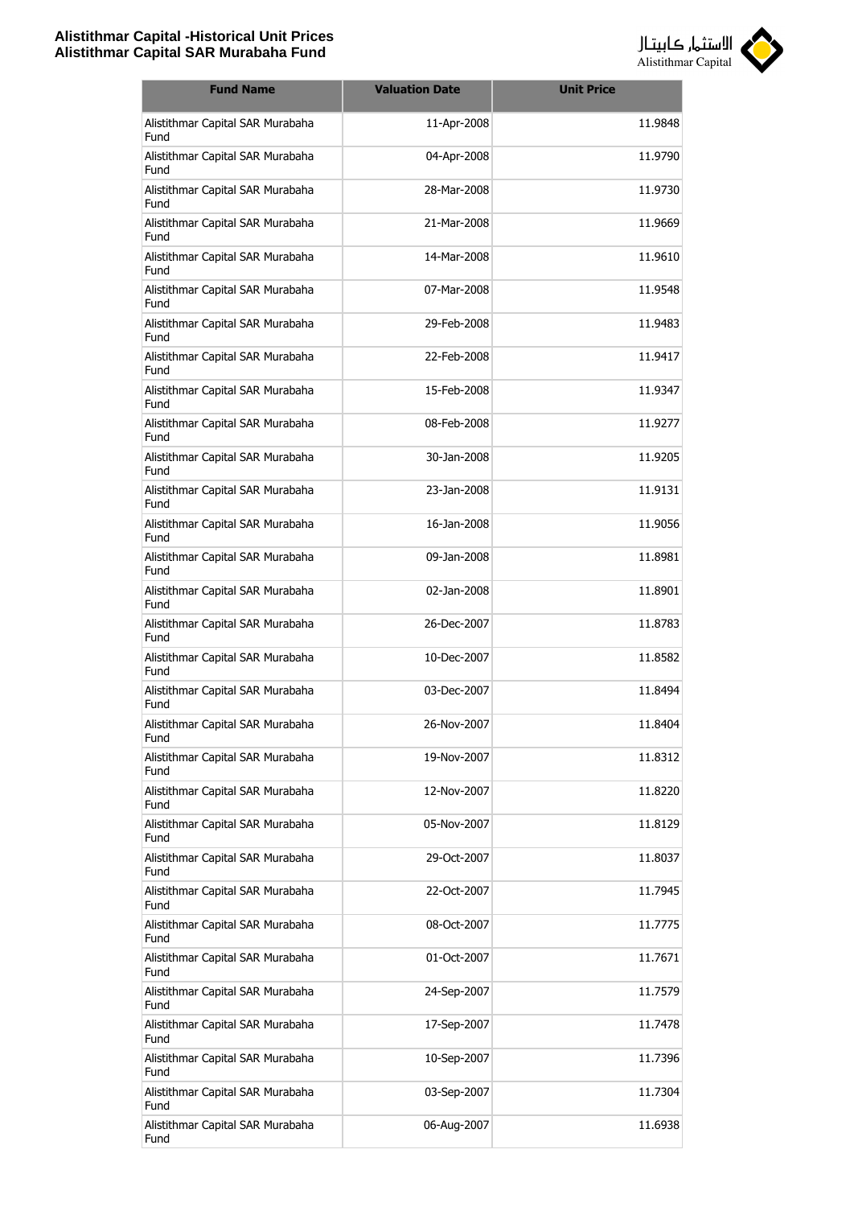| Fund Name | Valuation Date | Unit Price |
|---|---|---|
| Alistithmar Capital SAR Murabaha Fund | 11-Apr-2008 | 11.9848 |
| Alistithmar Capital SAR Murabaha Fund | 04-Apr-2008 | 11.9790 |
| Alistithmar Capital SAR Murabaha Fund | 28-Mar-2008 | 11.9730 |
| Alistithmar Capital SAR Murabaha Fund | 21-Mar-2008 | 11.9669 |
| Alistithmar Capital SAR Murabaha Fund | 14-Mar-2008 | 11.9610 |
| Alistithmar Capital SAR Murabaha Fund | 07-Mar-2008 | 11.9548 |
| Alistithmar Capital SAR Murabaha Fund | 29-Feb-2008 | 11.9483 |
| Alistithmar Capital SAR Murabaha Fund | 22-Feb-2008 | 11.9417 |
| Alistithmar Capital SAR Murabaha Fund | 15-Feb-2008 | 11.9347 |
| Alistithmar Capital SAR Murabaha Fund | 08-Feb-2008 | 11.9277 |
| Alistithmar Capital SAR Murabaha Fund | 30-Jan-2008 | 11.9205 |
| Alistithmar Capital SAR Murabaha Fund | 23-Jan-2008 | 11.9131 |
| Alistithmar Capital SAR Murabaha Fund | 16-Jan-2008 | 11.9056 |
| Alistithmar Capital SAR Murabaha Fund | 09-Jan-2008 | 11.8981 |
| Alistithmar Capital SAR Murabaha Fund | 02-Jan-2008 | 11.8901 |
| Alistithmar Capital SAR Murabaha Fund | 26-Dec-2007 | 11.8783 |
| Alistithmar Capital SAR Murabaha Fund | 10-Dec-2007 | 11.8582 |
| Alistithmar Capital SAR Murabaha Fund | 03-Dec-2007 | 11.8494 |
| Alistithmar Capital SAR Murabaha Fund | 26-Nov-2007 | 11.8404 |
| Alistithmar Capital SAR Murabaha Fund | 19-Nov-2007 | 11.8312 |
| Alistithmar Capital SAR Murabaha Fund | 12-Nov-2007 | 11.8220 |
| Alistithmar Capital SAR Murabaha Fund | 05-Nov-2007 | 11.8129 |
| Alistithmar Capital SAR Murabaha Fund | 29-Oct-2007 | 11.8037 |
| Alistithmar Capital SAR Murabaha Fund | 22-Oct-2007 | 11.7945 |
| Alistithmar Capital SAR Murabaha Fund | 08-Oct-2007 | 11.7775 |
| Alistithmar Capital SAR Murabaha Fund | 01-Oct-2007 | 11.7671 |
| Alistithmar Capital SAR Murabaha Fund | 24-Sep-2007 | 11.7579 |
| Alistithmar Capital SAR Murabaha Fund | 17-Sep-2007 | 11.7478 |
| Alistithmar Capital SAR Murabaha Fund | 10-Sep-2007 | 11.7396 |
| Alistithmar Capital SAR Murabaha Fund | 03-Sep-2007 | 11.7304 |
| Alistithmar Capital SAR Murabaha Fund | 06-Aug-2007 | 11.6938 |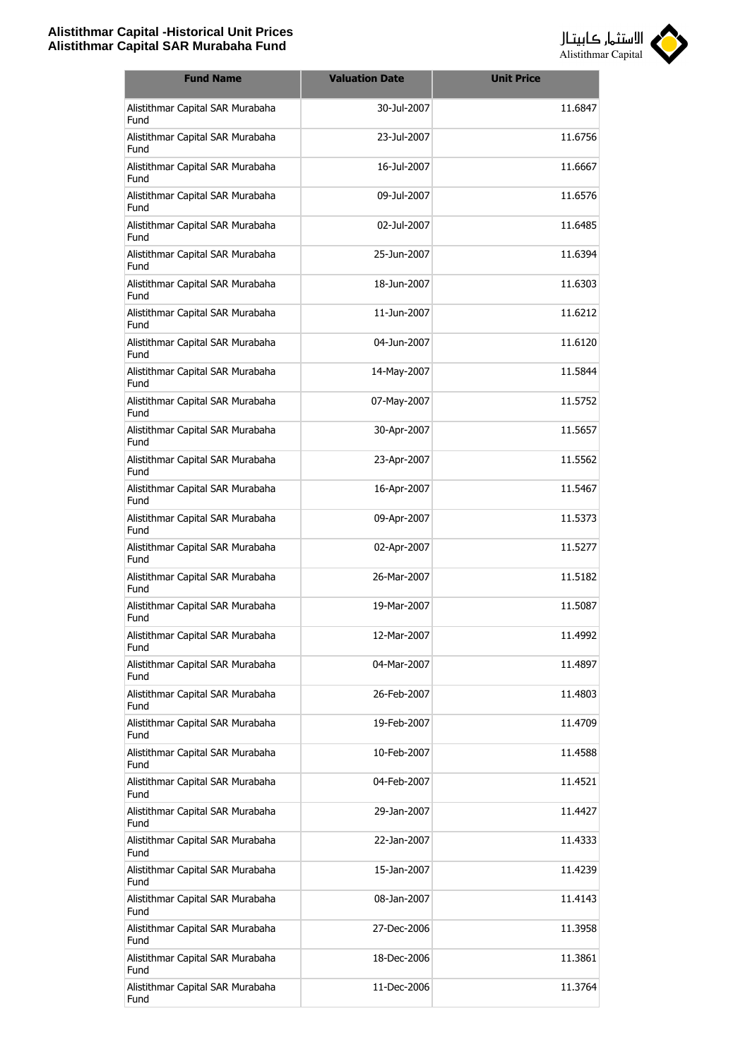| Fund Name | Valuation Date | Unit Price |
|---|---|---|
| Alistithmar Capital SAR Murabaha Fund | 30-Jul-2007 | 11.6847 |
| Alistithmar Capital SAR Murabaha Fund | 23-Jul-2007 | 11.6756 |
| Alistithmar Capital SAR Murabaha Fund | 16-Jul-2007 | 11.6667 |
| Alistithmar Capital SAR Murabaha Fund | 09-Jul-2007 | 11.6576 |
| Alistithmar Capital SAR Murabaha Fund | 02-Jul-2007 | 11.6485 |
| Alistithmar Capital SAR Murabaha Fund | 25-Jun-2007 | 11.6394 |
| Alistithmar Capital SAR Murabaha Fund | 18-Jun-2007 | 11.6303 |
| Alistithmar Capital SAR Murabaha Fund | 11-Jun-2007 | 11.6212 |
| Alistithmar Capital SAR Murabaha Fund | 04-Jun-2007 | 11.6120 |
| Alistithmar Capital SAR Murabaha Fund | 14-May-2007 | 11.5844 |
| Alistithmar Capital SAR Murabaha Fund | 07-May-2007 | 11.5752 |
| Alistithmar Capital SAR Murabaha Fund | 30-Apr-2007 | 11.5657 |
| Alistithmar Capital SAR Murabaha Fund | 23-Apr-2007 | 11.5562 |
| Alistithmar Capital SAR Murabaha Fund | 16-Apr-2007 | 11.5467 |
| Alistithmar Capital SAR Murabaha Fund | 09-Apr-2007 | 11.5373 |
| Alistithmar Capital SAR Murabaha Fund | 02-Apr-2007 | 11.5277 |
| Alistithmar Capital SAR Murabaha Fund | 26-Mar-2007 | 11.5182 |
| Alistithmar Capital SAR Murabaha Fund | 19-Mar-2007 | 11.5087 |
| Alistithmar Capital SAR Murabaha Fund | 12-Mar-2007 | 11.4992 |
| Alistithmar Capital SAR Murabaha Fund | 04-Mar-2007 | 11.4897 |
| Alistithmar Capital SAR Murabaha Fund | 26-Feb-2007 | 11.4803 |
| Alistithmar Capital SAR Murabaha Fund | 19-Feb-2007 | 11.4709 |
| Alistithmar Capital SAR Murabaha Fund | 10-Feb-2007 | 11.4588 |
| Alistithmar Capital SAR Murabaha Fund | 04-Feb-2007 | 11.4521 |
| Alistithmar Capital SAR Murabaha Fund | 29-Jan-2007 | 11.4427 |
| Alistithmar Capital SAR Murabaha Fund | 22-Jan-2007 | 11.4333 |
| Alistithmar Capital SAR Murabaha Fund | 15-Jan-2007 | 11.4239 |
| Alistithmar Capital SAR Murabaha Fund | 08-Jan-2007 | 11.4143 |
| Alistithmar Capital SAR Murabaha Fund | 27-Dec-2006 | 11.3958 |
| Alistithmar Capital SAR Murabaha Fund | 18-Dec-2006 | 11.3861 |
| Alistithmar Capital SAR Murabaha Fund | 11-Dec-2006 | 11.3764 |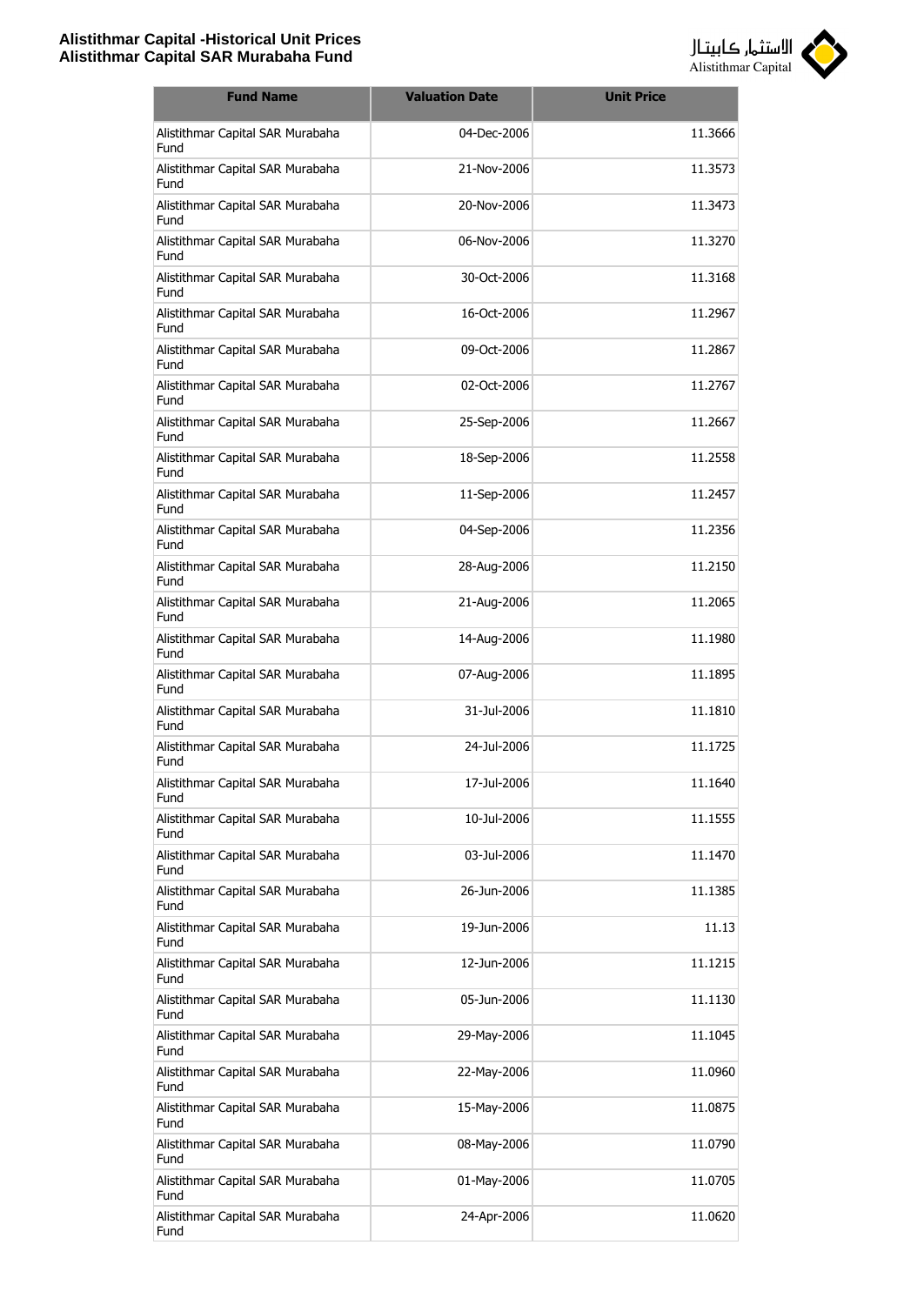# Alistithmar Capital -Historical Unit Prices
## Alistithmar Capital SAR Murabaha Fund

| Fund Name | Valuation Date | Unit Price |
|---|---|---|
| Alistithmar Capital SAR Murabaha Fund | 04-Dec-2006 | 11.3666 |
| Alistithmar Capital SAR Murabaha Fund | 21-Nov-2006 | 11.3573 |
| Alistithmar Capital SAR Murabaha Fund | 20-Nov-2006 | 11.3473 |
| Alistithmar Capital SAR Murabaha Fund | 06-Nov-2006 | 11.3270 |
| Alistithmar Capital SAR Murabaha Fund | 30-Oct-2006 | 11.3168 |
| Alistithmar Capital SAR Murabaha Fund | 16-Oct-2006 | 11.2967 |
| Alistithmar Capital SAR Murabaha Fund | 09-Oct-2006 | 11.2867 |
| Alistithmar Capital SAR Murabaha Fund | 02-Oct-2006 | 11.2767 |
| Alistithmar Capital SAR Murabaha Fund | 25-Sep-2006 | 11.2667 |
| Alistithmar Capital SAR Murabaha Fund | 18-Sep-2006 | 11.2558 |
| Alistithmar Capital SAR Murabaha Fund | 11-Sep-2006 | 11.2457 |
| Alistithmar Capital SAR Murabaha Fund | 04-Sep-2006 | 11.2356 |
| Alistithmar Capital SAR Murabaha Fund | 28-Aug-2006 | 11.2150 |
| Alistithmar Capital SAR Murabaha Fund | 21-Aug-2006 | 11.2065 |
| Alistithmar Capital SAR Murabaha Fund | 14-Aug-2006 | 11.1980 |
| Alistithmar Capital SAR Murabaha Fund | 07-Aug-2006 | 11.1895 |
| Alistithmar Capital SAR Murabaha Fund | 31-Jul-2006 | 11.1810 |
| Alistithmar Capital SAR Murabaha Fund | 24-Jul-2006 | 11.1725 |
| Alistithmar Capital SAR Murabaha Fund | 17-Jul-2006 | 11.1640 |
| Alistithmar Capital SAR Murabaha Fund | 10-Jul-2006 | 11.1555 |
| Alistithmar Capital SAR Murabaha Fund | 03-Jul-2006 | 11.1470 |
| Alistithmar Capital SAR Murabaha Fund | 26-Jun-2006 | 11.1385 |
| Alistithmar Capital SAR Murabaha Fund | 19-Jun-2006 | 11.13 |
| Alistithmar Capital SAR Murabaha Fund | 12-Jun-2006 | 11.1215 |
| Alistithmar Capital SAR Murabaha Fund | 05-Jun-2006 | 11.1130 |
| Alistithmar Capital SAR Murabaha Fund | 29-May-2006 | 11.1045 |
| Alistithmar Capital SAR Murabaha Fund | 22-May-2006 | 11.0960 |
| Alistithmar Capital SAR Murabaha Fund | 15-May-2006 | 11.0875 |
| Alistithmar Capital SAR Murabaha Fund | 08-May-2006 | 11.0790 |
| Alistithmar Capital SAR Murabaha Fund | 01-May-2006 | 11.0705 |
| Alistithmar Capital SAR Murabaha Fund | 24-Apr-2006 | 11.0620 |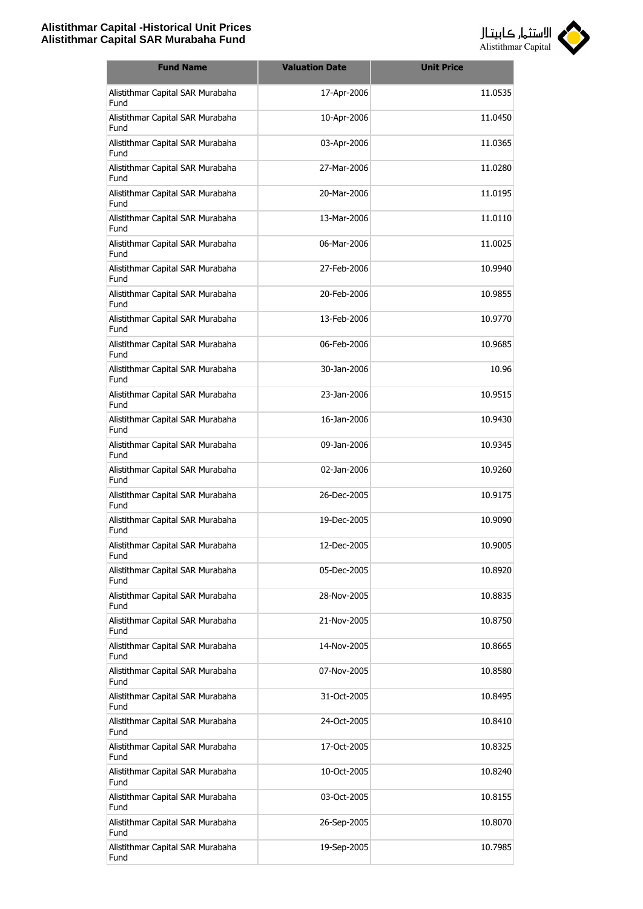| Fund Name | Valuation Date | Unit Price |
| --- | --- | --- |
| Alistithmar Capital SAR Murabaha Fund | 17-Apr-2006 | 11.0535 |
| Alistithmar Capital SAR Murabaha Fund | 10-Apr-2006 | 11.0450 |
| Alistithmar Capital SAR Murabaha Fund | 03-Apr-2006 | 11.0365 |
| Alistithmar Capital SAR Murabaha Fund | 27-Mar-2006 | 11.0280 |
| Alistithmar Capital SAR Murabaha Fund | 20-Mar-2006 | 11.0195 |
| Alistithmar Capital SAR Murabaha Fund | 13-Mar-2006 | 11.0110 |
| Alistithmar Capital SAR Murabaha Fund | 06-Mar-2006 | 11.0025 |
| Alistithmar Capital SAR Murabaha Fund | 27-Feb-2006 | 10.9940 |
| Alistithmar Capital SAR Murabaha Fund | 20-Feb-2006 | 10.9855 |
| Alistithmar Capital SAR Murabaha Fund | 13-Feb-2006 | 10.9770 |
| Alistithmar Capital SAR Murabaha Fund | 06-Feb-2006 | 10.9685 |
| Alistithmar Capital SAR Murabaha Fund | 30-Jan-2006 | 10.96 |
| Alistithmar Capital SAR Murabaha Fund | 23-Jan-2006 | 10.9515 |
| Alistithmar Capital SAR Murabaha Fund | 16-Jan-2006 | 10.9430 |
| Alistithmar Capital SAR Murabaha Fund | 09-Jan-2006 | 10.9345 |
| Alistithmar Capital SAR Murabaha Fund | 02-Jan-2006 | 10.9260 |
| Alistithmar Capital SAR Murabaha Fund | 26-Dec-2005 | 10.9175 |
| Alistithmar Capital SAR Murabaha Fund | 19-Dec-2005 | 10.9090 |
| Alistithmar Capital SAR Murabaha Fund | 12-Dec-2005 | 10.9005 |
| Alistithmar Capital SAR Murabaha Fund | 05-Dec-2005 | 10.8920 |
| Alistithmar Capital SAR Murabaha Fund | 28-Nov-2005 | 10.8835 |
| Alistithmar Capital SAR Murabaha Fund | 21-Nov-2005 | 10.8750 |
| Alistithmar Capital SAR Murabaha Fund | 14-Nov-2005 | 10.8665 |
| Alistithmar Capital SAR Murabaha Fund | 07-Nov-2005 | 10.8580 |
| Alistithmar Capital SAR Murabaha Fund | 31-Oct-2005 | 10.8495 |
| Alistithmar Capital SAR Murabaha Fund | 24-Oct-2005 | 10.8410 |
| Alistithmar Capital SAR Murabaha Fund | 17-Oct-2005 | 10.8325 |
| Alistithmar Capital SAR Murabaha Fund | 10-Oct-2005 | 10.8240 |
| Alistithmar Capital SAR Murabaha Fund | 03-Oct-2005 | 10.8155 |
| Alistithmar Capital SAR Murabaha Fund | 26-Sep-2005 | 10.8070 |
| Alistithmar Capital SAR Murabaha Fund | 19-Sep-2005 | 10.7985 |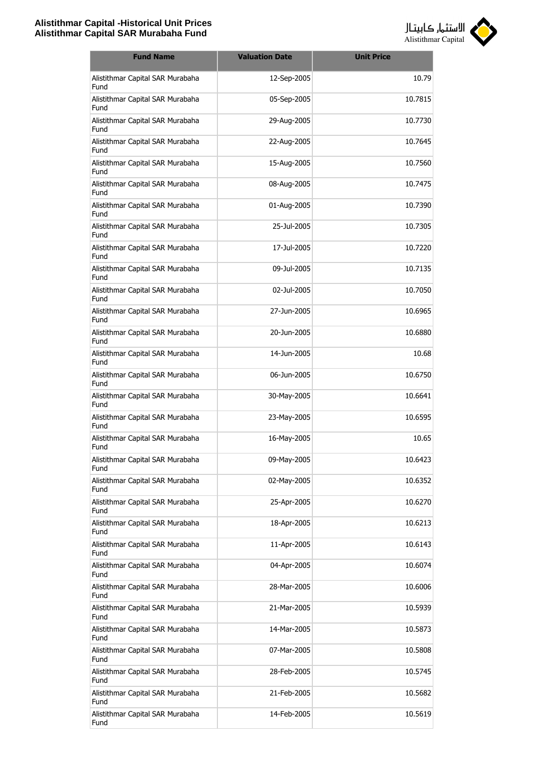| Fund Name | Valuation Date | Unit Price |
|---|---|---|
| Alistithmar Capital SAR Murabaha Fund | 12-Sep-2005 | 10.79 |
| Alistithmar Capital SAR Murabaha Fund | 05-Sep-2005 | 10.7815 |
| Alistithmar Capital SAR Murabaha Fund | 29-Aug-2005 | 10.7730 |
| Alistithmar Capital SAR Murabaha Fund | 22-Aug-2005 | 10.7645 |
| Alistithmar Capital SAR Murabaha Fund | 15-Aug-2005 | 10.7560 |
| Alistithmar Capital SAR Murabaha Fund | 08-Aug-2005 | 10.7475 |
| Alistithmar Capital SAR Murabaha Fund | 01-Aug-2005 | 10.7390 |
| Alistithmar Capital SAR Murabaha Fund | 25-Jul-2005 | 10.7305 |
| Alistithmar Capital SAR Murabaha Fund | 17-Jul-2005 | 10.7220 |
| Alistithmar Capital SAR Murabaha Fund | 09-Jul-2005 | 10.7135 |
| Alistithmar Capital SAR Murabaha Fund | 02-Jul-2005 | 10.7050 |
| Alistithmar Capital SAR Murabaha Fund | 27-Jun-2005 | 10.6965 |
| Alistithmar Capital SAR Murabaha Fund | 20-Jun-2005 | 10.6880 |
| Alistithmar Capital SAR Murabaha Fund | 14-Jun-2005 | 10.68 |
| Alistithmar Capital SAR Murabaha Fund | 06-Jun-2005 | 10.6750 |
| Alistithmar Capital SAR Murabaha Fund | 30-May-2005 | 10.6641 |
| Alistithmar Capital SAR Murabaha Fund | 23-May-2005 | 10.6595 |
| Alistithmar Capital SAR Murabaha Fund | 16-May-2005 | 10.65 |
| Alistithmar Capital SAR Murabaha Fund | 09-May-2005 | 10.6423 |
| Alistithmar Capital SAR Murabaha Fund | 02-May-2005 | 10.6352 |
| Alistithmar Capital SAR Murabaha Fund | 25-Apr-2005 | 10.6270 |
| Alistithmar Capital SAR Murabaha Fund | 18-Apr-2005 | 10.6213 |
| Alistithmar Capital SAR Murabaha Fund | 11-Apr-2005 | 10.6143 |
| Alistithmar Capital SAR Murabaha Fund | 04-Apr-2005 | 10.6074 |
| Alistithmar Capital SAR Murabaha Fund | 28-Mar-2005 | 10.6006 |
| Alistithmar Capital SAR Murabaha Fund | 21-Mar-2005 | 10.5939 |
| Alistithmar Capital SAR Murabaha Fund | 14-Mar-2005 | 10.5873 |
| Alistithmar Capital SAR Murabaha Fund | 07-Mar-2005 | 10.5808 |
| Alistithmar Capital SAR Murabaha Fund | 28-Feb-2005 | 10.5745 |
| Alistithmar Capital SAR Murabaha Fund | 21-Feb-2005 | 10.5682 |
| Alistithmar Capital SAR Murabaha Fund | 14-Feb-2005 | 10.5619 |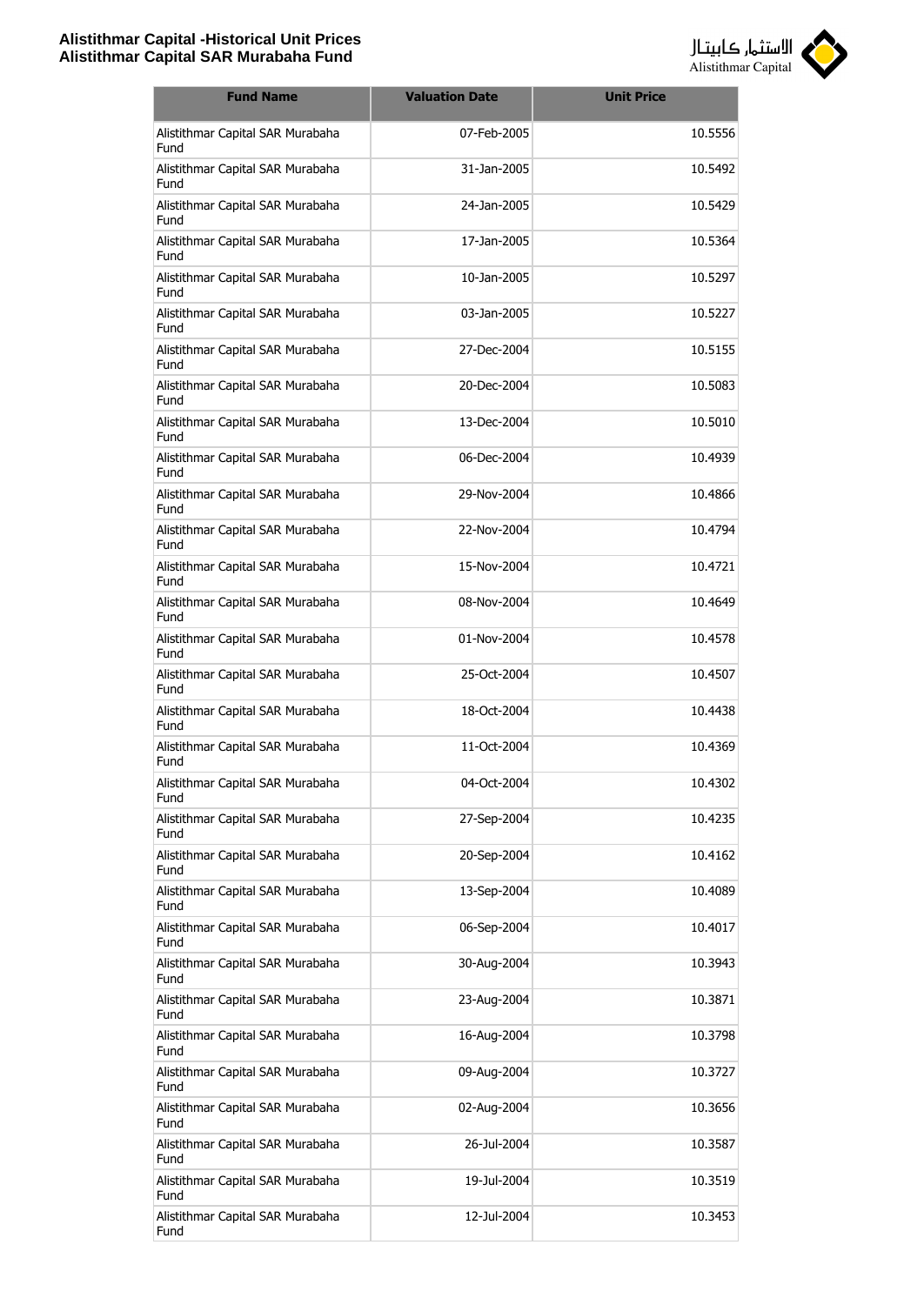# Alistithmar Capital -Historical Unit Prices
## Alistithmar Capital SAR Murabaha Fund

| Fund Name | Valuation Date | Unit Price |
|---|---|---|
| Alistithmar Capital SAR Murabaha Fund | 07-Feb-2005 | 10.5556 |
| Alistithmar Capital SAR Murabaha Fund | 31-Jan-2005 | 10.5492 |
| Alistithmar Capital SAR Murabaha Fund | 24-Jan-2005 | 10.5429 |
| Alistithmar Capital SAR Murabaha Fund | 17-Jan-2005 | 10.5364 |
| Alistithmar Capital SAR Murabaha Fund | 10-Jan-2005 | 10.5297 |
| Alistithmar Capital SAR Murabaha Fund | 03-Jan-2005 | 10.5227 |
| Alistithmar Capital SAR Murabaha Fund | 27-Dec-2004 | 10.5155 |
| Alistithmar Capital SAR Murabaha Fund | 20-Dec-2004 | 10.5083 |
| Alistithmar Capital SAR Murabaha Fund | 13-Dec-2004 | 10.5010 |
| Alistithmar Capital SAR Murabaha Fund | 06-Dec-2004 | 10.4939 |
| Alistithmar Capital SAR Murabaha Fund | 29-Nov-2004 | 10.4866 |
| Alistithmar Capital SAR Murabaha Fund | 22-Nov-2004 | 10.4794 |
| Alistithmar Capital SAR Murabaha Fund | 15-Nov-2004 | 10.4721 |
| Alistithmar Capital SAR Murabaha Fund | 08-Nov-2004 | 10.4649 |
| Alistithmar Capital SAR Murabaha Fund | 01-Nov-2004 | 10.4578 |
| Alistithmar Capital SAR Murabaha Fund | 25-Oct-2004 | 10.4507 |
| Alistithmar Capital SAR Murabaha Fund | 18-Oct-2004 | 10.4438 |
| Alistithmar Capital SAR Murabaha Fund | 11-Oct-2004 | 10.4369 |
| Alistithmar Capital SAR Murabaha Fund | 04-Oct-2004 | 10.4302 |
| Alistithmar Capital SAR Murabaha Fund | 27-Sep-2004 | 10.4235 |
| Alistithmar Capital SAR Murabaha Fund | 20-Sep-2004 | 10.4162 |
| Alistithmar Capital SAR Murabaha Fund | 13-Sep-2004 | 10.4089 |
| Alistithmar Capital SAR Murabaha Fund | 06-Sep-2004 | 10.4017 |
| Alistithmar Capital SAR Murabaha Fund | 30-Aug-2004 | 10.3943 |
| Alistithmar Capital SAR Murabaha Fund | 23-Aug-2004 | 10.3871 |
| Alistithmar Capital SAR Murabaha Fund | 16-Aug-2004 | 10.3798 |
| Alistithmar Capital SAR Murabaha Fund | 09-Aug-2004 | 10.3727 |
| Alistithmar Capital SAR Murabaha Fund | 02-Aug-2004 | 10.3656 |
| Alistithmar Capital SAR Murabaha Fund | 26-Jul-2004 | 10.3587 |
| Alistithmar Capital SAR Murabaha Fund | 19-Jul-2004 | 10.3519 |
| Alistithmar Capital SAR Murabaha Fund | 12-Jul-2004 | 10.3453 |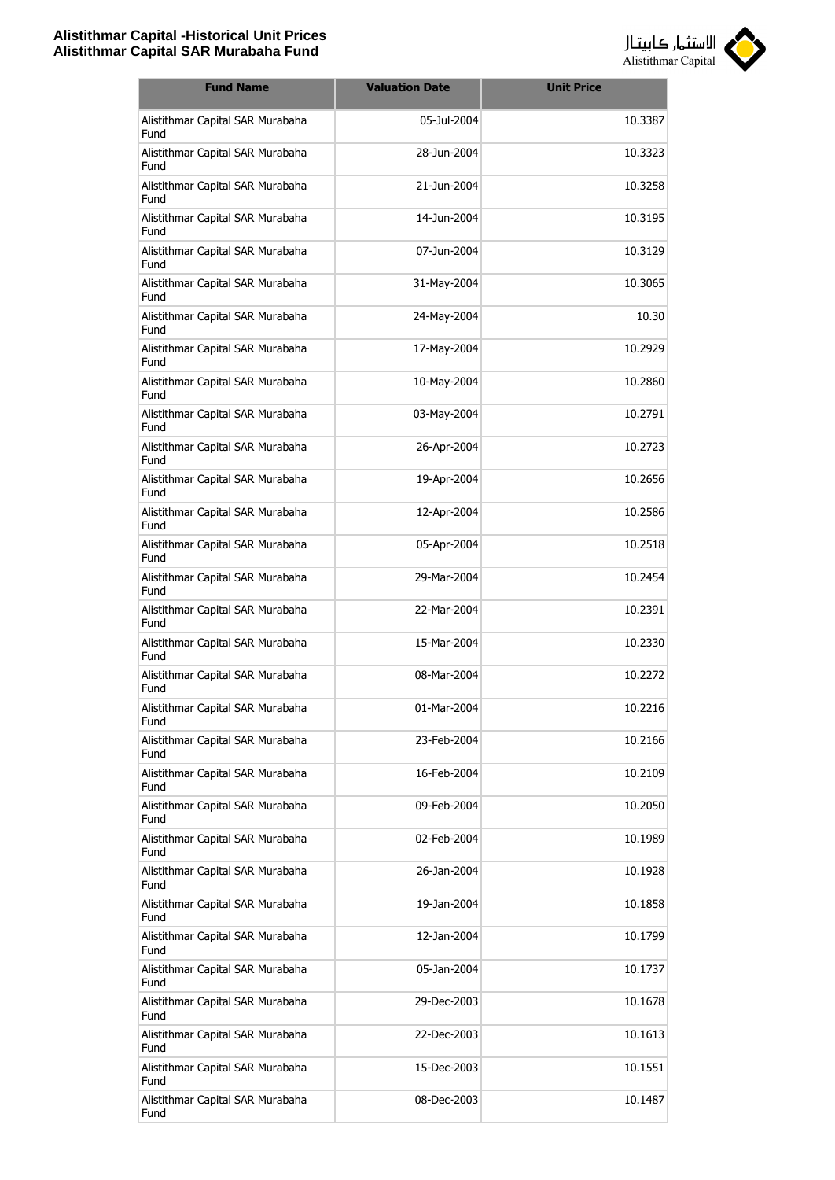| Fund Name | Valuation Date | Unit Price |
|---|---|---|
| Alistithmar Capital SAR Murabaha Fund | 05-Jul-2004 | 10.3387 |
| Alistithmar Capital SAR Murabaha Fund | 28-Jun-2004 | 10.3323 |
| Alistithmar Capital SAR Murabaha Fund | 21-Jun-2004 | 10.3258 |
| Alistithmar Capital SAR Murabaha Fund | 14-Jun-2004 | 10.3195 |
| Alistithmar Capital SAR Murabaha Fund | 07-Jun-2004 | 10.3129 |
| Alistithmar Capital SAR Murabaha Fund | 31-May-2004 | 10.3065 |
| Alistithmar Capital SAR Murabaha Fund | 24-May-2004 | 10.30 |
| Alistithmar Capital SAR Murabaha Fund | 17-May-2004 | 10.2929 |
| Alistithmar Capital SAR Murabaha Fund | 10-May-2004 | 10.2860 |
| Alistithmar Capital SAR Murabaha Fund | 03-May-2004 | 10.2791 |
| Alistithmar Capital SAR Murabaha Fund | 26-Apr-2004 | 10.2723 |
| Alistithmar Capital SAR Murabaha Fund | 19-Apr-2004 | 10.2656 |
| Alistithmar Capital SAR Murabaha Fund | 12-Apr-2004 | 10.2586 |
| Alistithmar Capital SAR Murabaha Fund | 05-Apr-2004 | 10.2518 |
| Alistithmar Capital SAR Murabaha Fund | 29-Mar-2004 | 10.2454 |
| Alistithmar Capital SAR Murabaha Fund | 22-Mar-2004 | 10.2391 |
| Alistithmar Capital SAR Murabaha Fund | 15-Mar-2004 | 10.2330 |
| Alistithmar Capital SAR Murabaha Fund | 08-Mar-2004 | 10.2272 |
| Alistithmar Capital SAR Murabaha Fund | 01-Mar-2004 | 10.2216 |
| Alistithmar Capital SAR Murabaha Fund | 23-Feb-2004 | 10.2166 |
| Alistithmar Capital SAR Murabaha Fund | 16-Feb-2004 | 10.2109 |
| Alistithmar Capital SAR Murabaha Fund | 09-Feb-2004 | 10.2050 |
| Alistithmar Capital SAR Murabaha Fund | 02-Feb-2004 | 10.1989 |
| Alistithmar Capital SAR Murabaha Fund | 26-Jan-2004 | 10.1928 |
| Alistithmar Capital SAR Murabaha Fund | 19-Jan-2004 | 10.1858 |
| Alistithmar Capital SAR Murabaha Fund | 12-Jan-2004 | 10.1799 |
| Alistithmar Capital SAR Murabaha Fund | 05-Jan-2004 | 10.1737 |
| Alistithmar Capital SAR Murabaha Fund | 29-Dec-2003 | 10.1678 |
| Alistithmar Capital SAR Murabaha Fund | 22-Dec-2003 | 10.1613 |
| Alistithmar Capital SAR Murabaha Fund | 15-Dec-2003 | 10.1551 |
| Alistithmar Capital SAR Murabaha Fund | 08-Dec-2003 | 10.1487 |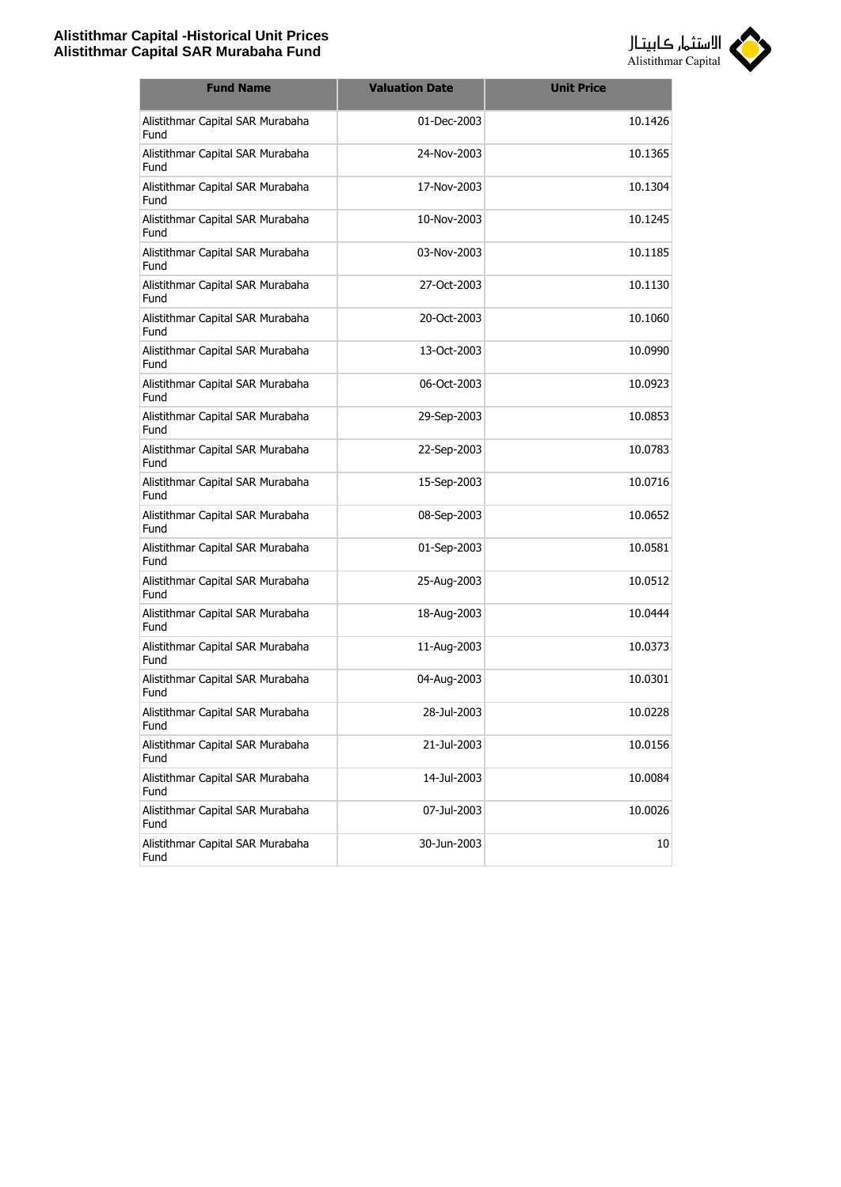**Alistithmar Capital -Historical Unit Prices**
**Alistithmar Capital SAR Murabaha Fund**

الاستثمار كابيتال
Alistithmar Capital

| Fund Name | Valuation Date | Unit Price |
|---|---|---|
| Alistithmar Capital SAR Murabaha Fund | 01-Dec-2003 | 10.1426 |
| Alistithmar Capital SAR Murabaha Fund | 24-Nov-2003 | 10.1365 |
| Alistithmar Capital SAR Murabaha Fund | 17-Nov-2003 | 10.1304 |
| Alistithmar Capital SAR Murabaha Fund | 10-Nov-2003 | 10.1245 |
| Alistithmar Capital SAR Murabaha Fund | 03-Nov-2003 | 10.1185 |
| Alistithmar Capital SAR Murabaha Fund | 27-Oct-2003 | 10.1130 |
| Alistithmar Capital SAR Murabaha Fund | 20-Oct-2003 | 10.1060 |
| Alistithmar Capital SAR Murabaha Fund | 13-Oct-2003 | 10.0990 |
| Alistithmar Capital SAR Murabaha Fund | 06-Oct-2003 | 10.0923 |
| Alistithmar Capital SAR Murabaha Fund | 29-Sep-2003 | 10.0853 |
| Alistithmar Capital SAR Murabaha Fund | 22-Sep-2003 | 10.0783 |
| Alistithmar Capital SAR Murabaha Fund | 15-Sep-2003 | 10.0716 |
| Alistithmar Capital SAR Murabaha Fund | 08-Sep-2003 | 10.0652 |
| Alistithmar Capital SAR Murabaha Fund | 01-Sep-2003 | 10.0581 |
| Alistithmar Capital SAR Murabaha Fund | 25-Aug-2003 | 10.0512 |
| Alistithmar Capital SAR Murabaha Fund | 18-Aug-2003 | 10.0444 |
| Alistithmar Capital SAR Murabaha Fund | 11-Aug-2003 | 10.0373 |
| Alistithmar Capital SAR Murabaha Fund | 04-Aug-2003 | 10.0301 |
| Alistithmar Capital SAR Murabaha Fund | 28-Jul-2003 | 10.0228 |
| Alistithmar Capital SAR Murabaha Fund | 21-Jul-2003 | 10.0156 |
| Alistithmar Capital SAR Murabaha Fund | 14-Jul-2003 | 10.0084 |
| Alistithmar Capital SAR Murabaha Fund | 07-Jul-2003 | 10.0026 |
| Alistithmar Capital SAR Murabaha Fund | 30-Jun-2003 | 10 |